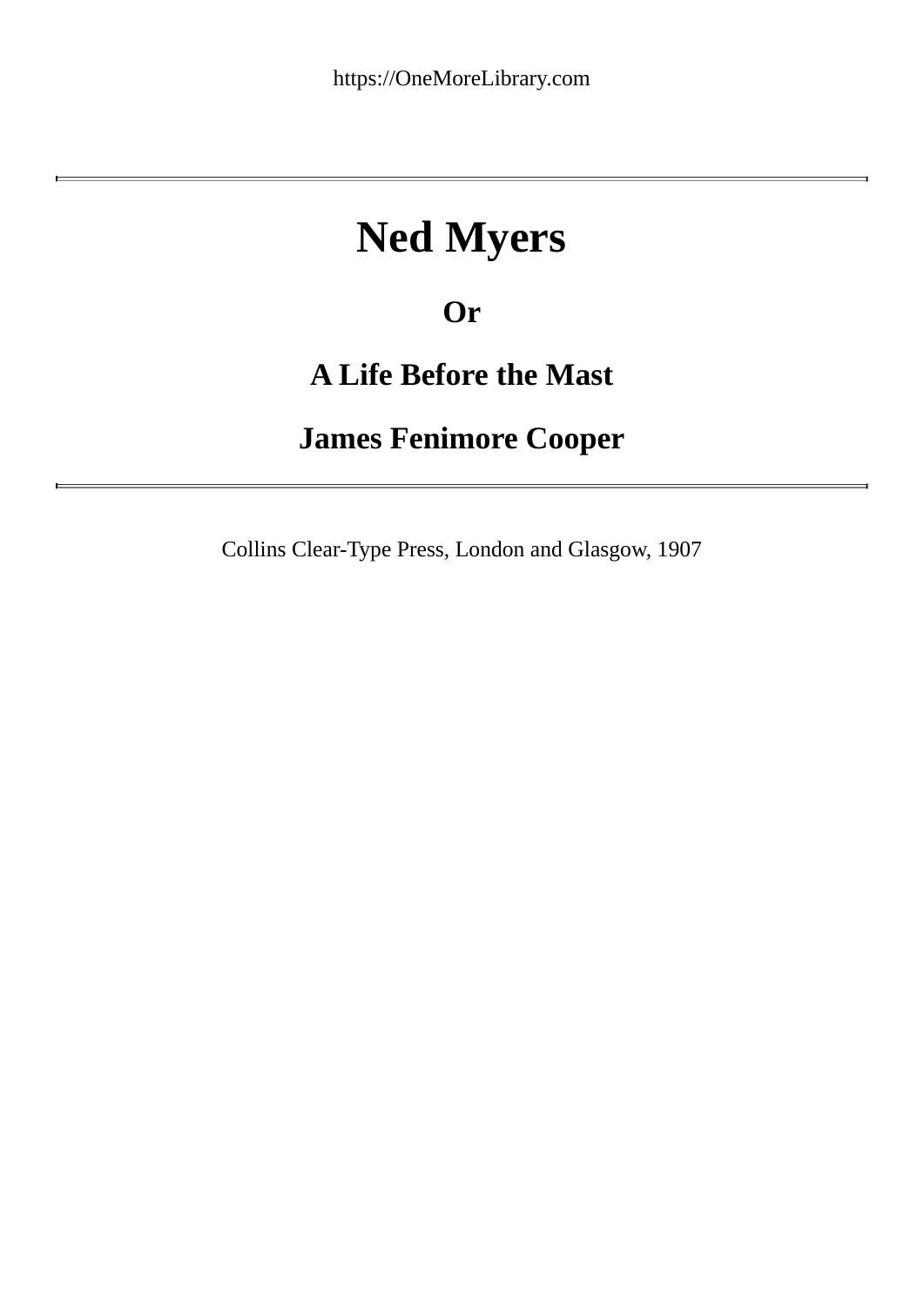# Ned Myers

## Or

## A Life Before the Mast

## James Fenimore Cooper

Collins Clear-Type Press, London and Glasgow, 1907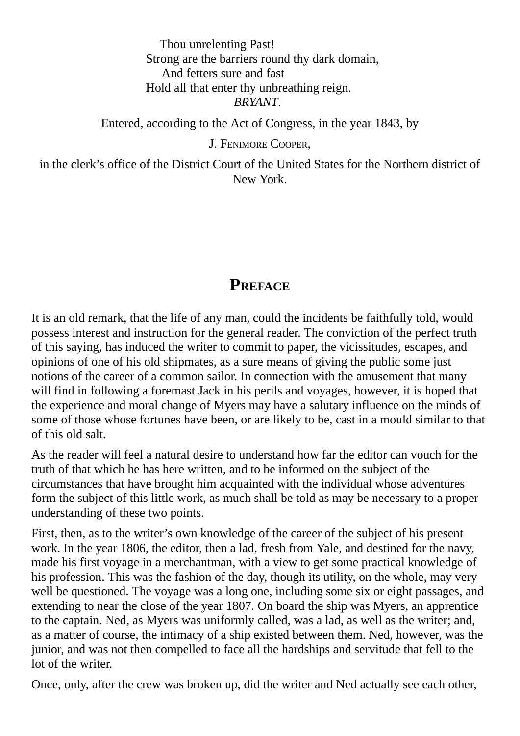Thou unrelenting Past!  
Strong are the barriers round thy dark domain,  
And fetters sure and fast  
Hold all that enter thy unbreathing reign.  
*BRYANT*.

Entered, according to the Act of Congress, in the year 1843, by

J. Fenimore Cooper,

in the clerk’s office of the District Court of the United States for the Northern district of New York.

# Preface

It is an old remark, that the life of any man, could the incidents be faithfully told, would possess interest and instruction for the general reader. The conviction of the perfect truth of this saying, has induced the writer to commit to paper, the vicissitudes, escapes, and opinions of one of his old shipmates, as a sure means of giving the public some just notions of the career of a common sailor. In connection with the amusement that many will find in following a foremast Jack in his perils and voyages, however, it is hoped that the experience and moral change of Myers may have a salutary influence on the minds of some of those whose fortunes have been, or are likely to be, cast in a mould similar to that of this old salt.

As the reader will feel a natural desire to understand how far the editor can vouch for the truth of that which he has here written, and to be informed on the subject of the circumstances that have brought him acquainted with the individual whose adventures form the subject of this little work, as much shall be told as may be necessary to a proper understanding of these two points.

First, then, as to the writer’s own knowledge of the career of the subject of his present work. In the year 1806, the editor, then a lad, fresh from Yale, and destined for the navy, made his first voyage in a merchantman, with a view to get some practical knowledge of his profession. This was the fashion of the day, though its utility, on the whole, may very well be questioned. The voyage was a long one, including some six or eight passages, and extending to near the close of the year 1807. On board the ship was Myers, an apprentice to the captain. Ned, as Myers was uniformly called, was a lad, as well as the writer; and, as a matter of course, the intimacy of a ship existed between them. Ned, however, was the junior, and was not then compelled to face all the hardships and servitude that fell to the lot of the writer.

Once, only, after the crew was broken up, did the writer and Ned actually see each other,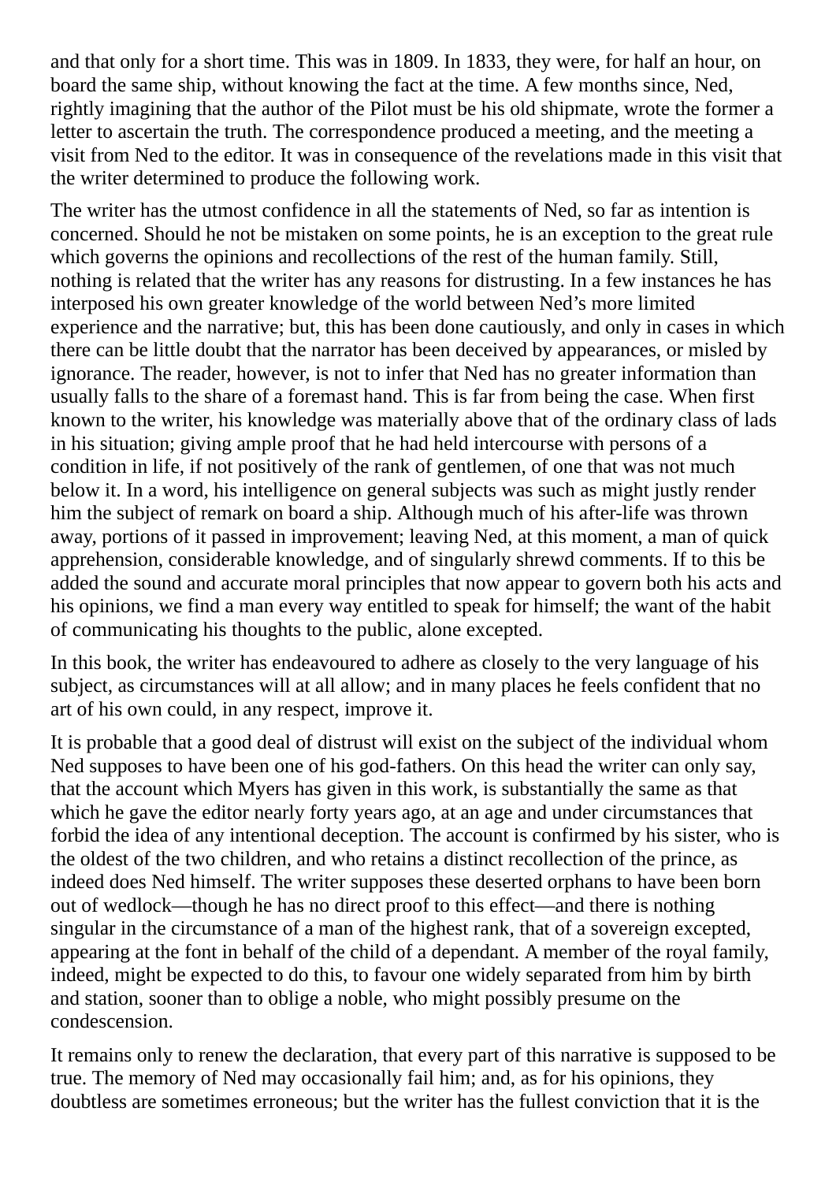and that only for a short time. This was in 1809. In 1833, they were, for half an hour, on board the same ship, without knowing the fact at the time. A few months since, Ned, rightly imagining that the author of the Pilot must be his old shipmate, wrote the former a letter to ascertain the truth. The correspondence produced a meeting, and the meeting a visit from Ned to the editor. It was in consequence of the revelations made in this visit that the writer determined to produce the following work.

The writer has the utmost confidence in all the statements of Ned, so far as intention is concerned. Should he not be mistaken on some points, he is an exception to the great rule which governs the opinions and recollections of the rest of the human family. Still, nothing is related that the writer has any reasons for distrusting. In a few instances he has interposed his own greater knowledge of the world between Ned's more limited experience and the narrative; but, this has been done cautiously, and only in cases in which there can be little doubt that the narrator has been deceived by appearances, or misled by ignorance. The reader, however, is not to infer that Ned has no greater information than usually falls to the share of a foremast hand. This is far from being the case. When first known to the writer, his knowledge was materially above that of the ordinary class of lads in his situation; giving ample proof that he had held intercourse with persons of a condition in life, if not positively of the rank of gentlemen, of one that was not much below it. In a word, his intelligence on general subjects was such as might justly render him the subject of remark on board a ship. Although much of his after-life was thrown away, portions of it passed in improvement; leaving Ned, at this moment, a man of quick apprehension, considerable knowledge, and of singularly shrewd comments. If to this be added the sound and accurate moral principles that now appear to govern both his acts and his opinions, we find a man every way entitled to speak for himself; the want of the habit of communicating his thoughts to the public, alone excepted.

In this book, the writer has endeavoured to adhere as closely to the very language of his subject, as circumstances will at all allow; and in many places he feels confident that no art of his own could, in any respect, improve it.

It is probable that a good deal of distrust will exist on the subject of the individual whom Ned supposes to have been one of his god-fathers. On this head the writer can only say, that the account which Myers has given in this work, is substantially the same as that which he gave the editor nearly forty years ago, at an age and under circumstances that forbid the idea of any intentional deception. The account is confirmed by his sister, who is the oldest of the two children, and who retains a distinct recollection of the prince, as indeed does Ned himself. The writer supposes these deserted orphans to have been born out of wedlock—though he has no direct proof to this effect—and there is nothing singular in the circumstance of a man of the highest rank, that of a sovereign excepted, appearing at the font in behalf of the child of a dependant. A member of the royal family, indeed, might be expected to do this, to favour one widely separated from him by birth and station, sooner than to oblige a noble, who might possibly presume on the condescension.

It remains only to renew the declaration, that every part of this narrative is supposed to be true. The memory of Ned may occasionally fail him; and, as for his opinions, they doubtless are sometimes erroneous; but the writer has the fullest conviction that it is the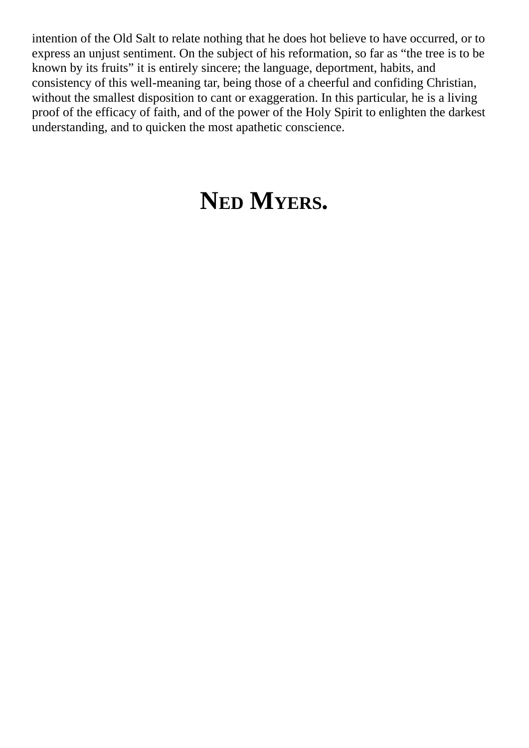intention of the Old Salt to relate nothing that he does hot believe to have occurred, or to express an unjust sentiment. On the subject of his reformation, so far as "the tree is to be known by its fruits" it is entirely sincere; the language, deportment, habits, and consistency of this well-meaning tar, being those of a cheerful and confiding Christian, without the smallest disposition to cant or exaggeration. In this particular, he is a living proof of the efficacy of faith, and of the power of the Holy Spirit to enlighten the darkest understanding, and to quicken the most apathetic conscience.

# NED MYERS.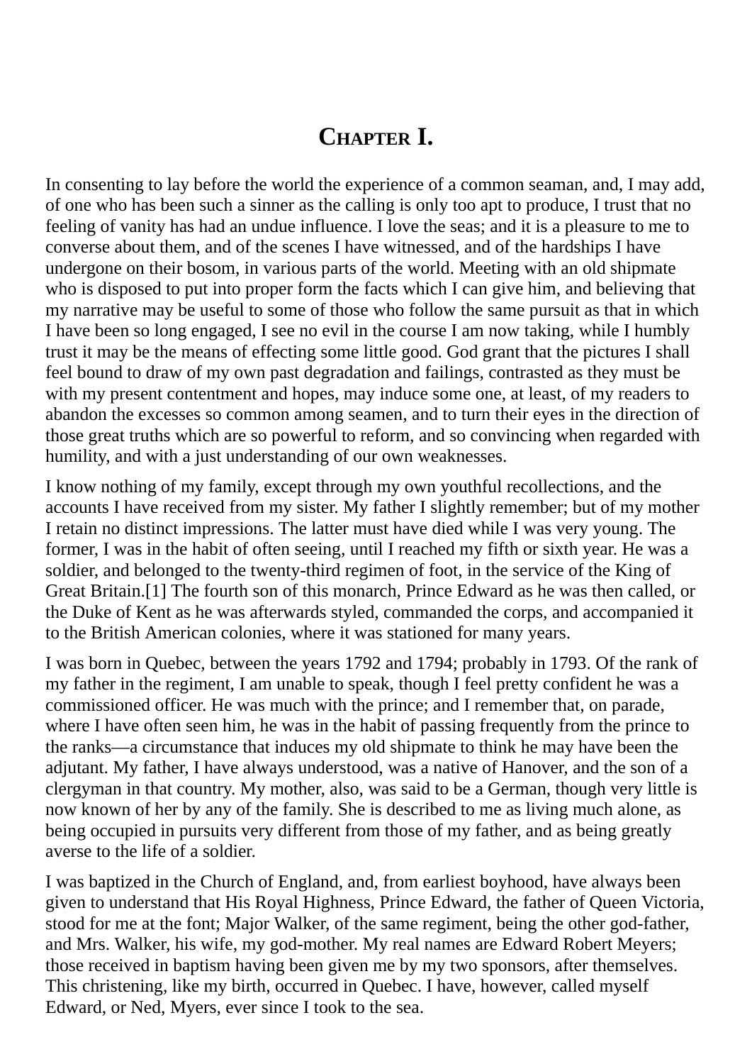# Chapter I.

In consenting to lay before the world the experience of a common seaman, and, I may add, of one who has been such a sinner as the calling is only too apt to produce, I trust that no feeling of vanity has had an undue influence. I love the seas; and it is a pleasure to me to converse about them, and of the scenes I have witnessed, and of the hardships I have undergone on their bosom, in various parts of the world. Meeting with an old shipmate who is disposed to put into proper form the facts which I can give him, and believing that my narrative may be useful to some of those who follow the same pursuit as that in which I have been so long engaged, I see no evil in the course I am now taking, while I humbly trust it may be the means of effecting some little good. God grant that the pictures I shall feel bound to draw of my own past degradation and failings, contrasted as they must be with my present contentment and hopes, may induce some one, at least, of my readers to abandon the excesses so common among seamen, and to turn their eyes in the direction of those great truths which are so powerful to reform, and so convincing when regarded with humility, and with a just understanding of our own weaknesses.

I know nothing of my family, except through my own youthful recollections, and the accounts I have received from my sister. My father I slightly remember; but of my mother I retain no distinct impressions. The latter must have died while I was very young. The former, I was in the habit of often seeing, until I reached my fifth or sixth year. He was a soldier, and belonged to the twenty-third regimen of foot, in the service of the King of Great Britain.[1] The fourth son of this monarch, Prince Edward as he was then called, or the Duke of Kent as he was afterwards styled, commanded the corps, and accompanied it to the British American colonies, where it was stationed for many years.

I was born in Quebec, between the years 1792 and 1794; probably in 1793. Of the rank of my father in the regiment, I am unable to speak, though I feel pretty confident he was a commissioned officer. He was much with the prince; and I remember that, on parade, where I have often seen him, he was in the habit of passing frequently from the prince to the ranks—a circumstance that induces my old shipmate to think he may have been the adjutant. My father, I have always understood, was a native of Hanover, and the son of a clergyman in that country. My mother, also, was said to be a German, though very little is now known of her by any of the family. She is described to me as living much alone, as being occupied in pursuits very different from those of my father, and as being greatly averse to the life of a soldier.

I was baptized in the Church of England, and, from earliest boyhood, have always been given to understand that His Royal Highness, Prince Edward, the father of Queen Victoria, stood for me at the font; Major Walker, of the same regiment, being the other god-father, and Mrs. Walker, his wife, my god-mother. My real names are Edward Robert Meyers; those received in baptism having been given me by my two sponsors, after themselves. This christening, like my birth, occurred in Quebec. I have, however, called myself Edward, or Ned, Myers, ever since I took to the sea.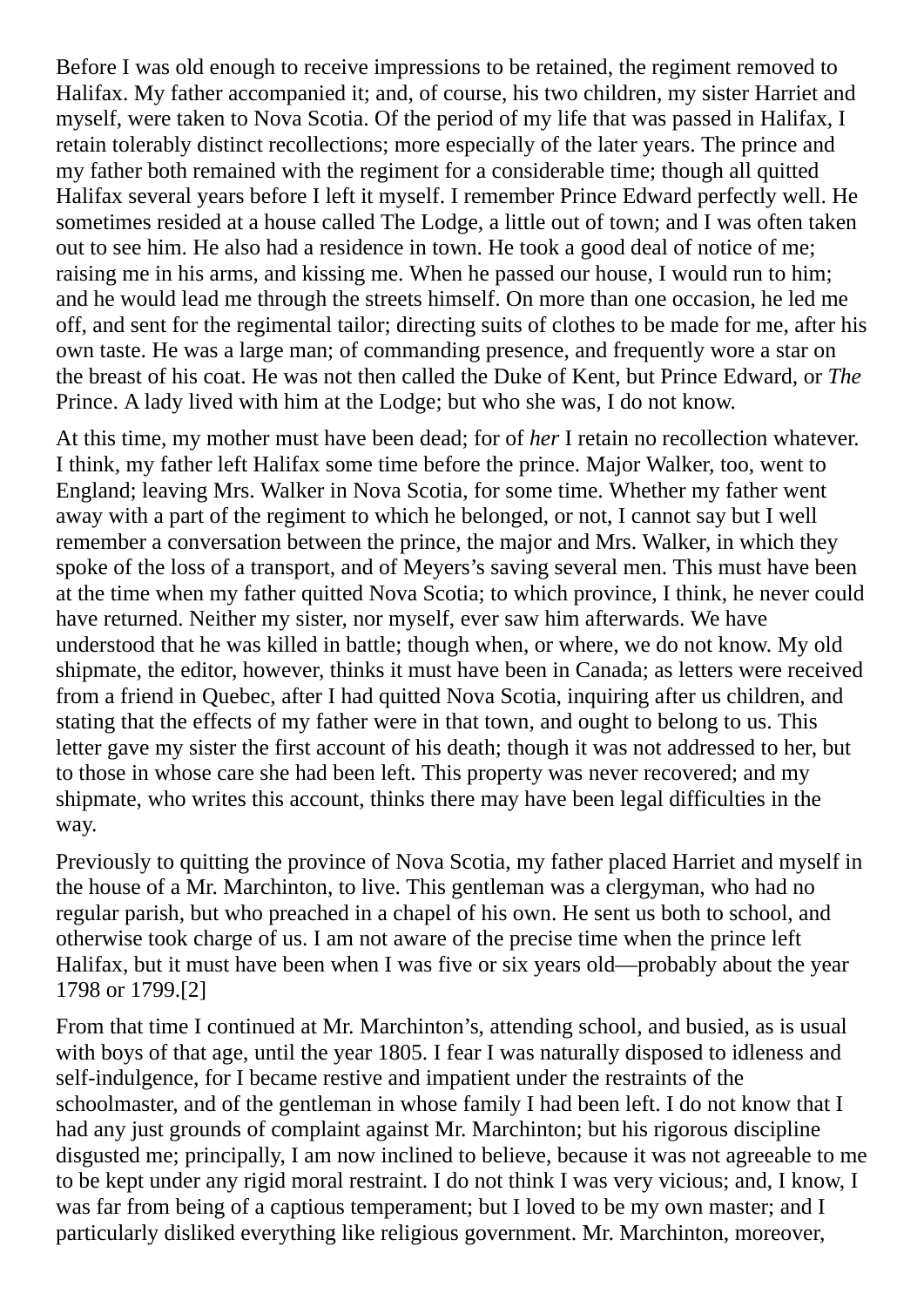Before I was old enough to receive impressions to be retained, the regiment removed to Halifax. My father accompanied it; and, of course, his two children, my sister Harriet and myself, were taken to Nova Scotia. Of the period of my life that was passed in Halifax, I retain tolerably distinct recollections; more especially of the later years. The prince and my father both remained with the regiment for a considerable time; though all quitted Halifax several years before I left it myself. I remember Prince Edward perfectly well. He sometimes resided at a house called The Lodge, a little out of town; and I was often taken out to see him. He also had a residence in town. He took a good deal of notice of me; raising me in his arms, and kissing me. When he passed our house, I would run to him; and he would lead me through the streets himself. On more than one occasion, he led me off, and sent for the regimental tailor; directing suits of clothes to be made for me, after his own taste. He was a large man; of commanding presence, and frequently wore a star on the breast of his coat. He was not then called the Duke of Kent, but Prince Edward, or *The* Prince. A lady lived with him at the Lodge; but who she was, I do not know.

At this time, my mother must have been dead; for of *her* I retain no recollection whatever. I think, my father left Halifax some time before the prince. Major Walker, too, went to England; leaving Mrs. Walker in Nova Scotia, for some time. Whether my father went away with a part of the regiment to which he belonged, or not, I cannot say but I well remember a conversation between the prince, the major and Mrs. Walker, in which they spoke of the loss of a transport, and of Meyers's saving several men. This must have been at the time when my father quitted Nova Scotia; to which province, I think, he never could have returned. Neither my sister, nor myself, ever saw him afterwards. We have understood that he was killed in battle; though when, or where, we do not know. My old shipmate, the editor, however, thinks it must have been in Canada; as letters were received from a friend in Quebec, after I had quitted Nova Scotia, inquiring after us children, and stating that the effects of my father were in that town, and ought to belong to us. This letter gave my sister the first account of his death; though it was not addressed to her, but to those in whose care she had been left. This property was never recovered; and my shipmate, who writes this account, thinks there may have been legal difficulties in the way.

Previously to quitting the province of Nova Scotia, my father placed Harriet and myself in the house of a Mr. Marchinton, to live. This gentleman was a clergyman, who had no regular parish, but who preached in a chapel of his own. He sent us both to school, and otherwise took charge of us. I am not aware of the precise time when the prince left Halifax, but it must have been when I was five or six years old—probably about the year 1798 or 1799.[2]

From that time I continued at Mr. Marchinton's, attending school, and busied, as is usual with boys of that age, until the year 1805. I fear I was naturally disposed to idleness and self-indulgence, for I became restive and impatient under the restraints of the schoolmaster, and of the gentleman in whose family I had been left. I do not know that I had any just grounds of complaint against Mr. Marchinton; but his rigorous discipline disgusted me; principally, I am now inclined to believe, because it was not agreeable to me to be kept under any rigid moral restraint. I do not think I was very vicious; and, I know, I was far from being of a captious temperament; but I loved to be my own master; and I particularly disliked everything like religious government. Mr. Marchinton, moreover,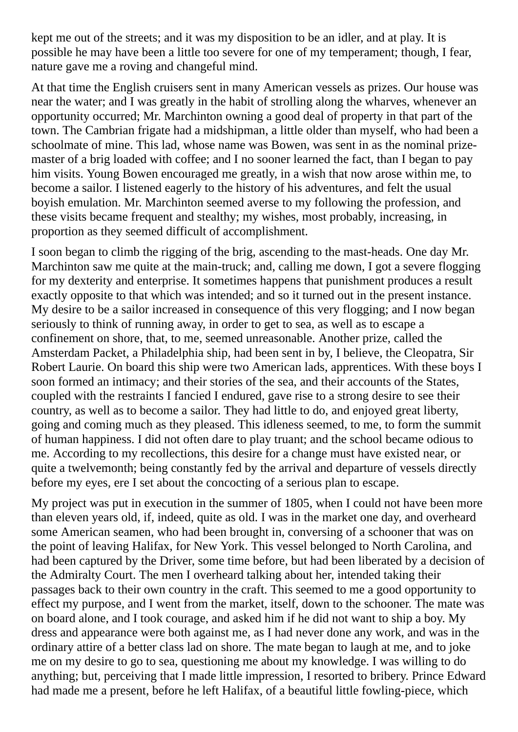kept me out of the streets; and it was my disposition to be an idler, and at play. It is possible he may have been a little too severe for one of my temperament; though, I fear, nature gave me a roving and changeful mind.

At that time the English cruisers sent in many American vessels as prizes. Our house was near the water; and I was greatly in the habit of strolling along the wharves, whenever an opportunity occurred; Mr. Marchinton owning a good deal of property in that part of the town. The Cambrian frigate had a midshipman, a little older than myself, who had been a schoolmate of mine. This lad, whose name was Bowen, was sent in as the nominal prize-master of a brig loaded with coffee; and I no sooner learned the fact, than I began to pay him visits. Young Bowen encouraged me greatly, in a wish that now arose within me, to become a sailor. I listened eagerly to the history of his adventures, and felt the usual boyish emulation. Mr. Marchinton seemed averse to my following the profession, and these visits became frequent and stealthy; my wishes, most probably, increasing, in proportion as they seemed difficult of accomplishment.

I soon began to climb the rigging of the brig, ascending to the mast-heads. One day Mr. Marchinton saw me quite at the main-truck; and, calling me down, I got a severe flogging for my dexterity and enterprise. It sometimes happens that punishment produces a result exactly opposite to that which was intended; and so it turned out in the present instance. My desire to be a sailor increased in consequence of this very flogging; and I now began seriously to think of running away, in order to get to sea, as well as to escape a confinement on shore, that, to me, seemed unreasonable. Another prize, called the Amsterdam Packet, a Philadelphia ship, had been sent in by, I believe, the Cleopatra, Sir Robert Laurie. On board this ship were two American lads, apprentices. With these boys I soon formed an intimacy; and their stories of the sea, and their accounts of the States, coupled with the restraints I fancied I endured, gave rise to a strong desire to see their country, as well as to become a sailor. They had little to do, and enjoyed great liberty, going and coming much as they pleased. This idleness seemed, to me, to form the summit of human happiness. I did not often dare to play truant; and the school became odious to me. According to my recollections, this desire for a change must have existed near, or quite a twelvemonth; being constantly fed by the arrival and departure of vessels directly before my eyes, ere I set about the concocting of a serious plan to escape.

My project was put in execution in the summer of 1805, when I could not have been more than eleven years old, if, indeed, quite as old. I was in the market one day, and overheard some American seamen, who had been brought in, conversing of a schooner that was on the point of leaving Halifax, for New York. This vessel belonged to North Carolina, and had been captured by the Driver, some time before, but had been liberated by a decision of the Admiralty Court. The men I overheard talking about her, intended taking their passages back to their own country in the craft. This seemed to me a good opportunity to effect my purpose, and I went from the market, itself, down to the schooner. The mate was on board alone, and I took courage, and asked him if he did not want to ship a boy. My dress and appearance were both against me, as I had never done any work, and was in the ordinary attire of a better class lad on shore. The mate began to laugh at me, and to joke me on my desire to go to sea, questioning me about my knowledge. I was willing to do anything; but, perceiving that I made little impression, I resorted to bribery. Prince Edward had made me a present, before he left Halifax, of a beautiful little fowling-piece, which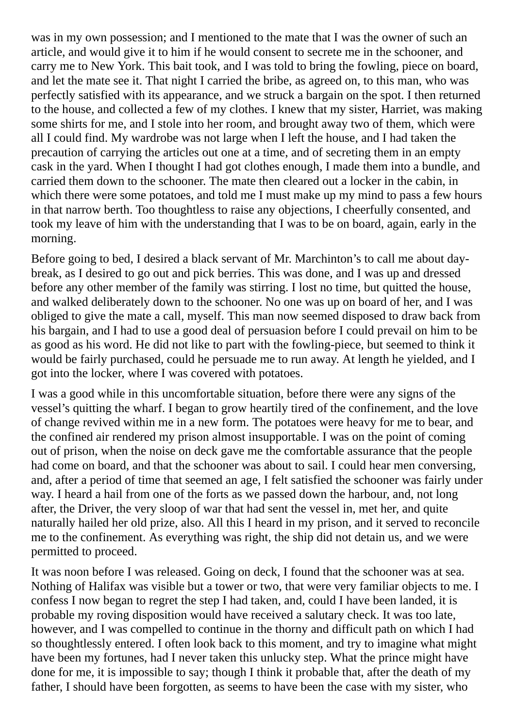was in my own possession; and I mentioned to the mate that I was the owner of such an article, and would give it to him if he would consent to secrete me in the schooner, and carry me to New York. This bait took, and I was told to bring the fowling, piece on board, and let the mate see it. That night I carried the bribe, as agreed on, to this man, who was perfectly satisfied with its appearance, and we struck a bargain on the spot. I then returned to the house, and collected a few of my clothes. I knew that my sister, Harriet, was making some shirts for me, and I stole into her room, and brought away two of them, which were all I could find. My wardrobe was not large when I left the house, and I had taken the precaution of carrying the articles out one at a time, and of secreting them in an empty cask in the yard. When I thought I had got clothes enough, I made them into a bundle, and carried them down to the schooner. The mate then cleared out a locker in the cabin, in which there were some potatoes, and told me I must make up my mind to pass a few hours in that narrow berth. Too thoughtless to raise any objections, I cheerfully consented, and took my leave of him with the understanding that I was to be on board, again, early in the morning.

Before going to bed, I desired a black servant of Mr. Marchinton's to call me about day-break, as I desired to go out and pick berries. This was done, and I was up and dressed before any other member of the family was stirring. I lost no time, but quitted the house, and walked deliberately down to the schooner. No one was up on board of her, and I was obliged to give the mate a call, myself. This man now seemed disposed to draw back from his bargain, and I had to use a good deal of persuasion before I could prevail on him to be as good as his word. He did not like to part with the fowling-piece, but seemed to think it would be fairly purchased, could he persuade me to run away. At length he yielded, and I got into the locker, where I was covered with potatoes.

I was a good while in this uncomfortable situation, before there were any signs of the vessel's quitting the wharf. I began to grow heartily tired of the confinement, and the love of change revived within me in a new form. The potatoes were heavy for me to bear, and the confined air rendered my prison almost insupportable. I was on the point of coming out of prison, when the noise on deck gave me the comfortable assurance that the people had come on board, and that the schooner was about to sail. I could hear men conversing, and, after a period of time that seemed an age, I felt satisfied the schooner was fairly under way. I heard a hail from one of the forts as we passed down the harbour, and, not long after, the Driver, the very sloop of war that had sent the vessel in, met her, and quite naturally hailed her old prize, also. All this I heard in my prison, and it served to reconcile me to the confinement. As everything was right, the ship did not detain us, and we were permitted to proceed.

It was noon before I was released. Going on deck, I found that the schooner was at sea. Nothing of Halifax was visible but a tower or two, that were very familiar objects to me. I confess I now began to regret the step I had taken, and, could I have been landed, it is probable my roving disposition would have received a salutary check. It was too late, however, and I was compelled to continue in the thorny and difficult path on which I had so thoughtlessly entered. I often look back to this moment, and try to imagine what might have been my fortunes, had I never taken this unlucky step. What the prince might have done for me, it is impossible to say; though I think it probable that, after the death of my father, I should have been forgotten, as seems to have been the case with my sister, who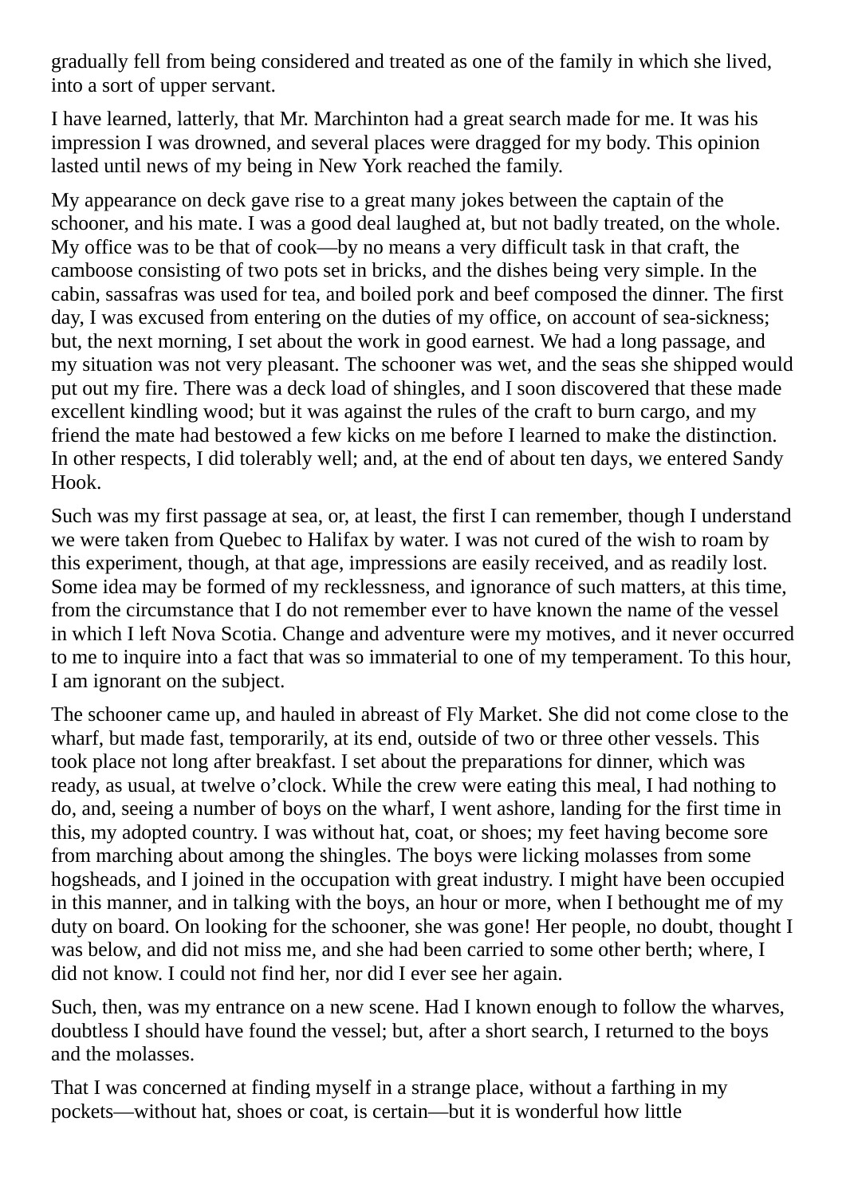gradually fell from being considered and treated as one of the family in which she lived, into a sort of upper servant.

I have learned, latterly, that Mr. Marchinton had a great search made for me. It was his impression I was drowned, and several places were dragged for my body. This opinion lasted until news of my being in New York reached the family.

My appearance on deck gave rise to a great many jokes between the captain of the schooner, and his mate. I was a good deal laughed at, but not badly treated, on the whole. My office was to be that of cook—by no means a very difficult task in that craft, the camboose consisting of two pots set in bricks, and the dishes being very simple. In the cabin, sassafras was used for tea, and boiled pork and beef composed the dinner. The first day, I was excused from entering on the duties of my office, on account of sea-sickness; but, the next morning, I set about the work in good earnest. We had a long passage, and my situation was not very pleasant. The schooner was wet, and the seas she shipped would put out my fire. There was a deck load of shingles, and I soon discovered that these made excellent kindling wood; but it was against the rules of the craft to burn cargo, and my friend the mate had bestowed a few kicks on me before I learned to make the distinction. In other respects, I did tolerably well; and, at the end of about ten days, we entered Sandy Hook.

Such was my first passage at sea, or, at least, the first I can remember, though I understand we were taken from Quebec to Halifax by water. I was not cured of the wish to roam by this experiment, though, at that age, impressions are easily received, and as readily lost. Some idea may be formed of my recklessness, and ignorance of such matters, at this time, from the circumstance that I do not remember ever to have known the name of the vessel in which I left Nova Scotia. Change and adventure were my motives, and it never occurred to me to inquire into a fact that was so immaterial to one of my temperament. To this hour, I am ignorant on the subject.

The schooner came up, and hauled in abreast of Fly Market. She did not come close to the wharf, but made fast, temporarily, at its end, outside of two or three other vessels. This took place not long after breakfast. I set about the preparations for dinner, which was ready, as usual, at twelve o'clock. While the crew were eating this meal, I had nothing to do, and, seeing a number of boys on the wharf, I went ashore, landing for the first time in this, my adopted country. I was without hat, coat, or shoes; my feet having become sore from marching about among the shingles. The boys were licking molasses from some hogsheads, and I joined in the occupation with great industry. I might have been occupied in this manner, and in talking with the boys, an hour or more, when I bethought me of my duty on board. On looking for the schooner, she was gone! Her people, no doubt, thought I was below, and did not miss me, and she had been carried to some other berth; where, I did not know. I could not find her, nor did I ever see her again.

Such, then, was my entrance on a new scene. Had I known enough to follow the wharves, doubtless I should have found the vessel; but, after a short search, I returned to the boys and the molasses.

That I was concerned at finding myself in a strange place, without a farthing in my pockets—without hat, shoes or coat, is certain—but it is wonderful how little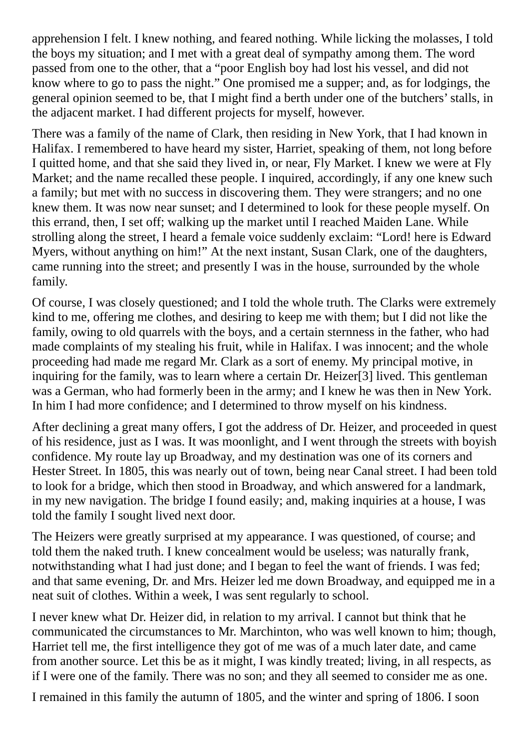apprehension I felt. I knew nothing, and feared nothing. While licking the molasses, I told the boys my situation; and I met with a great deal of sympathy among them. The word passed from one to the other, that a "poor English boy had lost his vessel, and did not know where to go to pass the night." One promised me a supper; and, as for lodgings, the general opinion seemed to be, that I might find a berth under one of the butchers' stalls, in the adjacent market. I had different projects for myself, however.

There was a family of the name of Clark, then residing in New York, that I had known in Halifax. I remembered to have heard my sister, Harriet, speaking of them, not long before I quitted home, and that she said they lived in, or near, Fly Market. I knew we were at Fly Market; and the name recalled these people. I inquired, accordingly, if any one knew such a family; but met with no success in discovering them. They were strangers; and no one knew them. It was now near sunset; and I determined to look for these people myself. On this errand, then, I set off; walking up the market until I reached Maiden Lane. While strolling along the street, I heard a female voice suddenly exclaim: "Lord! here is Edward Myers, without anything on him!" At the next instant, Susan Clark, one of the daughters, came running into the street; and presently I was in the house, surrounded by the whole family.

Of course, I was closely questioned; and I told the whole truth. The Clarks were extremely kind to me, offering me clothes, and desiring to keep me with them; but I did not like the family, owing to old quarrels with the boys, and a certain sternness in the father, who had made complaints of my stealing his fruit, while in Halifax. I was innocent; and the whole proceeding had made me regard Mr. Clark as a sort of enemy. My principal motive, in inquiring for the family, was to learn where a certain Dr. Heizer[3] lived. This gentleman was a German, who had formerly been in the army; and I knew he was then in New York. In him I had more confidence; and I determined to throw myself on his kindness.

After declining a great many offers, I got the address of Dr. Heizer, and proceeded in quest of his residence, just as I was. It was moonlight, and I went through the streets with boyish confidence. My route lay up Broadway, and my destination was one of its corners and Hester Street. In 1805, this was nearly out of town, being near Canal street. I had been told to look for a bridge, which then stood in Broadway, and which answered for a landmark, in my new navigation. The bridge I found easily; and, making inquiries at a house, I was told the family I sought lived next door.

The Heizers were greatly surprised at my appearance. I was questioned, of course; and told them the naked truth. I knew concealment would be useless; was naturally frank, notwithstanding what I had just done; and I began to feel the want of friends. I was fed; and that same evening, Dr. and Mrs. Heizer led me down Broadway, and equipped me in a neat suit of clothes. Within a week, I was sent regularly to school.

I never knew what Dr. Heizer did, in relation to my arrival. I cannot but think that he communicated the circumstances to Mr. Marchinton, who was well known to him; though, Harriet tell me, the first intelligence they got of me was of a much later date, and came from another source. Let this be as it might, I was kindly treated; living, in all respects, as if I were one of the family. There was no son; and they all seemed to consider me as one.

I remained in this family the autumn of 1805, and the winter and spring of 1806. I soon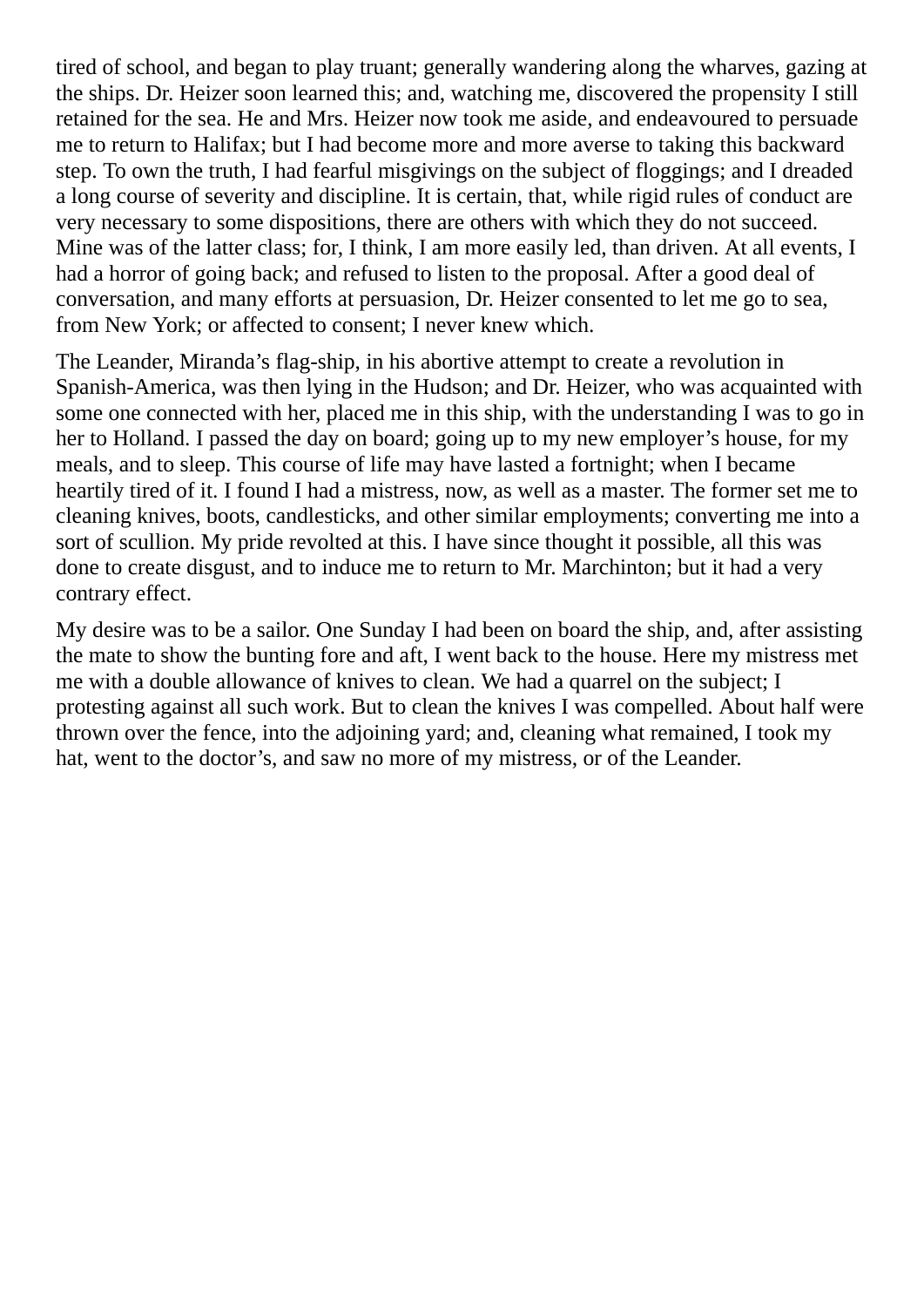tired of school, and began to play truant; generally wandering along the wharves, gazing at the ships. Dr. Heizer soon learned this; and, watching me, discovered the propensity I still retained for the sea. He and Mrs. Heizer now took me aside, and endeavoured to persuade me to return to Halifax; but I had become more and more averse to taking this backward step. To own the truth, I had fearful misgivings on the subject of floggings; and I dreaded a long course of severity and discipline. It is certain, that, while rigid rules of conduct are very necessary to some dispositions, there are others with which they do not succeed. Mine was of the latter class; for, I think, I am more easily led, than driven. At all events, I had a horror of going back; and refused to listen to the proposal. After a good deal of conversation, and many efforts at persuasion, Dr. Heizer consented to let me go to sea, from New York; or affected to consent; I never knew which.

The Leander, Miranda's flag-ship, in his abortive attempt to create a revolution in Spanish-America, was then lying in the Hudson; and Dr. Heizer, who was acquainted with some one connected with her, placed me in this ship, with the understanding I was to go in her to Holland. I passed the day on board; going up to my new employer's house, for my meals, and to sleep. This course of life may have lasted a fortnight; when I became heartily tired of it. I found I had a mistress, now, as well as a master. The former set me to cleaning knives, boots, candlesticks, and other similar employments; converting me into a sort of scullion. My pride revolted at this. I have since thought it possible, all this was done to create disgust, and to induce me to return to Mr. Marchinton; but it had a very contrary effect.

My desire was to be a sailor. One Sunday I had been on board the ship, and, after assisting the mate to show the bunting fore and aft, I went back to the house. Here my mistress met me with a double allowance of knives to clean. We had a quarrel on the subject; I protesting against all such work. But to clean the knives I was compelled. About half were thrown over the fence, into the adjoining yard; and, cleaning what remained, I took my hat, went to the doctor's, and saw no more of my mistress, or of the Leander.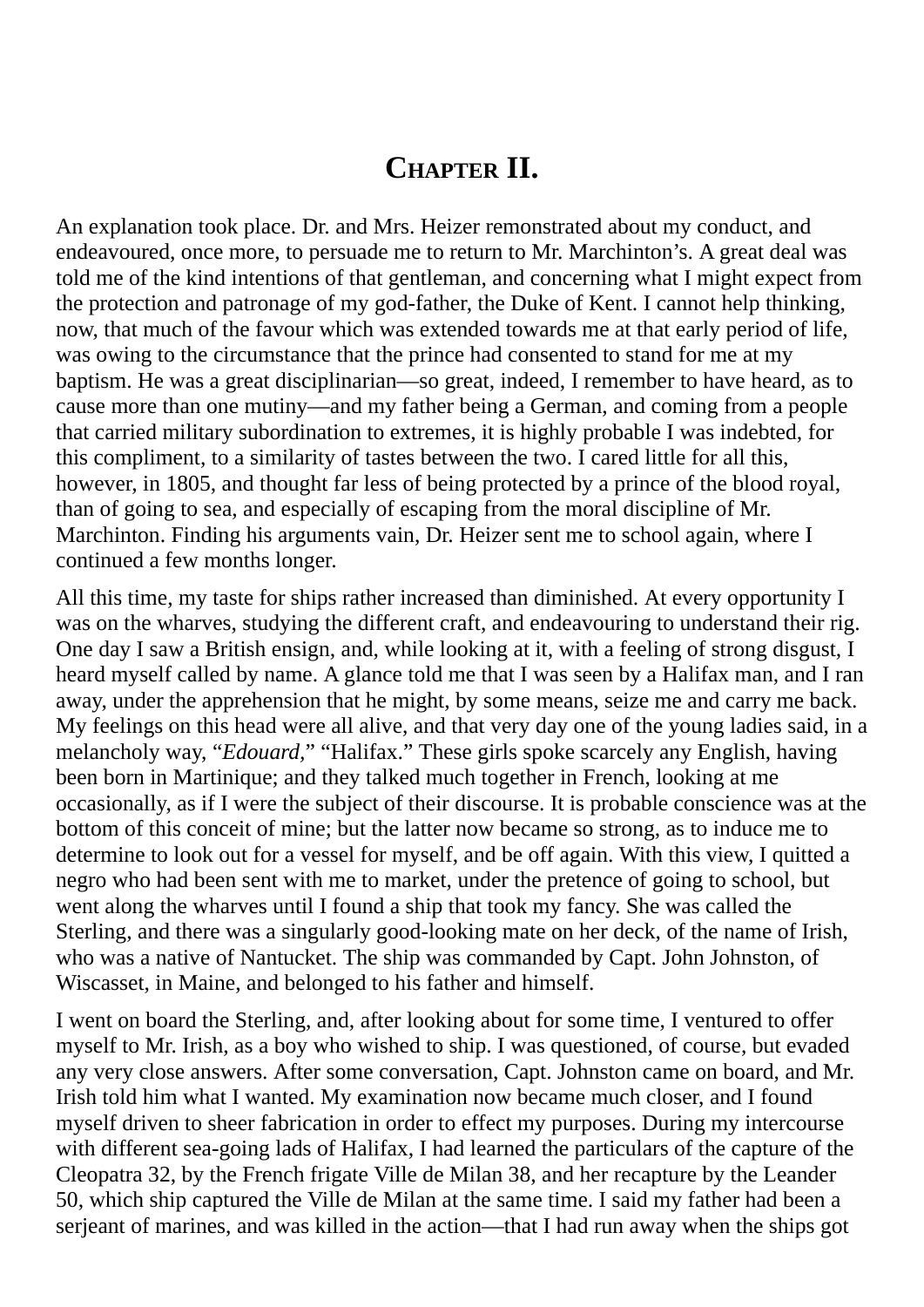# Chapter II.

An explanation took place. Dr. and Mrs. Heizer remonstrated about my conduct, and endeavoured, once more, to persuade me to return to Mr. Marchinton's. A great deal was told me of the kind intentions of that gentleman, and concerning what I might expect from the protection and patronage of my god-father, the Duke of Kent. I cannot help thinking, now, that much of the favour which was extended towards me at that early period of life, was owing to the circumstance that the prince had consented to stand for me at my baptism. He was a great disciplinarian—so great, indeed, I remember to have heard, as to cause more than one mutiny—and my father being a German, and coming from a people that carried military subordination to extremes, it is highly probable I was indebted, for this compliment, to a similarity of tastes between the two. I cared little for all this, however, in 1805, and thought far less of being protected by a prince of the blood royal, than of going to sea, and especially of escaping from the moral discipline of Mr. Marchinton. Finding his arguments vain, Dr. Heizer sent me to school again, where I continued a few months longer.

All this time, my taste for ships rather increased than diminished. At every opportunity I was on the wharves, studying the different craft, and endeavouring to understand their rig. One day I saw a British ensign, and, while looking at it, with a feeling of strong disgust, I heard myself called by name. A glance told me that I was seen by a Halifax man, and I ran away, under the apprehension that he might, by some means, seize me and carry me back. My feelings on this head were all alive, and that very day one of the young ladies said, in a melancholy way, "*Edouard*," "Halifax." These girls spoke scarcely any English, having been born in Martinique; and they talked much together in French, looking at me occasionally, as if I were the subject of their discourse. It is probable conscience was at the bottom of this conceit of mine; but the latter now became so strong, as to induce me to determine to look out for a vessel for myself, and be off again. With this view, I quitted a negro who had been sent with me to market, under the pretence of going to school, but went along the wharves until I found a ship that took my fancy. She was called the Sterling, and there was a singularly good-looking mate on her deck, of the name of Irish, who was a native of Nantucket. The ship was commanded by Capt. John Johnston, of Wiscasset, in Maine, and belonged to his father and himself.

I went on board the Sterling, and, after looking about for some time, I ventured to offer myself to Mr. Irish, as a boy who wished to ship. I was questioned, of course, but evaded any very close answers. After some conversation, Capt. Johnston came on board, and Mr. Irish told him what I wanted. My examination now became much closer, and I found myself driven to sheer fabrication in order to effect my purposes. During my intercourse with different sea-going lads of Halifax, I had learned the particulars of the capture of the Cleopatra 32, by the French frigate Ville de Milan 38, and her recapture by the Leander 50, which ship captured the Ville de Milan at the same time. I said my father had been a serjeant of marines, and was killed in the action—that I had run away when the ships got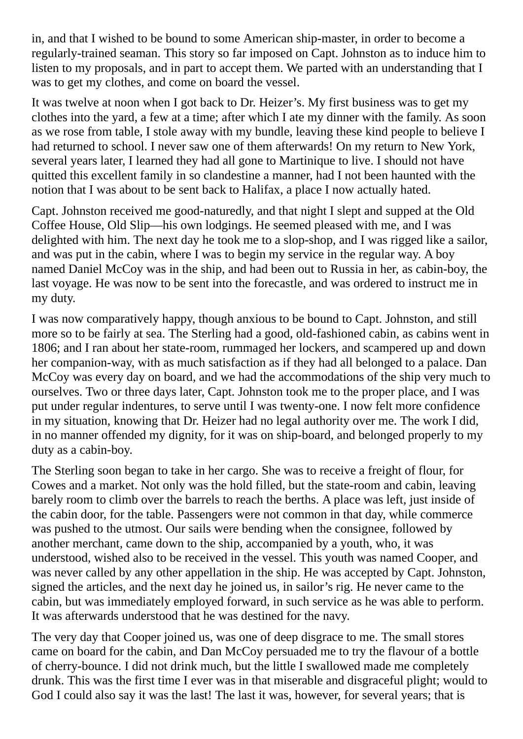in, and that I wished to be bound to some American ship-master, in order to become a regularly-trained seaman. This story so far imposed on Capt. Johnston as to induce him to listen to my proposals, and in part to accept them. We parted with an understanding that I was to get my clothes, and come on board the vessel.

It was twelve at noon when I got back to Dr. Heizer's. My first business was to get my clothes into the yard, a few at a time; after which I ate my dinner with the family. As soon as we rose from table, I stole away with my bundle, leaving these kind people to believe I had returned to school. I never saw one of them afterwards! On my return to New York, several years later, I learned they had all gone to Martinique to live. I should not have quitted this excellent family in so clandestine a manner, had I not been haunted with the notion that I was about to be sent back to Halifax, a place I now actually hated.

Capt. Johnston received me good-naturedly, and that night I slept and supped at the Old Coffee House, Old Slip—his own lodgings. He seemed pleased with me, and I was delighted with him. The next day he took me to a slop-shop, and I was rigged like a sailor, and was put in the cabin, where I was to begin my service in the regular way. A boy named Daniel McCoy was in the ship, and had been out to Russia in her, as cabin-boy, the last voyage. He was now to be sent into the forecastle, and was ordered to instruct me in my duty.

I was now comparatively happy, though anxious to be bound to Capt. Johnston, and still more so to be fairly at sea. The Sterling had a good, old-fashioned cabin, as cabins went in 1806; and I ran about her state-room, rummaged her lockers, and scampered up and down her companion-way, with as much satisfaction as if they had all belonged to a palace. Dan McCoy was every day on board, and we had the accommodations of the ship very much to ourselves. Two or three days later, Capt. Johnston took me to the proper place, and I was put under regular indentures, to serve until I was twenty-one. I now felt more confidence in my situation, knowing that Dr. Heizer had no legal authority over me. The work I did, in no manner offended my dignity, for it was on ship-board, and belonged properly to my duty as a cabin-boy.

The Sterling soon began to take in her cargo. She was to receive a freight of flour, for Cowes and a market. Not only was the hold filled, but the state-room and cabin, leaving barely room to climb over the barrels to reach the berths. A place was left, just inside of the cabin door, for the table. Passengers were not common in that day, while commerce was pushed to the utmost. Our sails were bending when the consignee, followed by another merchant, came down to the ship, accompanied by a youth, who, it was understood, wished also to be received in the vessel. This youth was named Cooper, and was never called by any other appellation in the ship. He was accepted by Capt. Johnston, signed the articles, and the next day he joined us, in sailor's rig. He never came to the cabin, but was immediately employed forward, in such service as he was able to perform. It was afterwards understood that he was destined for the navy.

The very day that Cooper joined us, was one of deep disgrace to me. The small stores came on board for the cabin, and Dan McCoy persuaded me to try the flavour of a bottle of cherry-bounce. I did not drink much, but the little I swallowed made me completely drunk. This was the first time I ever was in that miserable and disgraceful plight; would to God I could also say it was the last! The last it was, however, for several years; that is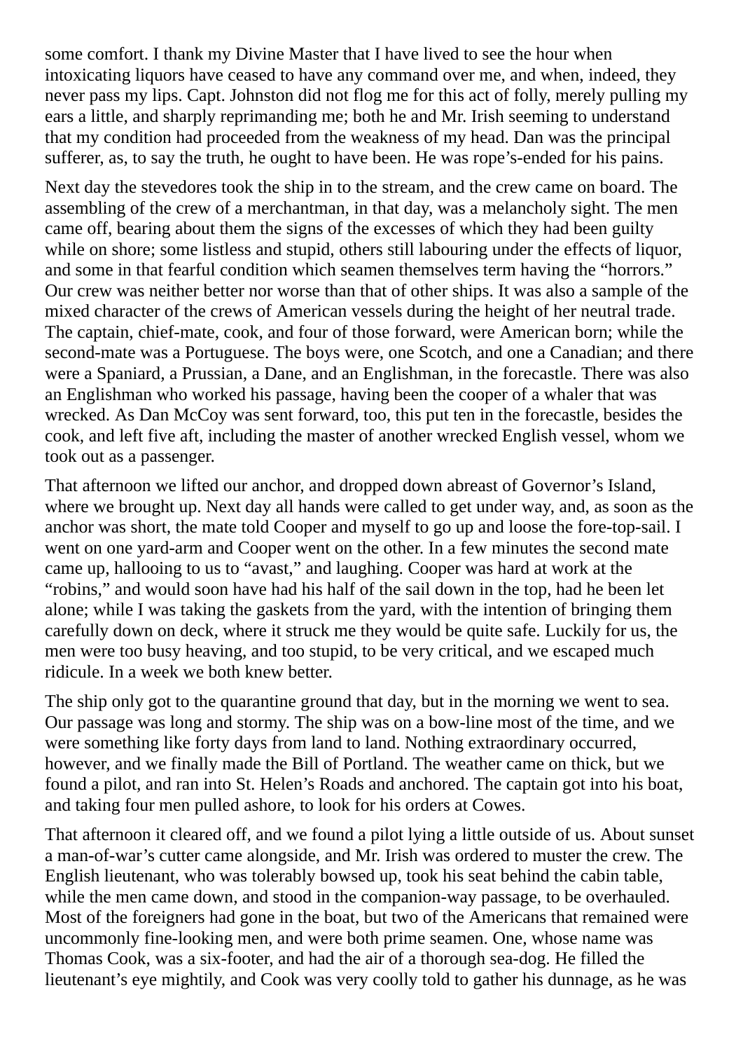some comfort. I thank my Divine Master that I have lived to see the hour when intoxicating liquors have ceased to have any command over me, and when, indeed, they never pass my lips. Capt. Johnston did not flog me for this act of folly, merely pulling my ears a little, and sharply reprimanding me; both he and Mr. Irish seeming to understand that my condition had proceeded from the weakness of my head. Dan was the principal sufferer, as, to say the truth, he ought to have been. He was rope's-ended for his pains.

Next day the stevedores took the ship in to the stream, and the crew came on board. The assembling of the crew of a merchantman, in that day, was a melancholy sight. The men came off, bearing about them the signs of the excesses of which they had been guilty while on shore; some listless and stupid, others still labouring under the effects of liquor, and some in that fearful condition which seamen themselves term having the "horrors." Our crew was neither better nor worse than that of other ships. It was also a sample of the mixed character of the crews of American vessels during the height of her neutral trade. The captain, chief-mate, cook, and four of those forward, were American born; while the second-mate was a Portuguese. The boys were, one Scotch, and one a Canadian; and there were a Spaniard, a Prussian, a Dane, and an Englishman, in the forecastle. There was also an Englishman who worked his passage, having been the cooper of a whaler that was wrecked. As Dan McCoy was sent forward, too, this put ten in the forecastle, besides the cook, and left five aft, including the master of another wrecked English vessel, whom we took out as a passenger.

That afternoon we lifted our anchor, and dropped down abreast of Governor's Island, where we brought up. Next day all hands were called to get under way, and, as soon as the anchor was short, the mate told Cooper and myself to go up and loose the fore-top-sail. I went on one yard-arm and Cooper went on the other. In a few minutes the second mate came up, hallooing to us to "avast," and laughing. Cooper was hard at work at the "robins," and would soon have had his half of the sail down in the top, had he been let alone; while I was taking the gaskets from the yard, with the intention of bringing them carefully down on deck, where it struck me they would be quite safe. Luckily for us, the men were too busy heaving, and too stupid, to be very critical, and we escaped much ridicule. In a week we both knew better.

The ship only got to the quarantine ground that day, but in the morning we went to sea. Our passage was long and stormy. The ship was on a bow-line most of the time, and we were something like forty days from land to land. Nothing extraordinary occurred, however, and we finally made the Bill of Portland. The weather came on thick, but we found a pilot, and ran into St. Helen's Roads and anchored. The captain got into his boat, and taking four men pulled ashore, to look for his orders at Cowes.

That afternoon it cleared off, and we found a pilot lying a little outside of us. About sunset a man-of-war's cutter came alongside, and Mr. Irish was ordered to muster the crew. The English lieutenant, who was tolerably bowsed up, took his seat behind the cabin table, while the men came down, and stood in the companion-way passage, to be overhauled. Most of the foreigners had gone in the boat, but two of the Americans that remained were uncommonly fine-looking men, and were both prime seamen. One, whose name was Thomas Cook, was a six-footer, and had the air of a thorough sea-dog. He filled the lieutenant's eye mightily, and Cook was very coolly told to gather his dunnage, as he was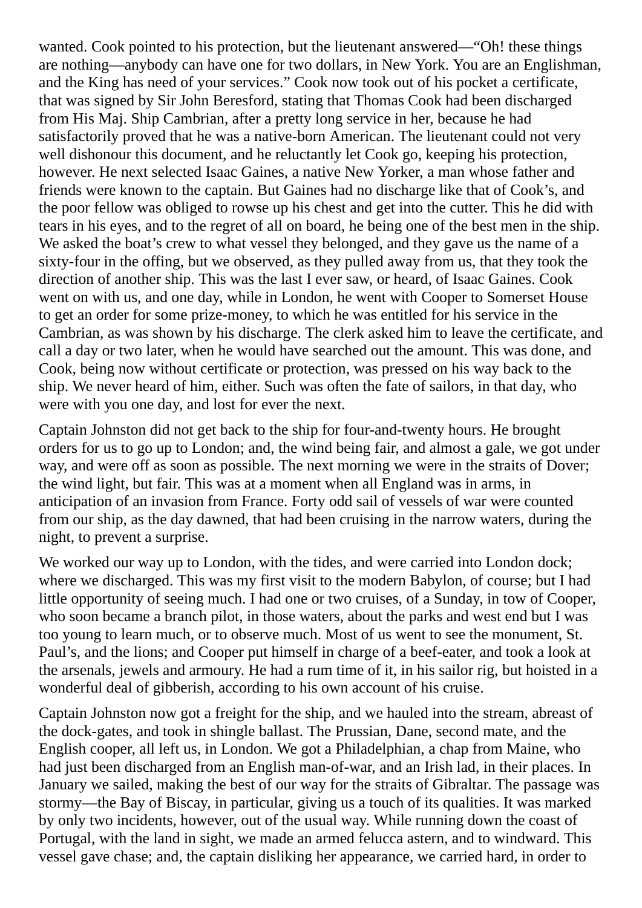wanted. Cook pointed to his protection, but the lieutenant answered—"Oh! these things are nothing—anybody can have one for two dollars, in New York. You are an Englishman, and the King has need of your services." Cook now took out of his pocket a certificate, that was signed by Sir John Beresford, stating that Thomas Cook had been discharged from His Maj. Ship Cambrian, after a pretty long service in her, because he had satisfactorily proved that he was a native-born American. The lieutenant could not very well dishonour this document, and he reluctantly let Cook go, keeping his protection, however. He next selected Isaac Gaines, a native New Yorker, a man whose father and friends were known to the captain. But Gaines had no discharge like that of Cook's, and the poor fellow was obliged to rowse up his chest and get into the cutter. This he did with tears in his eyes, and to the regret of all on board, he being one of the best men in the ship. We asked the boat's crew to what vessel they belonged, and they gave us the name of a sixty-four in the offing, but we observed, as they pulled away from us, that they took the direction of another ship. This was the last I ever saw, or heard, of Isaac Gaines. Cook went on with us, and one day, while in London, he went with Cooper to Somerset House to get an order for some prize-money, to which he was entitled for his service in the Cambrian, as was shown by his discharge. The clerk asked him to leave the certificate, and call a day or two later, when he would have searched out the amount. This was done, and Cook, being now without certificate or protection, was pressed on his way back to the ship. We never heard of him, either. Such was often the fate of sailors, in that day, who were with you one day, and lost for ever the next.

Captain Johnston did not get back to the ship for four-and-twenty hours. He brought orders for us to go up to London; and, the wind being fair, and almost a gale, we got under way, and were off as soon as possible. The next morning we were in the straits of Dover; the wind light, but fair. This was at a moment when all England was in arms, in anticipation of an invasion from France. Forty odd sail of vessels of war were counted from our ship, as the day dawned, that had been cruising in the narrow waters, during the night, to prevent a surprise.

We worked our way up to London, with the tides, and were carried into London dock; where we discharged. This was my first visit to the modern Babylon, of course; but I had little opportunity of seeing much. I had one or two cruises, of a Sunday, in tow of Cooper, who soon became a branch pilot, in those waters, about the parks and west end but I was too young to learn much, or to observe much. Most of us went to see the monument, St. Paul's, and the lions; and Cooper put himself in charge of a beef-eater, and took a look at the arsenals, jewels and armoury. He had a rum time of it, in his sailor rig, but hoisted in a wonderful deal of gibberish, according to his own account of his cruise.

Captain Johnston now got a freight for the ship, and we hauled into the stream, abreast of the dock-gates, and took in shingle ballast. The Prussian, Dane, second mate, and the English cooper, all left us, in London. We got a Philadelphian, a chap from Maine, who had just been discharged from an English man-of-war, and an Irish lad, in their places. In January we sailed, making the best of our way for the straits of Gibraltar. The passage was stormy—the Bay of Biscay, in particular, giving us a touch of its qualities. It was marked by only two incidents, however, out of the usual way. While running down the coast of Portugal, with the land in sight, we made an armed felucca astern, and to windward. This vessel gave chase; and, the captain disliking her appearance, we carried hard, in order to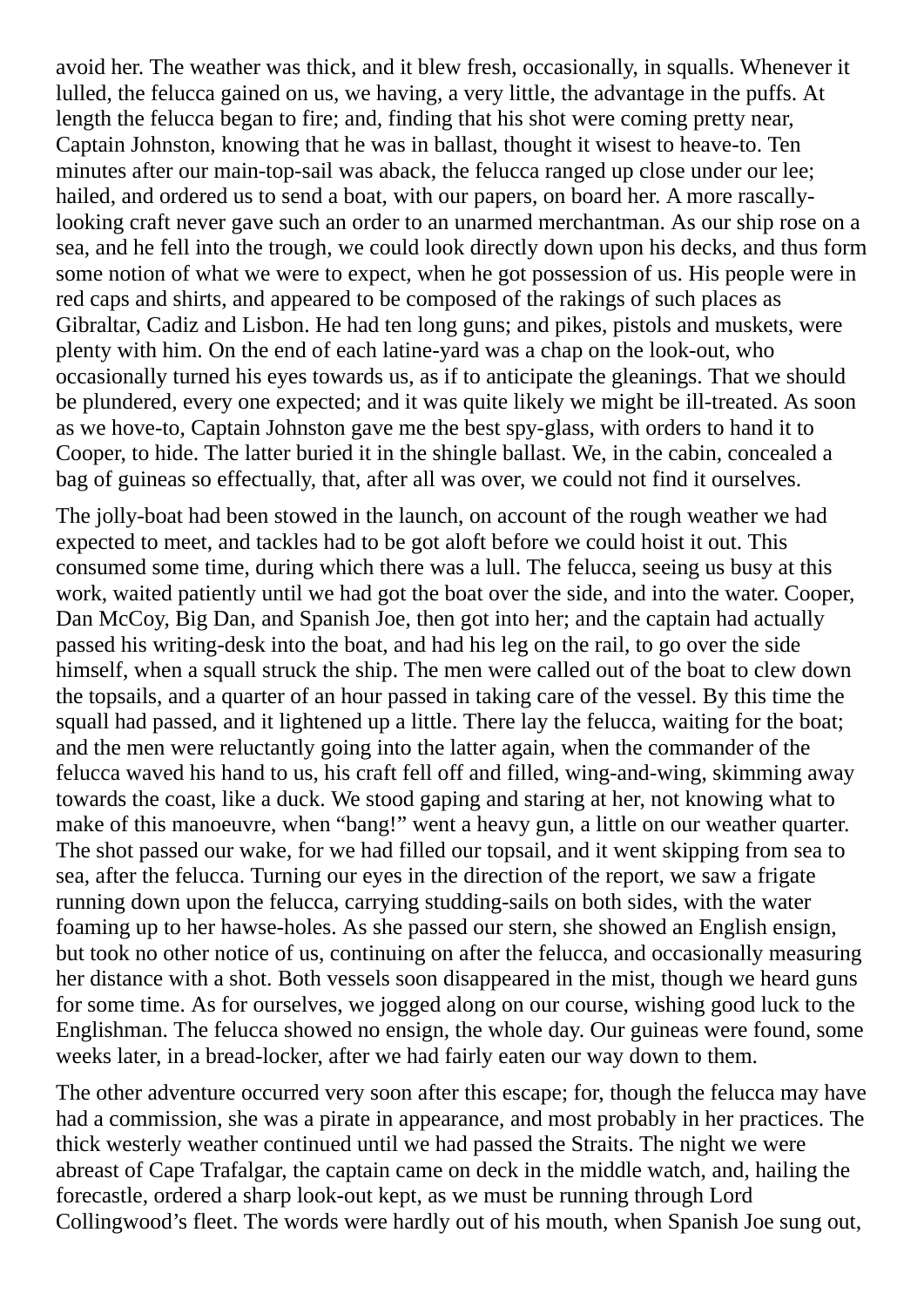avoid her. The weather was thick, and it blew fresh, occasionally, in squalls. Whenever it lulled, the felucca gained on us, we having, a very little, the advantage in the puffs. At length the felucca began to fire; and, finding that his shot were coming pretty near, Captain Johnston, knowing that he was in ballast, thought it wisest to heave-to. Ten minutes after our main-top-sail was aback, the felucca ranged up close under our lee; hailed, and ordered us to send a boat, with our papers, on board her. A more rascally-looking craft never gave such an order to an unarmed merchantman. As our ship rose on a sea, and he fell into the trough, we could look directly down upon his decks, and thus form some notion of what we were to expect, when he got possession of us. His people were in red caps and shirts, and appeared to be composed of the rakings of such places as Gibraltar, Cadiz and Lisbon. He had ten long guns; and pikes, pistols and muskets, were plenty with him. On the end of each latine-yard was a chap on the look-out, who occasionally turned his eyes towards us, as if to anticipate the gleanings. That we should be plundered, every one expected; and it was quite likely we might be ill-treated. As soon as we hove-to, Captain Johnston gave me the best spy-glass, with orders to hand it to Cooper, to hide. The latter buried it in the shingle ballast. We, in the cabin, concealed a bag of guineas so effectually, that, after all was over, we could not find it ourselves.

The jolly-boat had been stowed in the launch, on account of the rough weather we had expected to meet, and tackles had to be got aloft before we could hoist it out. This consumed some time, during which there was a lull. The felucca, seeing us busy at this work, waited patiently until we had got the boat over the side, and into the water. Cooper, Dan McCoy, Big Dan, and Spanish Joe, then got into her; and the captain had actually passed his writing-desk into the boat, and had his leg on the rail, to go over the side himself, when a squall struck the ship. The men were called out of the boat to clew down the topsails, and a quarter of an hour passed in taking care of the vessel. By this time the squall had passed, and it lightened up a little. There lay the felucca, waiting for the boat; and the men were reluctantly going into the latter again, when the commander of the felucca waved his hand to us, his craft fell off and filled, wing-and-wing, skimming away towards the coast, like a duck. We stood gaping and staring at her, not knowing what to make of this manoeuvre, when "bang!" went a heavy gun, a little on our weather quarter. The shot passed our wake, for we had filled our topsail, and it went skipping from sea to sea, after the felucca. Turning our eyes in the direction of the report, we saw a frigate running down upon the felucca, carrying studding-sails on both sides, with the water foaming up to her hawse-holes. As she passed our stern, she showed an English ensign, but took no other notice of us, continuing on after the felucca, and occasionally measuring her distance with a shot. Both vessels soon disappeared in the mist, though we heard guns for some time. As for ourselves, we jogged along on our course, wishing good luck to the Englishman. The felucca showed no ensign, the whole day. Our guineas were found, some weeks later, in a bread-locker, after we had fairly eaten our way down to them.

The other adventure occurred very soon after this escape; for, though the felucca may have had a commission, she was a pirate in appearance, and most probably in her practices. The thick westerly weather continued until we had passed the Straits. The night we were abreast of Cape Trafalgar, the captain came on deck in the middle watch, and, hailing the forecastle, ordered a sharp look-out kept, as we must be running through Lord Collingwood's fleet. The words were hardly out of his mouth, when Spanish Joe sung out,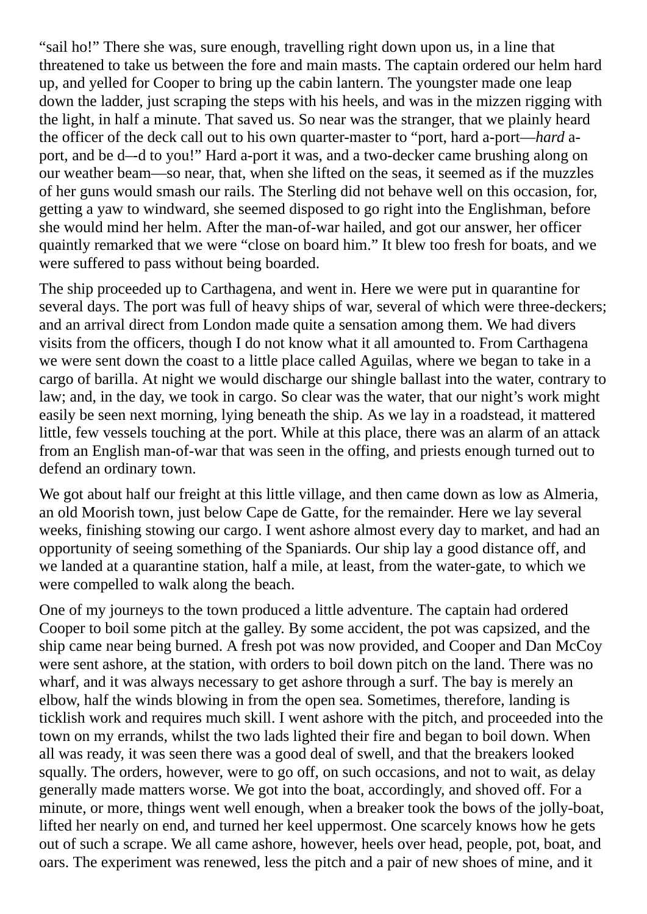“sail ho!” There she was, sure enough, travelling right down upon us, in a line that threatened to take us between the fore and main masts. The captain ordered our helm hard up, and yelled for Cooper to bring up the cabin lantern. The youngster made one leap down the ladder, just scraping the steps with his heels, and was in the mizzen rigging with the light, in half a minute. That saved us. So near was the stranger, that we plainly heard the officer of the deck call out to his own quarter-master to “port, hard a-port—*hard* a-port, and be d–-d to you!” Hard a-port it was, and a two-decker came brushing along on our weather beam—so near, that, when she lifted on the seas, it seemed as if the muzzles of her guns would smash our rails. The Sterling did not behave well on this occasion, for, getting a yaw to windward, she seemed disposed to go right into the Englishman, before she would mind her helm. After the man-of-war hailed, and got our answer, her officer quaintly remarked that we were “close on board him.” It blew too fresh for boats, and we were suffered to pass without being boarded.

The ship proceeded up to Carthagena, and went in. Here we were put in quarantine for several days. The port was full of heavy ships of war, several of which were three-deckers; and an arrival direct from London made quite a sensation among them. We had divers visits from the officers, though I do not know what it all amounted to. From Carthagena we were sent down the coast to a little place called Aguilas, where we began to take in a cargo of barilla. At night we would discharge our shingle ballast into the water, contrary to law; and, in the day, we took in cargo. So clear was the water, that our night’s work might easily be seen next morning, lying beneath the ship. As we lay in a roadstead, it mattered little, few vessels touching at the port. While at this place, there was an alarm of an attack from an English man-of-war that was seen in the offing, and priests enough turned out to defend an ordinary town.

We got about half our freight at this little village, and then came down as low as Almeria, an old Moorish town, just below Cape de Gatte, for the remainder. Here we lay several weeks, finishing stowing our cargo. I went ashore almost every day to market, and had an opportunity of seeing something of the Spaniards. Our ship lay a good distance off, and we landed at a quarantine station, half a mile, at least, from the water-gate, to which we were compelled to walk along the beach.

One of my journeys to the town produced a little adventure. The captain had ordered Cooper to boil some pitch at the galley. By some accident, the pot was capsized, and the ship came near being burned. A fresh pot was now provided, and Cooper and Dan McCoy were sent ashore, at the station, with orders to boil down pitch on the land. There was no wharf, and it was always necessary to get ashore through a surf. The bay is merely an elbow, half the winds blowing in from the open sea. Sometimes, therefore, landing is ticklish work and requires much skill. I went ashore with the pitch, and proceeded into the town on my errands, whilst the two lads lighted their fire and began to boil down. When all was ready, it was seen there was a good deal of swell, and that the breakers looked squally. The orders, however, were to go off, on such occasions, and not to wait, as delay generally made matters worse. We got into the boat, accordingly, and shoved off. For a minute, or more, things went well enough, when a breaker took the bows of the jolly-boat, lifted her nearly on end, and turned her keel uppermost. One scarcely knows how he gets out of such a scrape. We all came ashore, however, heels over head, people, pot, boat, and oars. The experiment was renewed, less the pitch and a pair of new shoes of mine, and it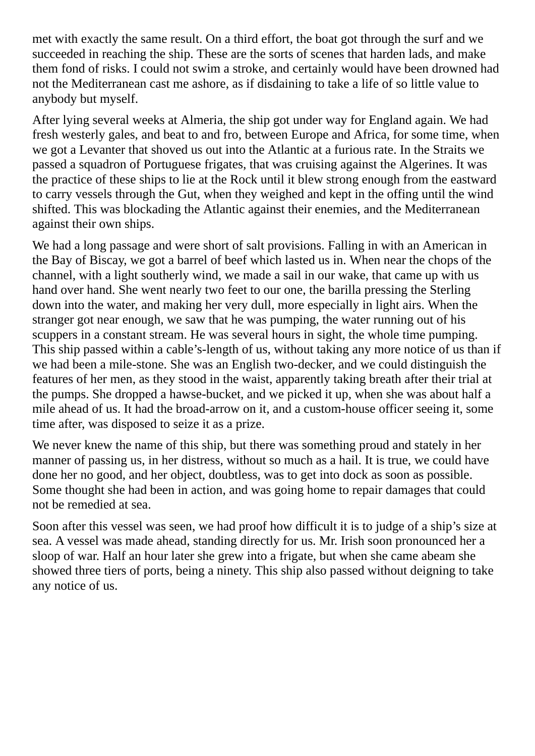met with exactly the same result. On a third effort, the boat got through the surf and we succeeded in reaching the ship. These are the sorts of scenes that harden lads, and make them fond of risks. I could not swim a stroke, and certainly would have been drowned had not the Mediterranean cast me ashore, as if disdaining to take a life of so little value to anybody but myself.

After lying several weeks at Almeria, the ship got under way for England again. We had fresh westerly gales, and beat to and fro, between Europe and Africa, for some time, when we got a Levanter that shoved us out into the Atlantic at a furious rate. In the Straits we passed a squadron of Portuguese frigates, that was cruising against the Algerines. It was the practice of these ships to lie at the Rock until it blew strong enough from the eastward to carry vessels through the Gut, when they weighed and kept in the offing until the wind shifted. This was blockading the Atlantic against their enemies, and the Mediterranean against their own ships.

We had a long passage and were short of salt provisions. Falling in with an American in the Bay of Biscay, we got a barrel of beef which lasted us in. When near the chops of the channel, with a light southerly wind, we made a sail in our wake, that came up with us hand over hand. She went nearly two feet to our one, the barilla pressing the Sterling down into the water, and making her very dull, more especially in light airs. When the stranger got near enough, we saw that he was pumping, the water running out of his scuppers in a constant stream. He was several hours in sight, the whole time pumping. This ship passed within a cable's-length of us, without taking any more notice of us than if we had been a mile-stone. She was an English two-decker, and we could distinguish the features of her men, as they stood in the waist, apparently taking breath after their trial at the pumps. She dropped a hawse-bucket, and we picked it up, when she was about half a mile ahead of us. It had the broad-arrow on it, and a custom-house officer seeing it, some time after, was disposed to seize it as a prize.

We never knew the name of this ship, but there was something proud and stately in her manner of passing us, in her distress, without so much as a hail. It is true, we could have done her no good, and her object, doubtless, was to get into dock as soon as possible. Some thought she had been in action, and was going home to repair damages that could not be remedied at sea.

Soon after this vessel was seen, we had proof how difficult it is to judge of a ship's size at sea. A vessel was made ahead, standing directly for us. Mr. Irish soon pronounced her a sloop of war. Half an hour later she grew into a frigate, but when she came abeam she showed three tiers of ports, being a ninety. This ship also passed without deigning to take any notice of us.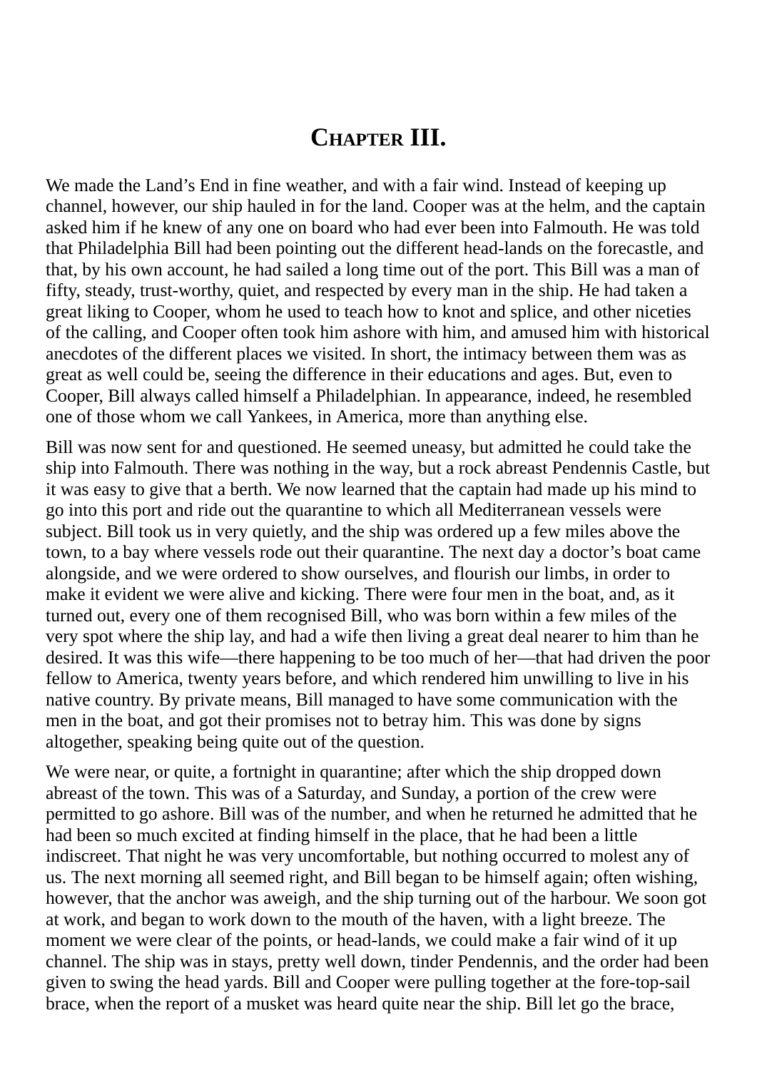# Chapter III.

We made the Land's End in fine weather, and with a fair wind. Instead of keeping up channel, however, our ship hauled in for the land. Cooper was at the helm, and the captain asked him if he knew of any one on board who had ever been into Falmouth. He was told that Philadelphia Bill had been pointing out the different head-lands on the forecastle, and that, by his own account, he had sailed a long time out of the port. This Bill was a man of fifty, steady, trust-worthy, quiet, and respected by every man in the ship. He had taken a great liking to Cooper, whom he used to teach how to knot and splice, and other niceties of the calling, and Cooper often took him ashore with him, and amused him with historical anecdotes of the different places we visited. In short, the intimacy between them was as great as well could be, seeing the difference in their educations and ages. But, even to Cooper, Bill always called himself a Philadelphian. In appearance, indeed, he resembled one of those whom we call Yankees, in America, more than anything else.

Bill was now sent for and questioned. He seemed uneasy, but admitted he could take the ship into Falmouth. There was nothing in the way, but a rock abreast Pendennis Castle, but it was easy to give that a berth. We now learned that the captain had made up his mind to go into this port and ride out the quarantine to which all Mediterranean vessels were subject. Bill took us in very quietly, and the ship was ordered up a few miles above the town, to a bay where vessels rode out their quarantine. The next day a doctor's boat came alongside, and we were ordered to show ourselves, and flourish our limbs, in order to make it evident we were alive and kicking. There were four men in the boat, and, as it turned out, every one of them recognised Bill, who was born within a few miles of the very spot where the ship lay, and had a wife then living a great deal nearer to him than he desired. It was this wife—there happening to be too much of her—that had driven the poor fellow to America, twenty years before, and which rendered him unwilling to live in his native country. By private means, Bill managed to have some communication with the men in the boat, and got their promises not to betray him. This was done by signs altogether, speaking being quite out of the question.

We were near, or quite, a fortnight in quarantine; after which the ship dropped down abreast of the town. This was of a Saturday, and Sunday, a portion of the crew were permitted to go ashore. Bill was of the number, and when he returned he admitted that he had been so much excited at finding himself in the place, that he had been a little indiscreet. That night he was very uncomfortable, but nothing occurred to molest any of us. The next morning all seemed right, and Bill began to be himself again; often wishing, however, that the anchor was aweigh, and the ship turning out of the harbour. We soon got at work, and began to work down to the mouth of the haven, with a light breeze. The moment we were clear of the points, or head-lands, we could make a fair wind of it up channel. The ship was in stays, pretty well down, tinder Pendennis, and the order had been given to swing the head yards. Bill and Cooper were pulling together at the fore-top-sail brace, when the report of a musket was heard quite near the ship. Bill let go the brace,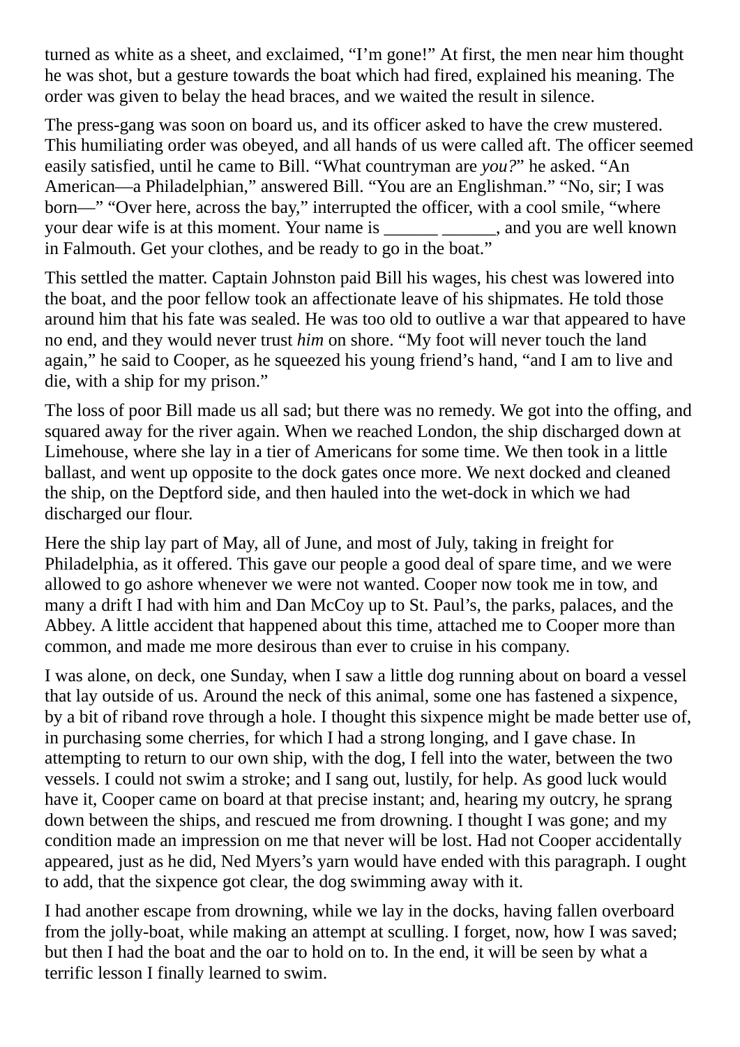turned as white as a sheet, and exclaimed, “I’m gone!” At first, the men near him thought he was shot, but a gesture towards the boat which had fired, explained his meaning. The order was given to belay the head braces, and we waited the result in silence.

The press-gang was soon on board us, and its officer asked to have the crew mustered. This humiliating order was obeyed, and all hands of us were called aft. The officer seemed easily satisfied, until he came to Bill. “What countryman are *you?*” he asked. “An American—a Philadelphian,” answered Bill. “You are an Englishman.” “No, sir; I was born—” “Over here, across the bay,” interrupted the officer, with a cool smile, “where your dear wife is at this moment. Your name is ______ ______, and you are well known in Falmouth. Get your clothes, and be ready to go in the boat.”

This settled the matter. Captain Johnston paid Bill his wages, his chest was lowered into the boat, and the poor fellow took an affectionate leave of his shipmates. He told those around him that his fate was sealed. He was too old to outlive a war that appeared to have no end, and they would never trust *him* on shore. “My foot will never touch the land again,” he said to Cooper, as he squeezed his young friend’s hand, “and I am to live and die, with a ship for my prison.”

The loss of poor Bill made us all sad; but there was no remedy. We got into the offing, and squared away for the river again. When we reached London, the ship discharged down at Limehouse, where she lay in a tier of Americans for some time. We then took in a little ballast, and went up opposite to the dock gates once more. We next docked and cleaned the ship, on the Deptford side, and then hauled into the wet-dock in which we had discharged our flour.

Here the ship lay part of May, all of June, and most of July, taking in freight for Philadelphia, as it offered. This gave our people a good deal of spare time, and we were allowed to go ashore whenever we were not wanted. Cooper now took me in tow, and many a drift I had with him and Dan McCoy up to St. Paul’s, the parks, palaces, and the Abbey. A little accident that happened about this time, attached me to Cooper more than common, and made me more desirous than ever to cruise in his company.

I was alone, on deck, one Sunday, when I saw a little dog running about on board a vessel that lay outside of us. Around the neck of this animal, some one has fastened a sixpence, by a bit of riband rove through a hole. I thought this sixpence might be made better use of, in purchasing some cherries, for which I had a strong longing, and I gave chase. In attempting to return to our own ship, with the dog, I fell into the water, between the two vessels. I could not swim a stroke; and I sang out, lustily, for help. As good luck would have it, Cooper came on board at that precise instant; and, hearing my outcry, he sprang down between the ships, and rescued me from drowning. I thought I was gone; and my condition made an impression on me that never will be lost. Had not Cooper accidentally appeared, just as he did, Ned Myers’s yarn would have ended with this paragraph. I ought to add, that the sixpence got clear, the dog swimming away with it.

I had another escape from drowning, while we lay in the docks, having fallen overboard from the jolly-boat, while making an attempt at sculling. I forget, now, how I was saved; but then I had the boat and the oar to hold on to. In the end, it will be seen by what a terrific lesson I finally learned to swim.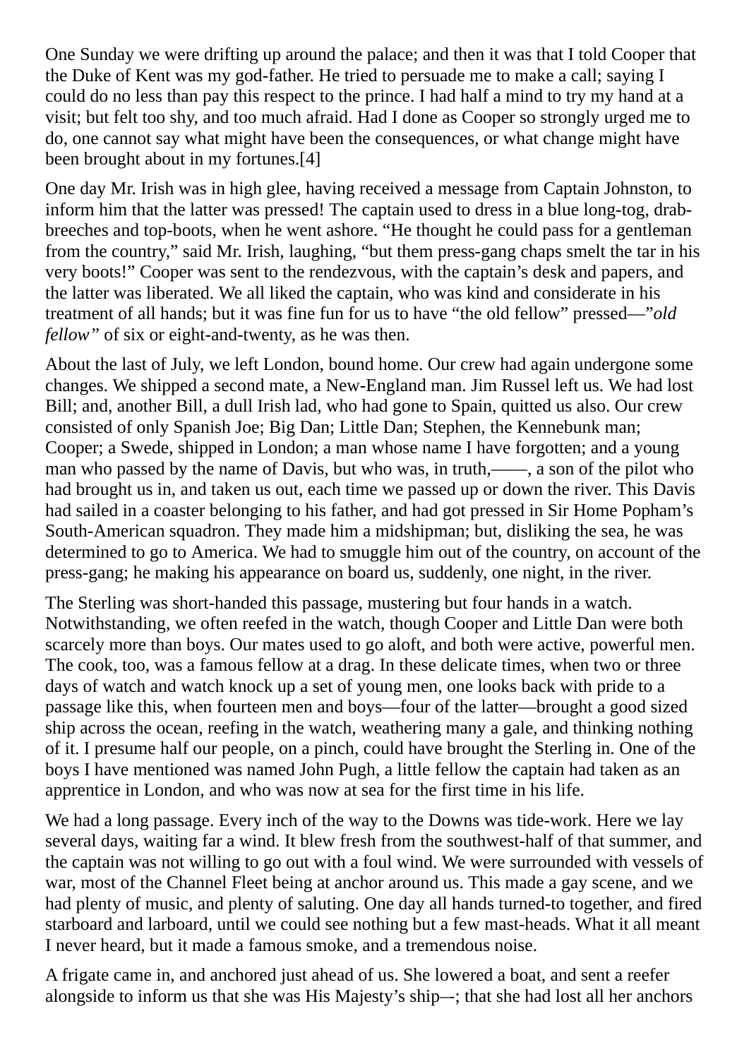One Sunday we were drifting up around the palace; and then it was that I told Cooper that the Duke of Kent was my god-father. He tried to persuade me to make a call; saying I could do no less than pay this respect to the prince. I had half a mind to try my hand at a visit; but felt too shy, and too much afraid. Had I done as Cooper so strongly urged me to do, one cannot say what might have been the consequences, or what change might have been brought about in my fortunes.[4]

One day Mr. Irish was in high glee, having received a message from Captain Johnston, to inform him that the latter was pressed! The captain used to dress in a blue long-tog, drab-breeches and top-boots, when he went ashore. “He thought he could pass for a gentleman from the country,” said Mr. Irish, laughing, “but them press-gang chaps smelt the tar in his very boots!” Cooper was sent to the rendezvous, with the captain’s desk and papers, and the latter was liberated. We all liked the captain, who was kind and considerate in his treatment of all hands; but it was fine fun for us to have “the old fellow” pressed—”*old fellow”* of six or eight-and-twenty, as he was then.

About the last of July, we left London, bound home. Our crew had again undergone some changes. We shipped a second mate, a New-England man. Jim Russel left us. We had lost Bill; and, another Bill, a dull Irish lad, who had gone to Spain, quitted us also. Our crew consisted of only Spanish Joe; Big Dan; Little Dan; Stephen, the Kennebunk man; Cooper; a Swede, shipped in London; a man whose name I have forgotten; and a young man who passed by the name of Davis, but who was, in truth,——, a son of the pilot who had brought us in, and taken us out, each time we passed up or down the river. This Davis had sailed in a coaster belonging to his father, and had got pressed in Sir Home Popham’s South-American squadron. They made him a midshipman; but, disliking the sea, he was determined to go to America. We had to smuggle him out of the country, on account of the press-gang; he making his appearance on board us, suddenly, one night, in the river.

The Sterling was short-handed this passage, mustering but four hands in a watch. Notwithstanding, we often reefed in the watch, though Cooper and Little Dan were both scarcely more than boys. Our mates used to go aloft, and both were active, powerful men. The cook, too, was a famous fellow at a drag. In these delicate times, when two or three days of watch and watch knock up a set of young men, one looks back with pride to a passage like this, when fourteen men and boys—four of the latter—brought a good sized ship across the ocean, reefing in the watch, weathering many a gale, and thinking nothing of it. I presume half our people, on a pinch, could have brought the Sterling in. One of the boys I have mentioned was named John Pugh, a little fellow the captain had taken as an apprentice in London, and who was now at sea for the first time in his life.

We had a long passage. Every inch of the way to the Downs was tide-work. Here we lay several days, waiting far a wind. It blew fresh from the southwest-half of that summer, and the captain was not willing to go out with a foul wind. We were surrounded with vessels of war, most of the Channel Fleet being at anchor around us. This made a gay scene, and we had plenty of music, and plenty of saluting. One day all hands turned-to together, and fired starboard and larboard, until we could see nothing but a few mast-heads. What it all meant I never heard, but it made a famous smoke, and a tremendous noise.

A frigate came in, and anchored just ahead of us. She lowered a boat, and sent a reefer alongside to inform us that she was His Majesty’s ship–-; that she had lost all her anchors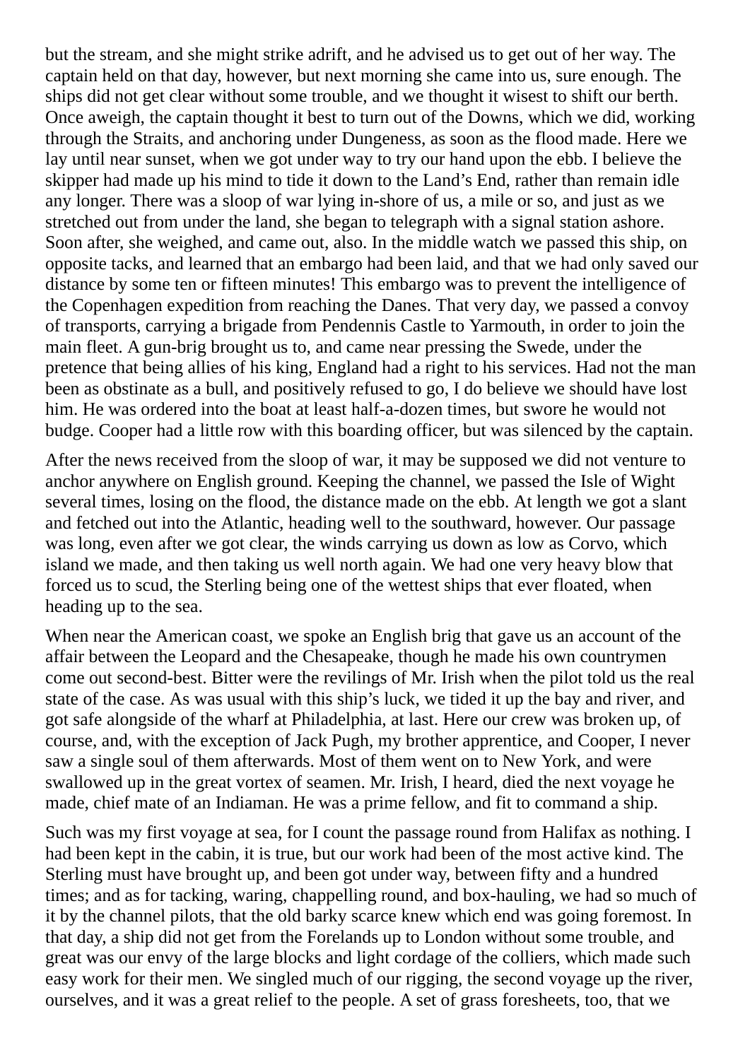but the stream, and she might strike adrift, and he advised us to get out of her way. The captain held on that day, however, but next morning she came into us, sure enough. The ships did not get clear without some trouble, and we thought it wisest to shift our berth. Once aweigh, the captain thought it best to turn out of the Downs, which we did, working through the Straits, and anchoring under Dungeness, as soon as the flood made. Here we lay until near sunset, when we got under way to try our hand upon the ebb. I believe the skipper had made up his mind to tide it down to the Land's End, rather than remain idle any longer. There was a sloop of war lying in-shore of us, a mile or so, and just as we stretched out from under the land, she began to telegraph with a signal station ashore. Soon after, she weighed, and came out, also. In the middle watch we passed this ship, on opposite tacks, and learned that an embargo had been laid, and that we had only saved our distance by some ten or fifteen minutes! This embargo was to prevent the intelligence of the Copenhagen expedition from reaching the Danes. That very day, we passed a convoy of transports, carrying a brigade from Pendennis Castle to Yarmouth, in order to join the main fleet. A gun-brig brought us to, and came near pressing the Swede, under the pretence that being allies of his king, England had a right to his services. Had not the man been as obstinate as a bull, and positively refused to go, I do believe we should have lost him. He was ordered into the boat at least half-a-dozen times, but swore he would not budge. Cooper had a little row with this boarding officer, but was silenced by the captain.

After the news received from the sloop of war, it may be supposed we did not venture to anchor anywhere on English ground. Keeping the channel, we passed the Isle of Wight several times, losing on the flood, the distance made on the ebb. At length we got a slant and fetched out into the Atlantic, heading well to the southward, however. Our passage was long, even after we got clear, the winds carrying us down as low as Corvo, which island we made, and then taking us well north again. We had one very heavy blow that forced us to scud, the Sterling being one of the wettest ships that ever floated, when heading up to the sea.

When near the American coast, we spoke an English brig that gave us an account of the affair between the Leopard and the Chesapeake, though he made his own countrymen come out second-best. Bitter were the revilings of Mr. Irish when the pilot told us the real state of the case. As was usual with this ship's luck, we tided it up the bay and river, and got safe alongside of the wharf at Philadelphia, at last. Here our crew was broken up, of course, and, with the exception of Jack Pugh, my brother apprentice, and Cooper, I never saw a single soul of them afterwards. Most of them went on to New York, and were swallowed up in the great vortex of seamen. Mr. Irish, I heard, died the next voyage he made, chief mate of an Indiaman. He was a prime fellow, and fit to command a ship.

Such was my first voyage at sea, for I count the passage round from Halifax as nothing. I had been kept in the cabin, it is true, but our work had been of the most active kind. The Sterling must have brought up, and been got under way, between fifty and a hundred times; and as for tacking, waring, chappelling round, and box-hauling, we had so much of it by the channel pilots, that the old barky scarce knew which end was going foremost. In that day, a ship did not get from the Forelands up to London without some trouble, and great was our envy of the large blocks and light cordage of the colliers, which made such easy work for their men. We singled much of our rigging, the second voyage up the river, ourselves, and it was a great relief to the people. A set of grass foresheets, too, that we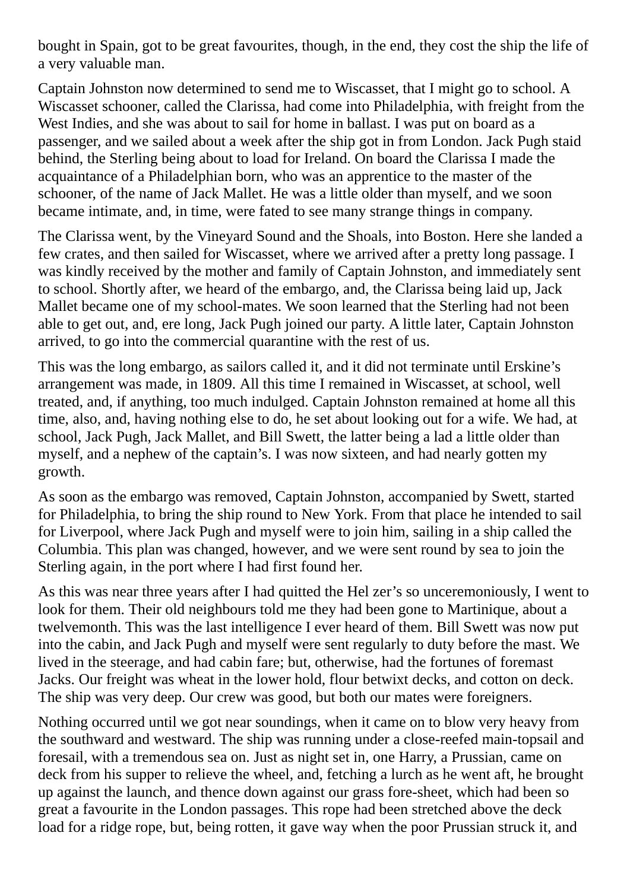bought in Spain, got to be great favourites, though, in the end, they cost the ship the life of a very valuable man.

Captain Johnston now determined to send me to Wiscasset, that I might go to school. A Wiscasset schooner, called the Clarissa, had come into Philadelphia, with freight from the West Indies, and she was about to sail for home in ballast. I was put on board as a passenger, and we sailed about a week after the ship got in from London. Jack Pugh staid behind, the Sterling being about to load for Ireland. On board the Clarissa I made the acquaintance of a Philadelphian born, who was an apprentice to the master of the schooner, of the name of Jack Mallet. He was a little older than myself, and we soon became intimate, and, in time, were fated to see many strange things in company.

The Clarissa went, by the Vineyard Sound and the Shoals, into Boston. Here she landed a few crates, and then sailed for Wiscasset, where we arrived after a pretty long passage. I was kindly received by the mother and family of Captain Johnston, and immediately sent to school. Shortly after, we heard of the embargo, and, the Clarissa being laid up, Jack Mallet became one of my school-mates. We soon learned that the Sterling had not been able to get out, and, ere long, Jack Pugh joined our party. A little later, Captain Johnston arrived, to go into the commercial quarantine with the rest of us.

This was the long embargo, as sailors called it, and it did not terminate until Erskine's arrangement was made, in 1809. All this time I remained in Wiscasset, at school, well treated, and, if anything, too much indulged. Captain Johnston remained at home all this time, also, and, having nothing else to do, he set about looking out for a wife. We had, at school, Jack Pugh, Jack Mallet, and Bill Swett, the latter being a lad a little older than myself, and a nephew of the captain's. I was now sixteen, and had nearly gotten my growth.

As soon as the embargo was removed, Captain Johnston, accompanied by Swett, started for Philadelphia, to bring the ship round to New York. From that place he intended to sail for Liverpool, where Jack Pugh and myself were to join him, sailing in a ship called the Columbia. This plan was changed, however, and we were sent round by sea to join the Sterling again, in the port where I had first found her.

As this was near three years after I had quitted the Hel zer's so unceremoniously, I went to look for them. Their old neighbours told me they had been gone to Martinique, about a twelvemonth. This was the last intelligence I ever heard of them. Bill Swett was now put into the cabin, and Jack Pugh and myself were sent regularly to duty before the mast. We lived in the steerage, and had cabin fare; but, otherwise, had the fortunes of foremast Jacks. Our freight was wheat in the lower hold, flour betwixt decks, and cotton on deck. The ship was very deep. Our crew was good, but both our mates were foreigners.

Nothing occurred until we got near soundings, when it came on to blow very heavy from the southward and westward. The ship was running under a close-reefed main-topsail and foresail, with a tremendous sea on. Just as night set in, one Harry, a Prussian, came on deck from his supper to relieve the wheel, and, fetching a lurch as he went aft, he brought up against the launch, and thence down against our grass fore-sheet, which had been so great a favourite in the London passages. This rope had been stretched above the deck load for a ridge rope, but, being rotten, it gave way when the poor Prussian struck it, and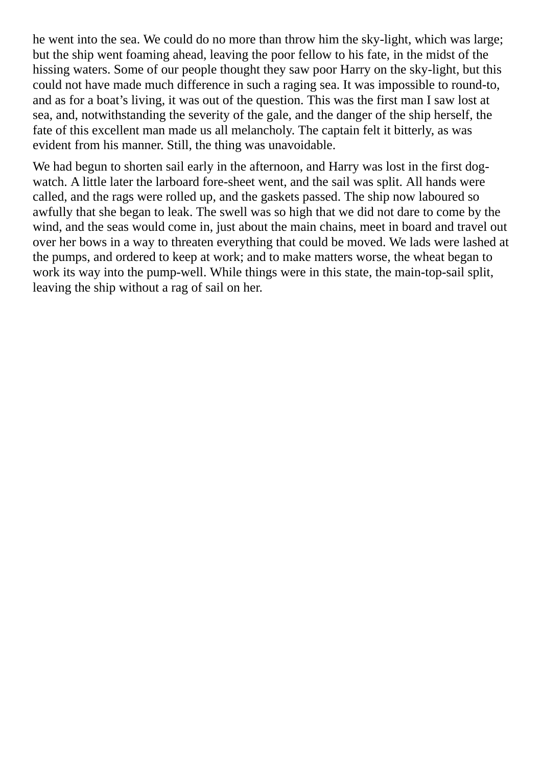he went into the sea. We could do no more than throw him the sky-light, which was large; but the ship went foaming ahead, leaving the poor fellow to his fate, in the midst of the hissing waters. Some of our people thought they saw poor Harry on the sky-light, but this could not have made much difference in such a raging sea. It was impossible to round-to, and as for a boat's living, it was out of the question. This was the first man I saw lost at sea, and, notwithstanding the severity of the gale, and the danger of the ship herself, the fate of this excellent man made us all melancholy. The captain felt it bitterly, as was evident from his manner. Still, the thing was unavoidable.

We had begun to shorten sail early in the afternoon, and Harry was lost in the first dog-watch. A little later the larboard fore-sheet went, and the sail was split. All hands were called, and the rags were rolled up, and the gaskets passed. The ship now laboured so awfully that she began to leak. The swell was so high that we did not dare to come by the wind, and the seas would come in, just about the main chains, meet in board and travel out over her bows in a way to threaten everything that could be moved. We lads were lashed at the pumps, and ordered to keep at work; and to make matters worse, the wheat began to work its way into the pump-well. While things were in this state, the main-top-sail split, leaving the ship without a rag of sail on her.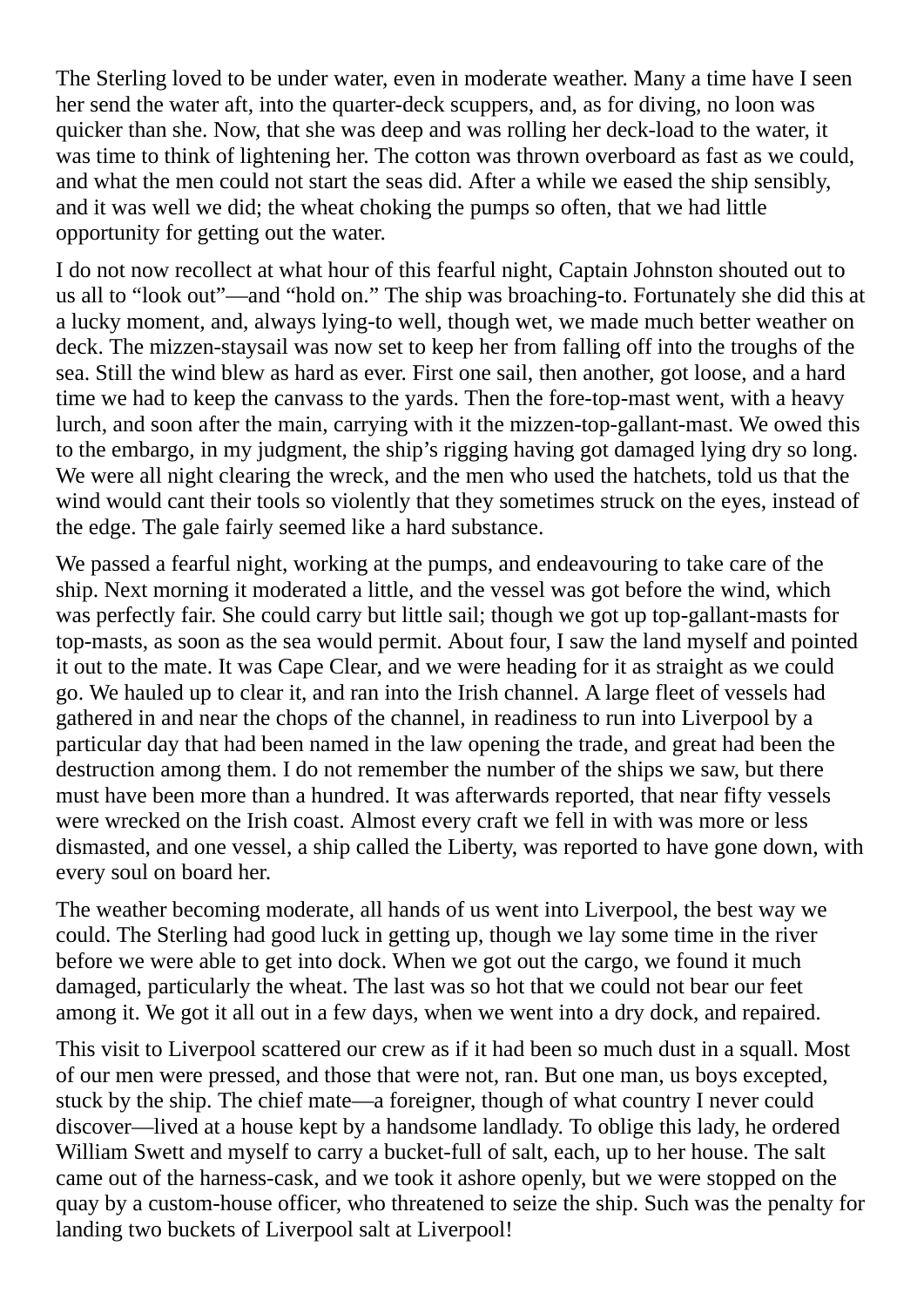The Sterling loved to be under water, even in moderate weather. Many a time have I seen her send the water aft, into the quarter-deck scuppers, and, as for diving, no loon was quicker than she. Now, that she was deep and was rolling her deck-load to the water, it was time to think of lightening her. The cotton was thrown overboard as fast as we could, and what the men could not start the seas did. After a while we eased the ship sensibly, and it was well we did; the wheat choking the pumps so often, that we had little opportunity for getting out the water.

I do not now recollect at what hour of this fearful night, Captain Johnston shouted out to us all to "look out"—and "hold on." The ship was broaching-to. Fortunately she did this at a lucky moment, and, always lying-to well, though wet, we made much better weather on deck. The mizzen-staysail was now set to keep her from falling off into the troughs of the sea. Still the wind blew as hard as ever. First one sail, then another, got loose, and a hard time we had to keep the canvass to the yards. Then the fore-top-mast went, with a heavy lurch, and soon after the main, carrying with it the mizzen-top-gallant-mast. We owed this to the embargo, in my judgment, the ship's rigging having got damaged lying dry so long. We were all night clearing the wreck, and the men who used the hatchets, told us that the wind would cant their tools so violently that they sometimes struck on the eyes, instead of the edge. The gale fairly seemed like a hard substance.

We passed a fearful night, working at the pumps, and endeavouring to take care of the ship. Next morning it moderated a little, and the vessel was got before the wind, which was perfectly fair. She could carry but little sail; though we got up top-gallant-masts for top-masts, as soon as the sea would permit. About four, I saw the land myself and pointed it out to the mate. It was Cape Clear, and we were heading for it as straight as we could go. We hauled up to clear it, and ran into the Irish channel. A large fleet of vessels had gathered in and near the chops of the channel, in readiness to run into Liverpool by a particular day that had been named in the law opening the trade, and great had been the destruction among them. I do not remember the number of the ships we saw, but there must have been more than a hundred. It was afterwards reported, that near fifty vessels were wrecked on the Irish coast. Almost every craft we fell in with was more or less dismasted, and one vessel, a ship called the Liberty, was reported to have gone down, with every soul on board her.

The weather becoming moderate, all hands of us went into Liverpool, the best way we could. The Sterling had good luck in getting up, though we lay some time in the river before we were able to get into dock. When we got out the cargo, we found it much damaged, particularly the wheat. The last was so hot that we could not bear our feet among it. We got it all out in a few days, when we went into a dry dock, and repaired.

This visit to Liverpool scattered our crew as if it had been so much dust in a squall. Most of our men were pressed, and those that were not, ran. But one man, us boys excepted, stuck by the ship. The chief mate—a foreigner, though of what country I never could discover—lived at a house kept by a handsome landlady. To oblige this lady, he ordered William Swett and myself to carry a bucket-full of salt, each, up to her house. The salt came out of the harness-cask, and we took it ashore openly, but we were stopped on the quay by a custom-house officer, who threatened to seize the ship. Such was the penalty for landing two buckets of Liverpool salt at Liverpool!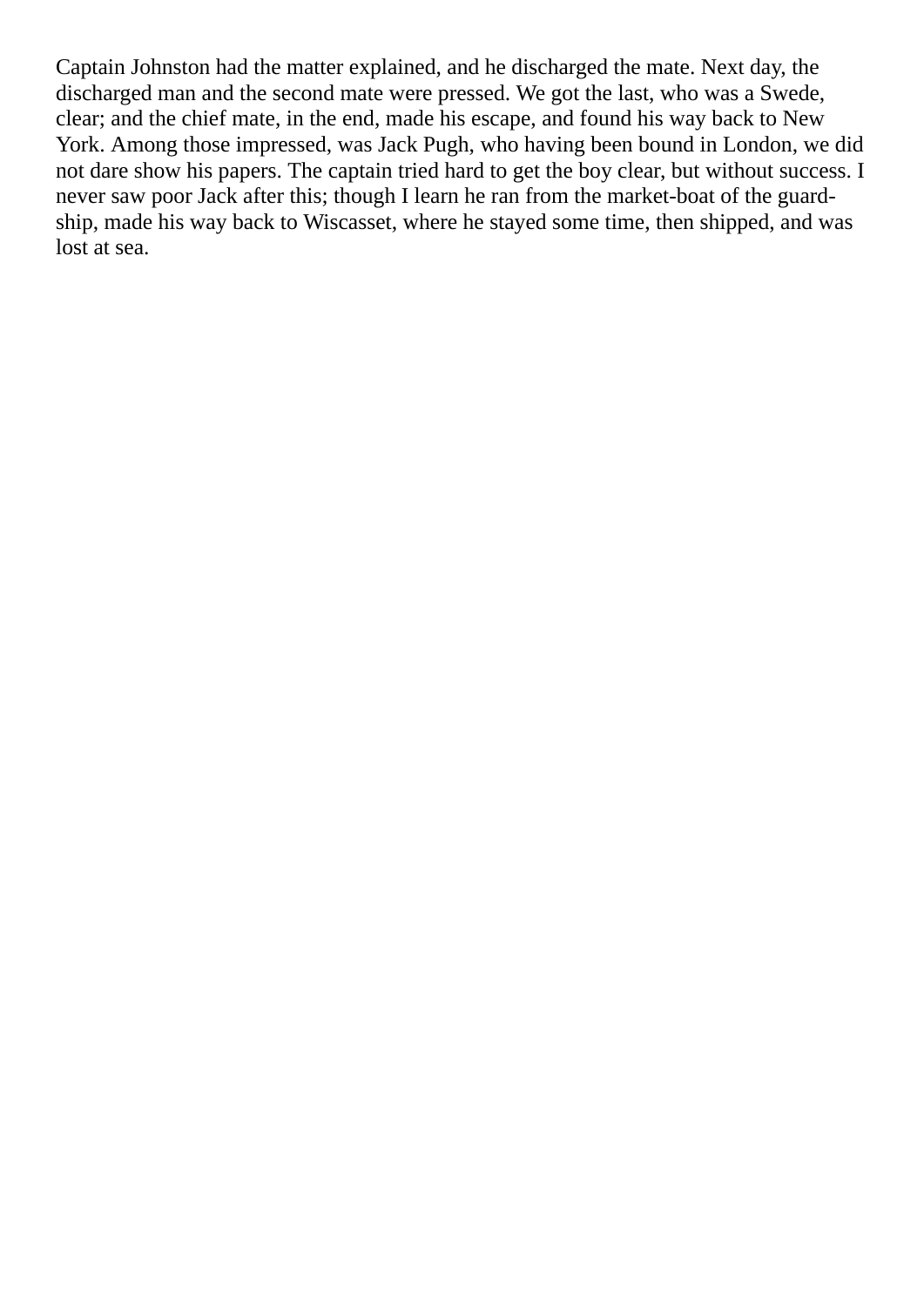Captain Johnston had the matter explained, and he discharged the mate. Next day, the discharged man and the second mate were pressed. We got the last, who was a Swede, clear; and the chief mate, in the end, made his escape, and found his way back to New York. Among those impressed, was Jack Pugh, who having been bound in London, we did not dare show his papers. The captain tried hard to get the boy clear, but without success. I never saw poor Jack after this; though I learn he ran from the market-boat of the guard-ship, made his way back to Wiscasset, where he stayed some time, then shipped, and was lost at sea.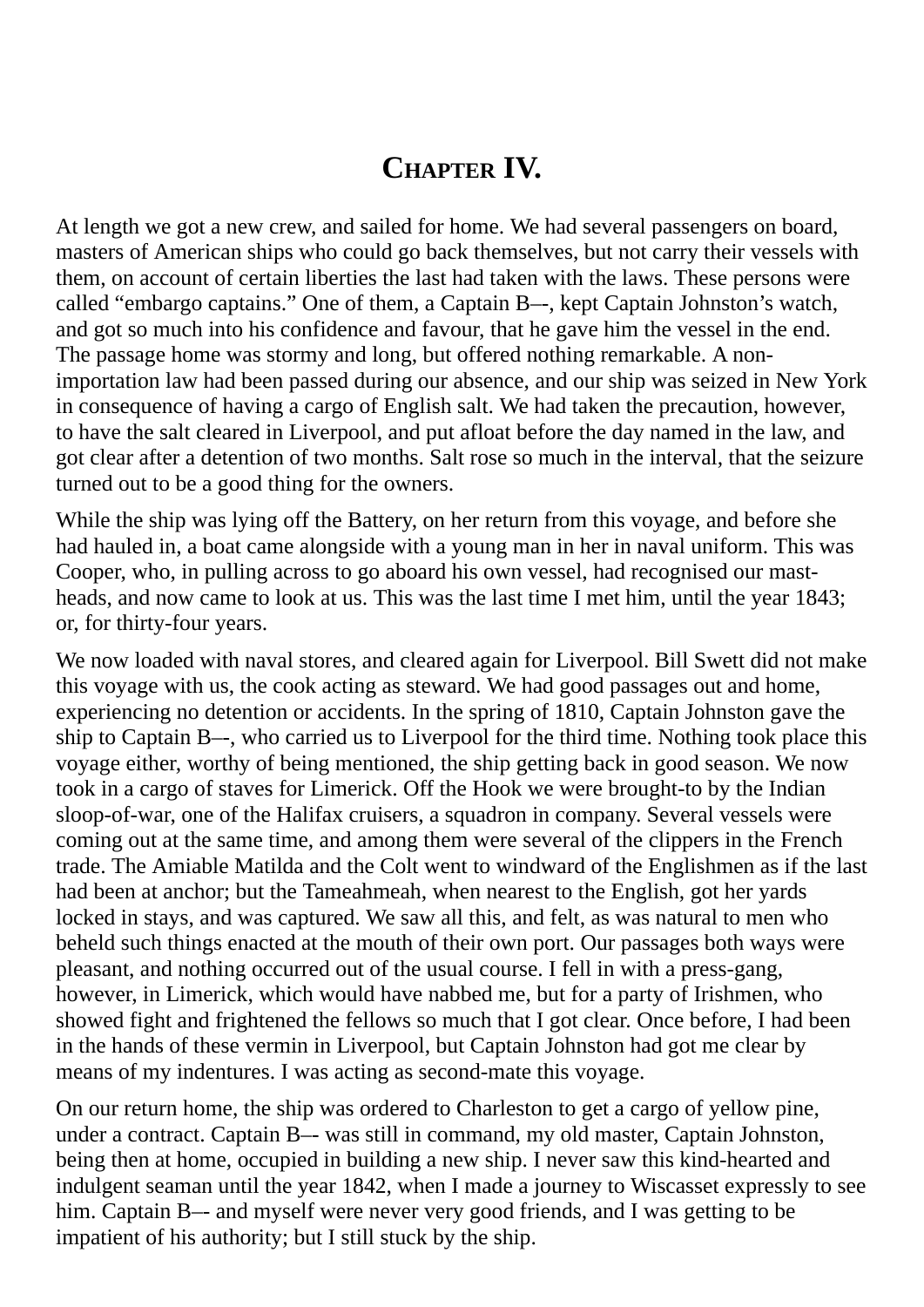# Chapter IV.

At length we got a new crew, and sailed for home. We had several passengers on board, masters of American ships who could go back themselves, but not carry their vessels with them, on account of certain liberties the last had taken with the laws. These persons were called “embargo captains.” One of them, a Captain B–-, kept Captain Johnston’s watch, and got so much into his confidence and favour, that he gave him the vessel in the end. The passage home was stormy and long, but offered nothing remarkable. A non-importation law had been passed during our absence, and our ship was seized in New York in consequence of having a cargo of English salt. We had taken the precaution, however, to have the salt cleared in Liverpool, and put afloat before the day named in the law, and got clear after a detention of two months. Salt rose so much in the interval, that the seizure turned out to be a good thing for the owners.

While the ship was lying off the Battery, on her return from this voyage, and before she had hauled in, a boat came alongside with a young man in her in naval uniform. This was Cooper, who, in pulling across to go aboard his own vessel, had recognised our mast-heads, and now came to look at us. This was the last time I met him, until the year 1843; or, for thirty-four years.

We now loaded with naval stores, and cleared again for Liverpool. Bill Swett did not make this voyage with us, the cook acting as steward. We had good passages out and home, experiencing no detention or accidents. In the spring of 1810, Captain Johnston gave the ship to Captain B–-, who carried us to Liverpool for the third time. Nothing took place this voyage either, worthy of being mentioned, the ship getting back in good season. We now took in a cargo of staves for Limerick. Off the Hook we were brought-to by the Indian sloop-of-war, one of the Halifax cruisers, a squadron in company. Several vessels were coming out at the same time, and among them were several of the clippers in the French trade. The Amiable Matilda and the Colt went to windward of the Englishmen as if the last had been at anchor; but the Tameahmeah, when nearest to the English, got her yards locked in stays, and was captured. We saw all this, and felt, as was natural to men who beheld such things enacted at the mouth of their own port. Our passages both ways were pleasant, and nothing occurred out of the usual course. I fell in with a press-gang, however, in Limerick, which would have nabbed me, but for a party of Irishmen, who showed fight and frightened the fellows so much that I got clear. Once before, I had been in the hands of these vermin in Liverpool, but Captain Johnston had got me clear by means of my indentures. I was acting as second-mate this voyage.

On our return home, the ship was ordered to Charleston to get a cargo of yellow pine, under a contract. Captain B–- was still in command, my old master, Captain Johnston, being then at home, occupied in building a new ship. I never saw this kind-hearted and indulgent seaman until the year 1842, when I made a journey to Wiscasset expressly to see him. Captain B–- and myself were never very good friends, and I was getting to be impatient of his authority; but I still stuck by the ship.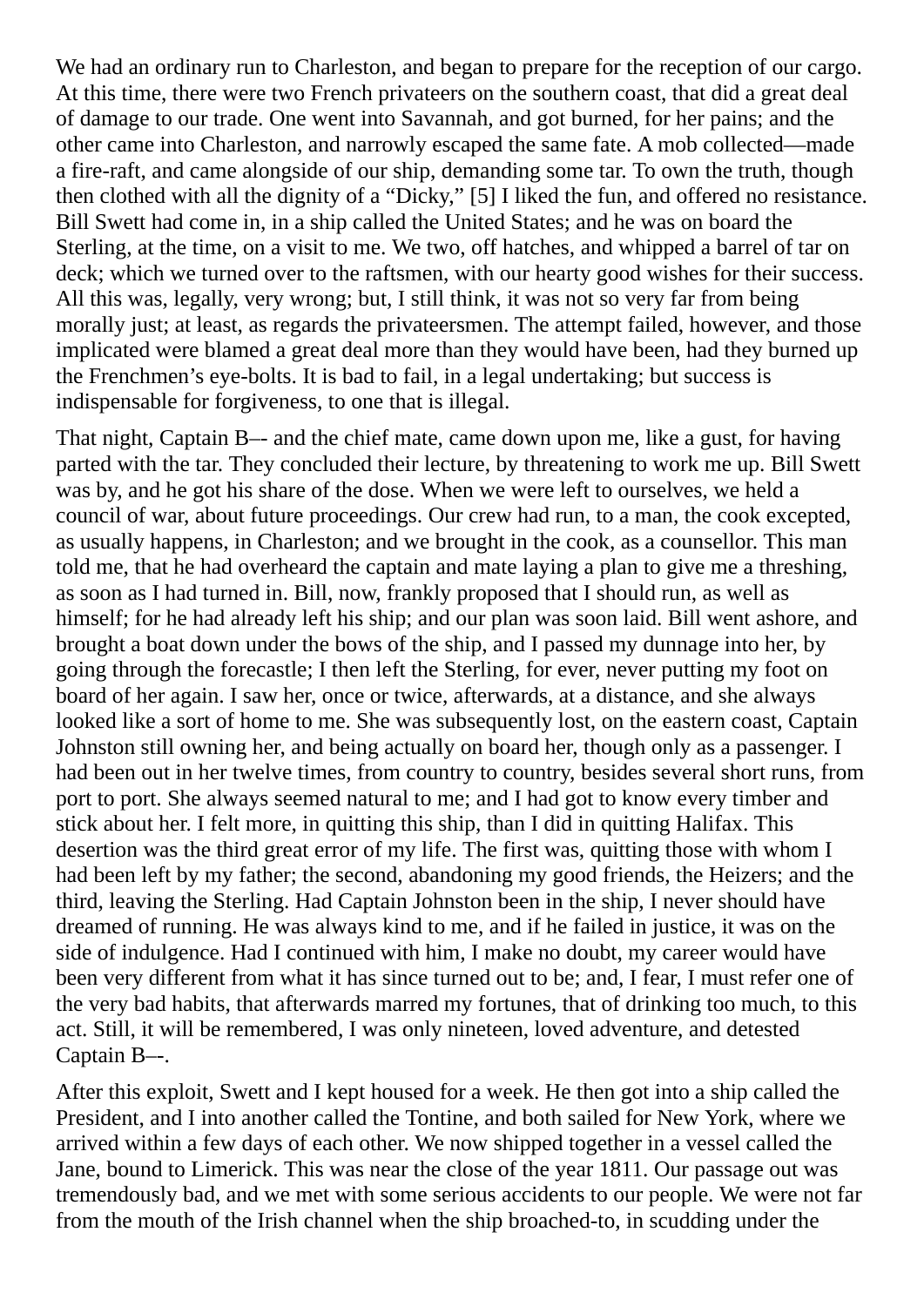We had an ordinary run to Charleston, and began to prepare for the reception of our cargo. At this time, there were two French privateers on the southern coast, that did a great deal of damage to our trade. One went into Savannah, and got burned, for her pains; and the other came into Charleston, and narrowly escaped the same fate. A mob collected—made a fire-raft, and came alongside of our ship, demanding some tar. To own the truth, though then clothed with all the dignity of a "Dicky," [5] I liked the fun, and offered no resistance. Bill Swett had come in, in a ship called the United States; and he was on board the Sterling, at the time, on a visit to me. We two, off hatches, and whipped a barrel of tar on deck; which we turned over to the raftsmen, with our hearty good wishes for their success. All this was, legally, very wrong; but, I still think, it was not so very far from being morally just; at least, as regards the privateersmen. The attempt failed, however, and those implicated were blamed a great deal more than they would have been, had they burned up the Frenchmen's eye-bolts. It is bad to fail, in a legal undertaking; but success is indispensable for forgiveness, to one that is illegal.

That night, Captain B–- and the chief mate, came down upon me, like a gust, for having parted with the tar. They concluded their lecture, by threatening to work me up. Bill Swett was by, and he got his share of the dose. When we were left to ourselves, we held a council of war, about future proceedings. Our crew had run, to a man, the cook excepted, as usually happens, in Charleston; and we brought in the cook, as a counsellor. This man told me, that he had overheard the captain and mate laying a plan to give me a threshing, as soon as I had turned in. Bill, now, frankly proposed that I should run, as well as himself; for he had already left his ship; and our plan was soon laid. Bill went ashore, and brought a boat down under the bows of the ship, and I passed my dunnage into her, by going through the forecastle; I then left the Sterling, for ever, never putting my foot on board of her again. I saw her, once or twice, afterwards, at a distance, and she always looked like a sort of home to me. She was subsequently lost, on the eastern coast, Captain Johnston still owning her, and being actually on board her, though only as a passenger. I had been out in her twelve times, from country to country, besides several short runs, from port to port. She always seemed natural to me; and I had got to know every timber and stick about her. I felt more, in quitting this ship, than I did in quitting Halifax. This desertion was the third great error of my life. The first was, quitting those with whom I had been left by my father; the second, abandoning my good friends, the Heizers; and the third, leaving the Sterling. Had Captain Johnston been in the ship, I never should have dreamed of running. He was always kind to me, and if he failed in justice, it was on the side of indulgence. Had I continued with him, I make no doubt, my career would have been very different from what it has since turned out to be; and, I fear, I must refer one of the very bad habits, that afterwards marred my fortunes, that of drinking too much, to this act. Still, it will be remembered, I was only nineteen, loved adventure, and detested Captain B–-.

After this exploit, Swett and I kept housed for a week. He then got into a ship called the President, and I into another called the Tontine, and both sailed for New York, where we arrived within a few days of each other. We now shipped together in a vessel called the Jane, bound to Limerick. This was near the close of the year 1811. Our passage out was tremendously bad, and we met with some serious accidents to our people. We were not far from the mouth of the Irish channel when the ship broached-to, in scudding under the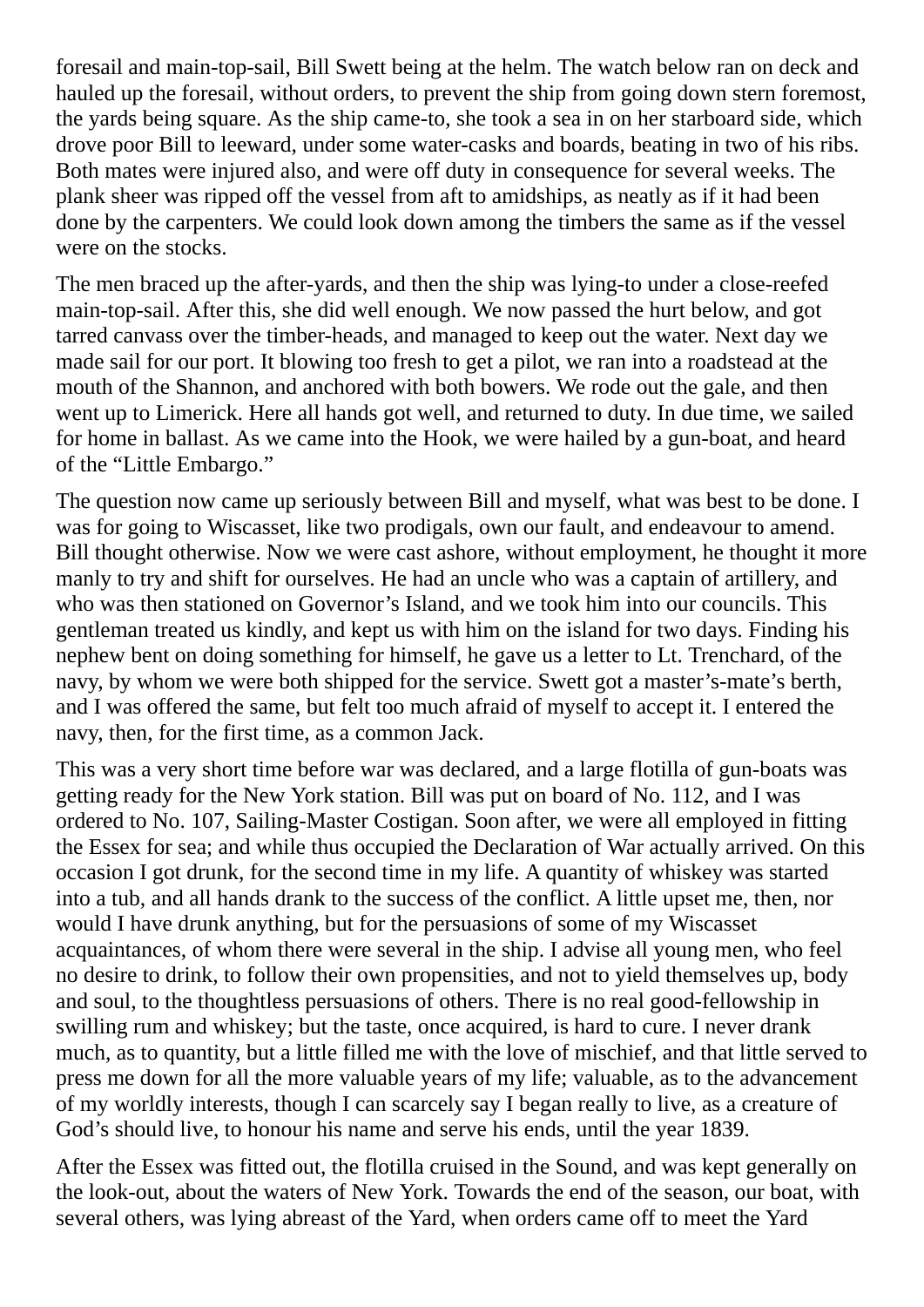foresail and main-top-sail, Bill Swett being at the helm. The watch below ran on deck and hauled up the foresail, without orders, to prevent the ship from going down stern foremost, the yards being square. As the ship came-to, she took a sea in on her starboard side, which drove poor Bill to leeward, under some water-casks and boards, beating in two of his ribs. Both mates were injured also, and were off duty in consequence for several weeks. The plank sheer was ripped off the vessel from aft to amidships, as neatly as if it had been done by the carpenters. We could look down among the timbers the same as if the vessel were on the stocks.

The men braced up the after-yards, and then the ship was lying-to under a close-reefed main-top-sail. After this, she did well enough. We now passed the hurt below, and got tarred canvass over the timber-heads, and managed to keep out the water. Next day we made sail for our port. It blowing too fresh to get a pilot, we ran into a roadstead at the mouth of the Shannon, and anchored with both bowers. We rode out the gale, and then went up to Limerick. Here all hands got well, and returned to duty. In due time, we sailed for home in ballast. As we came into the Hook, we were hailed by a gun-boat, and heard of the “Little Embargo.”

The question now came up seriously between Bill and myself, what was best to be done. I was for going to Wiscasset, like two prodigals, own our fault, and endeavour to amend. Bill thought otherwise. Now we were cast ashore, without employment, he thought it more manly to try and shift for ourselves. He had an uncle who was a captain of artillery, and who was then stationed on Governor’s Island, and we took him into our councils. This gentleman treated us kindly, and kept us with him on the island for two days. Finding his nephew bent on doing something for himself, he gave us a letter to Lt. Trenchard, of the navy, by whom we were both shipped for the service. Swett got a master’s-mate’s berth, and I was offered the same, but felt too much afraid of myself to accept it. I entered the navy, then, for the first time, as a common Jack.

This was a very short time before war was declared, and a large flotilla of gun-boats was getting ready for the New York station. Bill was put on board of No. 112, and I was ordered to No. 107, Sailing-Master Costigan. Soon after, we were all employed in fitting the Essex for sea; and while thus occupied the Declaration of War actually arrived. On this occasion I got drunk, for the second time in my life. A quantity of whiskey was started into a tub, and all hands drank to the success of the conflict. A little upset me, then, nor would I have drunk anything, but for the persuasions of some of my Wiscasset acquaintances, of whom there were several in the ship. I advise all young men, who feel no desire to drink, to follow their own propensities, and not to yield themselves up, body and soul, to the thoughtless persuasions of others. There is no real good-fellowship in swilling rum and whiskey; but the taste, once acquired, is hard to cure. I never drank much, as to quantity, but a little filled me with the love of mischief, and that little served to press me down for all the more valuable years of my life; valuable, as to the advancement of my worldly interests, though I can scarcely say I began really to live, as a creature of God’s should live, to honour his name and serve his ends, until the year 1839.

After the Essex was fitted out, the flotilla cruised in the Sound, and was kept generally on the look-out, about the waters of New York. Towards the end of the season, our boat, with several others, was lying abreast of the Yard, when orders came off to meet the Yard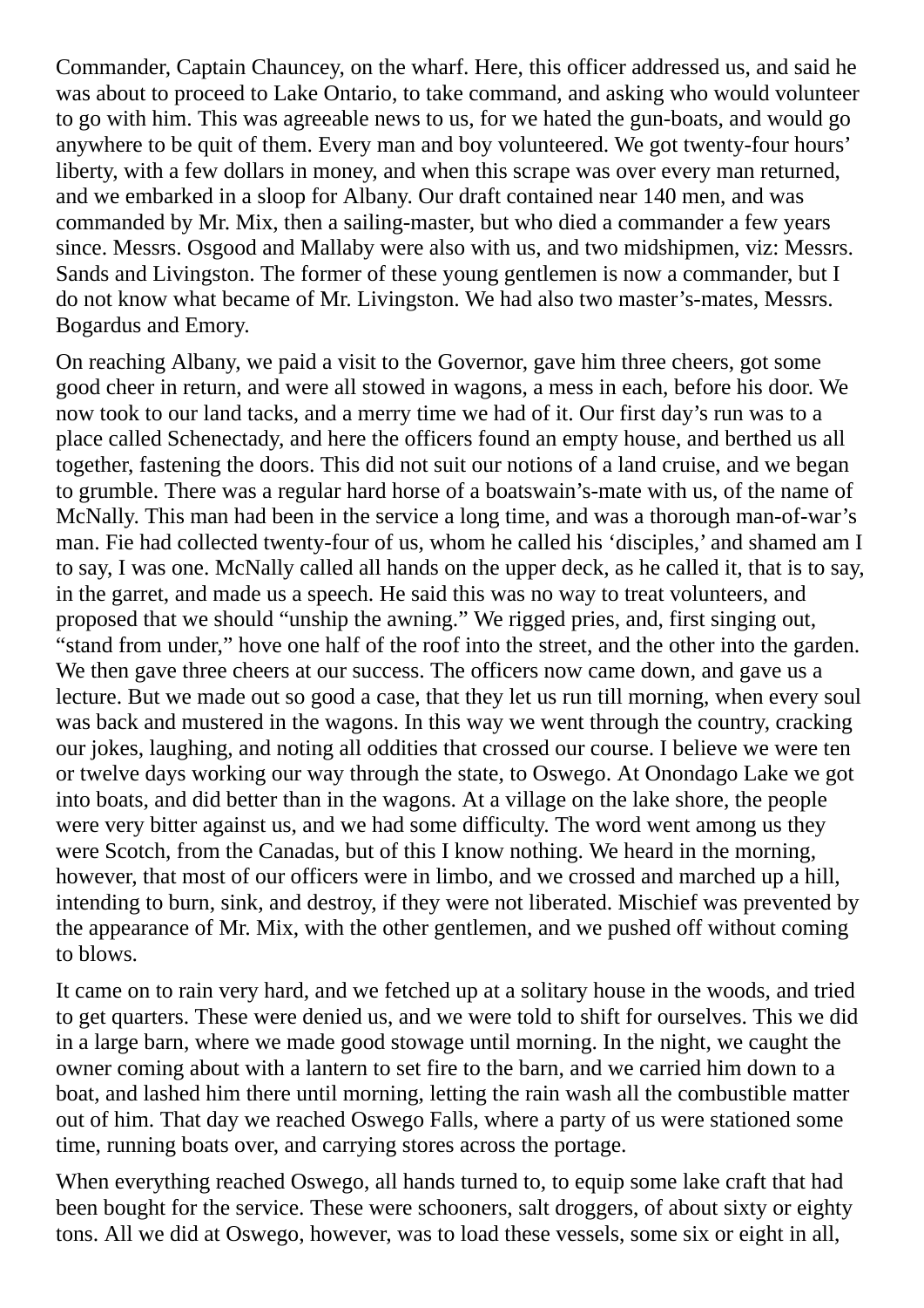Commander, Captain Chauncey, on the wharf. Here, this officer addressed us, and said he was about to proceed to Lake Ontario, to take command, and asking who would volunteer to go with him. This was agreeable news to us, for we hated the gun-boats, and would go anywhere to be quit of them. Every man and boy volunteered. We got twenty-four hours' liberty, with a few dollars in money, and when this scrape was over every man returned, and we embarked in a sloop for Albany. Our draft contained near 140 men, and was commanded by Mr. Mix, then a sailing-master, but who died a commander a few years since. Messrs. Osgood and Mallaby were also with us, and two midshipmen, viz: Messrs. Sands and Livingston. The former of these young gentlemen is now a commander, but I do not know what became of Mr. Livingston. We had also two master's-mates, Messrs. Bogardus and Emory.

On reaching Albany, we paid a visit to the Governor, gave him three cheers, got some good cheer in return, and were all stowed in wagons, a mess in each, before his door. We now took to our land tacks, and a merry time we had of it. Our first day's run was to a place called Schenectady, and here the officers found an empty house, and berthed us all together, fastening the doors. This did not suit our notions of a land cruise, and we began to grumble. There was a regular hard horse of a boatswain's-mate with us, of the name of McNally. This man had been in the service a long time, and was a thorough man-of-war's man. Fie had collected twenty-four of us, whom he called his 'disciples,' and shamed am I to say, I was one. McNally called all hands on the upper deck, as he called it, that is to say, in the garret, and made us a speech. He said this was no way to treat volunteers, and proposed that we should "unship the awning." We rigged pries, and, first singing out, "stand from under," hove one half of the roof into the street, and the other into the garden. We then gave three cheers at our success. The officers now came down, and gave us a lecture. But we made out so good a case, that they let us run till morning, when every soul was back and mustered in the wagons. In this way we went through the country, cracking our jokes, laughing, and noting all oddities that crossed our course. I believe we were ten or twelve days working our way through the state, to Oswego. At Onondago Lake we got into boats, and did better than in the wagons. At a village on the lake shore, the people were very bitter against us, and we had some difficulty. The word went among us they were Scotch, from the Canadas, but of this I know nothing. We heard in the morning, however, that most of our officers were in limbo, and we crossed and marched up a hill, intending to burn, sink, and destroy, if they were not liberated. Mischief was prevented by the appearance of Mr. Mix, with the other gentlemen, and we pushed off without coming to blows.

It came on to rain very hard, and we fetched up at a solitary house in the woods, and tried to get quarters. These were denied us, and we were told to shift for ourselves. This we did in a large barn, where we made good stowage until morning. In the night, we caught the owner coming about with a lantern to set fire to the barn, and we carried him down to a boat, and lashed him there until morning, letting the rain wash all the combustible matter out of him. That day we reached Oswego Falls, where a party of us were stationed some time, running boats over, and carrying stores across the portage.

When everything reached Oswego, all hands turned to, to equip some lake craft that had been bought for the service. These were schooners, salt droggers, of about sixty or eighty tons. All we did at Oswego, however, was to load these vessels, some six or eight in all,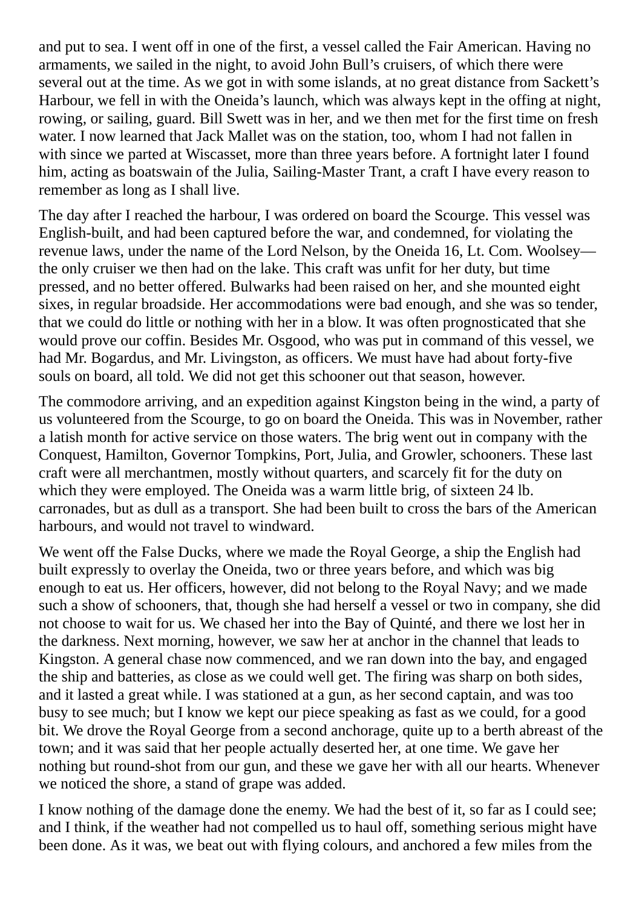and put to sea. I went off in one of the first, a vessel called the Fair American. Having no armaments, we sailed in the night, to avoid John Bull's cruisers, of which there were several out at the time. As we got in with some islands, at no great distance from Sackett's Harbour, we fell in with the Oneida's launch, which was always kept in the offing at night, rowing, or sailing, guard. Bill Swett was in her, and we then met for the first time on fresh water. I now learned that Jack Mallet was on the station, too, whom I had not fallen in with since we parted at Wiscasset, more than three years before. A fortnight later I found him, acting as boatswain of the Julia, Sailing-Master Trant, a craft I have every reason to remember as long as I shall live.

The day after I reached the harbour, I was ordered on board the Scourge. This vessel was English-built, and had been captured before the war, and condemned, for violating the revenue laws, under the name of the Lord Nelson, by the Oneida 16, Lt. Com. Woolsey—the only cruiser we then had on the lake. This craft was unfit for her duty, but time pressed, and no better offered. Bulwarks had been raised on her, and she mounted eight sixes, in regular broadside. Her accommodations were bad enough, and she was so tender, that we could do little or nothing with her in a blow. It was often prognosticated that she would prove our coffin. Besides Mr. Osgood, who was put in command of this vessel, we had Mr. Bogardus, and Mr. Livingston, as officers. We must have had about forty-five souls on board, all told. We did not get this schooner out that season, however.

The commodore arriving, and an expedition against Kingston being in the wind, a party of us volunteered from the Scourge, to go on board the Oneida. This was in November, rather a latish month for active service on those waters. The brig went out in company with the Conquest, Hamilton, Governor Tompkins, Port, Julia, and Growler, schooners. These last craft were all merchantmen, mostly without quarters, and scarcely fit for the duty on which they were employed. The Oneida was a warm little brig, of sixteen 24 lb. carronades, but as dull as a transport. She had been built to cross the bars of the American harbours, and would not travel to windward.

We went off the False Ducks, where we made the Royal George, a ship the English had built expressly to overlay the Oneida, two or three years before, and which was big enough to eat us. Her officers, however, did not belong to the Royal Navy; and we made such a show of schooners, that, though she had herself a vessel or two in company, she did not choose to wait for us. We chased her into the Bay of Quinté, and there we lost her in the darkness. Next morning, however, we saw her at anchor in the channel that leads to Kingston. A general chase now commenced, and we ran down into the bay, and engaged the ship and batteries, as close as we could well get. The firing was sharp on both sides, and it lasted a great while. I was stationed at a gun, as her second captain, and was too busy to see much; but I know we kept our piece speaking as fast as we could, for a good bit. We drove the Royal George from a second anchorage, quite up to a berth abreast of the town; and it was said that her people actually deserted her, at one time. We gave her nothing but round-shot from our gun, and these we gave her with all our hearts. Whenever we noticed the shore, a stand of grape was added.

I know nothing of the damage done the enemy. We had the best of it, so far as I could see; and I think, if the weather had not compelled us to haul off, something serious might have been done. As it was, we beat out with flying colours, and anchored a few miles from the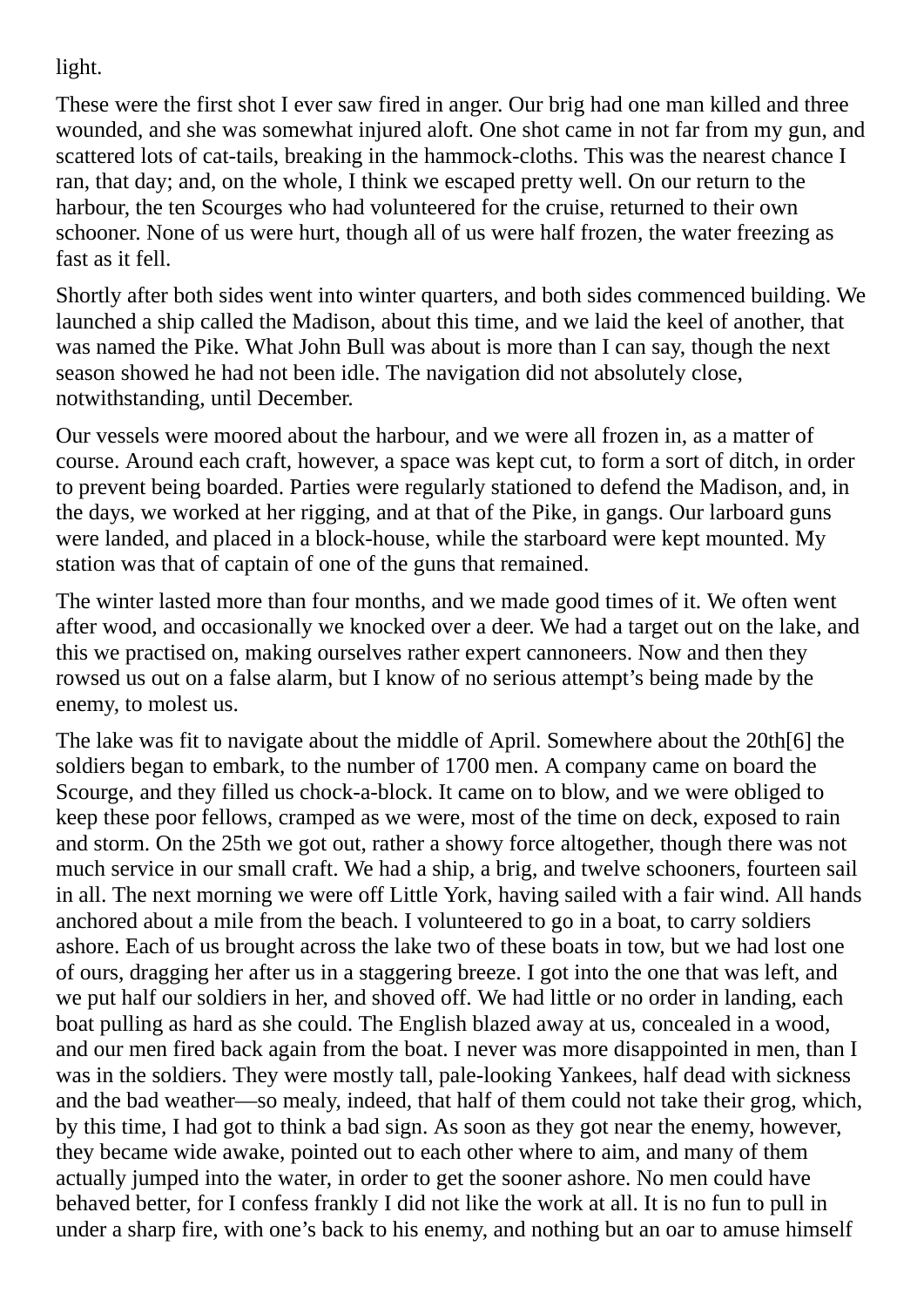light.

These were the first shot I ever saw fired in anger. Our brig had one man killed and three wounded, and she was somewhat injured aloft. One shot came in not far from my gun, and scattered lots of cat-tails, breaking in the hammock-cloths. This was the nearest chance I ran, that day; and, on the whole, I think we escaped pretty well. On our return to the harbour, the ten Scourges who had volunteered for the cruise, returned to their own schooner. None of us were hurt, though all of us were half frozen, the water freezing as fast as it fell.

Shortly after both sides went into winter quarters, and both sides commenced building. We launched a ship called the Madison, about this time, and we laid the keel of another, that was named the Pike. What John Bull was about is more than I can say, though the next season showed he had not been idle. The navigation did not absolutely close, notwithstanding, until December.

Our vessels were moored about the harbour, and we were all frozen in, as a matter of course. Around each craft, however, a space was kept cut, to form a sort of ditch, in order to prevent being boarded. Parties were regularly stationed to defend the Madison, and, in the days, we worked at her rigging, and at that of the Pike, in gangs. Our larboard guns were landed, and placed in a block-house, while the starboard were kept mounted. My station was that of captain of one of the guns that remained.

The winter lasted more than four months, and we made good times of it. We often went after wood, and occasionally we knocked over a deer. We had a target out on the lake, and this we practised on, making ourselves rather expert cannoneers. Now and then they rowsed us out on a false alarm, but I know of no serious attempt's being made by the enemy, to molest us.

The lake was fit to navigate about the middle of April. Somewhere about the 20th[6] the soldiers began to embark, to the number of 1700 men. A company came on board the Scourge, and they filled us chock-a-block. It came on to blow, and we were obliged to keep these poor fellows, cramped as we were, most of the time on deck, exposed to rain and storm. On the 25th we got out, rather a showy force altogether, though there was not much service in our small craft. We had a ship, a brig, and twelve schooners, fourteen sail in all. The next morning we were off Little York, having sailed with a fair wind. All hands anchored about a mile from the beach. I volunteered to go in a boat, to carry soldiers ashore. Each of us brought across the lake two of these boats in tow, but we had lost one of ours, dragging her after us in a staggering breeze. I got into the one that was left, and we put half our soldiers in her, and shoved off. We had little or no order in landing, each boat pulling as hard as she could. The English blazed away at us, concealed in a wood, and our men fired back again from the boat. I never was more disappointed in men, than I was in the soldiers. They were mostly tall, pale-looking Yankees, half dead with sickness and the bad weather—so mealy, indeed, that half of them could not take their grog, which, by this time, I had got to think a bad sign. As soon as they got near the enemy, however, they became wide awake, pointed out to each other where to aim, and many of them actually jumped into the water, in order to get the sooner ashore. No men could have behaved better, for I confess frankly I did not like the work at all. It is no fun to pull in under a sharp fire, with one's back to his enemy, and nothing but an oar to amuse himself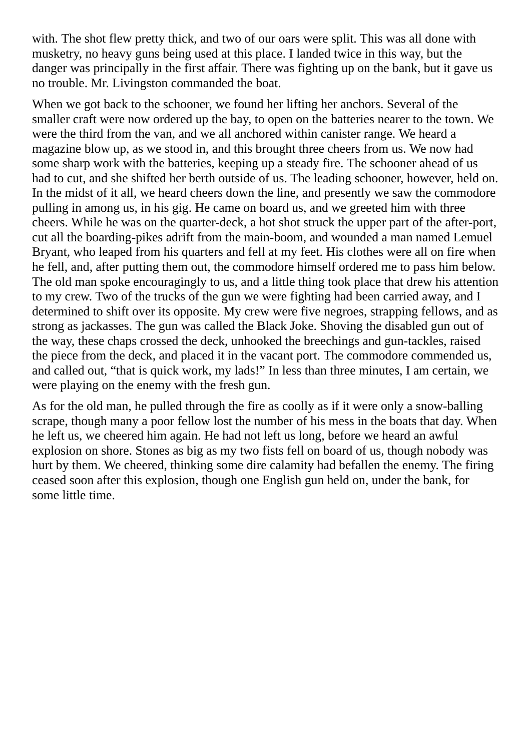with. The shot flew pretty thick, and two of our oars were split. This was all done with musketry, no heavy guns being used at this place. I landed twice in this way, but the danger was principally in the first affair. There was fighting up on the bank, but it gave us no trouble. Mr. Livingston commanded the boat.

When we got back to the schooner, we found her lifting her anchors. Several of the smaller craft were now ordered up the bay, to open on the batteries nearer to the town. We were the third from the van, and we all anchored within canister range. We heard a magazine blow up, as we stood in, and this brought three cheers from us. We now had some sharp work with the batteries, keeping up a steady fire. The schooner ahead of us had to cut, and she shifted her berth outside of us. The leading schooner, however, held on. In the midst of it all, we heard cheers down the line, and presently we saw the commodore pulling in among us, in his gig. He came on board us, and we greeted him with three cheers. While he was on the quarter-deck, a hot shot struck the upper part of the after-port, cut all the boarding-pikes adrift from the main-boom, and wounded a man named Lemuel Bryant, who leaped from his quarters and fell at my feet. His clothes were all on fire when he fell, and, after putting them out, the commodore himself ordered me to pass him below. The old man spoke encouragingly to us, and a little thing took place that drew his attention to my crew. Two of the trucks of the gun we were fighting had been carried away, and I determined to shift over its opposite. My crew were five negroes, strapping fellows, and as strong as jackasses. The gun was called the Black Joke. Shoving the disabled gun out of the way, these chaps crossed the deck, unhooked the breechings and gun-tackles, raised the piece from the deck, and placed it in the vacant port. The commodore commended us, and called out, “that is quick work, my lads!” In less than three minutes, I am certain, we were playing on the enemy with the fresh gun.

As for the old man, he pulled through the fire as coolly as if it were only a snow-balling scrape, though many a poor fellow lost the number of his mess in the boats that day. When he left us, we cheered him again. He had not left us long, before we heard an awful explosion on shore. Stones as big as my two fists fell on board of us, though nobody was hurt by them. We cheered, thinking some dire calamity had befallen the enemy. The firing ceased soon after this explosion, though one English gun held on, under the bank, for some little time.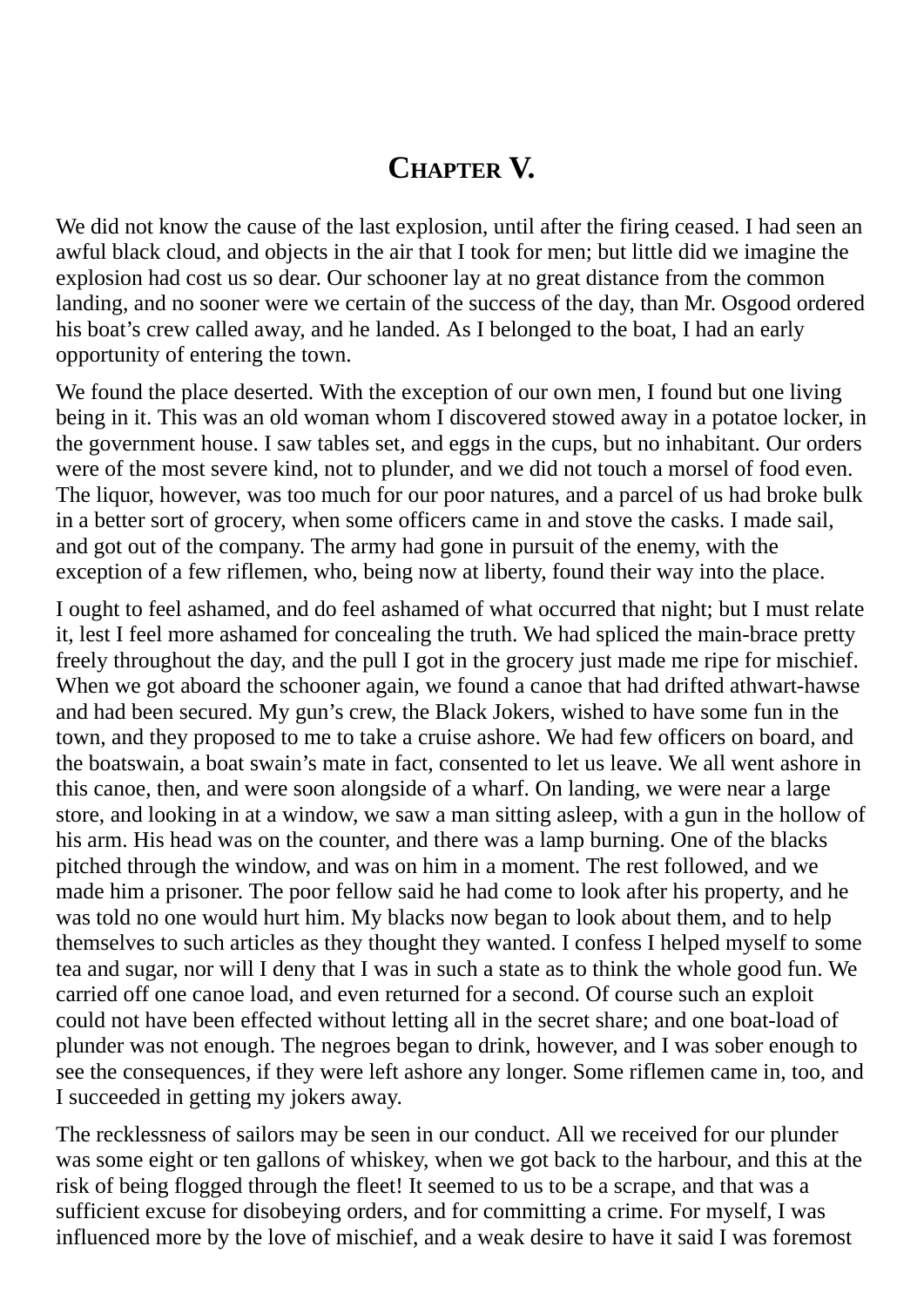# Chapter V.

We did not know the cause of the last explosion, until after the firing ceased. I had seen an awful black cloud, and objects in the air that I took for men; but little did we imagine the explosion had cost us so dear. Our schooner lay at no great distance from the common landing, and no sooner were we certain of the success of the day, than Mr. Osgood ordered his boat's crew called away, and he landed. As I belonged to the boat, I had an early opportunity of entering the town.

We found the place deserted. With the exception of our own men, I found but one living being in it. This was an old woman whom I discovered stowed away in a potatoe locker, in the government house. I saw tables set, and eggs in the cups, but no inhabitant. Our orders were of the most severe kind, not to plunder, and we did not touch a morsel of food even. The liquor, however, was too much for our poor natures, and a parcel of us had broke bulk in a better sort of grocery, when some officers came in and stove the casks. I made sail, and got out of the company. The army had gone in pursuit of the enemy, with the exception of a few riflemen, who, being now at liberty, found their way into the place.

I ought to feel ashamed, and do feel ashamed of what occurred that night; but I must relate it, lest I feel more ashamed for concealing the truth. We had spliced the main-brace pretty freely throughout the day, and the pull I got in the grocery just made me ripe for mischief. When we got aboard the schooner again, we found a canoe that had drifted athwart-hawse and had been secured. My gun's crew, the Black Jokers, wished to have some fun in the town, and they proposed to me to take a cruise ashore. We had few officers on board, and the boatswain, a boat swain's mate in fact, consented to let us leave. We all went ashore in this canoe, then, and were soon alongside of a wharf. On landing, we were near a large store, and looking in at a window, we saw a man sitting asleep, with a gun in the hollow of his arm. His head was on the counter, and there was a lamp burning. One of the blacks pitched through the window, and was on him in a moment. The rest followed, and we made him a prisoner. The poor fellow said he had come to look after his property, and he was told no one would hurt him. My blacks now began to look about them, and to help themselves to such articles as they thought they wanted. I confess I helped myself to some tea and sugar, nor will I deny that I was in such a state as to think the whole good fun. We carried off one canoe load, and even returned for a second. Of course such an exploit could not have been effected without letting all in the secret share; and one boat-load of plunder was not enough. The negroes began to drink, however, and I was sober enough to see the consequences, if they were left ashore any longer. Some riflemen came in, too, and I succeeded in getting my jokers away.

The recklessness of sailors may be seen in our conduct. All we received for our plunder was some eight or ten gallons of whiskey, when we got back to the harbour, and this at the risk of being flogged through the fleet! It seemed to us to be a scrape, and that was a sufficient excuse for disobeying orders, and for committing a crime. For myself, I was influenced more by the love of mischief, and a weak desire to have it said I was foremost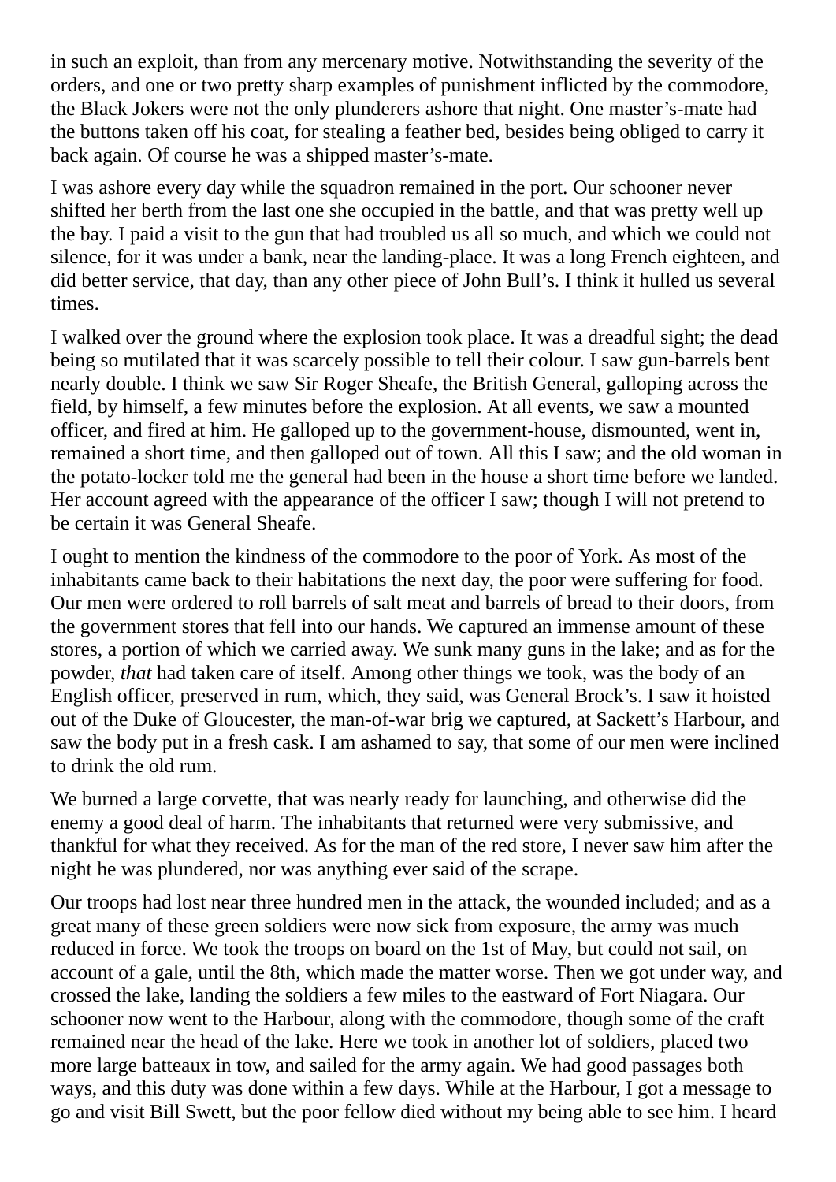in such an exploit, than from any mercenary motive. Notwithstanding the severity of the orders, and one or two pretty sharp examples of punishment inflicted by the commodore, the Black Jokers were not the only plunderers ashore that night. One master's-mate had the buttons taken off his coat, for stealing a feather bed, besides being obliged to carry it back again. Of course he was a shipped master's-mate.

I was ashore every day while the squadron remained in the port. Our schooner never shifted her berth from the last one she occupied in the battle, and that was pretty well up the bay. I paid a visit to the gun that had troubled us all so much, and which we could not silence, for it was under a bank, near the landing-place. It was a long French eighteen, and did better service, that day, than any other piece of John Bull's. I think it hulled us several times.

I walked over the ground where the explosion took place. It was a dreadful sight; the dead being so mutilated that it was scarcely possible to tell their colour. I saw gun-barrels bent nearly double. I think we saw Sir Roger Sheafe, the British General, galloping across the field, by himself, a few minutes before the explosion. At all events, we saw a mounted officer, and fired at him. He galloped up to the government-house, dismounted, went in, remained a short time, and then galloped out of town. All this I saw; and the old woman in the potato-locker told me the general had been in the house a short time before we landed. Her account agreed with the appearance of the officer I saw; though I will not pretend to be certain it was General Sheafe.

I ought to mention the kindness of the commodore to the poor of York. As most of the inhabitants came back to their habitations the next day, the poor were suffering for food. Our men were ordered to roll barrels of salt meat and barrels of bread to their doors, from the government stores that fell into our hands. We captured an immense amount of these stores, a portion of which we carried away. We sunk many guns in the lake; and as for the powder, *that* had taken care of itself. Among other things we took, was the body of an English officer, preserved in rum, which, they said, was General Brock's. I saw it hoisted out of the Duke of Gloucester, the man-of-war brig we captured, at Sackett's Harbour, and saw the body put in a fresh cask. I am ashamed to say, that some of our men were inclined to drink the old rum.

We burned a large corvette, that was nearly ready for launching, and otherwise did the enemy a good deal of harm. The inhabitants that returned were very submissive, and thankful for what they received. As for the man of the red store, I never saw him after the night he was plundered, nor was anything ever said of the scrape.

Our troops had lost near three hundred men in the attack, the wounded included; and as a great many of these green soldiers were now sick from exposure, the army was much reduced in force. We took the troops on board on the 1st of May, but could not sail, on account of a gale, until the 8th, which made the matter worse. Then we got under way, and crossed the lake, landing the soldiers a few miles to the eastward of Fort Niagara. Our schooner now went to the Harbour, along with the commodore, though some of the craft remained near the head of the lake. Here we took in another lot of soldiers, placed two more large batteaux in tow, and sailed for the army again. We had good passages both ways, and this duty was done within a few days. While at the Harbour, I got a message to go and visit Bill Swett, but the poor fellow died without my being able to see him. I heard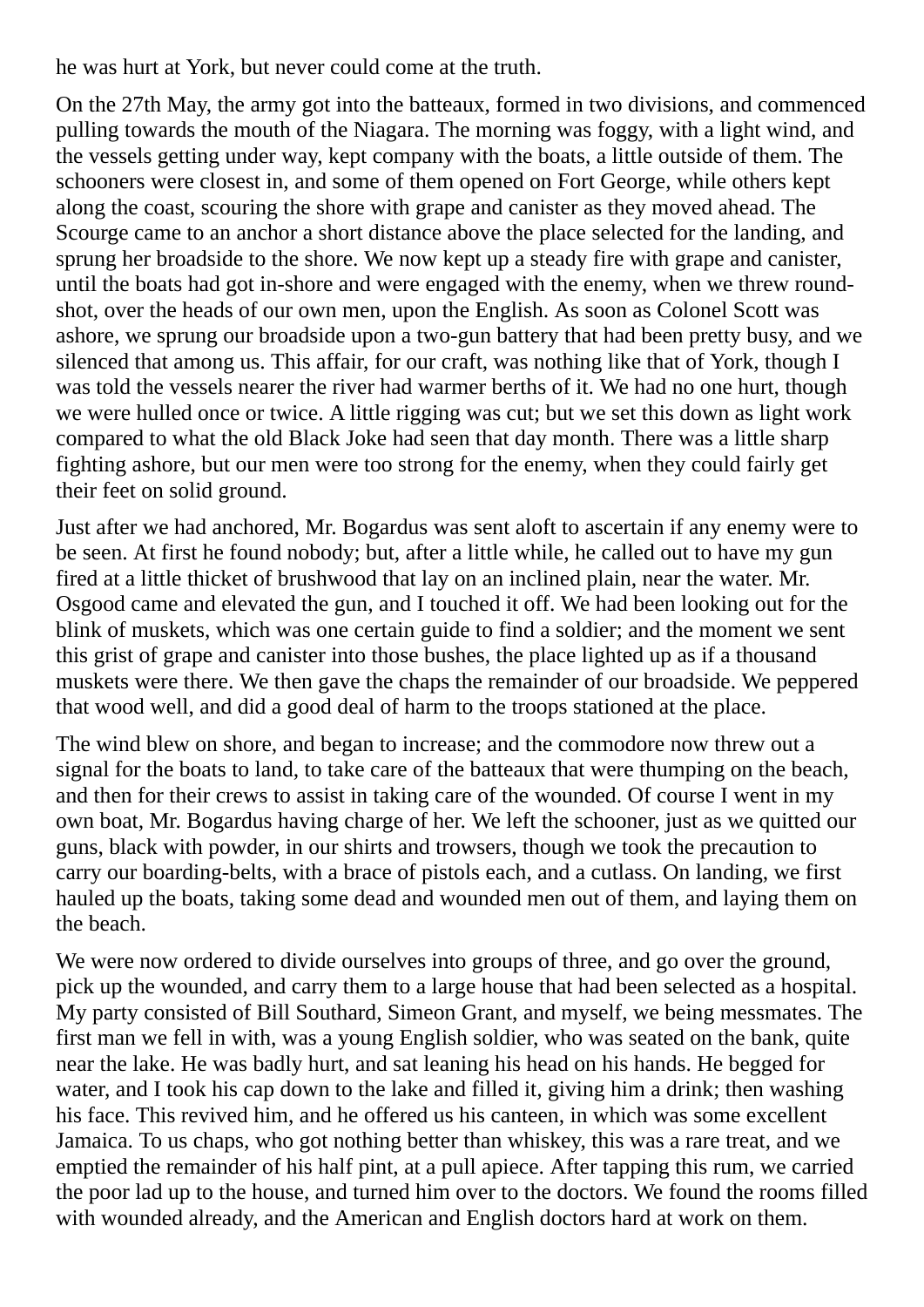he was hurt at York, but never could come at the truth.

On the 27th May, the army got into the batteaux, formed in two divisions, and commenced pulling towards the mouth of the Niagara. The morning was foggy, with a light wind, and the vessels getting under way, kept company with the boats, a little outside of them. The schooners were closest in, and some of them opened on Fort George, while others kept along the coast, scouring the shore with grape and canister as they moved ahead. The Scourge came to an anchor a short distance above the place selected for the landing, and sprung her broadside to the shore. We now kept up a steady fire with grape and canister, until the boats had got in-shore and were engaged with the enemy, when we threw round-shot, over the heads of our own men, upon the English. As soon as Colonel Scott was ashore, we sprung our broadside upon a two-gun battery that had been pretty busy, and we silenced that among us. This affair, for our craft, was nothing like that of York, though I was told the vessels nearer the river had warmer berths of it. We had no one hurt, though we were hulled once or twice. A little rigging was cut; but we set this down as light work compared to what the old Black Joke had seen that day month. There was a little sharp fighting ashore, but our men were too strong for the enemy, when they could fairly get their feet on solid ground.

Just after we had anchored, Mr. Bogardus was sent aloft to ascertain if any enemy were to be seen. At first he found nobody; but, after a little while, he called out to have my gun fired at a little thicket of brushwood that lay on an inclined plain, near the water. Mr. Osgood came and elevated the gun, and I touched it off. We had been looking out for the blink of muskets, which was one certain guide to find a soldier; and the moment we sent this grist of grape and canister into those bushes, the place lighted up as if a thousand muskets were there. We then gave the chaps the remainder of our broadside. We peppered that wood well, and did a good deal of harm to the troops stationed at the place.

The wind blew on shore, and began to increase; and the commodore now threw out a signal for the boats to land, to take care of the batteaux that were thumping on the beach, and then for their crews to assist in taking care of the wounded. Of course I went in my own boat, Mr. Bogardus having charge of her. We left the schooner, just as we quitted our guns, black with powder, in our shirts and trowsers, though we took the precaution to carry our boarding-belts, with a brace of pistols each, and a cutlass. On landing, we first hauled up the boats, taking some dead and wounded men out of them, and laying them on the beach.

We were now ordered to divide ourselves into groups of three, and go over the ground, pick up the wounded, and carry them to a large house that had been selected as a hospital. My party consisted of Bill Southard, Simeon Grant, and myself, we being messmates. The first man we fell in with, was a young English soldier, who was seated on the bank, quite near the lake. He was badly hurt, and sat leaning his head on his hands. He begged for water, and I took his cap down to the lake and filled it, giving him a drink; then washing his face. This revived him, and he offered us his canteen, in which was some excellent Jamaica. To us chaps, who got nothing better than whiskey, this was a rare treat, and we emptied the remainder of his half pint, at a pull apiece. After tapping this rum, we carried the poor lad up to the house, and turned him over to the doctors. We found the rooms filled with wounded already, and the American and English doctors hard at work on them.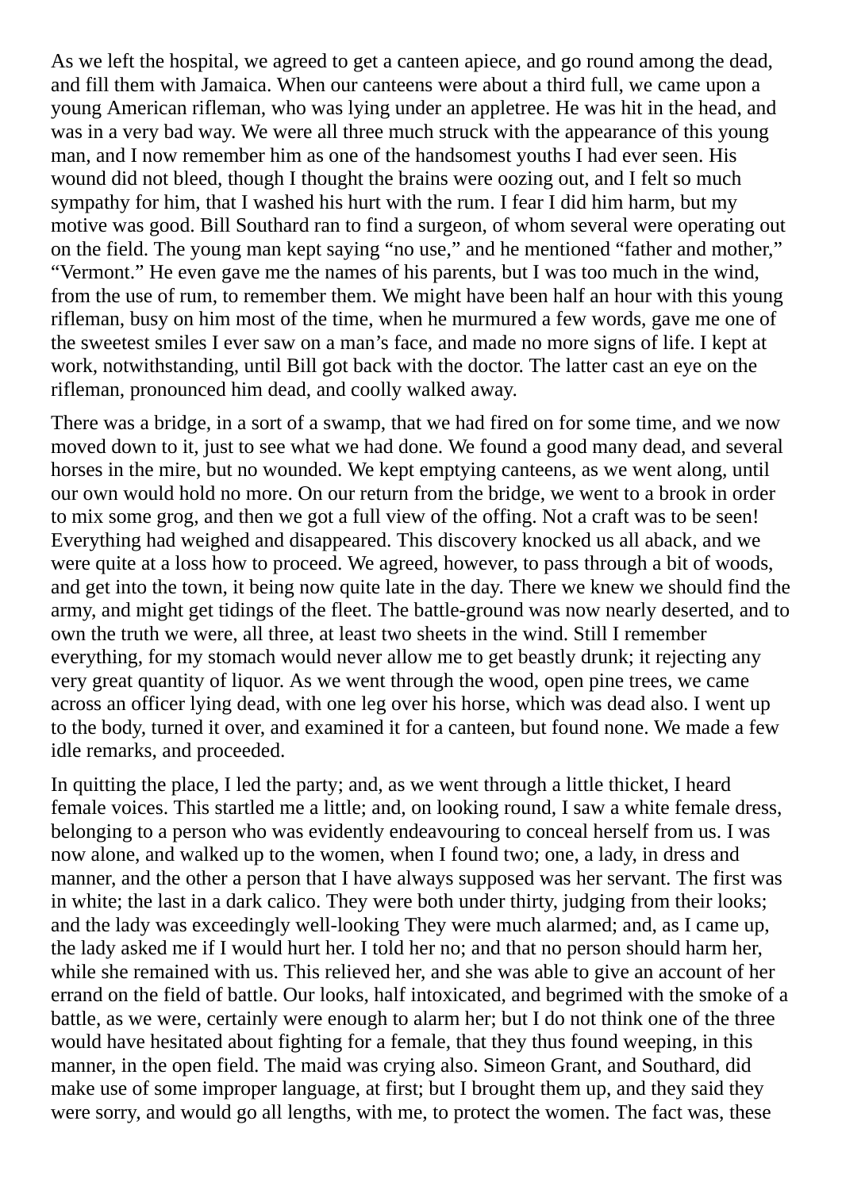As we left the hospital, we agreed to get a canteen apiece, and go round among the dead, and fill them with Jamaica. When our canteens were about a third full, we came upon a young American rifleman, who was lying under an appletree. He was hit in the head, and was in a very bad way. We were all three much struck with the appearance of this young man, and I now remember him as one of the handsomest youths I had ever seen. His wound did not bleed, though I thought the brains were oozing out, and I felt so much sympathy for him, that I washed his hurt with the rum. I fear I did him harm, but my motive was good. Bill Southard ran to find a surgeon, of whom several were operating out on the field. The young man kept saying "no use," and he mentioned "father and mother," "Vermont." He even gave me the names of his parents, but I was too much in the wind, from the use of rum, to remember them. We might have been half an hour with this young rifleman, busy on him most of the time, when he murmured a few words, gave me one of the sweetest smiles I ever saw on a man's face, and made no more signs of life. I kept at work, notwithstanding, until Bill got back with the doctor. The latter cast an eye on the rifleman, pronounced him dead, and coolly walked away.

There was a bridge, in a sort of a swamp, that we had fired on for some time, and we now moved down to it, just to see what we had done. We found a good many dead, and several horses in the mire, but no wounded. We kept emptying canteens, as we went along, until our own would hold no more. On our return from the bridge, we went to a brook in order to mix some grog, and then we got a full view of the offing. Not a craft was to be seen! Everything had weighed and disappeared. This discovery knocked us all aback, and we were quite at a loss how to proceed. We agreed, however, to pass through a bit of woods, and get into the town, it being now quite late in the day. There we knew we should find the army, and might get tidings of the fleet. The battle-ground was now nearly deserted, and to own the truth we were, all three, at least two sheets in the wind. Still I remember everything, for my stomach would never allow me to get beastly drunk; it rejecting any very great quantity of liquor. As we went through the wood, open pine trees, we came across an officer lying dead, with one leg over his horse, which was dead also. I went up to the body, turned it over, and examined it for a canteen, but found none. We made a few idle remarks, and proceeded.

In quitting the place, I led the party; and, as we went through a little thicket, I heard female voices. This startled me a little; and, on looking round, I saw a white female dress, belonging to a person who was evidently endeavouring to conceal herself from us. I was now alone, and walked up to the women, when I found two; one, a lady, in dress and manner, and the other a person that I have always supposed was her servant. The first was in white; the last in a dark calico. They were both under thirty, judging from their looks; and the lady was exceedingly well-looking They were much alarmed; and, as I came up, the lady asked me if I would hurt her. I told her no; and that no person should harm her, while she remained with us. This relieved her, and she was able to give an account of her errand on the field of battle. Our looks, half intoxicated, and begrimed with the smoke of a battle, as we were, certainly were enough to alarm her; but I do not think one of the three would have hesitated about fighting for a female, that they thus found weeping, in this manner, in the open field. The maid was crying also. Simeon Grant, and Southard, did make use of some improper language, at first; but I brought them up, and they said they were sorry, and would go all lengths, with me, to protect the women. The fact was, these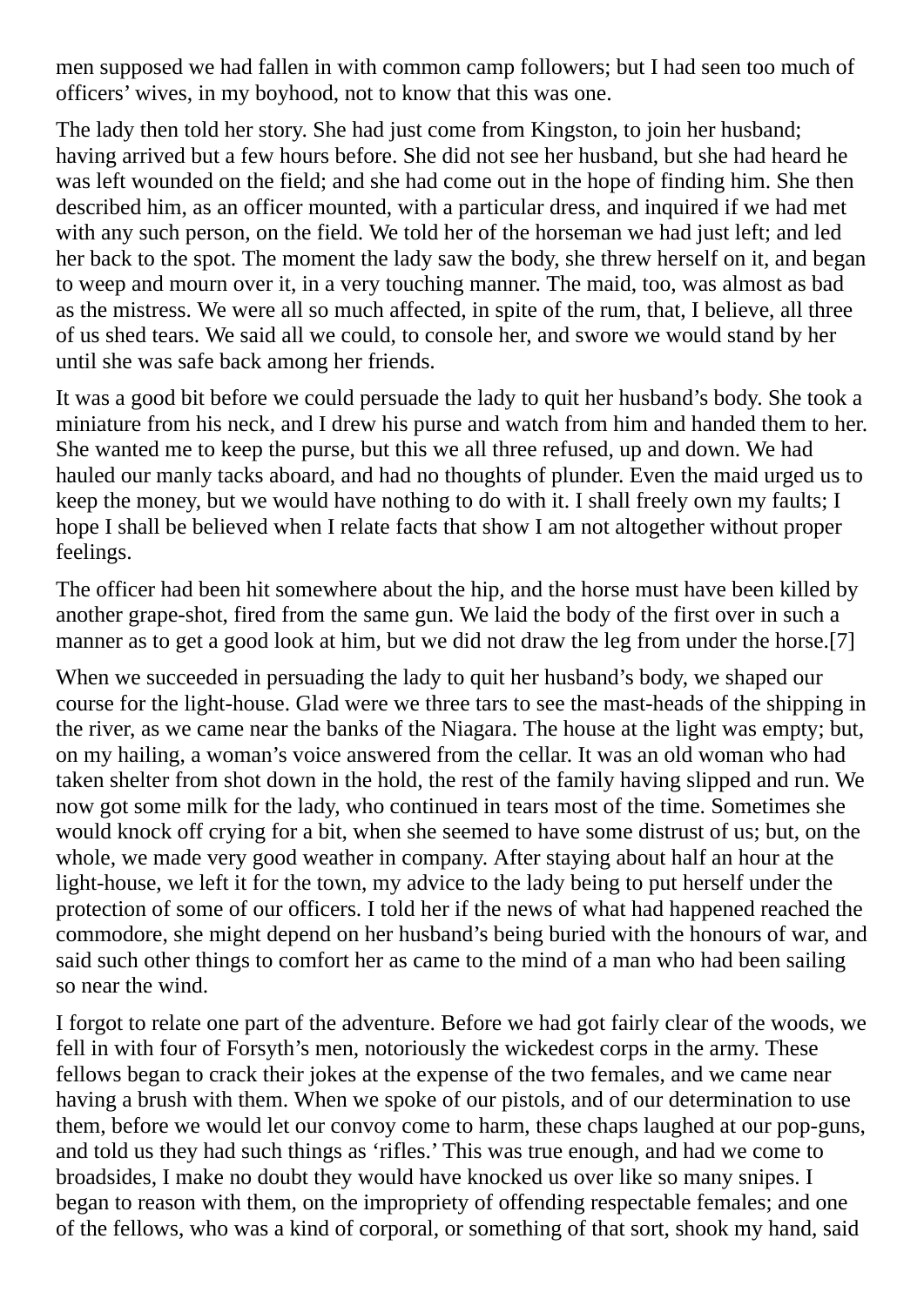men supposed we had fallen in with common camp followers; but I had seen too much of officers' wives, in my boyhood, not to know that this was one.

The lady then told her story. She had just come from Kingston, to join her husband; having arrived but a few hours before. She did not see her husband, but she had heard he was left wounded on the field; and she had come out in the hope of finding him. She then described him, as an officer mounted, with a particular dress, and inquired if we had met with any such person, on the field. We told her of the horseman we had just left; and led her back to the spot. The moment the lady saw the body, she threw herself on it, and began to weep and mourn over it, in a very touching manner. The maid, too, was almost as bad as the mistress. We were all so much affected, in spite of the rum, that, I believe, all three of us shed tears. We said all we could, to console her, and swore we would stand by her until she was safe back among her friends.

It was a good bit before we could persuade the lady to quit her husband's body. She took a miniature from his neck, and I drew his purse and watch from him and handed them to her. She wanted me to keep the purse, but this we all three refused, up and down. We had hauled our manly tacks aboard, and had no thoughts of plunder. Even the maid urged us to keep the money, but we would have nothing to do with it. I shall freely own my faults; I hope I shall be believed when I relate facts that show I am not altogether without proper feelings.

The officer had been hit somewhere about the hip, and the horse must have been killed by another grape-shot, fired from the same gun. We laid the body of the first over in such a manner as to get a good look at him, but we did not draw the leg from under the horse.[7]

When we succeeded in persuading the lady to quit her husband's body, we shaped our course for the light-house. Glad were we three tars to see the mast-heads of the shipping in the river, as we came near the banks of the Niagara. The house at the light was empty; but, on my hailing, a woman's voice answered from the cellar. It was an old woman who had taken shelter from shot down in the hold, the rest of the family having slipped and run. We now got some milk for the lady, who continued in tears most of the time. Sometimes she would knock off crying for a bit, when she seemed to have some distrust of us; but, on the whole, we made very good weather in company. After staying about half an hour at the light-house, we left it for the town, my advice to the lady being to put herself under the protection of some of our officers. I told her if the news of what had happened reached the commodore, she might depend on her husband's being buried with the honours of war, and said such other things to comfort her as came to the mind of a man who had been sailing so near the wind.

I forgot to relate one part of the adventure. Before we had got fairly clear of the woods, we fell in with four of Forsyth's men, notoriously the wickedest corps in the army. These fellows began to crack their jokes at the expense of the two females, and we came near having a brush with them. When we spoke of our pistols, and of our determination to use them, before we would let our convoy come to harm, these chaps laughed at our pop-guns, and told us they had such things as 'rifles.' This was true enough, and had we come to broadsides, I make no doubt they would have knocked us over like so many snipes. I began to reason with them, on the impropriety of offending respectable females; and one of the fellows, who was a kind of corporal, or something of that sort, shook my hand, said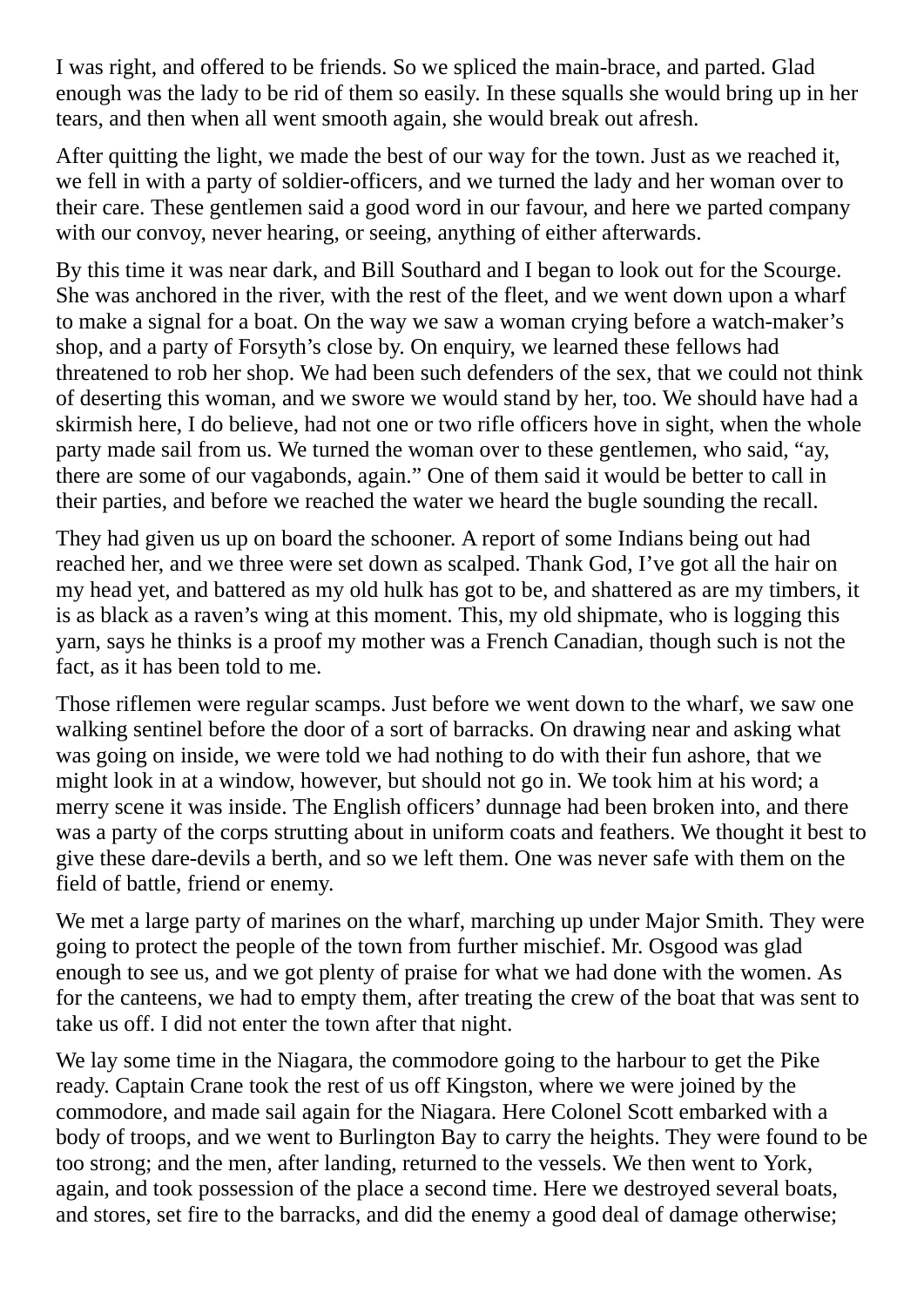I was right, and offered to be friends. So we spliced the main-brace, and parted. Glad enough was the lady to be rid of them so easily. In these squalls she would bring up in her tears, and then when all went smooth again, she would break out afresh.

After quitting the light, we made the best of our way for the town. Just as we reached it, we fell in with a party of soldier-officers, and we turned the lady and her woman over to their care. These gentlemen said a good word in our favour, and here we parted company with our convoy, never hearing, or seeing, anything of either afterwards.

By this time it was near dark, and Bill Southard and I began to look out for the Scourge. She was anchored in the river, with the rest of the fleet, and we went down upon a wharf to make a signal for a boat. On the way we saw a woman crying before a watch-maker’s shop, and a party of Forsyth’s close by. On enquiry, we learned these fellows had threatened to rob her shop. We had been such defenders of the sex, that we could not think of deserting this woman, and we swore we would stand by her, too. We should have had a skirmish here, I do believe, had not one or two rifle officers hove in sight, when the whole party made sail from us. We turned the woman over to these gentlemen, who said, “ay, there are some of our vagabonds, again.” One of them said it would be better to call in their parties, and before we reached the water we heard the bugle sounding the recall.

They had given us up on board the schooner. A report of some Indians being out had reached her, and we three were set down as scalped. Thank God, I’ve got all the hair on my head yet, and battered as my old hulk has got to be, and shattered as are my timbers, it is as black as a raven’s wing at this moment. This, my old shipmate, who is logging this yarn, says he thinks is a proof my mother was a French Canadian, though such is not the fact, as it has been told to me.

Those riflemen were regular scamps. Just before we went down to the wharf, we saw one walking sentinel before the door of a sort of barracks. On drawing near and asking what was going on inside, we were told we had nothing to do with their fun ashore, that we might look in at a window, however, but should not go in. We took him at his word; a merry scene it was inside. The English officers’ dunnage had been broken into, and there was a party of the corps strutting about in uniform coats and feathers. We thought it best to give these dare-devils a berth, and so we left them. One was never safe with them on the field of battle, friend or enemy.

We met a large party of marines on the wharf, marching up under Major Smith. They were going to protect the people of the town from further mischief. Mr. Osgood was glad enough to see us, and we got plenty of praise for what we had done with the women. As for the canteens, we had to empty them, after treating the crew of the boat that was sent to take us off. I did not enter the town after that night.

We lay some time in the Niagara, the commodore going to the harbour to get the Pike ready. Captain Crane took the rest of us off Kingston, where we were joined by the commodore, and made sail again for the Niagara. Here Colonel Scott embarked with a body of troops, and we went to Burlington Bay to carry the heights. They were found to be too strong; and the men, after landing, returned to the vessels. We then went to York, again, and took possession of the place a second time. Here we destroyed several boats, and stores, set fire to the barracks, and did the enemy a good deal of damage otherwise;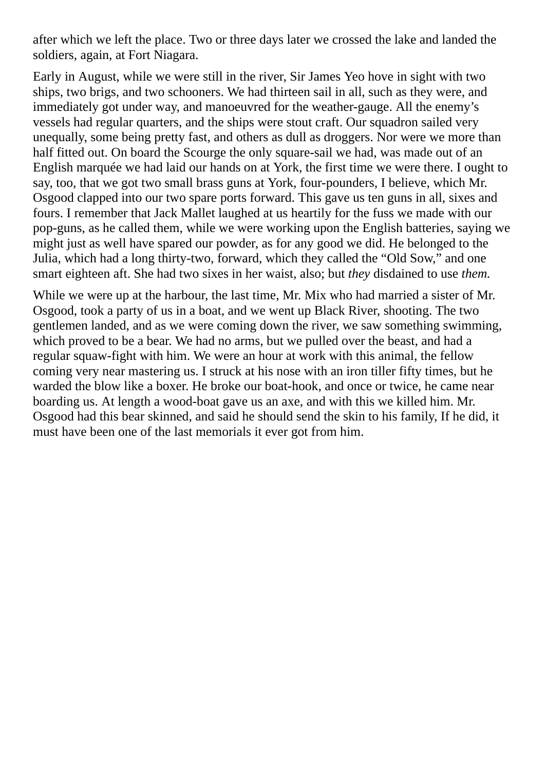after which we left the place. Two or three days later we crossed the lake and landed the soldiers, again, at Fort Niagara.

Early in August, while we were still in the river, Sir James Yeo hove in sight with two ships, two brigs, and two schooners. We had thirteen sail in all, such as they were, and immediately got under way, and manoeuvred for the weather-gauge. All the enemy's vessels had regular quarters, and the ships were stout craft. Our squadron sailed very unequally, some being pretty fast, and others as dull as droggers. Nor were we more than half fitted out. On board the Scourge the only square-sail we had, was made out of an English marquée we had laid our hands on at York, the first time we were there. I ought to say, too, that we got two small brass guns at York, four-pounders, I believe, which Mr. Osgood clapped into our two spare ports forward. This gave us ten guns in all, sixes and fours. I remember that Jack Mallet laughed at us heartily for the fuss we made with our pop-guns, as he called them, while we were working upon the English batteries, saying we might just as well have spared our powder, as for any good we did. He belonged to the Julia, which had a long thirty-two, forward, which they called the "Old Sow," and one smart eighteen aft. She had two sixes in her waist, also; but *they* disdained to use *them.*

While we were up at the harbour, the last time, Mr. Mix who had married a sister of Mr. Osgood, took a party of us in a boat, and we went up Black River, shooting. The two gentlemen landed, and as we were coming down the river, we saw something swimming, which proved to be a bear. We had no arms, but we pulled over the beast, and had a regular squaw-fight with him. We were an hour at work with this animal, the fellow coming very near mastering us. I struck at his nose with an iron tiller fifty times, but he warded the blow like a boxer. He broke our boat-hook, and once or twice, he came near boarding us. At length a wood-boat gave us an axe, and with this we killed him. Mr. Osgood had this bear skinned, and said he should send the skin to his family, If he did, it must have been one of the last memorials it ever got from him.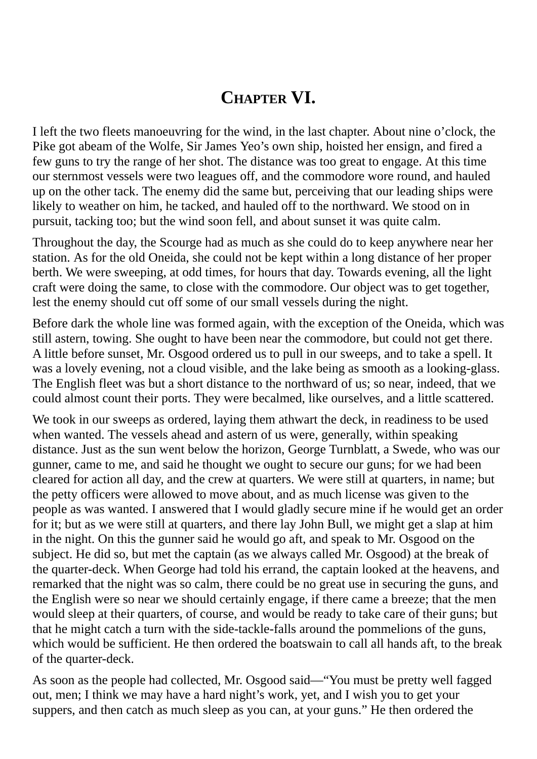# Chapter VI.

I left the two fleets manoeuvring for the wind, in the last chapter. About nine o'clock, the Pike got abeam of the Wolfe, Sir James Yeo's own ship, hoisted her ensign, and fired a few guns to try the range of her shot. The distance was too great to engage. At this time our sternmost vessels were two leagues off, and the commodore wore round, and hauled up on the other tack. The enemy did the same but, perceiving that our leading ships were likely to weather on him, he tacked, and hauled off to the northward. We stood on in pursuit, tacking too; but the wind soon fell, and about sunset it was quite calm.

Throughout the day, the Scourge had as much as she could do to keep anywhere near her station. As for the old Oneida, she could not be kept within a long distance of her proper berth. We were sweeping, at odd times, for hours that day. Towards evening, all the light craft were doing the same, to close with the commodore. Our object was to get together, lest the enemy should cut off some of our small vessels during the night.

Before dark the whole line was formed again, with the exception of the Oneida, which was still astern, towing. She ought to have been near the commodore, but could not get there. A little before sunset, Mr. Osgood ordered us to pull in our sweeps, and to take a spell. It was a lovely evening, not a cloud visible, and the lake being as smooth as a looking-glass. The English fleet was but a short distance to the northward of us; so near, indeed, that we could almost count their ports. They were becalmed, like ourselves, and a little scattered.

We took in our sweeps as ordered, laying them athwart the deck, in readiness to be used when wanted. The vessels ahead and astern of us were, generally, within speaking distance. Just as the sun went below the horizon, George Turnblatt, a Swede, who was our gunner, came to me, and said he thought we ought to secure our guns; for we had been cleared for action all day, and the crew at quarters. We were still at quarters, in name; but the petty officers were allowed to move about, and as much license was given to the people as was wanted. I answered that I would gladly secure mine if he would get an order for it; but as we were still at quarters, and there lay John Bull, we might get a slap at him in the night. On this the gunner said he would go aft, and speak to Mr. Osgood on the subject. He did so, but met the captain (as we always called Mr. Osgood) at the break of the quarter-deck. When George had told his errand, the captain looked at the heavens, and remarked that the night was so calm, there could be no great use in securing the guns, and the English were so near we should certainly engage, if there came a breeze; that the men would sleep at their quarters, of course, and would be ready to take care of their guns; but that he might catch a turn with the side-tackle-falls around the pommelions of the guns, which would be sufficient. He then ordered the boatswain to call all hands aft, to the break of the quarter-deck.

As soon as the people had collected, Mr. Osgood said—"You must be pretty well fagged out, men; I think we may have a hard night's work, yet, and I wish you to get your suppers, and then catch as much sleep as you can, at your guns." He then ordered the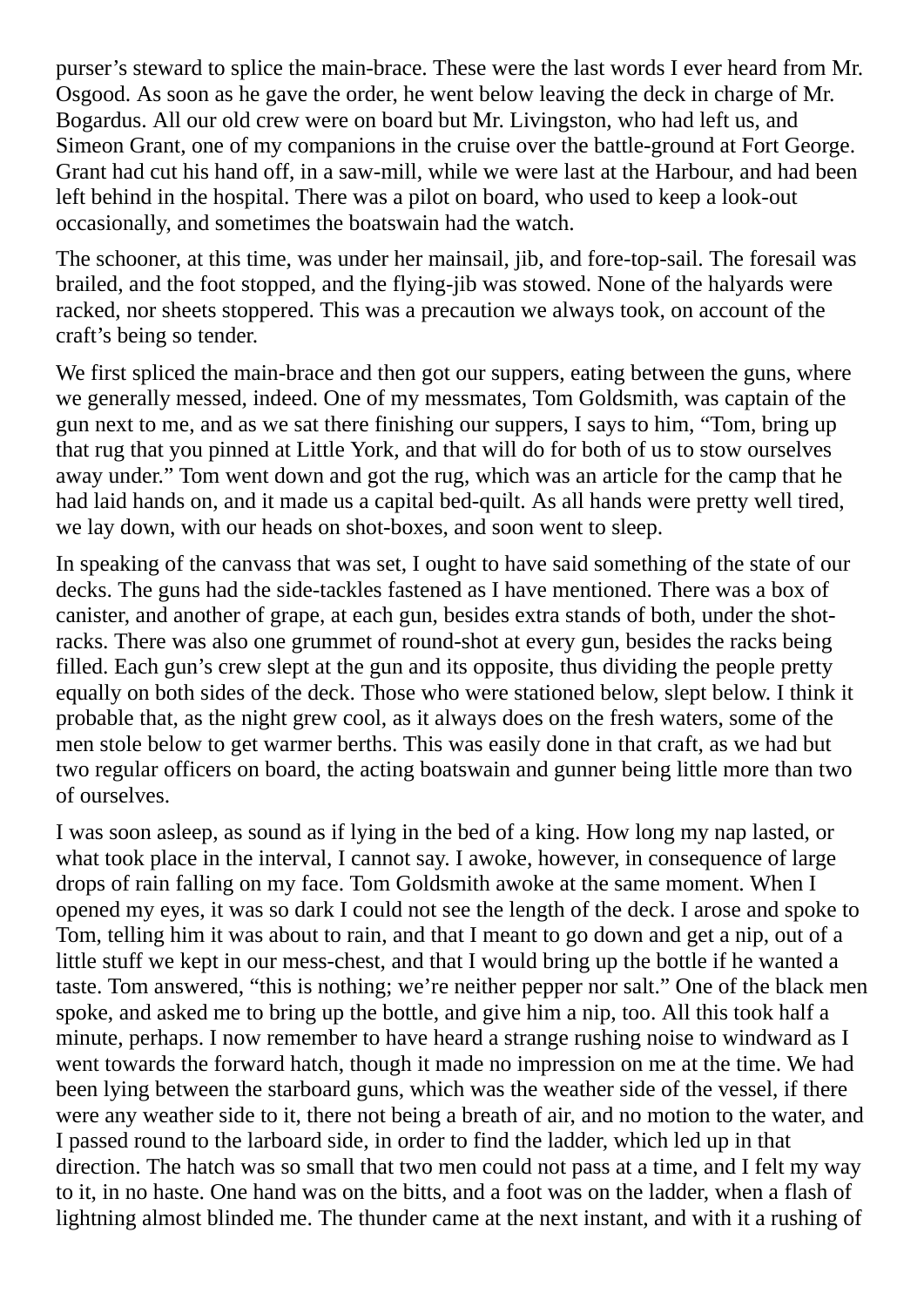purser's steward to splice the main-brace. These were the last words I ever heard from Mr. Osgood. As soon as he gave the order, he went below leaving the deck in charge of Mr. Bogardus. All our old crew were on board but Mr. Livingston, who had left us, and Simeon Grant, one of my companions in the cruise over the battle-ground at Fort George. Grant had cut his hand off, in a saw-mill, while we were last at the Harbour, and had been left behind in the hospital. There was a pilot on board, who used to keep a look-out occasionally, and sometimes the boatswain had the watch.

The schooner, at this time, was under her mainsail, jib, and fore-top-sail. The foresail was brailed, and the foot stopped, and the flying-jib was stowed. None of the halyards were racked, nor sheets stoppered. This was a precaution we always took, on account of the craft's being so tender.

We first spliced the main-brace and then got our suppers, eating between the guns, where we generally messed, indeed. One of my messmates, Tom Goldsmith, was captain of the gun next to me, and as we sat there finishing our suppers, I says to him, "Tom, bring up that rug that you pinned at Little York, and that will do for both of us to stow ourselves away under." Tom went down and got the rug, which was an article for the camp that he had laid hands on, and it made us a capital bed-quilt. As all hands were pretty well tired, we lay down, with our heads on shot-boxes, and soon went to sleep.

In speaking of the canvass that was set, I ought to have said something of the state of our decks. The guns had the side-tackles fastened as I have mentioned. There was a box of canister, and another of grape, at each gun, besides extra stands of both, under the shot-racks. There was also one grummet of round-shot at every gun, besides the racks being filled. Each gun's crew slept at the gun and its opposite, thus dividing the people pretty equally on both sides of the deck. Those who were stationed below, slept below. I think it probable that, as the night grew cool, as it always does on the fresh waters, some of the men stole below to get warmer berths. This was easily done in that craft, as we had but two regular officers on board, the acting boatswain and gunner being little more than two of ourselves.

I was soon asleep, as sound as if lying in the bed of a king. How long my nap lasted, or what took place in the interval, I cannot say. I awoke, however, in consequence of large drops of rain falling on my face. Tom Goldsmith awoke at the same moment. When I opened my eyes, it was so dark I could not see the length of the deck. I arose and spoke to Tom, telling him it was about to rain, and that I meant to go down and get a nip, out of a little stuff we kept in our mess-chest, and that I would bring up the bottle if he wanted a taste. Tom answered, "this is nothing; we're neither pepper nor salt." One of the black men spoke, and asked me to bring up the bottle, and give him a nip, too. All this took half a minute, perhaps. I now remember to have heard a strange rushing noise to windward as I went towards the forward hatch, though it made no impression on me at the time. We had been lying between the starboard guns, which was the weather side of the vessel, if there were any weather side to it, there not being a breath of air, and no motion to the water, and I passed round to the larboard side, in order to find the ladder, which led up in that direction. The hatch was so small that two men could not pass at a time, and I felt my way to it, in no haste. One hand was on the bitts, and a foot was on the ladder, when a flash of lightning almost blinded me. The thunder came at the next instant, and with it a rushing of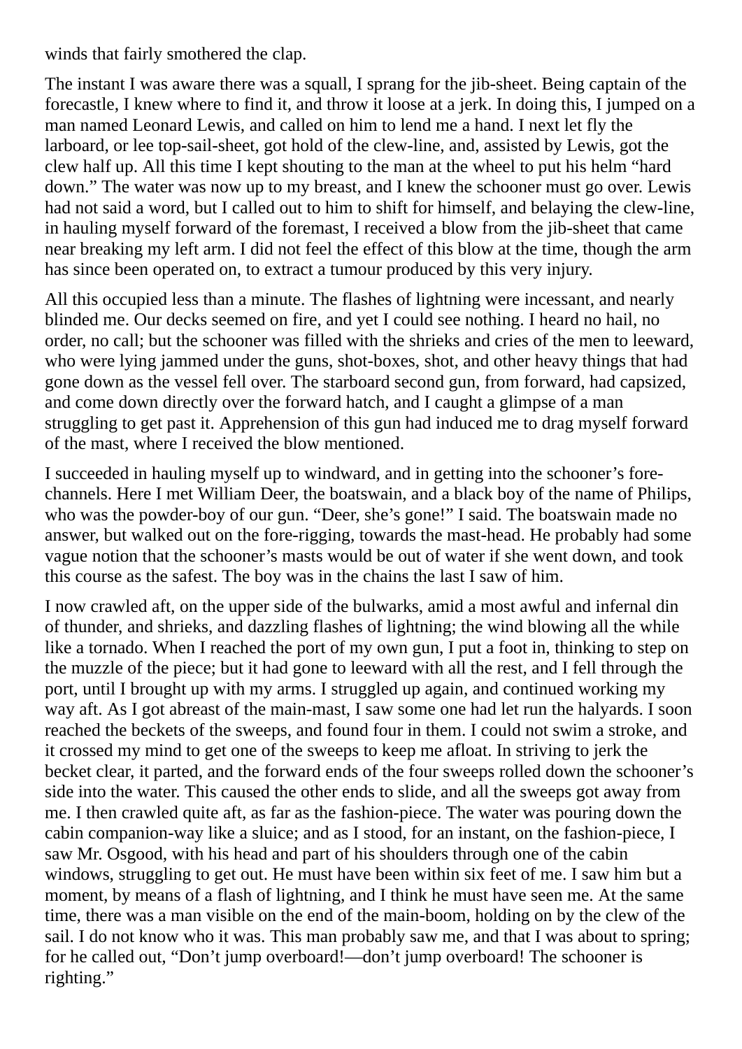winds that fairly smothered the clap.

The instant I was aware there was a squall, I sprang for the jib-sheet. Being captain of the forecastle, I knew where to find it, and throw it loose at a jerk. In doing this, I jumped on a man named Leonard Lewis, and called on him to lend me a hand. I next let fly the larboard, or lee top-sail-sheet, got hold of the clew-line, and, assisted by Lewis, got the clew half up. All this time I kept shouting to the man at the wheel to put his helm "hard down." The water was now up to my breast, and I knew the schooner must go over. Lewis had not said a word, but I called out to him to shift for himself, and belaying the clew-line, in hauling myself forward of the foremast, I received a blow from the jib-sheet that came near breaking my left arm. I did not feel the effect of this blow at the time, though the arm has since been operated on, to extract a tumour produced by this very injury.

All this occupied less than a minute. The flashes of lightning were incessant, and nearly blinded me. Our decks seemed on fire, and yet I could see nothing. I heard no hail, no order, no call; but the schooner was filled with the shrieks and cries of the men to leeward, who were lying jammed under the guns, shot-boxes, shot, and other heavy things that had gone down as the vessel fell over. The starboard second gun, from forward, had capsized, and come down directly over the forward hatch, and I caught a glimpse of a man struggling to get past it. Apprehension of this gun had induced me to drag myself forward of the mast, where I received the blow mentioned.

I succeeded in hauling myself up to windward, and in getting into the schooner's fore-channels. Here I met William Deer, the boatswain, and a black boy of the name of Philips, who was the powder-boy of our gun. "Deer, she's gone!" I said. The boatswain made no answer, but walked out on the fore-rigging, towards the mast-head. He probably had some vague notion that the schooner's masts would be out of water if she went down, and took this course as the safest. The boy was in the chains the last I saw of him.

I now crawled aft, on the upper side of the bulwarks, amid a most awful and infernal din of thunder, and shrieks, and dazzling flashes of lightning; the wind blowing all the while like a tornado. When I reached the port of my own gun, I put a foot in, thinking to step on the muzzle of the piece; but it had gone to leeward with all the rest, and I fell through the port, until I brought up with my arms. I struggled up again, and continued working my way aft. As I got abreast of the main-mast, I saw some one had let run the halyards. I soon reached the beckets of the sweeps, and found four in them. I could not swim a stroke, and it crossed my mind to get one of the sweeps to keep me afloat. In striving to jerk the becket clear, it parted, and the forward ends of the four sweeps rolled down the schooner's side into the water. This caused the other ends to slide, and all the sweeps got away from me. I then crawled quite aft, as far as the fashion-piece. The water was pouring down the cabin companion-way like a sluice; and as I stood, for an instant, on the fashion-piece, I saw Mr. Osgood, with his head and part of his shoulders through one of the cabin windows, struggling to get out. He must have been within six feet of me. I saw him but a moment, by means of a flash of lightning, and I think he must have seen me. At the same time, there was a man visible on the end of the main-boom, holding on by the clew of the sail. I do not know who it was. This man probably saw me, and that I was about to spring; for he called out, "Don't jump overboard!—don't jump overboard! The schooner is righting."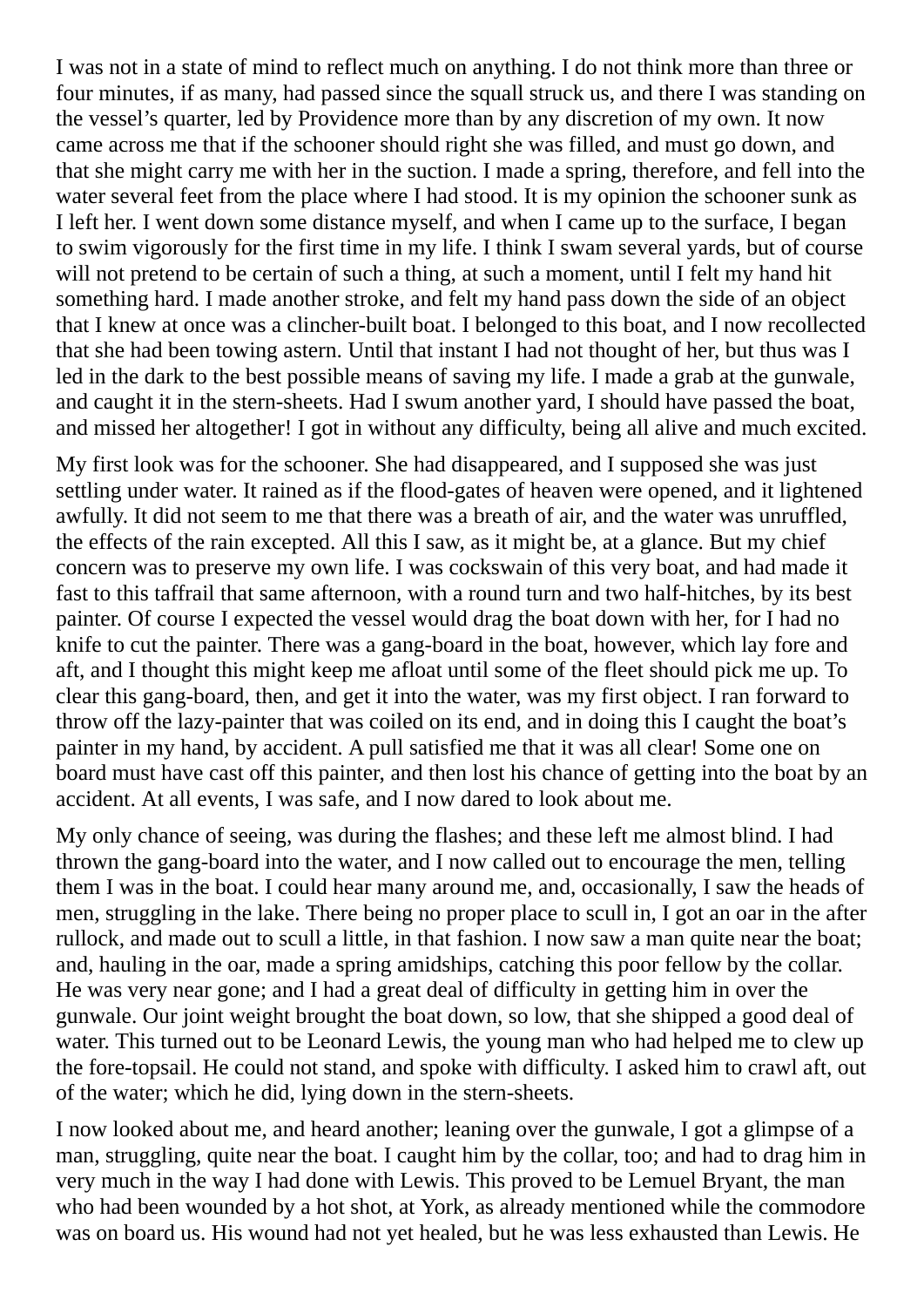I was not in a state of mind to reflect much on anything. I do not think more than three or four minutes, if as many, had passed since the squall struck us, and there I was standing on the vessel's quarter, led by Providence more than by any discretion of my own. It now came across me that if the schooner should right she was filled, and must go down, and that she might carry me with her in the suction. I made a spring, therefore, and fell into the water several feet from the place where I had stood. It is my opinion the schooner sunk as I left her. I went down some distance myself, and when I came up to the surface, I began to swim vigorously for the first time in my life. I think I swam several yards, but of course will not pretend to be certain of such a thing, at such a moment, until I felt my hand hit something hard. I made another stroke, and felt my hand pass down the side of an object that I knew at once was a clincher-built boat. I belonged to this boat, and I now recollected that she had been towing astern. Until that instant I had not thought of her, but thus was I led in the dark to the best possible means of saving my life. I made a grab at the gunwale, and caught it in the stern-sheets. Had I swum another yard, I should have passed the boat, and missed her altogether! I got in without any difficulty, being all alive and much excited.

My first look was for the schooner. She had disappeared, and I supposed she was just settling under water. It rained as if the flood-gates of heaven were opened, and it lightened awfully. It did not seem to me that there was a breath of air, and the water was unruffled, the effects of the rain excepted. All this I saw, as it might be, at a glance. But my chief concern was to preserve my own life. I was cockswain of this very boat, and had made it fast to this taffrail that same afternoon, with a round turn and two half-hitches, by its best painter. Of course I expected the vessel would drag the boat down with her, for I had no knife to cut the painter. There was a gang-board in the boat, however, which lay fore and aft, and I thought this might keep me afloat until some of the fleet should pick me up. To clear this gang-board, then, and get it into the water, was my first object. I ran forward to throw off the lazy-painter that was coiled on its end, and in doing this I caught the boat's painter in my hand, by accident. A pull satisfied me that it was all clear! Some one on board must have cast off this painter, and then lost his chance of getting into the boat by an accident. At all events, I was safe, and I now dared to look about me.

My only chance of seeing, was during the flashes; and these left me almost blind. I had thrown the gang-board into the water, and I now called out to encourage the men, telling them I was in the boat. I could hear many around me, and, occasionally, I saw the heads of men, struggling in the lake. There being no proper place to scull in, I got an oar in the after rullock, and made out to scull a little, in that fashion. I now saw a man quite near the boat; and, hauling in the oar, made a spring amidships, catching this poor fellow by the collar. He was very near gone; and I had a great deal of difficulty in getting him in over the gunwale. Our joint weight brought the boat down, so low, that she shipped a good deal of water. This turned out to be Leonard Lewis, the young man who had helped me to clew up the fore-topsail. He could not stand, and spoke with difficulty. I asked him to crawl aft, out of the water; which he did, lying down in the stern-sheets.

I now looked about me, and heard another; leaning over the gunwale, I got a glimpse of a man, struggling, quite near the boat. I caught him by the collar, too; and had to drag him in very much in the way I had done with Lewis. This proved to be Lemuel Bryant, the man who had been wounded by a hot shot, at York, as already mentioned while the commodore was on board us. His wound had not yet healed, but he was less exhausted than Lewis. He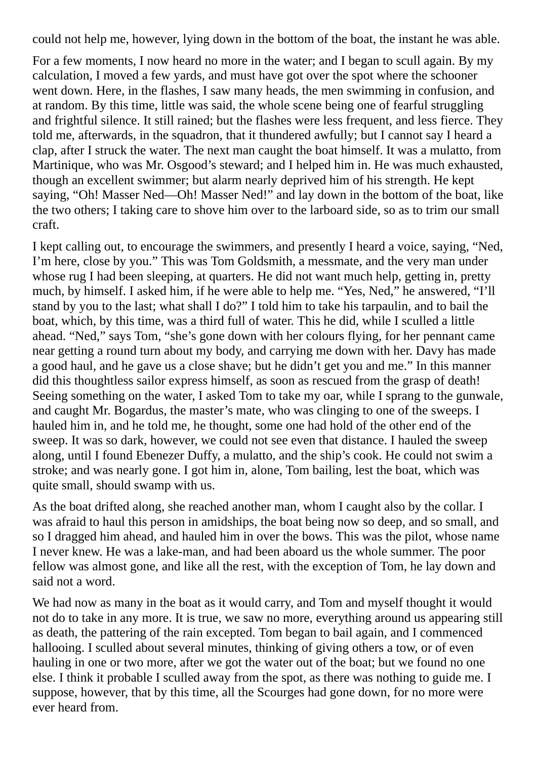could not help me, however, lying down in the bottom of the boat, the instant he was able.

For a few moments, I now heard no more in the water; and I began to scull again. By my calculation, I moved a few yards, and must have got over the spot where the schooner went down. Here, in the flashes, I saw many heads, the men swimming in confusion, and at random. By this time, little was said, the whole scene being one of fearful struggling and frightful silence. It still rained; but the flashes were less frequent, and less fierce. They told me, afterwards, in the squadron, that it thundered awfully; but I cannot say I heard a clap, after I struck the water. The next man caught the boat himself. It was a mulatto, from Martinique, who was Mr. Osgood's steward; and I helped him in. He was much exhausted, though an excellent swimmer; but alarm nearly deprived him of his strength. He kept saying, "Oh! Masser Ned—Oh! Masser Ned!" and lay down in the bottom of the boat, like the two others; I taking care to shove him over to the larboard side, so as to trim our small craft.

I kept calling out, to encourage the swimmers, and presently I heard a voice, saying, "Ned, I'm here, close by you." This was Tom Goldsmith, a messmate, and the very man under whose rug I had been sleeping, at quarters. He did not want much help, getting in, pretty much, by himself. I asked him, if he were able to help me. "Yes, Ned," he answered, "I'll stand by you to the last; what shall I do?" I told him to take his tarpaulin, and to bail the boat, which, by this time, was a third full of water. This he did, while I sculled a little ahead. "Ned," says Tom, "she's gone down with her colours flying, for her pennant came near getting a round turn about my body, and carrying me down with her. Davy has made a good haul, and he gave us a close shave; but he didn't get you and me." In this manner did this thoughtless sailor express himself, as soon as rescued from the grasp of death! Seeing something on the water, I asked Tom to take my oar, while I sprang to the gunwale, and caught Mr. Bogardus, the master's mate, who was clinging to one of the sweeps. I hauled him in, and he told me, he thought, some one had hold of the other end of the sweep. It was so dark, however, we could not see even that distance. I hauled the sweep along, until I found Ebenezer Duffy, a mulatto, and the ship's cook. He could not swim a stroke; and was nearly gone. I got him in, alone, Tom bailing, lest the boat, which was quite small, should swamp with us.

As the boat drifted along, she reached another man, whom I caught also by the collar. I was afraid to haul this person in amidships, the boat being now so deep, and so small, and so I dragged him ahead, and hauled him in over the bows. This was the pilot, whose name I never knew. He was a lake-man, and had been aboard us the whole summer. The poor fellow was almost gone, and like all the rest, with the exception of Tom, he lay down and said not a word.

We had now as many in the boat as it would carry, and Tom and myself thought it would not do to take in any more. It is true, we saw no more, everything around us appearing still as death, the pattering of the rain excepted. Tom began to bail again, and I commenced hallooing. I sculled about several minutes, thinking of giving others a tow, or of even hauling in one or two more, after we got the water out of the boat; but we found no one else. I think it probable I sculled away from the spot, as there was nothing to guide me. I suppose, however, that by this time, all the Scourges had gone down, for no more were ever heard from.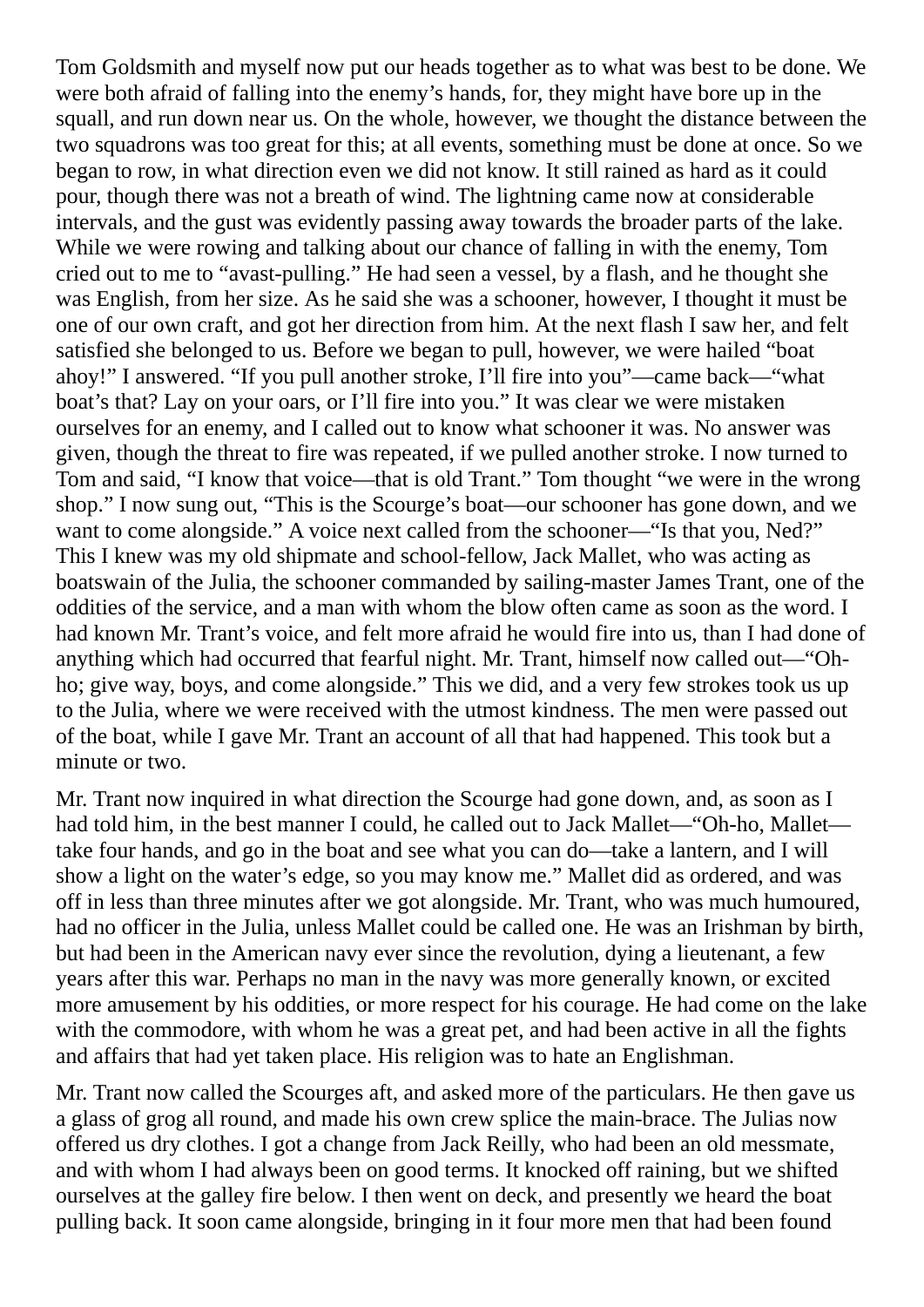Tom Goldsmith and myself now put our heads together as to what was best to be done. We were both afraid of falling into the enemy's hands, for, they might have bore up in the squall, and run down near us. On the whole, however, we thought the distance between the two squadrons was too great for this; at all events, something must be done at once. So we began to row, in what direction even we did not know. It still rained as hard as it could pour, though there was not a breath of wind. The lightning came now at considerable intervals, and the gust was evidently passing away towards the broader parts of the lake. While we were rowing and talking about our chance of falling in with the enemy, Tom cried out to me to "avast-pulling." He had seen a vessel, by a flash, and he thought she was English, from her size. As he said she was a schooner, however, I thought it must be one of our own craft, and got her direction from him. At the next flash I saw her, and felt satisfied she belonged to us. Before we began to pull, however, we were hailed "boat ahoy!" I answered. "If you pull another stroke, I'll fire into you"—came back—"what boat's that? Lay on your oars, or I'll fire into you." It was clear we were mistaken ourselves for an enemy, and I called out to know what schooner it was. No answer was given, though the threat to fire was repeated, if we pulled another stroke. I now turned to Tom and said, "I know that voice—that is old Trant." Tom thought "we were in the wrong shop." I now sung out, "This is the Scourge's boat—our schooner has gone down, and we want to come alongside." A voice next called from the schooner—"Is that you, Ned?" This I knew was my old shipmate and school-fellow, Jack Mallet, who was acting as boatswain of the Julia, the schooner commanded by sailing-master James Trant, one of the oddities of the service, and a man with whom the blow often came as soon as the word. I had known Mr. Trant's voice, and felt more afraid he would fire into us, than I had done of anything which had occurred that fearful night. Mr. Trant, himself now called out—"Oh-ho; give way, boys, and come alongside." This we did, and a very few strokes took us up to the Julia, where we were received with the utmost kindness. The men were passed out of the boat, while I gave Mr. Trant an account of all that had happened. This took but a minute or two.

Mr. Trant now inquired in what direction the Scourge had gone down, and, as soon as I had told him, in the best manner I could, he called out to Jack Mallet—"Oh-ho, Mallet—take four hands, and go in the boat and see what you can do—take a lantern, and I will show a light on the water's edge, so you may know me." Mallet did as ordered, and was off in less than three minutes after we got alongside. Mr. Trant, who was much humoured, had no officer in the Julia, unless Mallet could be called one. He was an Irishman by birth, but had been in the American navy ever since the revolution, dying a lieutenant, a few years after this war. Perhaps no man in the navy was more generally known, or excited more amusement by his oddities, or more respect for his courage. He had come on the lake with the commodore, with whom he was a great pet, and had been active in all the fights and affairs that had yet taken place. His religion was to hate an Englishman.

Mr. Trant now called the Scourges aft, and asked more of the particulars. He then gave us a glass of grog all round, and made his own crew splice the main-brace. The Julias now offered us dry clothes. I got a change from Jack Reilly, who had been an old messmate, and with whom I had always been on good terms. It knocked off raining, but we shifted ourselves at the galley fire below. I then went on deck, and presently we heard the boat pulling back. It soon came alongside, bringing in it four more men that had been found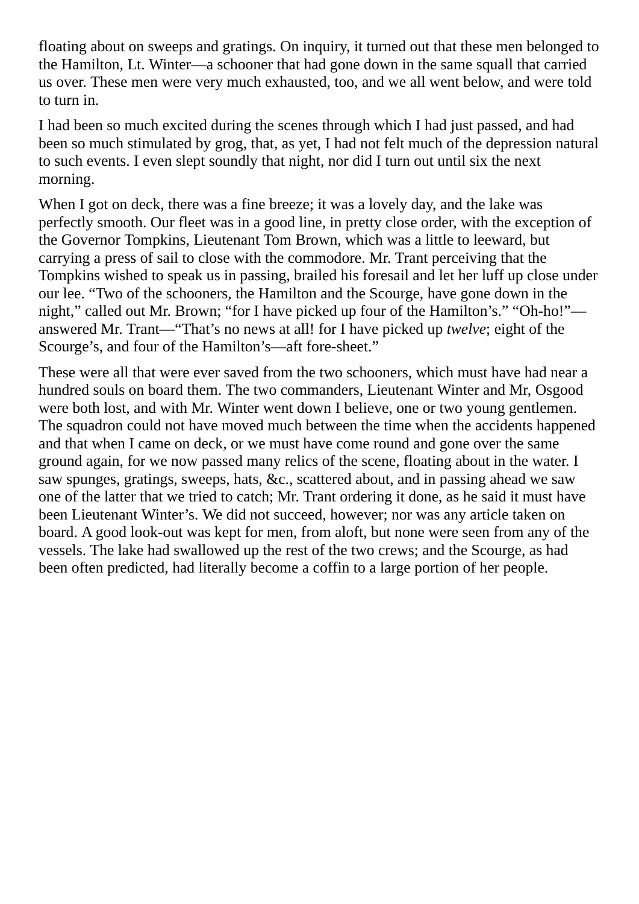floating about on sweeps and gratings. On inquiry, it turned out that these men belonged to the Hamilton, Lt. Winter—a schooner that had gone down in the same squall that carried us over. These men were very much exhausted, too, and we all went below, and were told to turn in.

I had been so much excited during the scenes through which I had just passed, and had been so much stimulated by grog, that, as yet, I had not felt much of the depression natural to such events. I even slept soundly that night, nor did I turn out until six the next morning.

When I got on deck, there was a fine breeze; it was a lovely day, and the lake was perfectly smooth. Our fleet was in a good line, in pretty close order, with the exception of the Governor Tompkins, Lieutenant Tom Brown, which was a little to leeward, but carrying a press of sail to close with the commodore. Mr. Trant perceiving that the Tompkins wished to speak us in passing, brailed his foresail and let her luff up close under our lee. "Two of the schooners, the Hamilton and the Scourge, have gone down in the night," called out Mr. Brown; "for I have picked up four of the Hamilton's." "Oh-ho!"—answered Mr. Trant—"That's no news at all! for I have picked up *twelve*; eight of the Scourge's, and four of the Hamilton's—aft fore-sheet."

These were all that were ever saved from the two schooners, which must have had near a hundred souls on board them. The two commanders, Lieutenant Winter and Mr, Osgood were both lost, and with Mr. Winter went down I believe, one or two young gentlemen. The squadron could not have moved much between the time when the accidents happened and that when I came on deck, or we must have come round and gone over the same ground again, for we now passed many relics of the scene, floating about in the water. I saw spunges, gratings, sweeps, hats, &c., scattered about, and in passing ahead we saw one of the latter that we tried to catch; Mr. Trant ordering it done, as he said it must have been Lieutenant Winter's. We did not succeed, however; nor was any article taken on board. A good look-out was kept for men, from aloft, but none were seen from any of the vessels. The lake had swallowed up the rest of the two crews; and the Scourge, as had been often predicted, had literally become a coffin to a large portion of her people.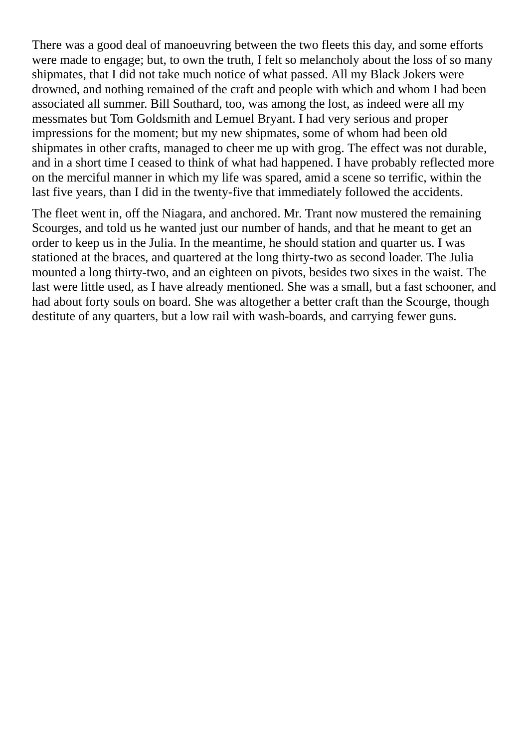There was a good deal of manoeuvring between the two fleets this day, and some efforts were made to engage; but, to own the truth, I felt so melancholy about the loss of so many shipmates, that I did not take much notice of what passed. All my Black Jokers were drowned, and nothing remained of the craft and people with which and whom I had been associated all summer. Bill Southard, too, was among the lost, as indeed were all my messmates but Tom Goldsmith and Lemuel Bryant. I had very serious and proper impressions for the moment; but my new shipmates, some of whom had been old shipmates in other crafts, managed to cheer me up with grog. The effect was not durable, and in a short time I ceased to think of what had happened. I have probably reflected more on the merciful manner in which my life was spared, amid a scene so terrific, within the last five years, than I did in the twenty-five that immediately followed the accidents.

The fleet went in, off the Niagara, and anchored. Mr. Trant now mustered the remaining Scourges, and told us he wanted just our number of hands, and that he meant to get an order to keep us in the Julia. In the meantime, he should station and quarter us. I was stationed at the braces, and quartered at the long thirty-two as second loader. The Julia mounted a long thirty-two, and an eighteen on pivots, besides two sixes in the waist. The last were little used, as I have already mentioned. She was a small, but a fast schooner, and had about forty souls on board. She was altogether a better craft than the Scourge, though destitute of any quarters, but a low rail with wash-boards, and carrying fewer guns.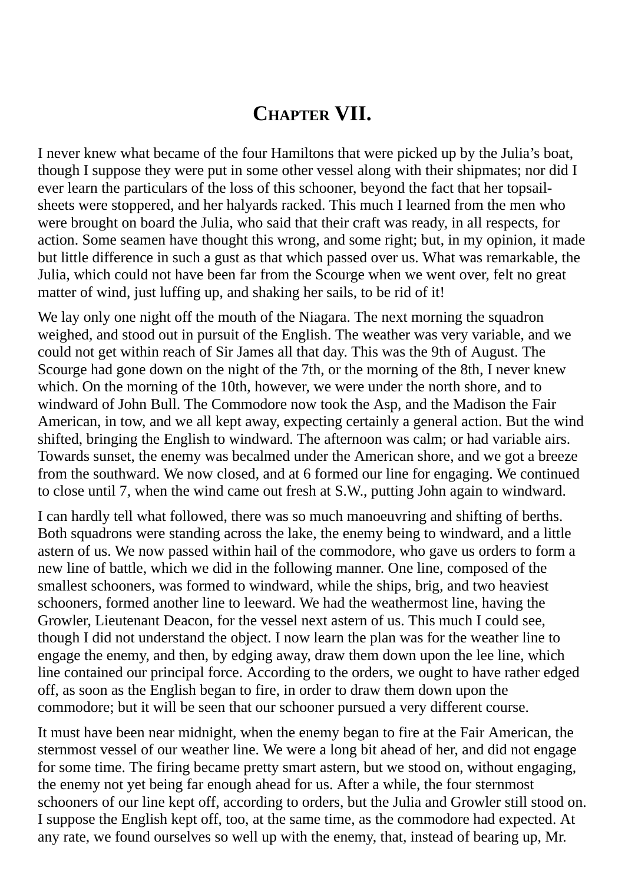# Chapter VII.

I never knew what became of the four Hamiltons that were picked up by the Julia's boat, though I suppose they were put in some other vessel along with their shipmates; nor did I ever learn the particulars of the loss of this schooner, beyond the fact that her topsail-sheets were stoppered, and her halyards racked. This much I learned from the men who were brought on board the Julia, who said that their craft was ready, in all respects, for action. Some seamen have thought this wrong, and some right; but, in my opinion, it made but little difference in such a gust as that which passed over us. What was remarkable, the Julia, which could not have been far from the Scourge when we went over, felt no great matter of wind, just luffing up, and shaking her sails, to be rid of it!

We lay only one night off the mouth of the Niagara. The next morning the squadron weighed, and stood out in pursuit of the English. The weather was very variable, and we could not get within reach of Sir James all that day. This was the 9th of August. The Scourge had gone down on the night of the 7th, or the morning of the 8th, I never knew which. On the morning of the 10th, however, we were under the north shore, and to windward of John Bull. The Commodore now took the Asp, and the Madison the Fair American, in tow, and we all kept away, expecting certainly a general action. But the wind shifted, bringing the English to windward. The afternoon was calm; or had variable airs. Towards sunset, the enemy was becalmed under the American shore, and we got a breeze from the southward. We now closed, and at 6 formed our line for engaging. We continued to close until 7, when the wind came out fresh at S.W., putting John again to windward.

I can hardly tell what followed, there was so much manoeuvring and shifting of berths. Both squadrons were standing across the lake, the enemy being to windward, and a little astern of us. We now passed within hail of the commodore, who gave us orders to form a new line of battle, which we did in the following manner. One line, composed of the smallest schooners, was formed to windward, while the ships, brig, and two heaviest schooners, formed another line to leeward. We had the weathermost line, having the Growler, Lieutenant Deacon, for the vessel next astern of us. This much I could see, though I did not understand the object. I now learn the plan was for the weather line to engage the enemy, and then, by edging away, draw them down upon the lee line, which line contained our principal force. According to the orders, we ought to have rather edged off, as soon as the English began to fire, in order to draw them down upon the commodore; but it will be seen that our schooner pursued a very different course.

It must have been near midnight, when the enemy began to fire at the Fair American, the sternmost vessel of our weather line. We were a long bit ahead of her, and did not engage for some time. The firing became pretty smart astern, but we stood on, without engaging, the enemy not yet being far enough ahead for us. After a while, the four sternmost schooners of our line kept off, according to orders, but the Julia and Growler still stood on. I suppose the English kept off, too, at the same time, as the commodore had expected. At any rate, we found ourselves so well up with the enemy, that, instead of bearing up, Mr.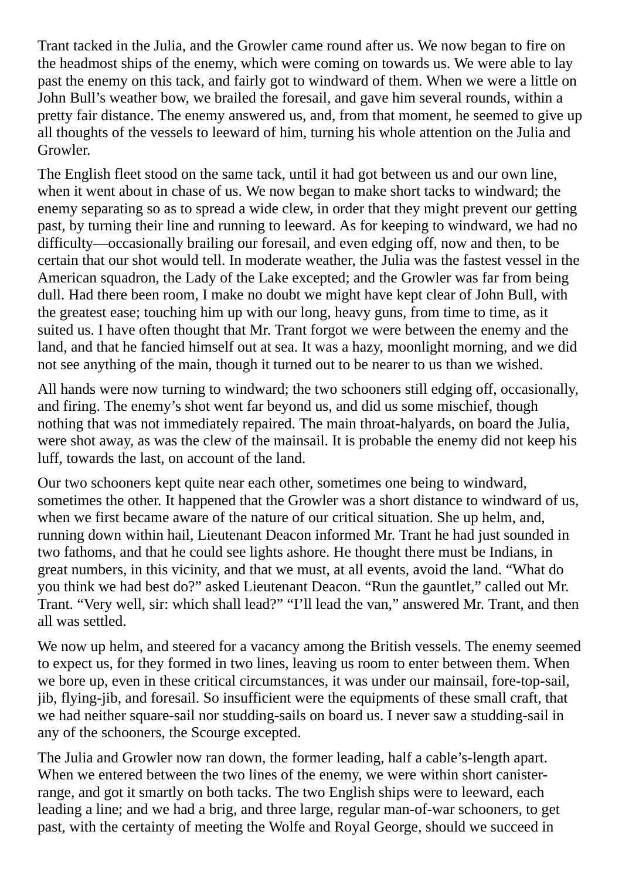Trant tacked in the Julia, and the Growler came round after us. We now began to fire on the headmost ships of the enemy, which were coming on towards us. We were able to lay past the enemy on this tack, and fairly got to windward of them. When we were a little on John Bull's weather bow, we brailed the foresail, and gave him several rounds, within a pretty fair distance. The enemy answered us, and, from that moment, he seemed to give up all thoughts of the vessels to leeward of him, turning his whole attention on the Julia and Growler.

The English fleet stood on the same tack, until it had got between us and our own line, when it went about in chase of us. We now began to make short tacks to windward; the enemy separating so as to spread a wide clew, in order that they might prevent our getting past, by turning their line and running to leeward. As for keeping to windward, we had no difficulty—occasionally brailing our foresail, and even edging off, now and then, to be certain that our shot would tell. In moderate weather, the Julia was the fastest vessel in the American squadron, the Lady of the Lake excepted; and the Growler was far from being dull. Had there been room, I make no doubt we might have kept clear of John Bull, with the greatest ease; touching him up with our long, heavy guns, from time to time, as it suited us. I have often thought that Mr. Trant forgot we were between the enemy and the land, and that he fancied himself out at sea. It was a hazy, moonlight morning, and we did not see anything of the main, though it turned out to be nearer to us than we wished.

All hands were now turning to windward; the two schooners still edging off, occasionally, and firing. The enemy's shot went far beyond us, and did us some mischief, though nothing that was not immediately repaired. The main throat-halyards, on board the Julia, were shot away, as was the clew of the mainsail. It is probable the enemy did not keep his luff, towards the last, on account of the land.

Our two schooners kept quite near each other, sometimes one being to windward, sometimes the other. It happened that the Growler was a short distance to windward of us, when we first became aware of the nature of our critical situation. She up helm, and, running down within hail, Lieutenant Deacon informed Mr. Trant he had just sounded in two fathoms, and that he could see lights ashore. He thought there must be Indians, in great numbers, in this vicinity, and that we must, at all events, avoid the land. "What do you think we had best do?" asked Lieutenant Deacon. "Run the gauntlet," called out Mr. Trant. "Very well, sir: which shall lead?" "I'll lead the van," answered Mr. Trant, and then all was settled.

We now up helm, and steered for a vacancy among the British vessels. The enemy seemed to expect us, for they formed in two lines, leaving us room to enter between them. When we bore up, even in these critical circumstances, it was under our mainsail, fore-top-sail, jib, flying-jib, and foresail. So insufficient were the equipments of these small craft, that we had neither square-sail nor studding-sails on board us. I never saw a studding-sail in any of the schooners, the Scourge excepted.

The Julia and Growler now ran down, the former leading, half a cable's-length apart. When we entered between the two lines of the enemy, we were within short canister-range, and got it smartly on both tacks. The two English ships were to leeward, each leading a line; and we had a brig, and three large, regular man-of-war schooners, to get past, with the certainty of meeting the Wolfe and Royal George, should we succeed in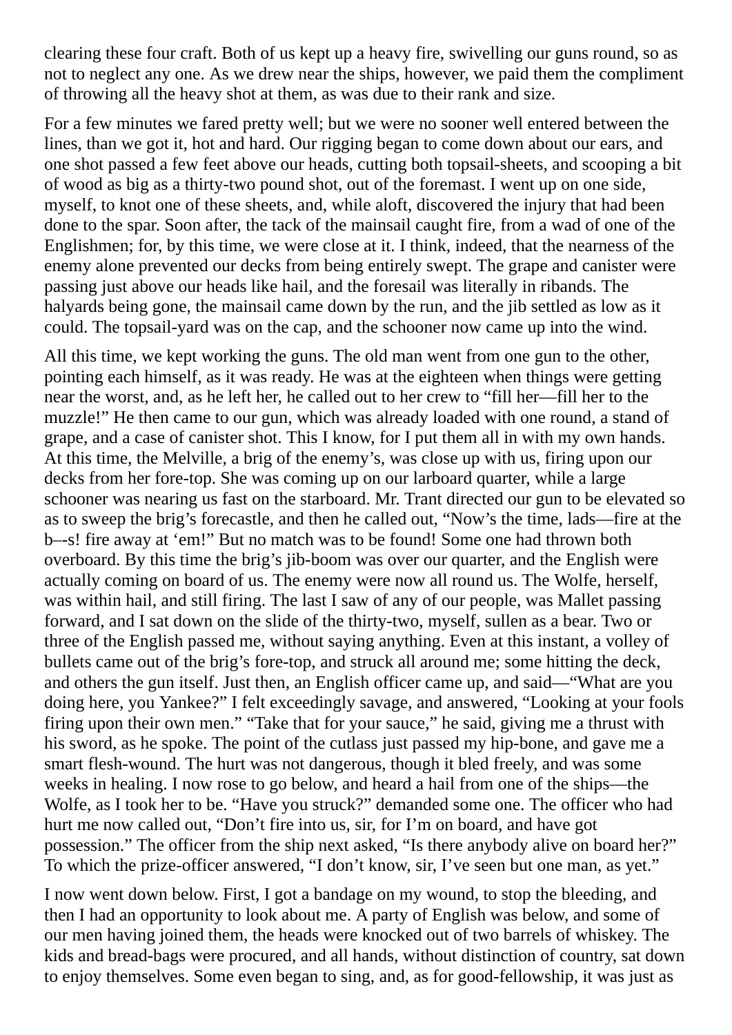clearing these four craft. Both of us kept up a heavy fire, swivelling our guns round, so as not to neglect any one. As we drew near the ships, however, we paid them the compliment of throwing all the heavy shot at them, as was due to their rank and size.

For a few minutes we fared pretty well; but we were no sooner well entered between the lines, than we got it, hot and hard. Our rigging began to come down about our ears, and one shot passed a few feet above our heads, cutting both topsail-sheets, and scooping a bit of wood as big as a thirty-two pound shot, out of the foremast. I went up on one side, myself, to knot one of these sheets, and, while aloft, discovered the injury that had been done to the spar. Soon after, the tack of the mainsail caught fire, from a wad of one of the Englishmen; for, by this time, we were close at it. I think, indeed, that the nearness of the enemy alone prevented our decks from being entirely swept. The grape and canister were passing just above our heads like hail, and the foresail was literally in ribands. The halyards being gone, the mainsail came down by the run, and the jib settled as low as it could. The topsail-yard was on the cap, and the schooner now came up into the wind.

All this time, we kept working the guns. The old man went from one gun to the other, pointing each himself, as it was ready. He was at the eighteen when things were getting near the worst, and, as he left her, he called out to her crew to "fill her—fill her to the muzzle!" He then came to our gun, which was already loaded with one round, a stand of grape, and a case of canister shot. This I know, for I put them all in with my own hands. At this time, the Melville, a brig of the enemy's, was close up with us, firing upon our decks from her fore-top. She was coming up on our larboard quarter, while a large schooner was nearing us fast on the starboard. Mr. Trant directed our gun to be elevated so as to sweep the brig's forecastle, and then he called out, "Now's the time, lads—fire at the b–-s! fire away at 'em!" But no match was to be found! Some one had thrown both overboard. By this time the brig's jib-boom was over our quarter, and the English were actually coming on board of us. The enemy were now all round us. The Wolfe, herself, was within hail, and still firing. The last I saw of any of our people, was Mallet passing forward, and I sat down on the slide of the thirty-two, myself, sullen as a bear. Two or three of the English passed me, without saying anything. Even at this instant, a volley of bullets came out of the brig's fore-top, and struck all around me; some hitting the deck, and others the gun itself. Just then, an English officer came up, and said—"What are you doing here, you Yankee?" I felt exceedingly savage, and answered, "Looking at your fools firing upon their own men." "Take that for your sauce," he said, giving me a thrust with his sword, as he spoke. The point of the cutlass just passed my hip-bone, and gave me a smart flesh-wound. The hurt was not dangerous, though it bled freely, and was some weeks in healing. I now rose to go below, and heard a hail from one of the ships—the Wolfe, as I took her to be. "Have you struck?" demanded some one. The officer who had hurt me now called out, "Don't fire into us, sir, for I'm on board, and have got possession." The officer from the ship next asked, "Is there anybody alive on board her?" To which the prize-officer answered, "I don't know, sir, I've seen but one man, as yet."

I now went down below. First, I got a bandage on my wound, to stop the bleeding, and then I had an opportunity to look about me. A party of English was below, and some of our men having joined them, the heads were knocked out of two barrels of whiskey. The kids and bread-bags were procured, and all hands, without distinction of country, sat down to enjoy themselves. Some even began to sing, and, as for good-fellowship, it was just as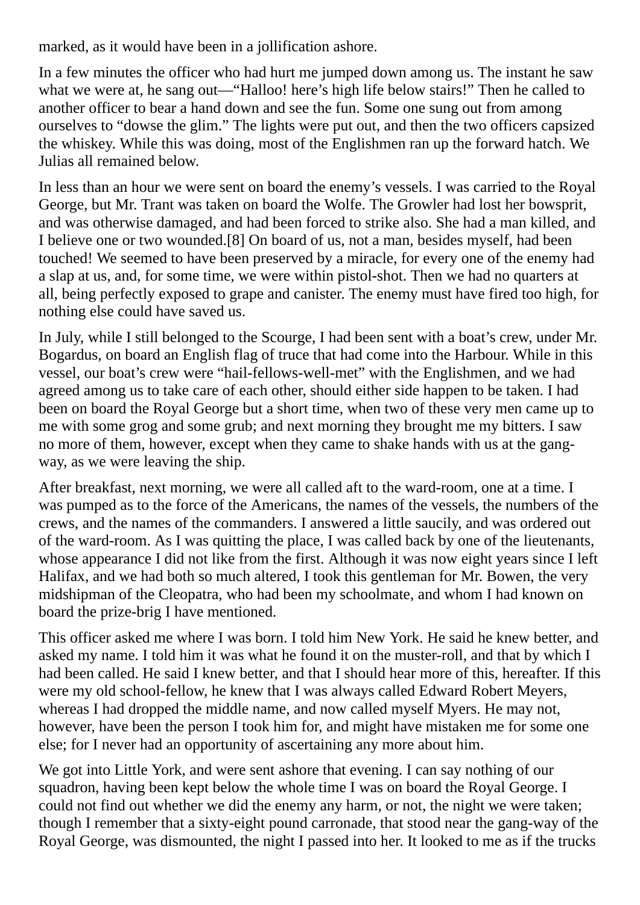marked, as it would have been in a jollification ashore.

In a few minutes the officer who had hurt me jumped down among us. The instant he saw what we were at, he sang out—"Halloo! here's high life below stairs!" Then he called to another officer to bear a hand down and see the fun. Some one sung out from among ourselves to "dowse the glim." The lights were put out, and then the two officers capsized the whiskey. While this was doing, most of the Englishmen ran up the forward hatch. We Julias all remained below.

In less than an hour we were sent on board the enemy's vessels. I was carried to the Royal George, but Mr. Trant was taken on board the Wolfe. The Growler had lost her bowsprit, and was otherwise damaged, and had been forced to strike also. She had a man killed, and I believe one or two wounded.[8] On board of us, not a man, besides myself, had been touched! We seemed to have been preserved by a miracle, for every one of the enemy had a slap at us, and, for some time, we were within pistol-shot. Then we had no quarters at all, being perfectly exposed to grape and canister. The enemy must have fired too high, for nothing else could have saved us.

In July, while I still belonged to the Scourge, I had been sent with a boat's crew, under Mr. Bogardus, on board an English flag of truce that had come into the Harbour. While in this vessel, our boat's crew were "hail-fellows-well-met" with the Englishmen, and we had agreed among us to take care of each other, should either side happen to be taken. I had been on board the Royal George but a short time, when two of these very men came up to me with some grog and some grub; and next morning they brought me my bitters. I saw no more of them, however, except when they came to shake hands with us at the gang-way, as we were leaving the ship.

After breakfast, next morning, we were all called aft to the ward-room, one at a time. I was pumped as to the force of the Americans, the names of the vessels, the numbers of the crews, and the names of the commanders. I answered a little saucily, and was ordered out of the ward-room. As I was quitting the place, I was called back by one of the lieutenants, whose appearance I did not like from the first. Although it was now eight years since I left Halifax, and we had both so much altered, I took this gentleman for Mr. Bowen, the very midshipman of the Cleopatra, who had been my schoolmate, and whom I had known on board the prize-brig I have mentioned.

This officer asked me where I was born. I told him New York. He said he knew better, and asked my name. I told him it was what he found it on the muster-roll, and that by which I had been called. He said I knew better, and that I should hear more of this, hereafter. If this were my old school-fellow, he knew that I was always called Edward Robert Meyers, whereas I had dropped the middle name, and now called myself Myers. He may not, however, have been the person I took him for, and might have mistaken me for some one else; for I never had an opportunity of ascertaining any more about him.

We got into Little York, and were sent ashore that evening. I can say nothing of our squadron, having been kept below the whole time I was on board the Royal George. I could not find out whether we did the enemy any harm, or not, the night we were taken; though I remember that a sixty-eight pound carronade, that stood near the gang-way of the Royal George, was dismounted, the night I passed into her. It looked to me as if the trucks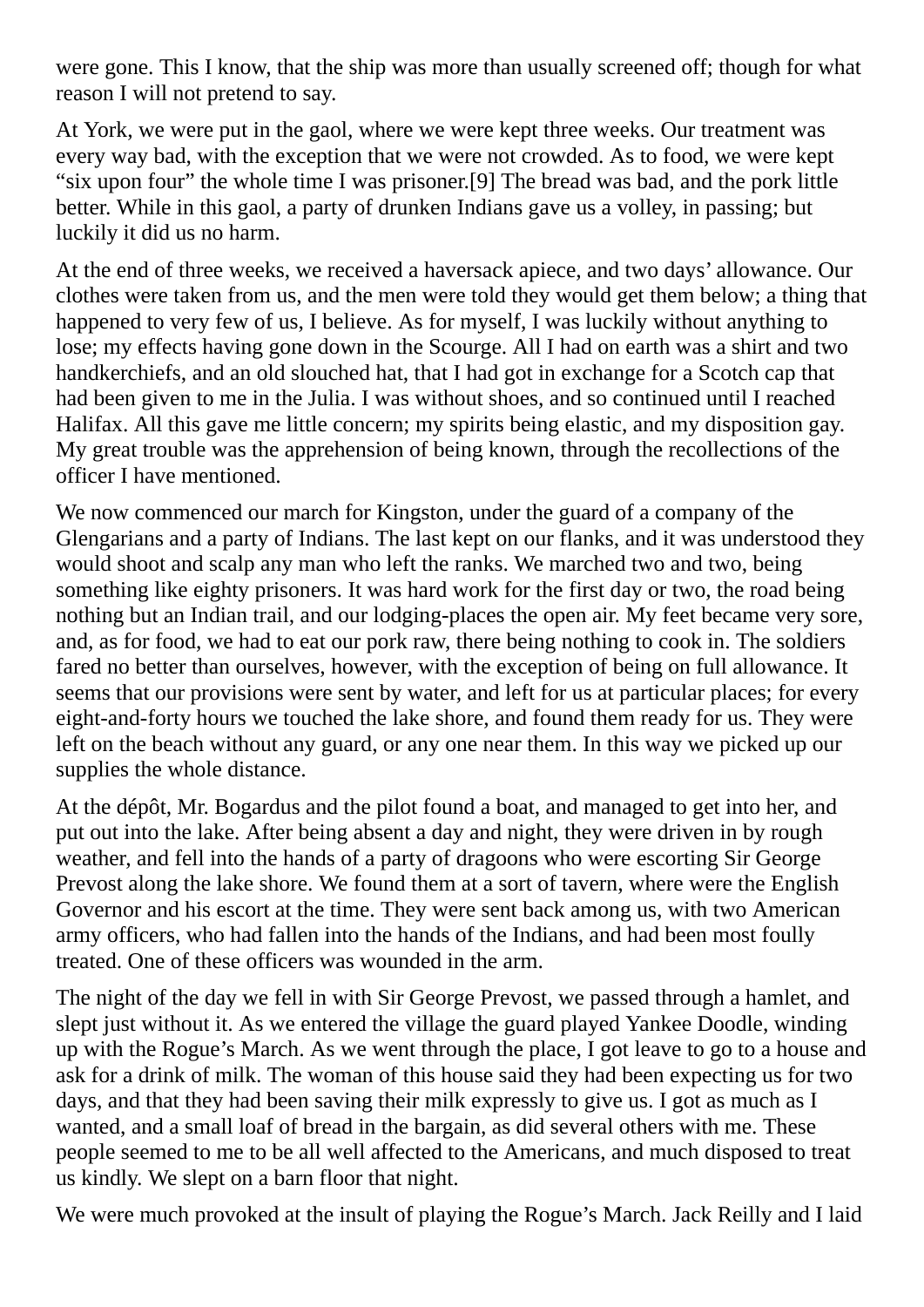were gone. This I know, that the ship was more than usually screened off; though for what reason I will not pretend to say.

At York, we were put in the gaol, where we were kept three weeks. Our treatment was every way bad, with the exception that we were not crowded. As to food, we were kept "six upon four" the whole time I was prisoner.[9] The bread was bad, and the pork little better. While in this gaol, a party of drunken Indians gave us a volley, in passing; but luckily it did us no harm.

At the end of three weeks, we received a haversack apiece, and two days' allowance. Our clothes were taken from us, and the men were told they would get them below; a thing that happened to very few of us, I believe. As for myself, I was luckily without anything to lose; my effects having gone down in the Scourge. All I had on earth was a shirt and two handkerchiefs, and an old slouched hat, that I had got in exchange for a Scotch cap that had been given to me in the Julia. I was without shoes, and so continued until I reached Halifax. All this gave me little concern; my spirits being elastic, and my disposition gay. My great trouble was the apprehension of being known, through the recollections of the officer I have mentioned.

We now commenced our march for Kingston, under the guard of a company of the Glengarians and a party of Indians. The last kept on our flanks, and it was understood they would shoot and scalp any man who left the ranks. We marched two and two, being something like eighty prisoners. It was hard work for the first day or two, the road being nothing but an Indian trail, and our lodging-places the open air. My feet became very sore, and, as for food, we had to eat our pork raw, there being nothing to cook in. The soldiers fared no better than ourselves, however, with the exception of being on full allowance. It seems that our provisions were sent by water, and left for us at particular places; for every eight-and-forty hours we touched the lake shore, and found them ready for us. They were left on the beach without any guard, or any one near them. In this way we picked up our supplies the whole distance.

At the dépôt, Mr. Bogardus and the pilot found a boat, and managed to get into her, and put out into the lake. After being absent a day and night, they were driven in by rough weather, and fell into the hands of a party of dragoons who were escorting Sir George Prevost along the lake shore. We found them at a sort of tavern, where were the English Governor and his escort at the time. They were sent back among us, with two American army officers, who had fallen into the hands of the Indians, and had been most foully treated. One of these officers was wounded in the arm.

The night of the day we fell in with Sir George Prevost, we passed through a hamlet, and slept just without it. As we entered the village the guard played Yankee Doodle, winding up with the Rogue's March. As we went through the place, I got leave to go to a house and ask for a drink of milk. The woman of this house said they had been expecting us for two days, and that they had been saving their milk expressly to give us. I got as much as I wanted, and a small loaf of bread in the bargain, as did several others with me. These people seemed to me to be all well affected to the Americans, and much disposed to treat us kindly. We slept on a barn floor that night.

We were much provoked at the insult of playing the Rogue's March. Jack Reilly and I laid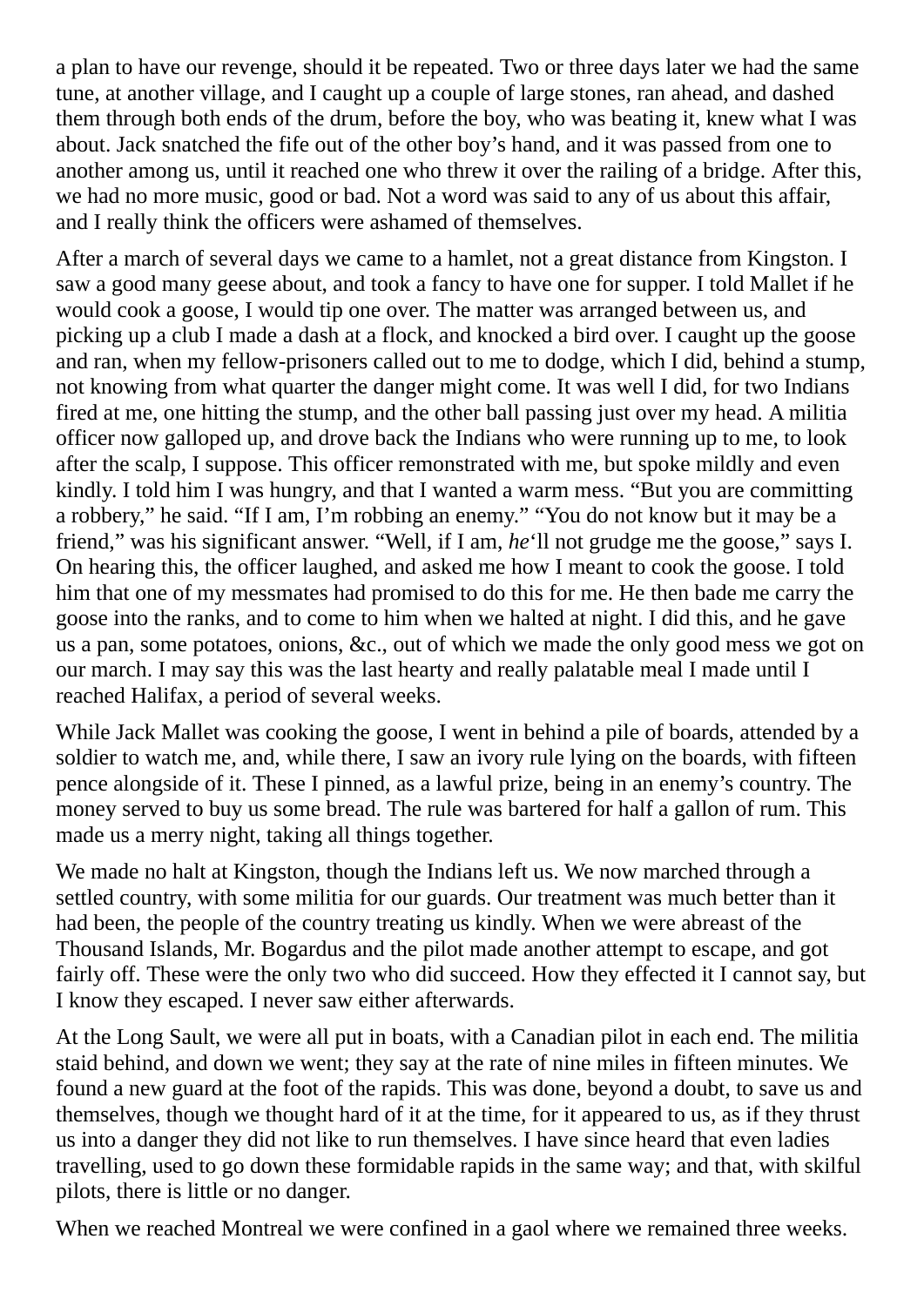a plan to have our revenge, should it be repeated. Two or three days later we had the same tune, at another village, and I caught up a couple of large stones, ran ahead, and dashed them through both ends of the drum, before the boy, who was beating it, knew what I was about. Jack snatched the fife out of the other boy's hand, and it was passed from one to another among us, until it reached one who threw it over the railing of a bridge. After this, we had no more music, good or bad. Not a word was said to any of us about this affair, and I really think the officers were ashamed of themselves.

After a march of several days we came to a hamlet, not a great distance from Kingston. I saw a good many geese about, and took a fancy to have one for supper. I told Mallet if he would cook a goose, I would tip one over. The matter was arranged between us, and picking up a club I made a dash at a flock, and knocked a bird over. I caught up the goose and ran, when my fellow-prisoners called out to me to dodge, which I did, behind a stump, not knowing from what quarter the danger might come. It was well I did, for two Indians fired at me, one hitting the stump, and the other ball passing just over my head. A militia officer now galloped up, and drove back the Indians who were running up to me, to look after the scalp, I suppose. This officer remonstrated with me, but spoke mildly and even kindly. I told him I was hungry, and that I wanted a warm mess. "But you are committing a robbery," he said. "If I am, I'm robbing an enemy." "You do not know but it may be a friend," was his significant answer. "Well, if I am, *he*'ll not grudge me the goose," says I. On hearing this, the officer laughed, and asked me how I meant to cook the goose. I told him that one of my messmates had promised to do this for me. He then bade me carry the goose into the ranks, and to come to him when we halted at night. I did this, and he gave us a pan, some potatoes, onions, &c., out of which we made the only good mess we got on our march. I may say this was the last hearty and really palatable meal I made until I reached Halifax, a period of several weeks.

While Jack Mallet was cooking the goose, I went in behind a pile of boards, attended by a soldier to watch me, and, while there, I saw an ivory rule lying on the boards, with fifteen pence alongside of it. These I pinned, as a lawful prize, being in an enemy's country. The money served to buy us some bread. The rule was bartered for half a gallon of rum. This made us a merry night, taking all things together.

We made no halt at Kingston, though the Indians left us. We now marched through a settled country, with some militia for our guards. Our treatment was much better than it had been, the people of the country treating us kindly. When we were abreast of the Thousand Islands, Mr. Bogardus and the pilot made another attempt to escape, and got fairly off. These were the only two who did succeed. How they effected it I cannot say, but I know they escaped. I never saw either afterwards.

At the Long Sault, we were all put in boats, with a Canadian pilot in each end. The militia staid behind, and down we went; they say at the rate of nine miles in fifteen minutes. We found a new guard at the foot of the rapids. This was done, beyond a doubt, to save us and themselves, though we thought hard of it at the time, for it appeared to us, as if they thrust us into a danger they did not like to run themselves. I have since heard that even ladies travelling, used to go down these formidable rapids in the same way; and that, with skilful pilots, there is little or no danger.

When we reached Montreal we were confined in a gaol where we remained three weeks.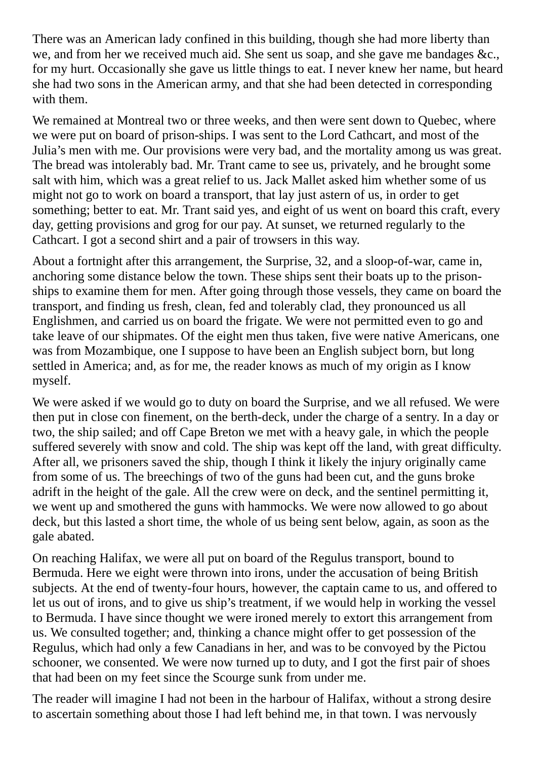There was an American lady confined in this building, though she had more liberty than we, and from her we received much aid. She sent us soap, and she gave me bandages &c., for my hurt. Occasionally she gave us little things to eat. I never knew her name, but heard she had two sons in the American army, and that she had been detected in corresponding with them.

We remained at Montreal two or three weeks, and then were sent down to Quebec, where we were put on board of prison-ships. I was sent to the Lord Cathcart, and most of the Julia's men with me. Our provisions were very bad, and the mortality among us was great. The bread was intolerably bad. Mr. Trant came to see us, privately, and he brought some salt with him, which was a great relief to us. Jack Mallet asked him whether some of us might not go to work on board a transport, that lay just astern of us, in order to get something; better to eat. Mr. Trant said yes, and eight of us went on board this craft, every day, getting provisions and grog for our pay. At sunset, we returned regularly to the Cathcart. I got a second shirt and a pair of trowsers in this way.

About a fortnight after this arrangement, the Surprise, 32, and a sloop-of-war, came in, anchoring some distance below the town. These ships sent their boats up to the prison-ships to examine them for men. After going through those vessels, they came on board the transport, and finding us fresh, clean, fed and tolerably clad, they pronounced us all Englishmen, and carried us on board the frigate. We were not permitted even to go and take leave of our shipmates. Of the eight men thus taken, five were native Americans, one was from Mozambique, one I suppose to have been an English subject born, but long settled in America; and, as for me, the reader knows as much of my origin as I know myself.

We were asked if we would go to duty on board the Surprise, and we all refused. We were then put in close con finement, on the berth-deck, under the charge of a sentry. In a day or two, the ship sailed; and off Cape Breton we met with a heavy gale, in which the people suffered severely with snow and cold. The ship was kept off the land, with great difficulty. After all, we prisoners saved the ship, though I think it likely the injury originally came from some of us. The breechings of two of the guns had been cut, and the guns broke adrift in the height of the gale. All the crew were on deck, and the sentinel permitting it, we went up and smothered the guns with hammocks. We were now allowed to go about deck, but this lasted a short time, the whole of us being sent below, again, as soon as the gale abated.

On reaching Halifax, we were all put on board of the Regulus transport, bound to Bermuda. Here we eight were thrown into irons, under the accusation of being British subjects. At the end of twenty-four hours, however, the captain came to us, and offered to let us out of irons, and to give us ship's treatment, if we would help in working the vessel to Bermuda. I have since thought we were ironed merely to extort this arrangement from us. We consulted together; and, thinking a chance might offer to get possession of the Regulus, which had only a few Canadians in her, and was to be convoyed by the Pictou schooner, we consented. We were now turned up to duty, and I got the first pair of shoes that had been on my feet since the Scourge sunk from under me.

The reader will imagine I had not been in the harbour of Halifax, without a strong desire to ascertain something about those I had left behind me, in that town. I was nervously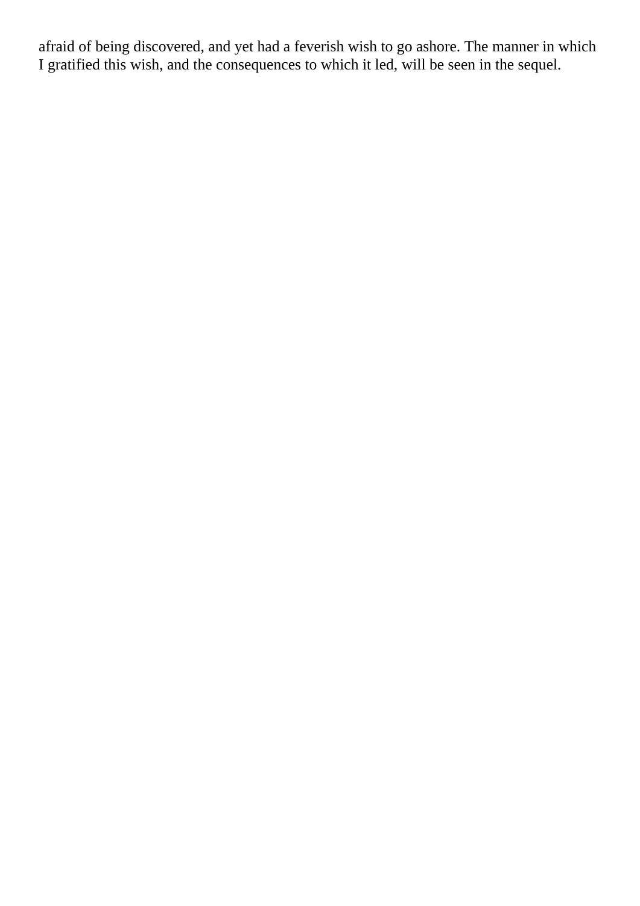afraid of being discovered, and yet had a feverish wish to go ashore. The manner in which I gratified this wish, and the consequences to which it led, will be seen in the sequel.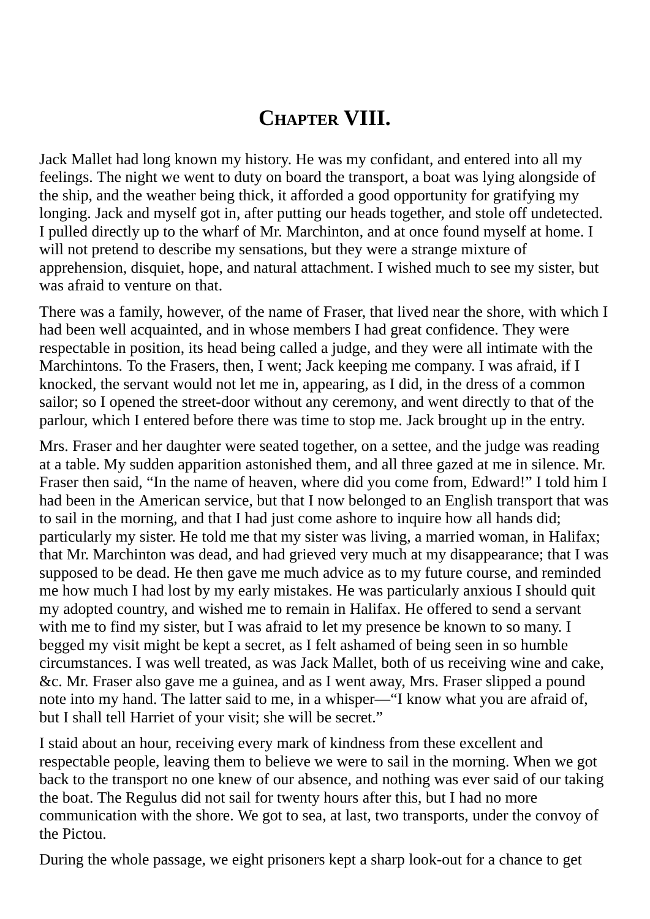# Chapter VIII.

Jack Mallet had long known my history. He was my confidant, and entered into all my feelings. The night we went to duty on board the transport, a boat was lying alongside of the ship, and the weather being thick, it afforded a good opportunity for gratifying my longing. Jack and myself got in, after putting our heads together, and stole off undetected. I pulled directly up to the wharf of Mr. Marchinton, and at once found myself at home. I will not pretend to describe my sensations, but they were a strange mixture of apprehension, disquiet, hope, and natural attachment. I wished much to see my sister, but was afraid to venture on that.

There was a family, however, of the name of Fraser, that lived near the shore, with which I had been well acquainted, and in whose members I had great confidence. They were respectable in position, its head being called a judge, and they were all intimate with the Marchintons. To the Frasers, then, I went; Jack keeping me company. I was afraid, if I knocked, the servant would not let me in, appearing, as I did, in the dress of a common sailor; so I opened the street-door without any ceremony, and went directly to that of the parlour, which I entered before there was time to stop me. Jack brought up in the entry.

Mrs. Fraser and her daughter were seated together, on a settee, and the judge was reading at a table. My sudden apparition astonished them, and all three gazed at me in silence. Mr. Fraser then said, "In the name of heaven, where did you come from, Edward!" I told him I had been in the American service, but that I now belonged to an English transport that was to sail in the morning, and that I had just come ashore to inquire how all hands did; particularly my sister. He told me that my sister was living, a married woman, in Halifax; that Mr. Marchinton was dead, and had grieved very much at my disappearance; that I was supposed to be dead. He then gave me much advice as to my future course, and reminded me how much I had lost by my early mistakes. He was particularly anxious I should quit my adopted country, and wished me to remain in Halifax. He offered to send a servant with me to find my sister, but I was afraid to let my presence be known to so many. I begged my visit might be kept a secret, as I felt ashamed of being seen in so humble circumstances. I was well treated, as was Jack Mallet, both of us receiving wine and cake, &c. Mr. Fraser also gave me a guinea, and as I went away, Mrs. Fraser slipped a pound note into my hand. The latter said to me, in a whisper—"I know what you are afraid of, but I shall tell Harriet of your visit; she will be secret."

I staid about an hour, receiving every mark of kindness from these excellent and respectable people, leaving them to believe we were to sail in the morning. When we got back to the transport no one knew of our absence, and nothing was ever said of our taking the boat. The Regulus did not sail for twenty hours after this, but I had no more communication with the shore. We got to sea, at last, two transports, under the convoy of the Pictou.

During the whole passage, we eight prisoners kept a sharp look-out for a chance to get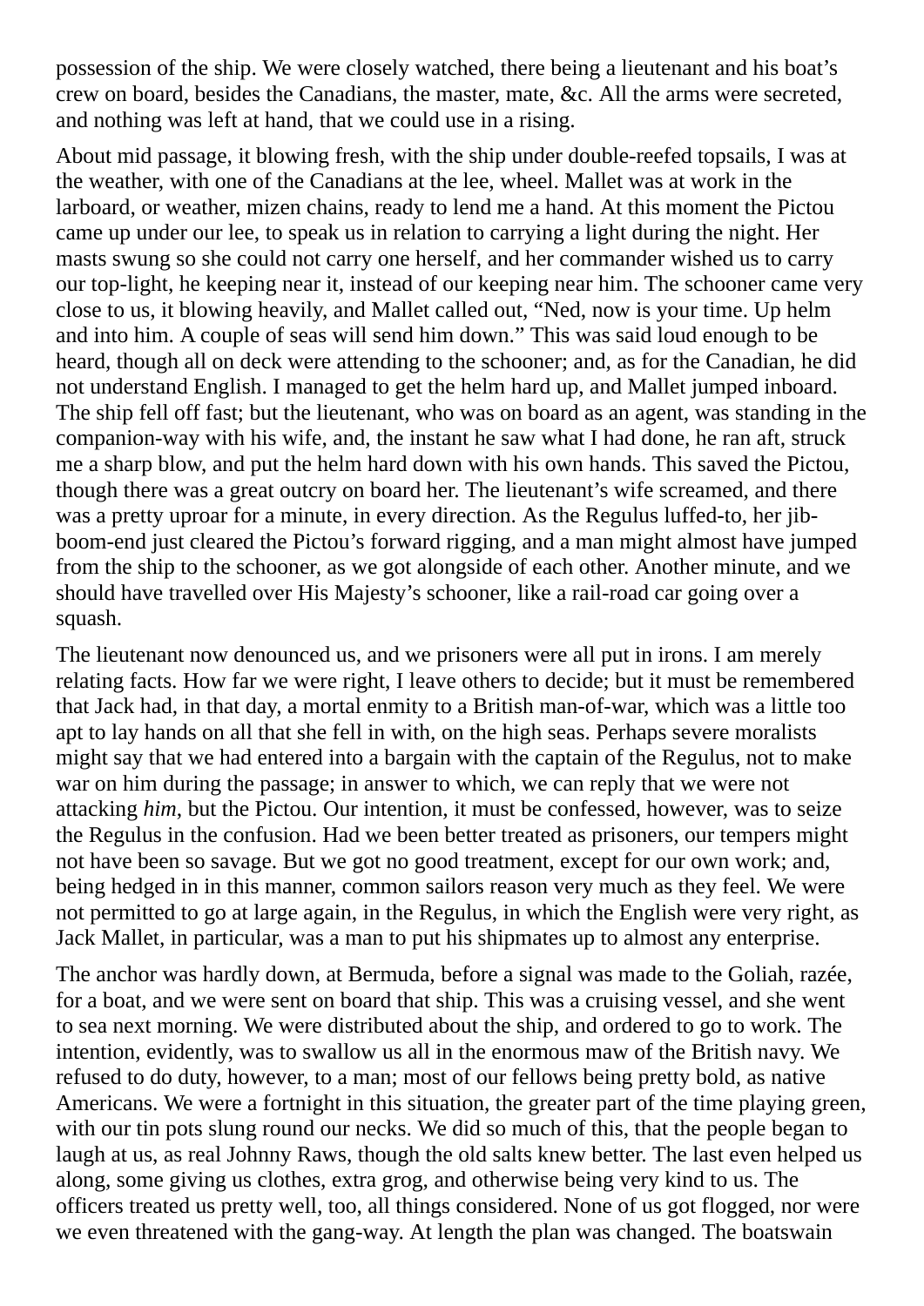possession of the ship. We were closely watched, there being a lieutenant and his boat's crew on board, besides the Canadians, the master, mate, &c. All the arms were secreted, and nothing was left at hand, that we could use in a rising.

About mid passage, it blowing fresh, with the ship under double-reefed topsails, I was at the weather, with one of the Canadians at the lee, wheel. Mallet was at work in the larboard, or weather, mizen chains, ready to lend me a hand. At this moment the Pictou came up under our lee, to speak us in relation to carrying a light during the night. Her masts swung so she could not carry one herself, and her commander wished us to carry our top-light, he keeping near it, instead of our keeping near him. The schooner came very close to us, it blowing heavily, and Mallet called out, "Ned, now is your time. Up helm and into him. A couple of seas will send him down." This was said loud enough to be heard, though all on deck were attending to the schooner; and, as for the Canadian, he did not understand English. I managed to get the helm hard up, and Mallet jumped inboard. The ship fell off fast; but the lieutenant, who was on board as an agent, was standing in the companion-way with his wife, and, the instant he saw what I had done, he ran aft, struck me a sharp blow, and put the helm hard down with his own hands. This saved the Pictou, though there was a great outcry on board her. The lieutenant's wife screamed, and there was a pretty uproar for a minute, in every direction. As the Regulus luffed-to, her jib-boom-end just cleared the Pictou's forward rigging, and a man might almost have jumped from the ship to the schooner, as we got alongside of each other. Another minute, and we should have travelled over His Majesty's schooner, like a rail-road car going over a squash.

The lieutenant now denounced us, and we prisoners were all put in irons. I am merely relating facts. How far we were right, I leave others to decide; but it must be remembered that Jack had, in that day, a mortal enmity to a British man-of-war, which was a little too apt to lay hands on all that she fell in with, on the high seas. Perhaps severe moralists might say that we had entered into a bargain with the captain of the Regulus, not to make war on him during the passage; in answer to which, we can reply that we were not attacking *him*, but the Pictou. Our intention, it must be confessed, however, was to seize the Regulus in the confusion. Had we been better treated as prisoners, our tempers might not have been so savage. But we got no good treatment, except for our own work; and, being hedged in in this manner, common sailors reason very much as they feel. We were not permitted to go at large again, in the Regulus, in which the English were very right, as Jack Mallet, in particular, was a man to put his shipmates up to almost any enterprise.

The anchor was hardly down, at Bermuda, before a signal was made to the Goliah, razée, for a boat, and we were sent on board that ship. This was a cruising vessel, and she went to sea next morning. We were distributed about the ship, and ordered to go to work. The intention, evidently, was to swallow us all in the enormous maw of the British navy. We refused to do duty, however, to a man; most of our fellows being pretty bold, as native Americans. We were a fortnight in this situation, the greater part of the time playing green, with our tin pots slung round our necks. We did so much of this, that the people began to laugh at us, as real Johnny Raws, though the old salts knew better. The last even helped us along, some giving us clothes, extra grog, and otherwise being very kind to us. The officers treated us pretty well, too, all things considered. None of us got flogged, nor were we even threatened with the gang-way. At length the plan was changed. The boatswain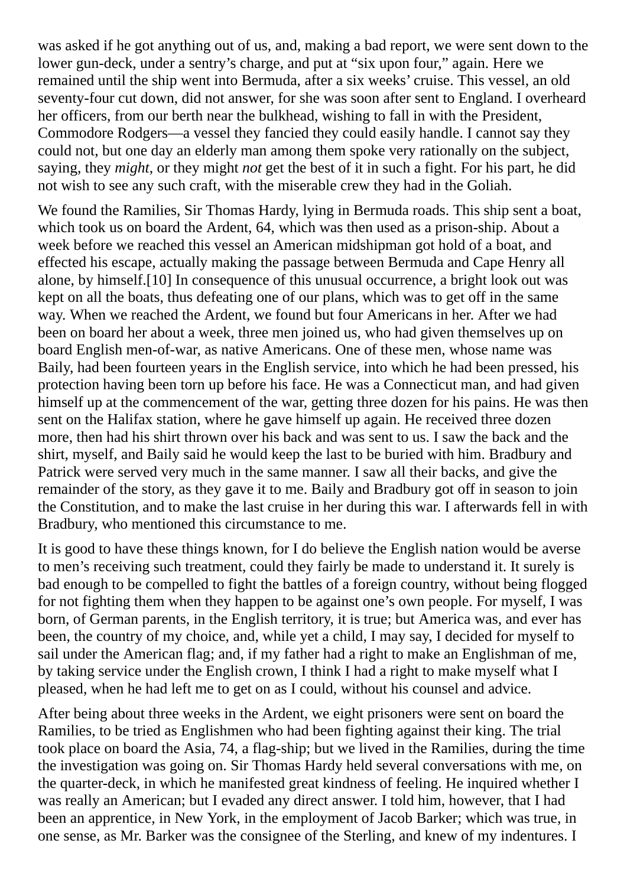was asked if he got anything out of us, and, making a bad report, we were sent down to the lower gun-deck, under a sentry's charge, and put at "six upon four," again. Here we remained until the ship went into Bermuda, after a six weeks' cruise. This vessel, an old seventy-four cut down, did not answer, for she was soon after sent to England. I overheard her officers, from our berth near the bulkhead, wishing to fall in with the President, Commodore Rodgers—a vessel they fancied they could easily handle. I cannot say they could not, but one day an elderly man among them spoke very rationally on the subject, saying, they *might*, or they might *not* get the best of it in such a fight. For his part, he did not wish to see any such craft, with the miserable crew they had in the Goliah.

We found the Ramilies, Sir Thomas Hardy, lying in Bermuda roads. This ship sent a boat, which took us on board the Ardent, 64, which was then used as a prison-ship. About a week before we reached this vessel an American midshipman got hold of a boat, and effected his escape, actually making the passage between Bermuda and Cape Henry all alone, by himself.[10] In consequence of this unusual occurrence, a bright look out was kept on all the boats, thus defeating one of our plans, which was to get off in the same way. When we reached the Ardent, we found but four Americans in her. After we had been on board her about a week, three men joined us, who had given themselves up on board English men-of-war, as native Americans. One of these men, whose name was Baily, had been fourteen years in the English service, into which he had been pressed, his protection having been torn up before his face. He was a Connecticut man, and had given himself up at the commencement of the war, getting three dozen for his pains. He was then sent on the Halifax station, where he gave himself up again. He received three dozen more, then had his shirt thrown over his back and was sent to us. I saw the back and the shirt, myself, and Baily said he would keep the last to be buried with him. Bradbury and Patrick were served very much in the same manner. I saw all their backs, and give the remainder of the story, as they gave it to me. Baily and Bradbury got off in season to join the Constitution, and to make the last cruise in her during this war. I afterwards fell in with Bradbury, who mentioned this circumstance to me.

It is good to have these things known, for I do believe the English nation would be averse to men's receiving such treatment, could they fairly be made to understand it. It surely is bad enough to be compelled to fight the battles of a foreign country, without being flogged for not fighting them when they happen to be against one's own people. For myself, I was born, of German parents, in the English territory, it is true; but America was, and ever has been, the country of my choice, and, while yet a child, I may say, I decided for myself to sail under the American flag; and, if my father had a right to make an Englishman of me, by taking service under the English crown, I think I had a right to make myself what I pleased, when he had left me to get on as I could, without his counsel and advice.

After being about three weeks in the Ardent, we eight prisoners were sent on board the Ramilies, to be tried as Englishmen who had been fighting against their king. The trial took place on board the Asia, 74, a flag-ship; but we lived in the Ramilies, during the time the investigation was going on. Sir Thomas Hardy held several conversations with me, on the quarter-deck, in which he manifested great kindness of feeling. He inquired whether I was really an American; but I evaded any direct answer. I told him, however, that I had been an apprentice, in New York, in the employment of Jacob Barker; which was true, in one sense, as Mr. Barker was the consignee of the Sterling, and knew of my indentures. I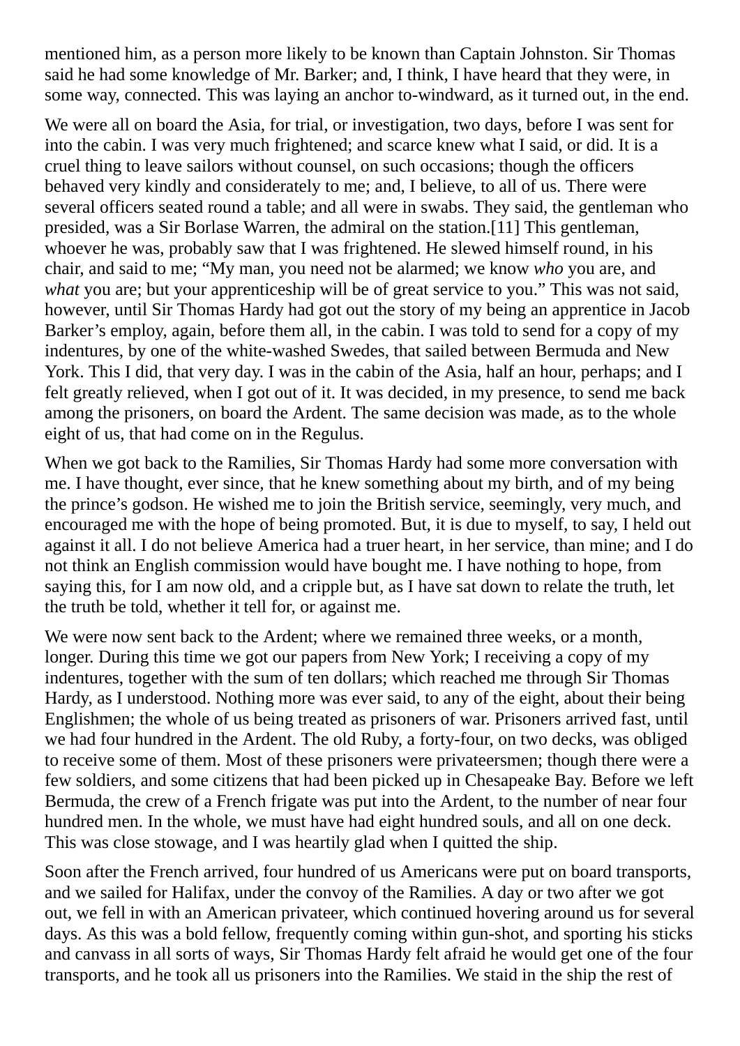mentioned him, as a person more likely to be known than Captain Johnston. Sir Thomas said he had some knowledge of Mr. Barker; and, I think, I have heard that they were, in some way, connected. This was laying an anchor to-windward, as it turned out, in the end.

We were all on board the Asia, for trial, or investigation, two days, before I was sent for into the cabin. I was very much frightened; and scarce knew what I said, or did. It is a cruel thing to leave sailors without counsel, on such occasions; though the officers behaved very kindly and considerately to me; and, I believe, to all of us. There were several officers seated round a table; and all were in swabs. They said, the gentleman who presided, was a Sir Borlase Warren, the admiral on the station.[11] This gentleman, whoever he was, probably saw that I was frightened. He slewed himself round, in his chair, and said to me; "My man, you need not be alarmed; we know *who* you are, and *what* you are; but your apprenticeship will be of great service to you." This was not said, however, until Sir Thomas Hardy had got out the story of my being an apprentice in Jacob Barker's employ, again, before them all, in the cabin. I was told to send for a copy of my indentures, by one of the white-washed Swedes, that sailed between Bermuda and New York. This I did, that very day. I was in the cabin of the Asia, half an hour, perhaps; and I felt greatly relieved, when I got out of it. It was decided, in my presence, to send me back among the prisoners, on board the Ardent. The same decision was made, as to the whole eight of us, that had come on in the Regulus.

When we got back to the Ramilies, Sir Thomas Hardy had some more conversation with me. I have thought, ever since, that he knew something about my birth, and of my being the prince's godson. He wished me to join the British service, seemingly, very much, and encouraged me with the hope of being promoted. But, it is due to myself, to say, I held out against it all. I do not believe America had a truer heart, in her service, than mine; and I do not think an English commission would have bought me. I have nothing to hope, from saying this, for I am now old, and a cripple but, as I have sat down to relate the truth, let the truth be told, whether it tell for, or against me.

We were now sent back to the Ardent; where we remained three weeks, or a month, longer. During this time we got our papers from New York; I receiving a copy of my indentures, together with the sum of ten dollars; which reached me through Sir Thomas Hardy, as I understood. Nothing more was ever said, to any of the eight, about their being Englishmen; the whole of us being treated as prisoners of war. Prisoners arrived fast, until we had four hundred in the Ardent. The old Ruby, a forty-four, on two decks, was obliged to receive some of them. Most of these prisoners were privateersmen; though there were a few soldiers, and some citizens that had been picked up in Chesapeake Bay. Before we left Bermuda, the crew of a French frigate was put into the Ardent, to the number of near four hundred men. In the whole, we must have had eight hundred souls, and all on one deck. This was close stowage, and I was heartily glad when I quitted the ship.

Soon after the French arrived, four hundred of us Americans were put on board transports, and we sailed for Halifax, under the convoy of the Ramilies. A day or two after we got out, we fell in with an American privateer, which continued hovering around us for several days. As this was a bold fellow, frequently coming within gun-shot, and sporting his sticks and canvass in all sorts of ways, Sir Thomas Hardy felt afraid he would get one of the four transports, and he took all us prisoners into the Ramilies. We staid in the ship the rest of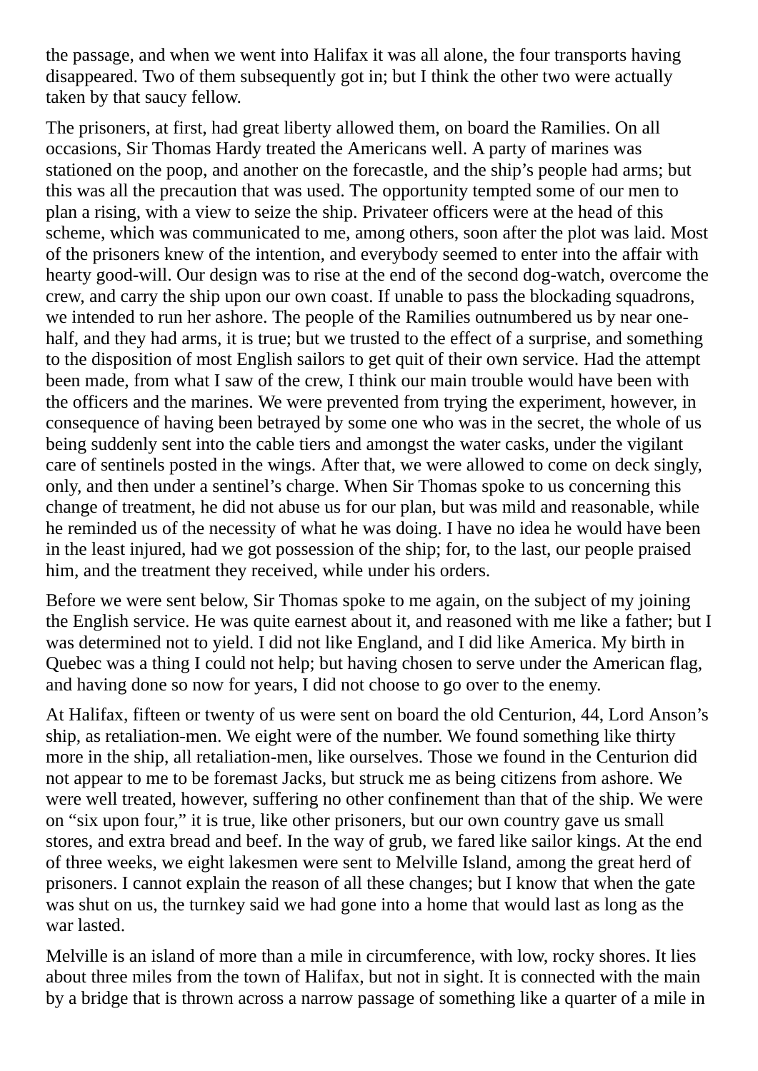the passage, and when we went into Halifax it was all alone, the four transports having disappeared. Two of them subsequently got in; but I think the other two were actually taken by that saucy fellow.

The prisoners, at first, had great liberty allowed them, on board the Ramilies. On all occasions, Sir Thomas Hardy treated the Americans well. A party of marines was stationed on the poop, and another on the forecastle, and the ship's people had arms; but this was all the precaution that was used. The opportunity tempted some of our men to plan a rising, with a view to seize the ship. Privateer officers were at the head of this scheme, which was communicated to me, among others, soon after the plot was laid. Most of the prisoners knew of the intention, and everybody seemed to enter into the affair with hearty good-will. Our design was to rise at the end of the second dog-watch, overcome the crew, and carry the ship upon our own coast. If unable to pass the blockading squadrons, we intended to run her ashore. The people of the Ramilies outnumbered us by near one-half, and they had arms, it is true; but we trusted to the effect of a surprise, and something to the disposition of most English sailors to get quit of their own service. Had the attempt been made, from what I saw of the crew, I think our main trouble would have been with the officers and the marines. We were prevented from trying the experiment, however, in consequence of having been betrayed by some one who was in the secret, the whole of us being suddenly sent into the cable tiers and amongst the water casks, under the vigilant care of sentinels posted in the wings. After that, we were allowed to come on deck singly, only, and then under a sentinel's charge. When Sir Thomas spoke to us concerning this change of treatment, he did not abuse us for our plan, but was mild and reasonable, while he reminded us of the necessity of what he was doing. I have no idea he would have been in the least injured, had we got possession of the ship; for, to the last, our people praised him, and the treatment they received, while under his orders.

Before we were sent below, Sir Thomas spoke to me again, on the subject of my joining the English service. He was quite earnest about it, and reasoned with me like a father; but I was determined not to yield. I did not like England, and I did like America. My birth in Quebec was a thing I could not help; but having chosen to serve under the American flag, and having done so now for years, I did not choose to go over to the enemy.

At Halifax, fifteen or twenty of us were sent on board the old Centurion, 44, Lord Anson's ship, as retaliation-men. We eight were of the number. We found something like thirty more in the ship, all retaliation-men, like ourselves. Those we found in the Centurion did not appear to me to be foremast Jacks, but struck me as being citizens from ashore. We were well treated, however, suffering no other confinement than that of the ship. We were on "six upon four," it is true, like other prisoners, but our own country gave us small stores, and extra bread and beef. In the way of grub, we fared like sailor kings. At the end of three weeks, we eight lakesmen were sent to Melville Island, among the great herd of prisoners. I cannot explain the reason of all these changes; but I know that when the gate was shut on us, the turnkey said we had gone into a home that would last as long as the war lasted.

Melville is an island of more than a mile in circumference, with low, rocky shores. It lies about three miles from the town of Halifax, but not in sight. It is connected with the main by a bridge that is thrown across a narrow passage of something like a quarter of a mile in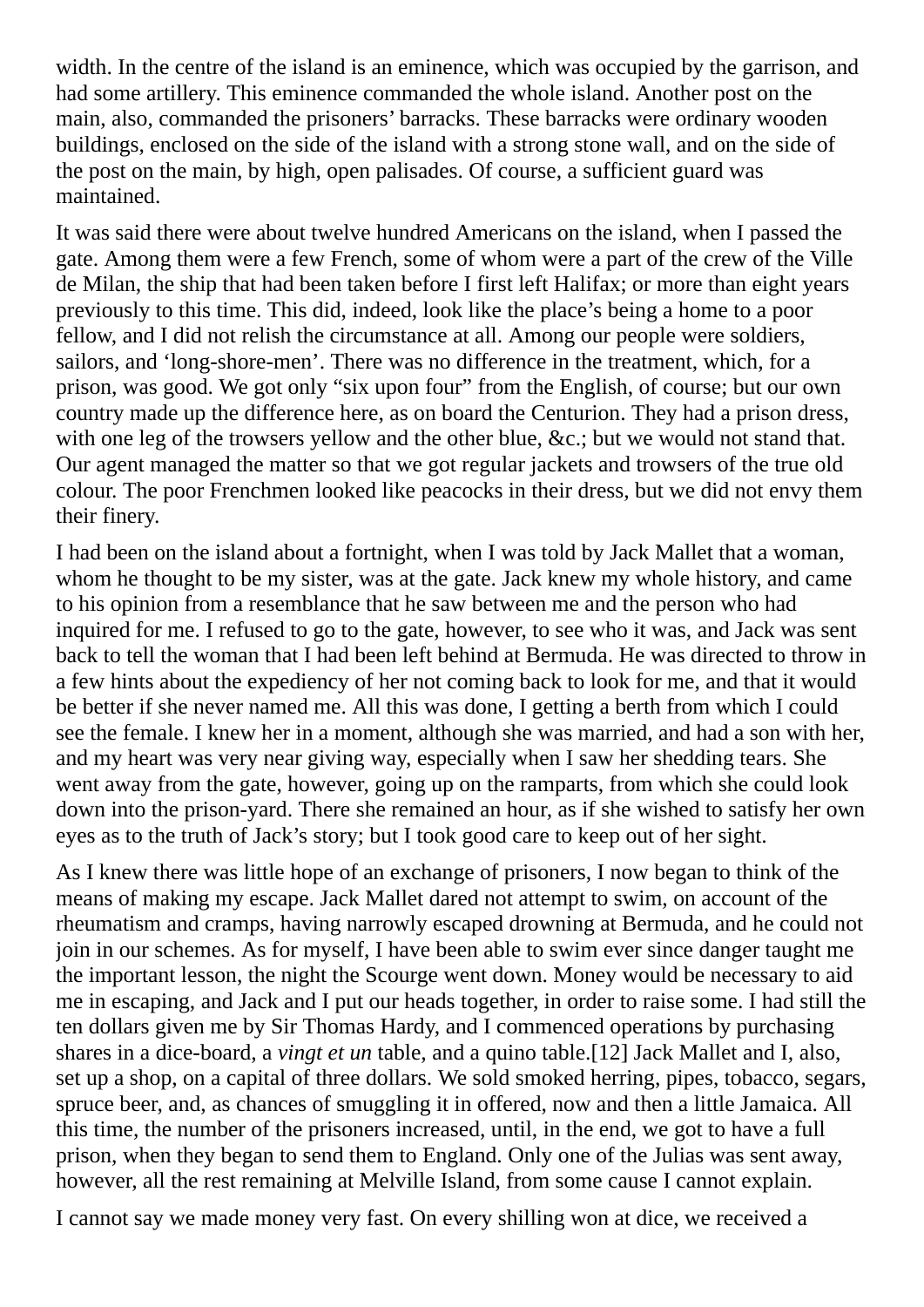width. In the centre of the island is an eminence, which was occupied by the garrison, and had some artillery. This eminence commanded the whole island. Another post on the main, also, commanded the prisoners' barracks. These barracks were ordinary wooden buildings, enclosed on the side of the island with a strong stone wall, and on the side of the post on the main, by high, open palisades. Of course, a sufficient guard was maintained.

It was said there were about twelve hundred Americans on the island, when I passed the gate. Among them were a few French, some of whom were a part of the crew of the Ville de Milan, the ship that had been taken before I first left Halifax; or more than eight years previously to this time. This did, indeed, look like the place's being a home to a poor fellow, and I did not relish the circumstance at all. Among our people were soldiers, sailors, and 'long-shore-men'. There was no difference in the treatment, which, for a prison, was good. We got only "six upon four" from the English, of course; but our own country made up the difference here, as on board the Centurion. They had a prison dress, with one leg of the trowsers yellow and the other blue, &c.; but we would not stand that. Our agent managed the matter so that we got regular jackets and trowsers of the true old colour. The poor Frenchmen looked like peacocks in their dress, but we did not envy them their finery.

I had been on the island about a fortnight, when I was told by Jack Mallet that a woman, whom he thought to be my sister, was at the gate. Jack knew my whole history, and came to his opinion from a resemblance that he saw between me and the person who had inquired for me. I refused to go to the gate, however, to see who it was, and Jack was sent back to tell the woman that I had been left behind at Bermuda. He was directed to throw in a few hints about the expediency of her not coming back to look for me, and that it would be better if she never named me. All this was done, I getting a berth from which I could see the female. I knew her in a moment, although she was married, and had a son with her, and my heart was very near giving way, especially when I saw her shedding tears. She went away from the gate, however, going up on the ramparts, from which she could look down into the prison-yard. There she remained an hour, as if she wished to satisfy her own eyes as to the truth of Jack's story; but I took good care to keep out of her sight.

As I knew there was little hope of an exchange of prisoners, I now began to think of the means of making my escape. Jack Mallet dared not attempt to swim, on account of the rheumatism and cramps, having narrowly escaped drowning at Bermuda, and he could not join in our schemes. As for myself, I have been able to swim ever since danger taught me the important lesson, the night the Scourge went down. Money would be necessary to aid me in escaping, and Jack and I put our heads together, in order to raise some. I had still the ten dollars given me by Sir Thomas Hardy, and I commenced operations by purchasing shares in a dice-board, a *vingt et un* table, and a quino table.[12] Jack Mallet and I, also, set up a shop, on a capital of three dollars. We sold smoked herring, pipes, tobacco, segars, spruce beer, and, as chances of smuggling it in offered, now and then a little Jamaica. All this time, the number of the prisoners increased, until, in the end, we got to have a full prison, when they began to send them to England. Only one of the Julias was sent away, however, all the rest remaining at Melville Island, from some cause I cannot explain.

I cannot say we made money very fast. On every shilling won at dice, we received a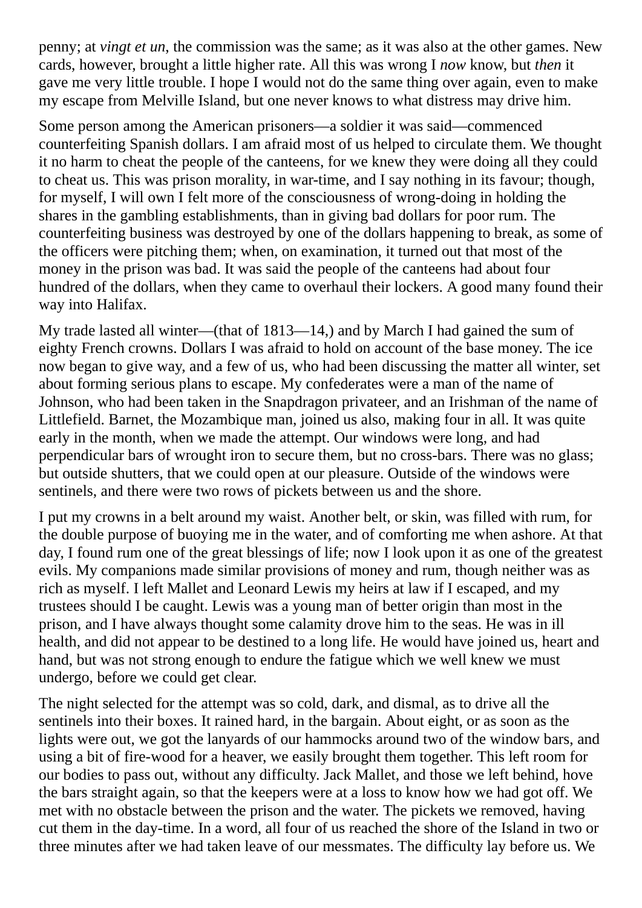penny; at *vingt et un*, the commission was the same; as it was also at the other games. New cards, however, brought a little higher rate. All this was wrong I *now* know, but *then* it gave me very little trouble. I hope I would not do the same thing over again, even to make my escape from Melville Island, but one never knows to what distress may drive him.

Some person among the American prisoners—a soldier it was said—commenced counterfeiting Spanish dollars. I am afraid most of us helped to circulate them. We thought it no harm to cheat the people of the canteens, for we knew they were doing all they could to cheat us. This was prison morality, in war-time, and I say nothing in its favour; though, for myself, I will own I felt more of the consciousness of wrong-doing in holding the shares in the gambling establishments, than in giving bad dollars for poor rum. The counterfeiting business was destroyed by one of the dollars happening to break, as some of the officers were pitching them; when, on examination, it turned out that most of the money in the prison was bad. It was said the people of the canteens had about four hundred of the dollars, when they came to overhaul their lockers. A good many found their way into Halifax.

My trade lasted all winter—(that of 1813—14,) and by March I had gained the sum of eighty French crowns. Dollars I was afraid to hold on account of the base money. The ice now began to give way, and a few of us, who had been discussing the matter all winter, set about forming serious plans to escape. My confederates were a man of the name of Johnson, who had been taken in the Snapdragon privateer, and an Irishman of the name of Littlefield. Barnet, the Mozambique man, joined us also, making four in all. It was quite early in the month, when we made the attempt. Our windows were long, and had perpendicular bars of wrought iron to secure them, but no cross-bars. There was no glass; but outside shutters, that we could open at our pleasure. Outside of the windows were sentinels, and there were two rows of pickets between us and the shore.

I put my crowns in a belt around my waist. Another belt, or skin, was filled with rum, for the double purpose of buoying me in the water, and of comforting me when ashore. At that day, I found rum one of the great blessings of life; now I look upon it as one of the greatest evils. My companions made similar provisions of money and rum, though neither was as rich as myself. I left Mallet and Leonard Lewis my heirs at law if I escaped, and my trustees should I be caught. Lewis was a young man of better origin than most in the prison, and I have always thought some calamity drove him to the seas. He was in ill health, and did not appear to be destined to a long life. He would have joined us, heart and hand, but was not strong enough to endure the fatigue which we well knew we must undergo, before we could get clear.

The night selected for the attempt was so cold, dark, and dismal, as to drive all the sentinels into their boxes. It rained hard, in the bargain. About eight, or as soon as the lights were out, we got the lanyards of our hammocks around two of the window bars, and using a bit of fire-wood for a heaver, we easily brought them together. This left room for our bodies to pass out, without any difficulty. Jack Mallet, and those we left behind, hove the bars straight again, so that the keepers were at a loss to know how we had got off. We met with no obstacle between the prison and the water. The pickets we removed, having cut them in the day-time. In a word, all four of us reached the shore of the Island in two or three minutes after we had taken leave of our messmates. The difficulty lay before us. We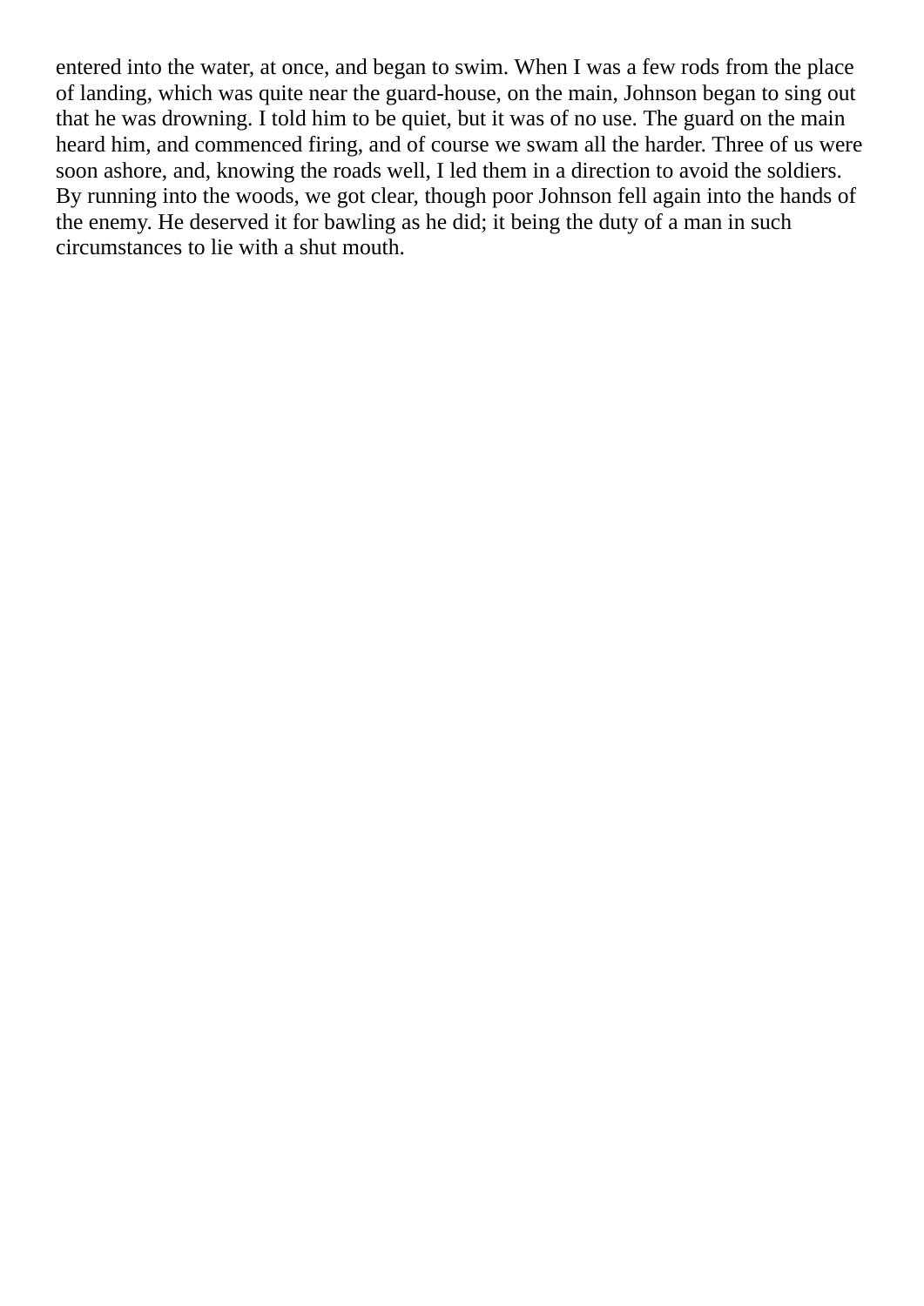entered into the water, at once, and began to swim. When I was a few rods from the place of landing, which was quite near the guard-house, on the main, Johnson began to sing out that he was drowning. I told him to be quiet, but it was of no use. The guard on the main heard him, and commenced firing, and of course we swam all the harder. Three of us were soon ashore, and, knowing the roads well, I led them in a direction to avoid the soldiers. By running into the woods, we got clear, though poor Johnson fell again into the hands of the enemy. He deserved it for bawling as he did; it being the duty of a man in such circumstances to lie with a shut mouth.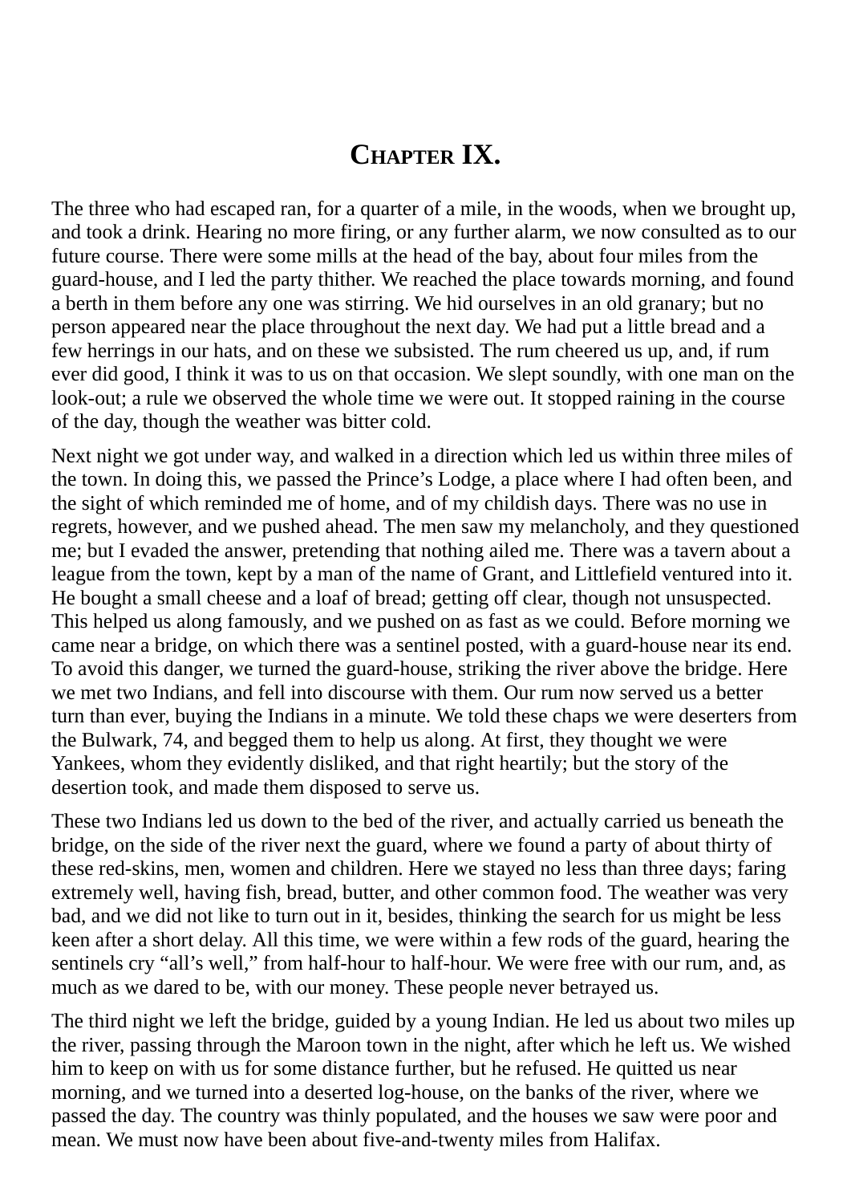# Chapter IX.

The three who had escaped ran, for a quarter of a mile, in the woods, when we brought up, and took a drink. Hearing no more firing, or any further alarm, we now consulted as to our future course. There were some mills at the head of the bay, about four miles from the guard-house, and I led the party thither. We reached the place towards morning, and found a berth in them before any one was stirring. We hid ourselves in an old granary; but no person appeared near the place throughout the next day. We had put a little bread and a few herrings in our hats, and on these we subsisted. The rum cheered us up, and, if rum ever did good, I think it was to us on that occasion. We slept soundly, with one man on the look-out; a rule we observed the whole time we were out. It stopped raining in the course of the day, though the weather was bitter cold.

Next night we got under way, and walked in a direction which led us within three miles of the town. In doing this, we passed the Prince's Lodge, a place where I had often been, and the sight of which reminded me of home, and of my childish days. There was no use in regrets, however, and we pushed ahead. The men saw my melancholy, and they questioned me; but I evaded the answer, pretending that nothing ailed me. There was a tavern about a league from the town, kept by a man of the name of Grant, and Littlefield ventured into it. He bought a small cheese and a loaf of bread; getting off clear, though not unsuspected. This helped us along famously, and we pushed on as fast as we could. Before morning we came near a bridge, on which there was a sentinel posted, with a guard-house near its end. To avoid this danger, we turned the guard-house, striking the river above the bridge. Here we met two Indians, and fell into discourse with them. Our rum now served us a better turn than ever, buying the Indians in a minute. We told these chaps we were deserters from the Bulwark, 74, and begged them to help us along. At first, they thought we were Yankees, whom they evidently disliked, and that right heartily; but the story of the desertion took, and made them disposed to serve us.

These two Indians led us down to the bed of the river, and actually carried us beneath the bridge, on the side of the river next the guard, where we found a party of about thirty of these red-skins, men, women and children. Here we stayed no less than three days; faring extremely well, having fish, bread, butter, and other common food. The weather was very bad, and we did not like to turn out in it, besides, thinking the search for us might be less keen after a short delay. All this time, we were within a few rods of the guard, hearing the sentinels cry "all's well," from half-hour to half-hour. We were free with our rum, and, as much as we dared to be, with our money. These people never betrayed us.

The third night we left the bridge, guided by a young Indian. He led us about two miles up the river, passing through the Maroon town in the night, after which he left us. We wished him to keep on with us for some distance further, but he refused. He quitted us near morning, and we turned into a deserted log-house, on the banks of the river, where we passed the day. The country was thinly populated, and the houses we saw were poor and mean. We must now have been about five-and-twenty miles from Halifax.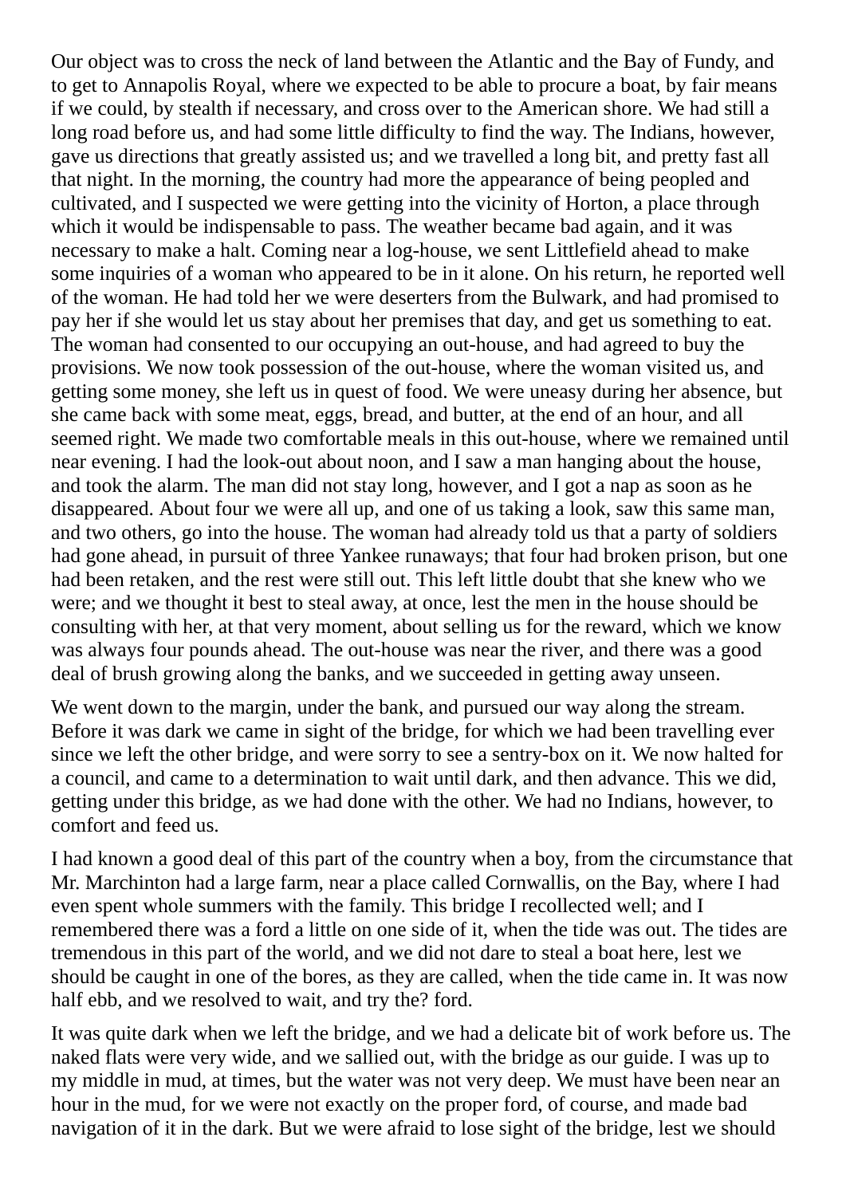Our object was to cross the neck of land between the Atlantic and the Bay of Fundy, and to get to Annapolis Royal, where we expected to be able to procure a boat, by fair means if we could, by stealth if necessary, and cross over to the American shore. We had still a long road before us, and had some little difficulty to find the way. The Indians, however, gave us directions that greatly assisted us; and we travelled a long bit, and pretty fast all that night. In the morning, the country had more the appearance of being peopled and cultivated, and I suspected we were getting into the vicinity of Horton, a place through which it would be indispensable to pass. The weather became bad again, and it was necessary to make a halt. Coming near a log-house, we sent Littlefield ahead to make some inquiries of a woman who appeared to be in it alone. On his return, he reported well of the woman. He had told her we were deserters from the Bulwark, and had promised to pay her if she would let us stay about her premises that day, and get us something to eat. The woman had consented to our occupying an out-house, and had agreed to buy the provisions. We now took possession of the out-house, where the woman visited us, and getting some money, she left us in quest of food. We were uneasy during her absence, but she came back with some meat, eggs, bread, and butter, at the end of an hour, and all seemed right. We made two comfortable meals in this out-house, where we remained until near evening. I had the look-out about noon, and I saw a man hanging about the house, and took the alarm. The man did not stay long, however, and I got a nap as soon as he disappeared. About four we were all up, and one of us taking a look, saw this same man, and two others, go into the house. The woman had already told us that a party of soldiers had gone ahead, in pursuit of three Yankee runaways; that four had broken prison, but one had been retaken, and the rest were still out. This left little doubt that she knew who we were; and we thought it best to steal away, at once, lest the men in the house should be consulting with her, at that very moment, about selling us for the reward, which we know was always four pounds ahead. The out-house was near the river, and there was a good deal of brush growing along the banks, and we succeeded in getting away unseen.

We went down to the margin, under the bank, and pursued our way along the stream. Before it was dark we came in sight of the bridge, for which we had been travelling ever since we left the other bridge, and were sorry to see a sentry-box on it. We now halted for a council, and came to a determination to wait until dark, and then advance. This we did, getting under this bridge, as we had done with the other. We had no Indians, however, to comfort and feed us.

I had known a good deal of this part of the country when a boy, from the circumstance that Mr. Marchinton had a large farm, near a place called Cornwallis, on the Bay, where I had even spent whole summers with the family. This bridge I recollected well; and I remembered there was a ford a little on one side of it, when the tide was out. The tides are tremendous in this part of the world, and we did not dare to steal a boat here, lest we should be caught in one of the bores, as they are called, when the tide came in. It was now half ebb, and we resolved to wait, and try the? ford.

It was quite dark when we left the bridge, and we had a delicate bit of work before us. The naked flats were very wide, and we sallied out, with the bridge as our guide. I was up to my middle in mud, at times, but the water was not very deep. We must have been near an hour in the mud, for we were not exactly on the proper ford, of course, and made bad navigation of it in the dark. But we were afraid to lose sight of the bridge, lest we should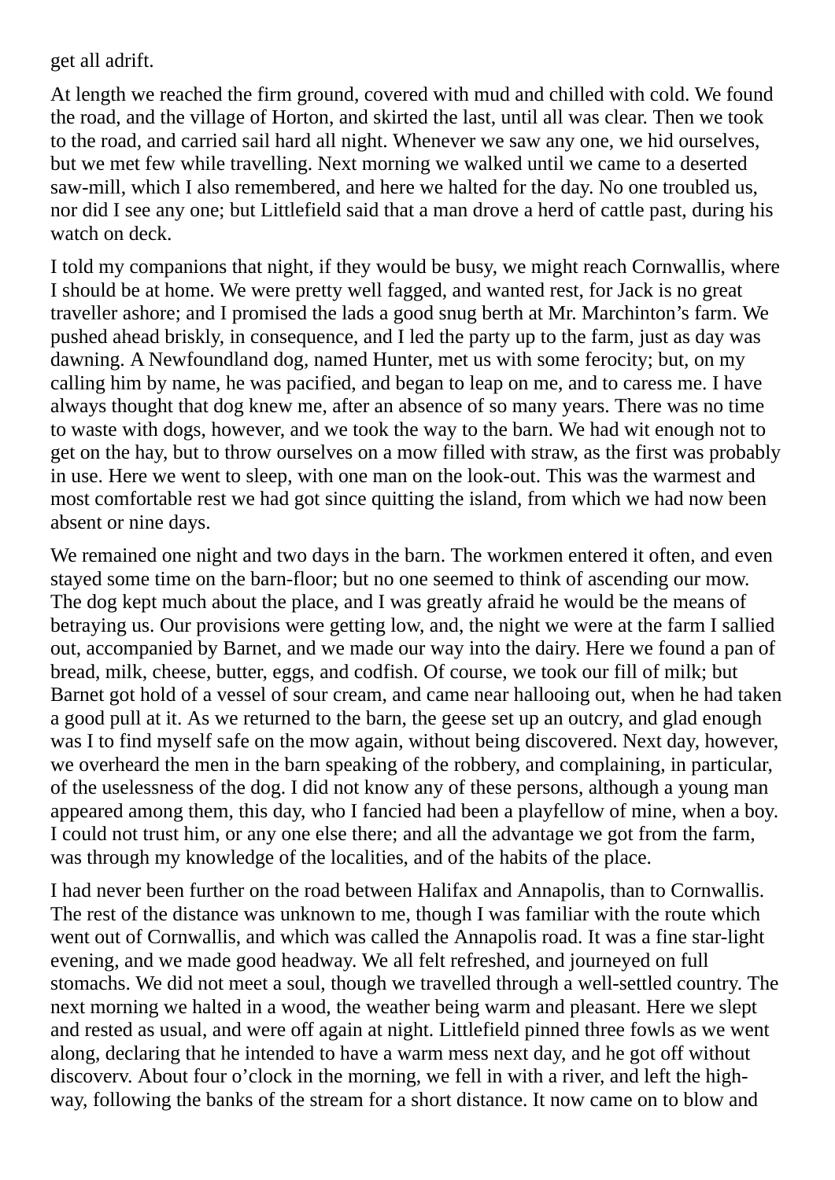get all adrift.

At length we reached the firm ground, covered with mud and chilled with cold. We found the road, and the village of Horton, and skirted the last, until all was clear. Then we took to the road, and carried sail hard all night. Whenever we saw any one, we hid ourselves, but we met few while travelling. Next morning we walked until we came to a deserted saw-mill, which I also remembered, and here we halted for the day. No one troubled us, nor did I see any one; but Littlefield said that a man drove a herd of cattle past, during his watch on deck.

I told my companions that night, if they would be busy, we might reach Cornwallis, where I should be at home. We were pretty well fagged, and wanted rest, for Jack is no great traveller ashore; and I promised the lads a good snug berth at Mr. Marchinton's farm. We pushed ahead briskly, in consequence, and I led the party up to the farm, just as day was dawning. A Newfoundland dog, named Hunter, met us with some ferocity; but, on my calling him by name, he was pacified, and began to leap on me, and to caress me. I have always thought that dog knew me, after an absence of so many years. There was no time to waste with dogs, however, and we took the way to the barn. We had wit enough not to get on the hay, but to throw ourselves on a mow filled with straw, as the first was probably in use. Here we went to sleep, with one man on the look-out. This was the warmest and most comfortable rest we had got since quitting the island, from which we had now been absent or nine days.

We remained one night and two days in the barn. The workmen entered it often, and even stayed some time on the barn-floor; but no one seemed to think of ascending our mow. The dog kept much about the place, and I was greatly afraid he would be the means of betraying us. Our provisions were getting low, and, the night we were at the farm I sallied out, accompanied by Barnet, and we made our way into the dairy. Here we found a pan of bread, milk, cheese, butter, eggs, and codfish. Of course, we took our fill of milk; but Barnet got hold of a vessel of sour cream, and came near hallooing out, when he had taken a good pull at it. As we returned to the barn, the geese set up an outcry, and glad enough was I to find myself safe on the mow again, without being discovered. Next day, however, we overheard the men in the barn speaking of the robbery, and complaining, in particular, of the uselessness of the dog. I did not know any of these persons, although a young man appeared among them, this day, who I fancied had been a playfellow of mine, when a boy. I could not trust him, or any one else there; and all the advantage we got from the farm, was through my knowledge of the localities, and of the habits of the place.

I had never been further on the road between Halifax and Annapolis, than to Cornwallis. The rest of the distance was unknown to me, though I was familiar with the route which went out of Cornwallis, and which was called the Annapolis road. It was a fine star-light evening, and we made good headway. We all felt refreshed, and journeyed on full stomachs. We did not meet a soul, though we travelled through a well-settled country. The next morning we halted in a wood, the weather being warm and pleasant. Here we slept and rested as usual, and were off again at night. Littlefield pinned three fowls as we went along, declaring that he intended to have a warm mess next day, and he got off without discoverv. About four o'clock in the morning, we fell in with a river, and left the high-way, following the banks of the stream for a short distance. It now came on to blow and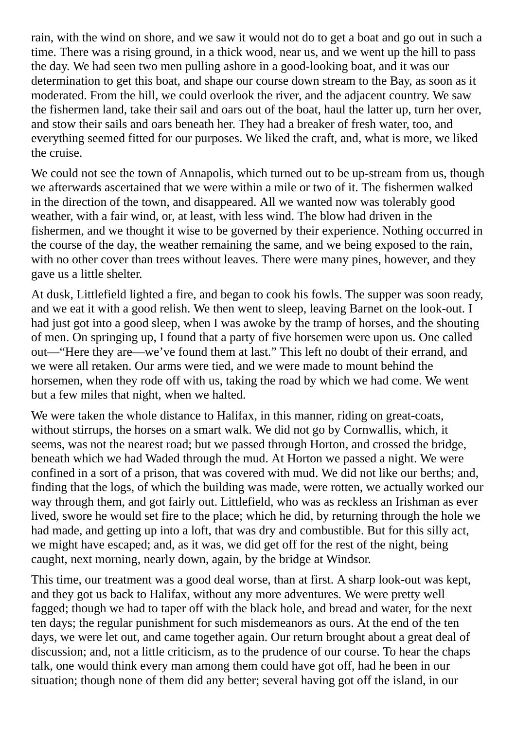rain, with the wind on shore, and we saw it would not do to get a boat and go out in such a time. There was a rising ground, in a thick wood, near us, and we went up the hill to pass the day. We had seen two men pulling ashore in a good-looking boat, and it was our determination to get this boat, and shape our course down stream to the Bay, as soon as it moderated. From the hill, we could overlook the river, and the adjacent country. We saw the fishermen land, take their sail and oars out of the boat, haul the latter up, turn her over, and stow their sails and oars beneath her. They had a breaker of fresh water, too, and everything seemed fitted for our purposes. We liked the craft, and, what is more, we liked the cruise.

We could not see the town of Annapolis, which turned out to be up-stream from us, though we afterwards ascertained that we were within a mile or two of it. The fishermen walked in the direction of the town, and disappeared. All we wanted now was tolerably good weather, with a fair wind, or, at least, with less wind. The blow had driven in the fishermen, and we thought it wise to be governed by their experience. Nothing occurred in the course of the day, the weather remaining the same, and we being exposed to the rain, with no other cover than trees without leaves. There were many pines, however, and they gave us a little shelter.

At dusk, Littlefield lighted a fire, and began to cook his fowls. The supper was soon ready, and we eat it with a good relish. We then went to sleep, leaving Barnet on the look-out. I had just got into a good sleep, when I was awoke by the tramp of horses, and the shouting of men. On springing up, I found that a party of five horsemen were upon us. One called out—"Here they are—we've found them at last." This left no doubt of their errand, and we were all retaken. Our arms were tied, and we were made to mount behind the horsemen, when they rode off with us, taking the road by which we had come. We went but a few miles that night, when we halted.

We were taken the whole distance to Halifax, in this manner, riding on great-coats, without stirrups, the horses on a smart walk. We did not go by Cornwallis, which, it seems, was not the nearest road; but we passed through Horton, and crossed the bridge, beneath which we had Waded through the mud. At Horton we passed a night. We were confined in a sort of a prison, that was covered with mud. We did not like our berths; and, finding that the logs, of which the building was made, were rotten, we actually worked our way through them, and got fairly out. Littlefield, who was as reckless an Irishman as ever lived, swore he would set fire to the place; which he did, by returning through the hole we had made, and getting up into a loft, that was dry and combustible. But for this silly act, we might have escaped; and, as it was, we did get off for the rest of the night, being caught, next morning, nearly down, again, by the bridge at Windsor.

This time, our treatment was a good deal worse, than at first. A sharp look-out was kept, and they got us back to Halifax, without any more adventures. We were pretty well fagged; though we had to taper off with the black hole, and bread and water, for the next ten days; the regular punishment for such misdemeanors as ours. At the end of the ten days, we were let out, and came together again. Our return brought about a great deal of discussion; and, not a little criticism, as to the prudence of our course. To hear the chaps talk, one would think every man among them could have got off, had he been in our situation; though none of them did any better; several having got off the island, in our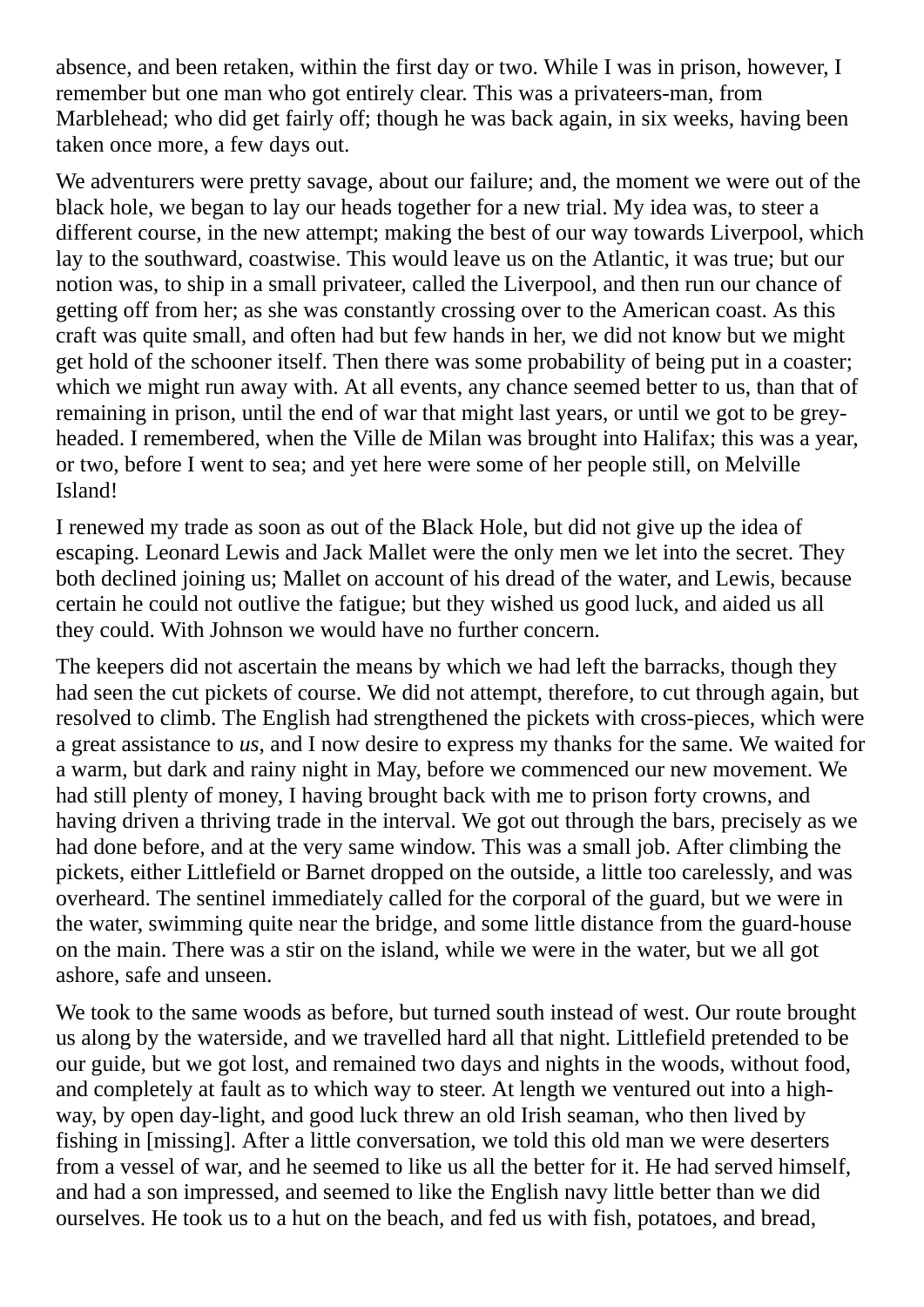absence, and been retaken, within the first day or two. While I was in prison, however, I remember but one man who got entirely clear. This was a privateers-man, from Marblehead; who did get fairly off; though he was back again, in six weeks, having been taken once more, a few days out.

We adventurers were pretty savage, about our failure; and, the moment we were out of the black hole, we began to lay our heads together for a new trial. My idea was, to steer a different course, in the new attempt; making the best of our way towards Liverpool, which lay to the southward, coastwise. This would leave us on the Atlantic, it was true; but our notion was, to ship in a small privateer, called the Liverpool, and then run our chance of getting off from her; as she was constantly crossing over to the American coast. As this craft was quite small, and often had but few hands in her, we did not know but we might get hold of the schooner itself. Then there was some probability of being put in a coaster; which we might run away with. At all events, any chance seemed better to us, than that of remaining in prison, until the end of war that might last years, or until we got to be grey-headed. I remembered, when the Ville de Milan was brought into Halifax; this was a year, or two, before I went to sea; and yet here were some of her people still, on Melville Island!

I renewed my trade as soon as out of the Black Hole, but did not give up the idea of escaping. Leonard Lewis and Jack Mallet were the only men we let into the secret. They both declined joining us; Mallet on account of his dread of the water, and Lewis, because certain he could not outlive the fatigue; but they wished us good luck, and aided us all they could. With Johnson we would have no further concern.

The keepers did not ascertain the means by which we had left the barracks, though they had seen the cut pickets of course. We did not attempt, therefore, to cut through again, but resolved to climb. The English had strengthened the pickets with cross-pieces, which were a great assistance to *us*, and I now desire to express my thanks for the same. We waited for a warm, but dark and rainy night in May, before we commenced our new movement. We had still plenty of money, I having brought back with me to prison forty crowns, and having driven a thriving trade in the interval. We got out through the bars, precisely as we had done before, and at the very same window. This was a small job. After climbing the pickets, either Littlefield or Barnet dropped on the outside, a little too carelessly, and was overheard. The sentinel immediately called for the corporal of the guard, but we were in the water, swimming quite near the bridge, and some little distance from the guard-house on the main. There was a stir on the island, while we were in the water, but we all got ashore, safe and unseen.

We took to the same woods as before, but turned south instead of west. Our route brought us along by the waterside, and we travelled hard all that night. Littlefield pretended to be our guide, but we got lost, and remained two days and nights in the woods, without food, and completely at fault as to which way to steer. At length we ventured out into a high-way, by open day-light, and good luck threw an old Irish seaman, who then lived by fishing in [missing]. After a little conversation, we told this old man we were deserters from a vessel of war, and he seemed to like us all the better for it. He had served himself, and had a son impressed, and seemed to like the English navy little better than we did ourselves. He took us to a hut on the beach, and fed us with fish, potatoes, and bread,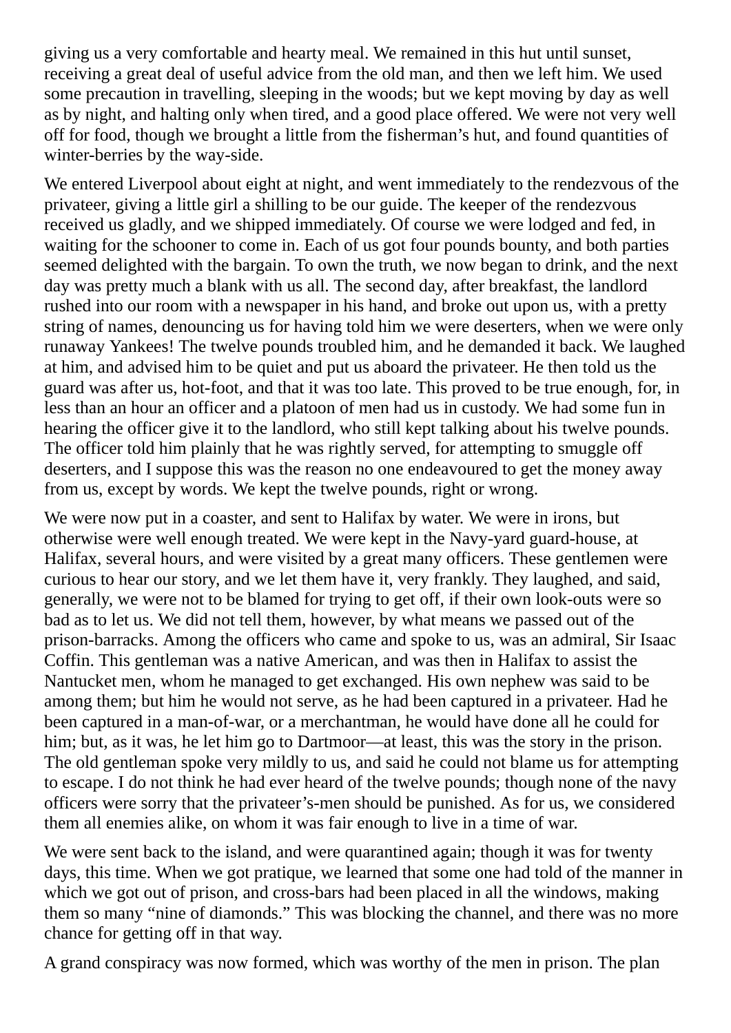giving us a very comfortable and hearty meal. We remained in this hut until sunset, receiving a great deal of useful advice from the old man, and then we left him. We used some precaution in travelling, sleeping in the woods; but we kept moving by day as well as by night, and halting only when tired, and a good place offered. We were not very well off for food, though we brought a little from the fisherman's hut, and found quantities of winter-berries by the way-side.

We entered Liverpool about eight at night, and went immediately to the rendezvous of the privateer, giving a little girl a shilling to be our guide. The keeper of the rendezvous received us gladly, and we shipped immediately. Of course we were lodged and fed, in waiting for the schooner to come in. Each of us got four pounds bounty, and both parties seemed delighted with the bargain. To own the truth, we now began to drink, and the next day was pretty much a blank with us all. The second day, after breakfast, the landlord rushed into our room with a newspaper in his hand, and broke out upon us, with a pretty string of names, denouncing us for having told him we were deserters, when we were only runaway Yankees! The twelve pounds troubled him, and he demanded it back. We laughed at him, and advised him to be quiet and put us aboard the privateer. He then told us the guard was after us, hot-foot, and that it was too late. This proved to be true enough, for, in less than an hour an officer and a platoon of men had us in custody. We had some fun in hearing the officer give it to the landlord, who still kept talking about his twelve pounds. The officer told him plainly that he was rightly served, for attempting to smuggle off deserters, and I suppose this was the reason no one endeavoured to get the money away from us, except by words. We kept the twelve pounds, right or wrong.

We were now put in a coaster, and sent to Halifax by water. We were in irons, but otherwise were well enough treated. We were kept in the Navy-yard guard-house, at Halifax, several hours, and were visited by a great many officers. These gentlemen were curious to hear our story, and we let them have it, very frankly. They laughed, and said, generally, we were not to be blamed for trying to get off, if their own look-outs were so bad as to let us. We did not tell them, however, by what means we passed out of the prison-barracks. Among the officers who came and spoke to us, was an admiral, Sir Isaac Coffin. This gentleman was a native American, and was then in Halifax to assist the Nantucket men, whom he managed to get exchanged. His own nephew was said to be among them; but him he would not serve, as he had been captured in a privateer. Had he been captured in a man-of-war, or a merchantman, he would have done all he could for him; but, as it was, he let him go to Dartmoor—at least, this was the story in the prison. The old gentleman spoke very mildly to us, and said he could not blame us for attempting to escape. I do not think he had ever heard of the twelve pounds; though none of the navy officers were sorry that the privateer's-men should be punished. As for us, we considered them all enemies alike, on whom it was fair enough to live in a time of war.

We were sent back to the island, and were quarantined again; though it was for twenty days, this time. When we got pratique, we learned that some one had told of the manner in which we got out of prison, and cross-bars had been placed in all the windows, making them so many "nine of diamonds." This was blocking the channel, and there was no more chance for getting off in that way.

A grand conspiracy was now formed, which was worthy of the men in prison. The plan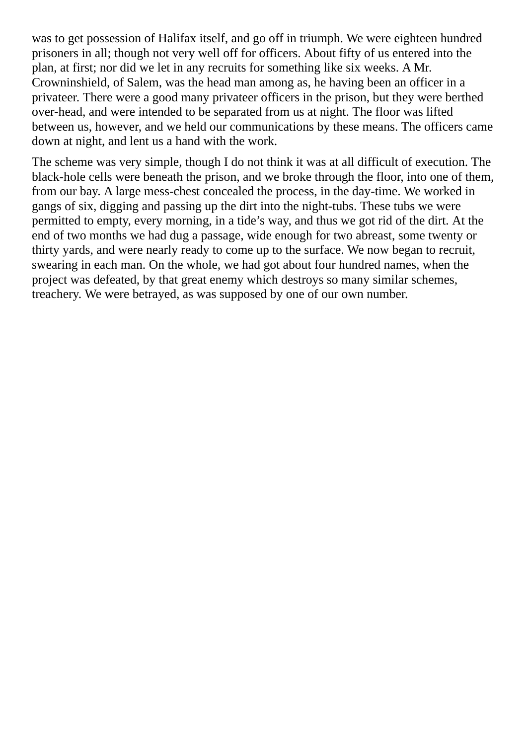was to get possession of Halifax itself, and go off in triumph. We were eighteen hundred prisoners in all; though not very well off for officers. About fifty of us entered into the plan, at first; nor did we let in any recruits for something like six weeks. A Mr. Crowninshield, of Salem, was the head man among as, he having been an officer in a privateer. There were a good many privateer officers in the prison, but they were berthed over-head, and were intended to be separated from us at night. The floor was lifted between us, however, and we held our communications by these means. The officers came down at night, and lent us a hand with the work.

The scheme was very simple, though I do not think it was at all difficult of execution. The black-hole cells were beneath the prison, and we broke through the floor, into one of them, from our bay. A large mess-chest concealed the process, in the day-time. We worked in gangs of six, digging and passing up the dirt into the night-tubs. These tubs we were permitted to empty, every morning, in a tide's way, and thus we got rid of the dirt. At the end of two months we had dug a passage, wide enough for two abreast, some twenty or thirty yards, and were nearly ready to come up to the surface. We now began to recruit, swearing in each man. On the whole, we had got about four hundred names, when the project was defeated, by that great enemy which destroys so many similar schemes, treachery. We were betrayed, as was supposed by one of our own number.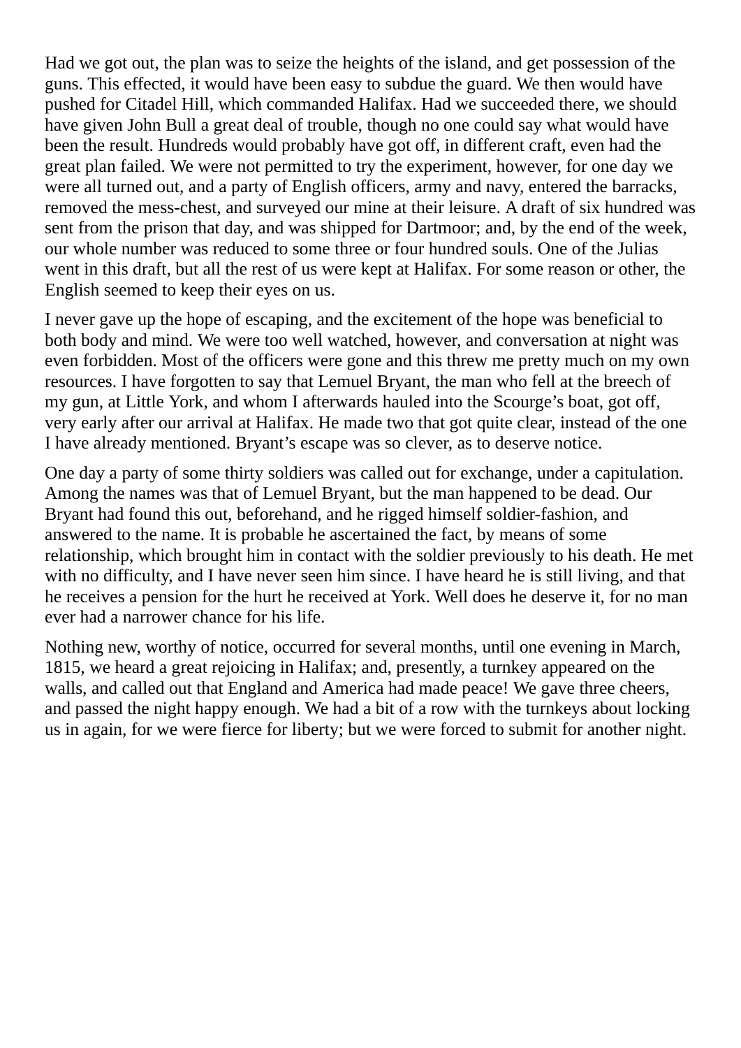Had we got out, the plan was to seize the heights of the island, and get possession of the guns. This effected, it would have been easy to subdue the guard. We then would have pushed for Citadel Hill, which commanded Halifax. Had we succeeded there, we should have given John Bull a great deal of trouble, though no one could say what would have been the result. Hundreds would probably have got off, in different craft, even had the great plan failed. We were not permitted to try the experiment, however, for one day we were all turned out, and a party of English officers, army and navy, entered the barracks, removed the mess-chest, and surveyed our mine at their leisure. A draft of six hundred was sent from the prison that day, and was shipped for Dartmoor; and, by the end of the week, our whole number was reduced to some three or four hundred souls. One of the Julias went in this draft, but all the rest of us were kept at Halifax. For some reason or other, the English seemed to keep their eyes on us.

I never gave up the hope of escaping, and the excitement of the hope was beneficial to both body and mind. We were too well watched, however, and conversation at night was even forbidden. Most of the officers were gone and this threw me pretty much on my own resources. I have forgotten to say that Lemuel Bryant, the man who fell at the breech of my gun, at Little York, and whom I afterwards hauled into the Scourge's boat, got off, very early after our arrival at Halifax. He made two that got quite clear, instead of the one I have already mentioned. Bryant's escape was so clever, as to deserve notice.

One day a party of some thirty soldiers was called out for exchange, under a capitulation. Among the names was that of Lemuel Bryant, but the man happened to be dead. Our Bryant had found this out, beforehand, and he rigged himself soldier-fashion, and answered to the name. It is probable he ascertained the fact, by means of some relationship, which brought him in contact with the soldier previously to his death. He met with no difficulty, and I have never seen him since. I have heard he is still living, and that he receives a pension for the hurt he received at York. Well does he deserve it, for no man ever had a narrower chance for his life.

Nothing new, worthy of notice, occurred for several months, until one evening in March, 1815, we heard a great rejoicing in Halifax; and, presently, a turnkey appeared on the walls, and called out that England and America had made peace! We gave three cheers, and passed the night happy enough. We had a bit of a row with the turnkeys about locking us in again, for we were fierce for liberty; but we were forced to submit for another night.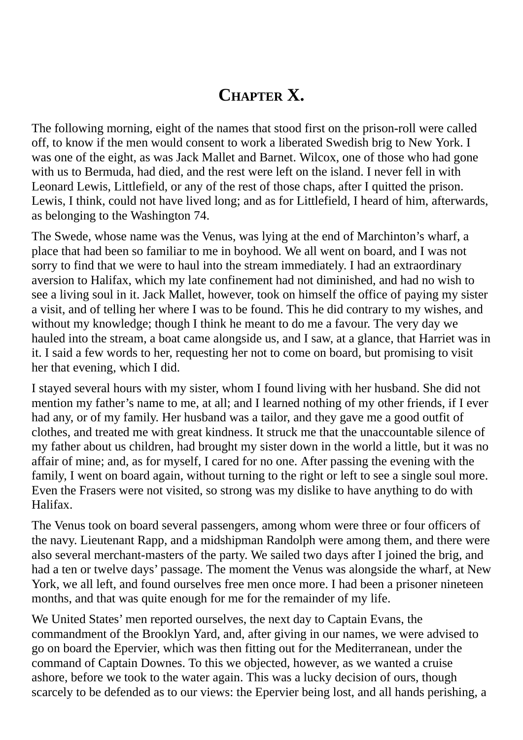# Chapter X.

The following morning, eight of the names that stood first on the prison-roll were called off, to know if the men would consent to work a liberated Swedish brig to New York. I was one of the eight, as was Jack Mallet and Barnet. Wilcox, one of those who had gone with us to Bermuda, had died, and the rest were left on the island. I never fell in with Leonard Lewis, Littlefield, or any of the rest of those chaps, after I quitted the prison. Lewis, I think, could not have lived long; and as for Littlefield, I heard of him, afterwards, as belonging to the Washington 74.

The Swede, whose name was the Venus, was lying at the end of Marchinton's wharf, a place that had been so familiar to me in boyhood. We all went on board, and I was not sorry to find that we were to haul into the stream immediately. I had an extraordinary aversion to Halifax, which my late confinement had not diminished, and had no wish to see a living soul in it. Jack Mallet, however, took on himself the office of paying my sister a visit, and of telling her where I was to be found. This he did contrary to my wishes, and without my knowledge; though I think he meant to do me a favour. The very day we hauled into the stream, a boat came alongside us, and I saw, at a glance, that Harriet was in it. I said a few words to her, requesting her not to come on board, but promising to visit her that evening, which I did.

I stayed several hours with my sister, whom I found living with her husband. She did not mention my father's name to me, at all; and I learned nothing of my other friends, if I ever had any, or of my family. Her husband was a tailor, and they gave me a good outfit of clothes, and treated me with great kindness. It struck me that the unaccountable silence of my father about us children, had brought my sister down in the world a little, but it was no affair of mine; and, as for myself, I cared for no one. After passing the evening with the family, I went on board again, without turning to the right or left to see a single soul more. Even the Frasers were not visited, so strong was my dislike to have anything to do with Halifax.

The Venus took on board several passengers, among whom were three or four officers of the navy. Lieutenant Rapp, and a midshipman Randolph were among them, and there were also several merchant-masters of the party. We sailed two days after I joined the brig, and had a ten or twelve days' passage. The moment the Venus was alongside the wharf, at New York, we all left, and found ourselves free men once more. I had been a prisoner nineteen months, and that was quite enough for me for the remainder of my life.

We United States' men reported ourselves, the next day to Captain Evans, the commandment of the Brooklyn Yard, and, after giving in our names, we were advised to go on board the Epervier, which was then fitting out for the Mediterranean, under the command of Captain Downes. To this we objected, however, as we wanted a cruise ashore, before we took to the water again. This was a lucky decision of ours, though scarcely to be defended as to our views: the Epervier being lost, and all hands perishing, a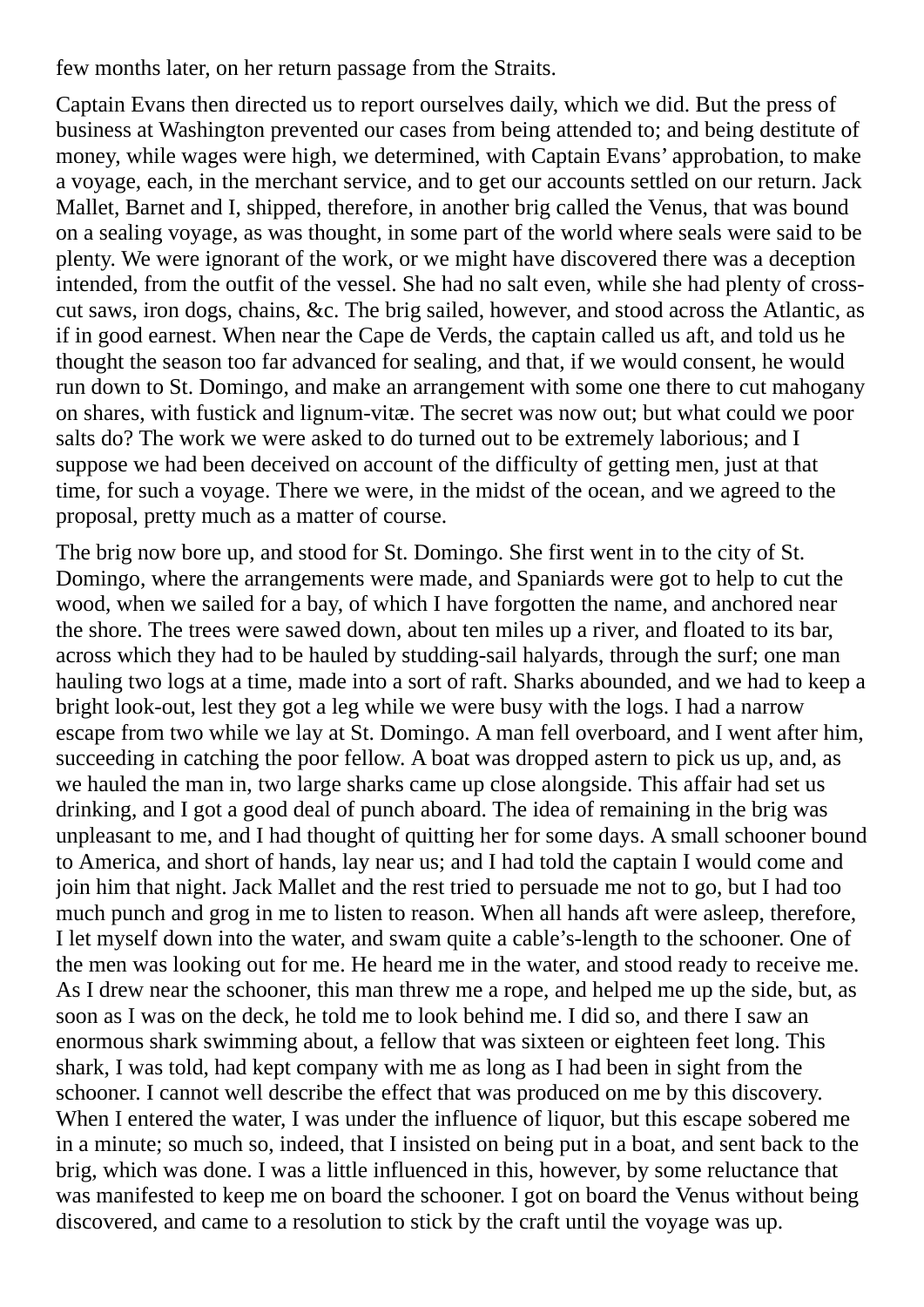few months later, on her return passage from the Straits.

Captain Evans then directed us to report ourselves daily, which we did. But the press of business at Washington prevented our cases from being attended to; and being destitute of money, while wages were high, we determined, with Captain Evans' approbation, to make a voyage, each, in the merchant service, and to get our accounts settled on our return. Jack Mallet, Barnet and I, shipped, therefore, in another brig called the Venus, that was bound on a sealing voyage, as was thought, in some part of the world where seals were said to be plenty. We were ignorant of the work, or we might have discovered there was a deception intended, from the outfit of the vessel. She had no salt even, while she had plenty of cross-cut saws, iron dogs, chains, &c. The brig sailed, however, and stood across the Atlantic, as if in good earnest. When near the Cape de Verds, the captain called us aft, and told us he thought the season too far advanced for sealing, and that, if we would consent, he would run down to St. Domingo, and make an arrangement with some one there to cut mahogany on shares, with fustick and lignum-vitæ. The secret was now out; but what could we poor salts do? The work we were asked to do turned out to be extremely laborious; and I suppose we had been deceived on account of the difficulty of getting men, just at that time, for such a voyage. There we were, in the midst of the ocean, and we agreed to the proposal, pretty much as a matter of course.

The brig now bore up, and stood for St. Domingo. She first went in to the city of St. Domingo, where the arrangements were made, and Spaniards were got to help to cut the wood, when we sailed for a bay, of which I have forgotten the name, and anchored near the shore. The trees were sawed down, about ten miles up a river, and floated to its bar, across which they had to be hauled by studding-sail halyards, through the surf; one man hauling two logs at a time, made into a sort of raft. Sharks abounded, and we had to keep a bright look-out, lest they got a leg while we were busy with the logs. I had a narrow escape from two while we lay at St. Domingo. A man fell overboard, and I went after him, succeeding in catching the poor fellow. A boat was dropped astern to pick us up, and, as we hauled the man in, two large sharks came up close alongside. This affair had set us drinking, and I got a good deal of punch aboard. The idea of remaining in the brig was unpleasant to me, and I had thought of quitting her for some days. A small schooner bound to America, and short of hands, lay near us; and I had told the captain I would come and join him that night. Jack Mallet and the rest tried to persuade me not to go, but I had too much punch and grog in me to listen to reason. When all hands aft were asleep, therefore, I let myself down into the water, and swam quite a cable's-length to the schooner. One of the men was looking out for me. He heard me in the water, and stood ready to receive me. As I drew near the schooner, this man threw me a rope, and helped me up the side, but, as soon as I was on the deck, he told me to look behind me. I did so, and there I saw an enormous shark swimming about, a fellow that was sixteen or eighteen feet long. This shark, I was told, had kept company with me as long as I had been in sight from the schooner. I cannot well describe the effect that was produced on me by this discovery. When I entered the water, I was under the influence of liquor, but this escape sobered me in a minute; so much so, indeed, that I insisted on being put in a boat, and sent back to the brig, which was done. I was a little influenced in this, however, by some reluctance that was manifested to keep me on board the schooner. I got on board the Venus without being discovered, and came to a resolution to stick by the craft until the voyage was up.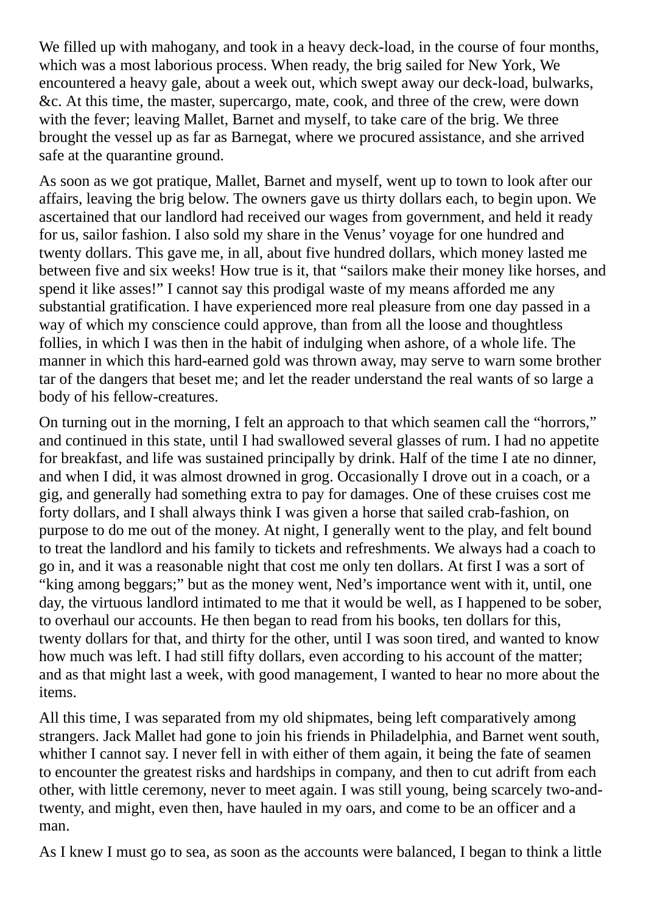We filled up with mahogany, and took in a heavy deck-load, in the course of four months, which was a most laborious process. When ready, the brig sailed for New York, We encountered a heavy gale, about a week out, which swept away our deck-load, bulwarks, &c. At this time, the master, supercargo, mate, cook, and three of the crew, were down with the fever; leaving Mallet, Barnet and myself, to take care of the brig. We three brought the vessel up as far as Barnegat, where we procured assistance, and she arrived safe at the quarantine ground.

As soon as we got pratique, Mallet, Barnet and myself, went up to town to look after our affairs, leaving the brig below. The owners gave us thirty dollars each, to begin upon. We ascertained that our landlord had received our wages from government, and held it ready for us, sailor fashion. I also sold my share in the Venus' voyage for one hundred and twenty dollars. This gave me, in all, about five hundred dollars, which money lasted me between five and six weeks! How true is it, that "sailors make their money like horses, and spend it like asses!" I cannot say this prodigal waste of my means afforded me any substantial gratification. I have experienced more real pleasure from one day passed in a way of which my conscience could approve, than from all the loose and thoughtless follies, in which I was then in the habit of indulging when ashore, of a whole life. The manner in which this hard-earned gold was thrown away, may serve to warn some brother tar of the dangers that beset me; and let the reader understand the real wants of so large a body of his fellow-creatures.

On turning out in the morning, I felt an approach to that which seamen call the "horrors," and continued in this state, until I had swallowed several glasses of rum. I had no appetite for breakfast, and life was sustained principally by drink. Half of the time I ate no dinner, and when I did, it was almost drowned in grog. Occasionally I drove out in a coach, or a gig, and generally had something extra to pay for damages. One of these cruises cost me forty dollars, and I shall always think I was given a horse that sailed crab-fashion, on purpose to do me out of the money. At night, I generally went to the play, and felt bound to treat the landlord and his family to tickets and refreshments. We always had a coach to go in, and it was a reasonable night that cost me only ten dollars. At first I was a sort of "king among beggars;" but as the money went, Ned's importance went with it, until, one day, the virtuous landlord intimated to me that it would be well, as I happened to be sober, to overhaul our accounts. He then began to read from his books, ten dollars for this, twenty dollars for that, and thirty for the other, until I was soon tired, and wanted to know how much was left. I had still fifty dollars, even according to his account of the matter; and as that might last a week, with good management, I wanted to hear no more about the items.

All this time, I was separated from my old shipmates, being left comparatively among strangers. Jack Mallet had gone to join his friends in Philadelphia, and Barnet went south, whither I cannot say. I never fell in with either of them again, it being the fate of seamen to encounter the greatest risks and hardships in company, and then to cut adrift from each other, with little ceremony, never to meet again. I was still young, being scarcely two-and-twenty, and might, even then, have hauled in my oars, and come to be an officer and a man.

As I knew I must go to sea, as soon as the accounts were balanced, I began to think a little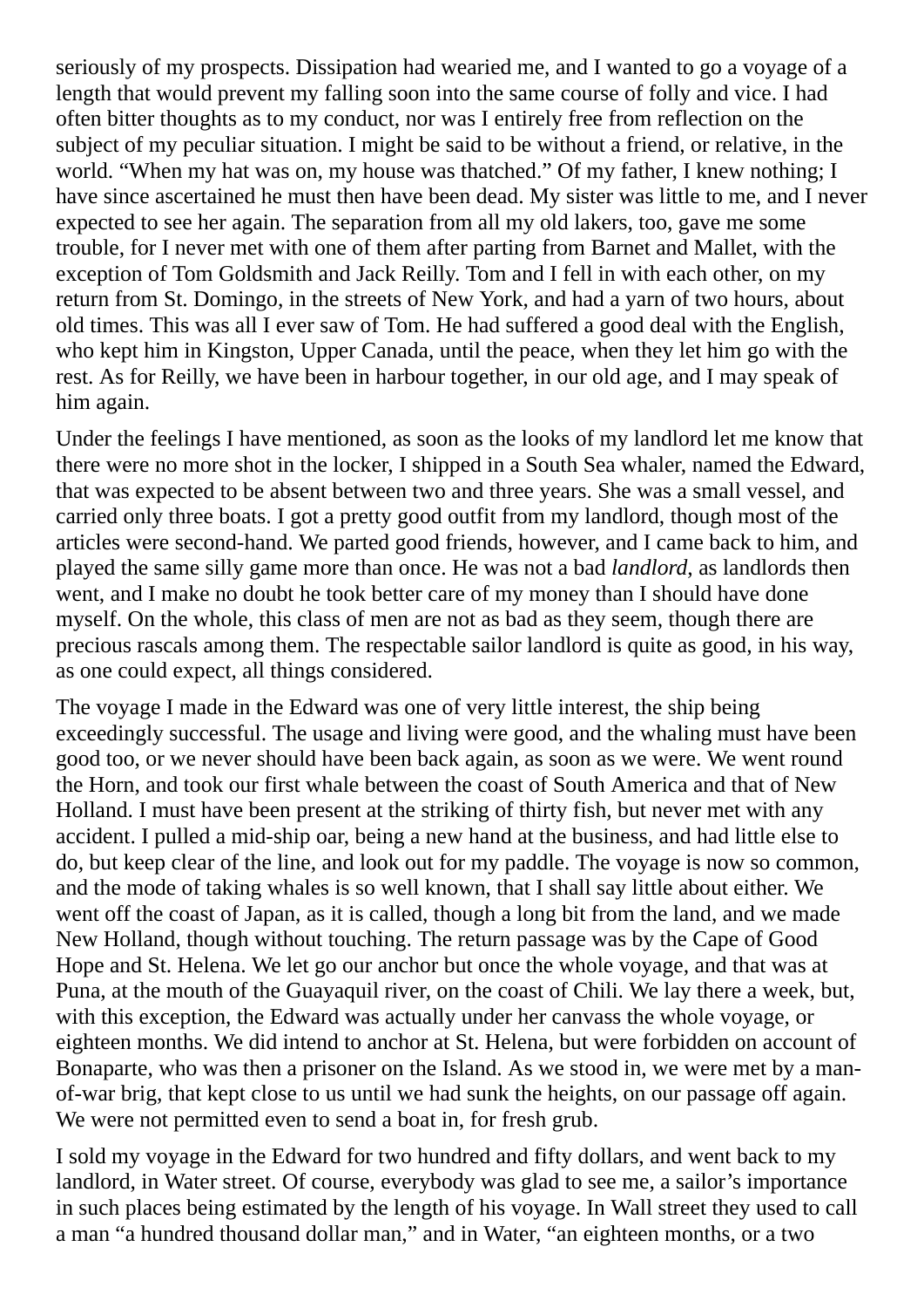seriously of my prospects. Dissipation had wearied me, and I wanted to go a voyage of a length that would prevent my falling soon into the same course of folly and vice. I had often bitter thoughts as to my conduct, nor was I entirely free from reflection on the subject of my peculiar situation. I might be said to be without a friend, or relative, in the world. "When my hat was on, my house was thatched." Of my father, I knew nothing; I have since ascertained he must then have been dead. My sister was little to me, and I never expected to see her again. The separation from all my old lakers, too, gave me some trouble, for I never met with one of them after parting from Barnet and Mallet, with the exception of Tom Goldsmith and Jack Reilly. Tom and I fell in with each other, on my return from St. Domingo, in the streets of New York, and had a yarn of two hours, about old times. This was all I ever saw of Tom. He had suffered a good deal with the English, who kept him in Kingston, Upper Canada, until the peace, when they let him go with the rest. As for Reilly, we have been in harbour together, in our old age, and I may speak of him again.

Under the feelings I have mentioned, as soon as the looks of my landlord let me know that there were no more shot in the locker, I shipped in a South Sea whaler, named the Edward, that was expected to be absent between two and three years. She was a small vessel, and carried only three boats. I got a pretty good outfit from my landlord, though most of the articles were second-hand. We parted good friends, however, and I came back to him, and played the same silly game more than once. He was not a bad *landlord*, as landlords then went, and I make no doubt he took better care of my money than I should have done myself. On the whole, this class of men are not as bad as they seem, though there are precious rascals among them. The respectable sailor landlord is quite as good, in his way, as one could expect, all things considered.

The voyage I made in the Edward was one of very little interest, the ship being exceedingly successful. The usage and living were good, and the whaling must have been good too, or we never should have been back again, as soon as we were. We went round the Horn, and took our first whale between the coast of South America and that of New Holland. I must have been present at the striking of thirty fish, but never met with any accident. I pulled a mid-ship oar, being a new hand at the business, and had little else to do, but keep clear of the line, and look out for my paddle. The voyage is now so common, and the mode of taking whales is so well known, that I shall say little about either. We went off the coast of Japan, as it is called, though a long bit from the land, and we made New Holland, though without touching. The return passage was by the Cape of Good Hope and St. Helena. We let go our anchor but once the whole voyage, and that was at Puna, at the mouth of the Guayaquil river, on the coast of Chili. We lay there a week, but, with this exception, the Edward was actually under her canvass the whole voyage, or eighteen months. We did intend to anchor at St. Helena, but were forbidden on account of Bonaparte, who was then a prisoner on the Island. As we stood in, we were met by a man-of-war brig, that kept close to us until we had sunk the heights, on our passage off again. We were not permitted even to send a boat in, for fresh grub.

I sold my voyage in the Edward for two hundred and fifty dollars, and went back to my landlord, in Water street. Of course, everybody was glad to see me, a sailor's importance in such places being estimated by the length of his voyage. In Wall street they used to call a man "a hundred thousand dollar man," and in Water, "an eighteen months, or a two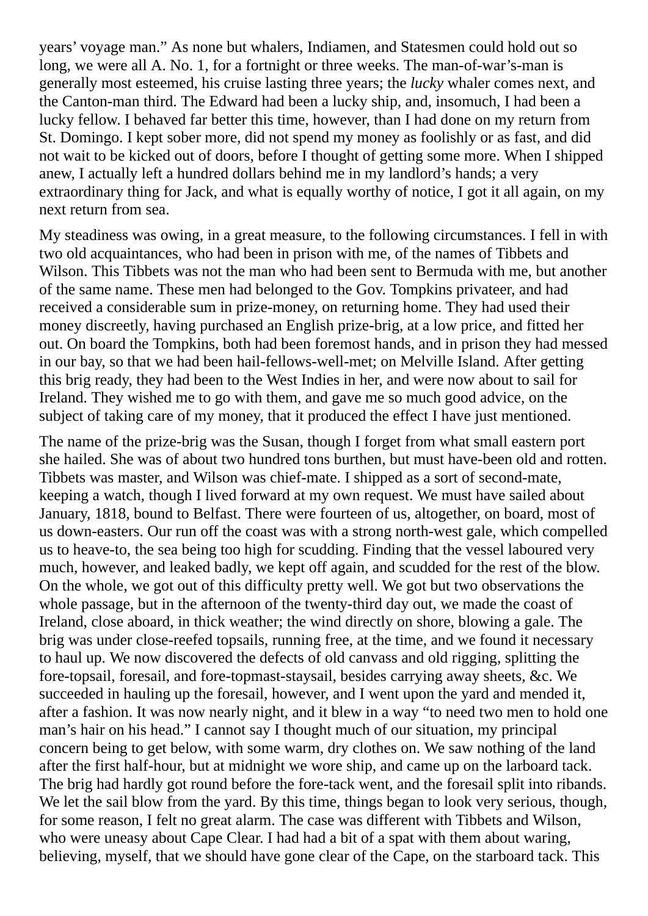years' voyage man." As none but whalers, Indiamen, and Statesmen could hold out so long, we were all A. No. 1, for a fortnight or three weeks. The man-of-war's-man is generally most esteemed, his cruise lasting three years; the *lucky* whaler comes next, and the Canton-man third. The Edward had been a lucky ship, and, insomuch, I had been a lucky fellow. I behaved far better this time, however, than I had done on my return from St. Domingo. I kept sober more, did not spend my money as foolishly or as fast, and did not wait to be kicked out of doors, before I thought of getting some more. When I shipped anew, I actually left a hundred dollars behind me in my landlord's hands; a very extraordinary thing for Jack, and what is equally worthy of notice, I got it all again, on my next return from sea.

My steadiness was owing, in a great measure, to the following circumstances. I fell in with two old acquaintances, who had been in prison with me, of the names of Tibbets and Wilson. This Tibbets was not the man who had been sent to Bermuda with me, but another of the same name. These men had belonged to the Gov. Tompkins privateer, and had received a considerable sum in prize-money, on returning home. They had used their money discreetly, having purchased an English prize-brig, at a low price, and fitted her out. On board the Tompkins, both had been foremost hands, and in prison they had messed in our bay, so that we had been hail-fellows-well-met; on Melville Island. After getting this brig ready, they had been to the West Indies in her, and were now about to sail for Ireland. They wished me to go with them, and gave me so much good advice, on the subject of taking care of my money, that it produced the effect I have just mentioned.

The name of the prize-brig was the Susan, though I forget from what small eastern port she hailed. She was of about two hundred tons burthen, but must have-been old and rotten. Tibbets was master, and Wilson was chief-mate. I shipped as a sort of second-mate, keeping a watch, though I lived forward at my own request. We must have sailed about January, 1818, bound to Belfast. There were fourteen of us, altogether, on board, most of us down-easters. Our run off the coast was with a strong north-west gale, which compelled us to heave-to, the sea being too high for scudding. Finding that the vessel laboured very much, however, and leaked badly, we kept off again, and scudded for the rest of the blow. On the whole, we got out of this difficulty pretty well. We got but two observations the whole passage, but in the afternoon of the twenty-third day out, we made the coast of Ireland, close aboard, in thick weather; the wind directly on shore, blowing a gale. The brig was under close-reefed topsails, running free, at the time, and we found it necessary to haul up. We now discovered the defects of old canvass and old rigging, splitting the fore-topsail, foresail, and fore-topmast-staysail, besides carrying away sheets, &c. We succeeded in hauling up the foresail, however, and I went upon the yard and mended it, after a fashion. It was now nearly night, and it blew in a way "to need two men to hold one man's hair on his head." I cannot say I thought much of our situation, my principal concern being to get below, with some warm, dry clothes on. We saw nothing of the land after the first half-hour, but at midnight we wore ship, and came up on the larboard tack. The brig had hardly got round before the fore-tack went, and the foresail split into ribands. We let the sail blow from the yard. By this time, things began to look very serious, though, for some reason, I felt no great alarm. The case was different with Tibbets and Wilson, who were uneasy about Cape Clear. I had had a bit of a spat with them about waring, believing, myself, that we should have gone clear of the Cape, on the starboard tack. This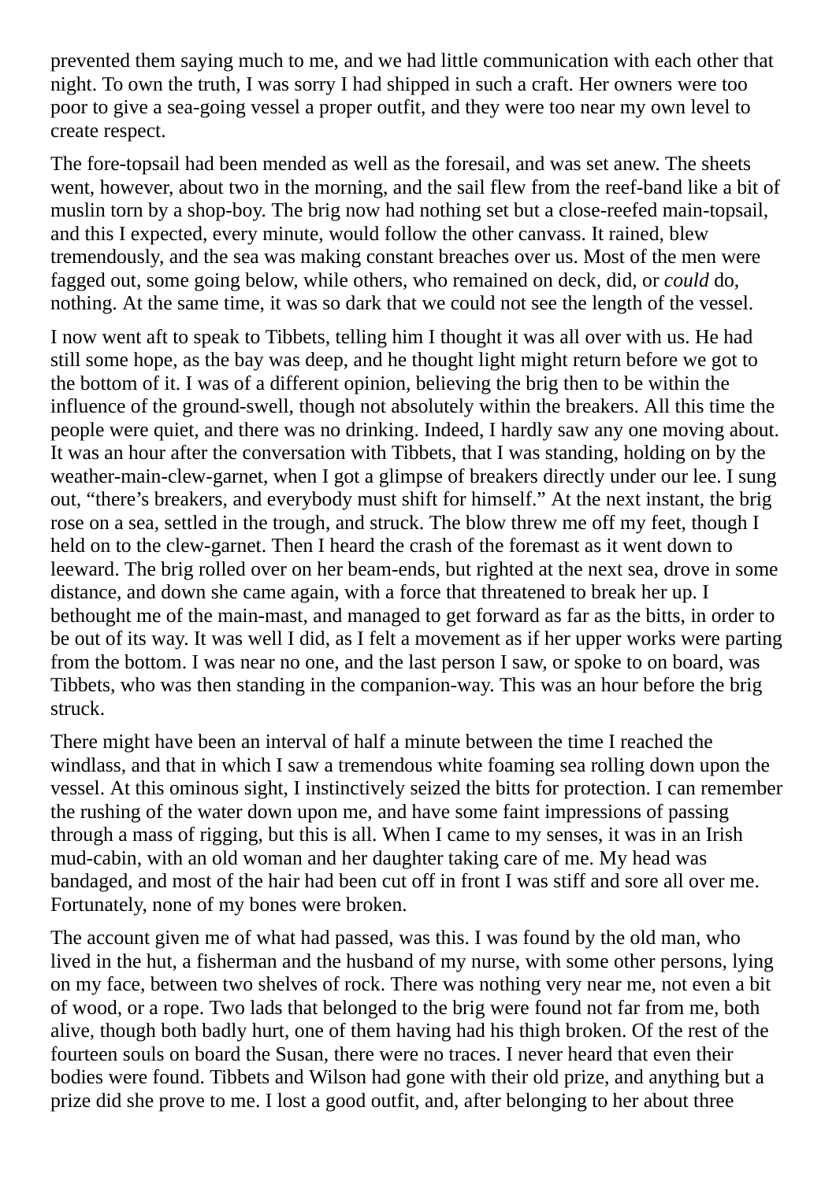prevented them saying much to me, and we had little communication with each other that night. To own the truth, I was sorry I had shipped in such a craft. Her owners were too poor to give a sea-going vessel a proper outfit, and they were too near my own level to create respect.

The fore-topsail had been mended as well as the foresail, and was set anew. The sheets went, however, about two in the morning, and the sail flew from the reef-band like a bit of muslin torn by a shop-boy. The brig now had nothing set but a close-reefed main-topsail, and this I expected, every minute, would follow the other canvass. It rained, blew tremendously, and the sea was making constant breaches over us. Most of the men were fagged out, some going below, while others, who remained on deck, did, or *could* do, nothing. At the same time, it was so dark that we could not see the length of the vessel.

I now went aft to speak to Tibbets, telling him I thought it was all over with us. He had still some hope, as the bay was deep, and he thought light might return before we got to the bottom of it. I was of a different opinion, believing the brig then to be within the influence of the ground-swell, though not absolutely within the breakers. All this time the people were quiet, and there was no drinking. Indeed, I hardly saw any one moving about. It was an hour after the conversation with Tibbets, that I was standing, holding on by the weather-main-clew-garnet, when I got a glimpse of breakers directly under our lee. I sung out, "there's breakers, and everybody must shift for himself." At the next instant, the brig rose on a sea, settled in the trough, and struck. The blow threw me off my feet, though I held on to the clew-garnet. Then I heard the crash of the foremast as it went down to leeward. The brig rolled over on her beam-ends, but righted at the next sea, drove in some distance, and down she came again, with a force that threatened to break her up. I bethought me of the main-mast, and managed to get forward as far as the bitts, in order to be out of its way. It was well I did, as I felt a movement as if her upper works were parting from the bottom. I was near no one, and the last person I saw, or spoke to on board, was Tibbets, who was then standing in the companion-way. This was an hour before the brig struck.

There might have been an interval of half a minute between the time I reached the windlass, and that in which I saw a tremendous white foaming sea rolling down upon the vessel. At this ominous sight, I instinctively seized the bitts for protection. I can remember the rushing of the water down upon me, and have some faint impressions of passing through a mass of rigging, but this is all. When I came to my senses, it was in an Irish mud-cabin, with an old woman and her daughter taking care of me. My head was bandaged, and most of the hair had been cut off in front I was stiff and sore all over me. Fortunately, none of my bones were broken.

The account given me of what had passed, was this. I was found by the old man, who lived in the hut, a fisherman and the husband of my nurse, with some other persons, lying on my face, between two shelves of rock. There was nothing very near me, not even a bit of wood, or a rope. Two lads that belonged to the brig were found not far from me, both alive, though both badly hurt, one of them having had his thigh broken. Of the rest of the fourteen souls on board the Susan, there were no traces. I never heard that even their bodies were found. Tibbets and Wilson had gone with their old prize, and anything but a prize did she prove to me. I lost a good outfit, and, after belonging to her about three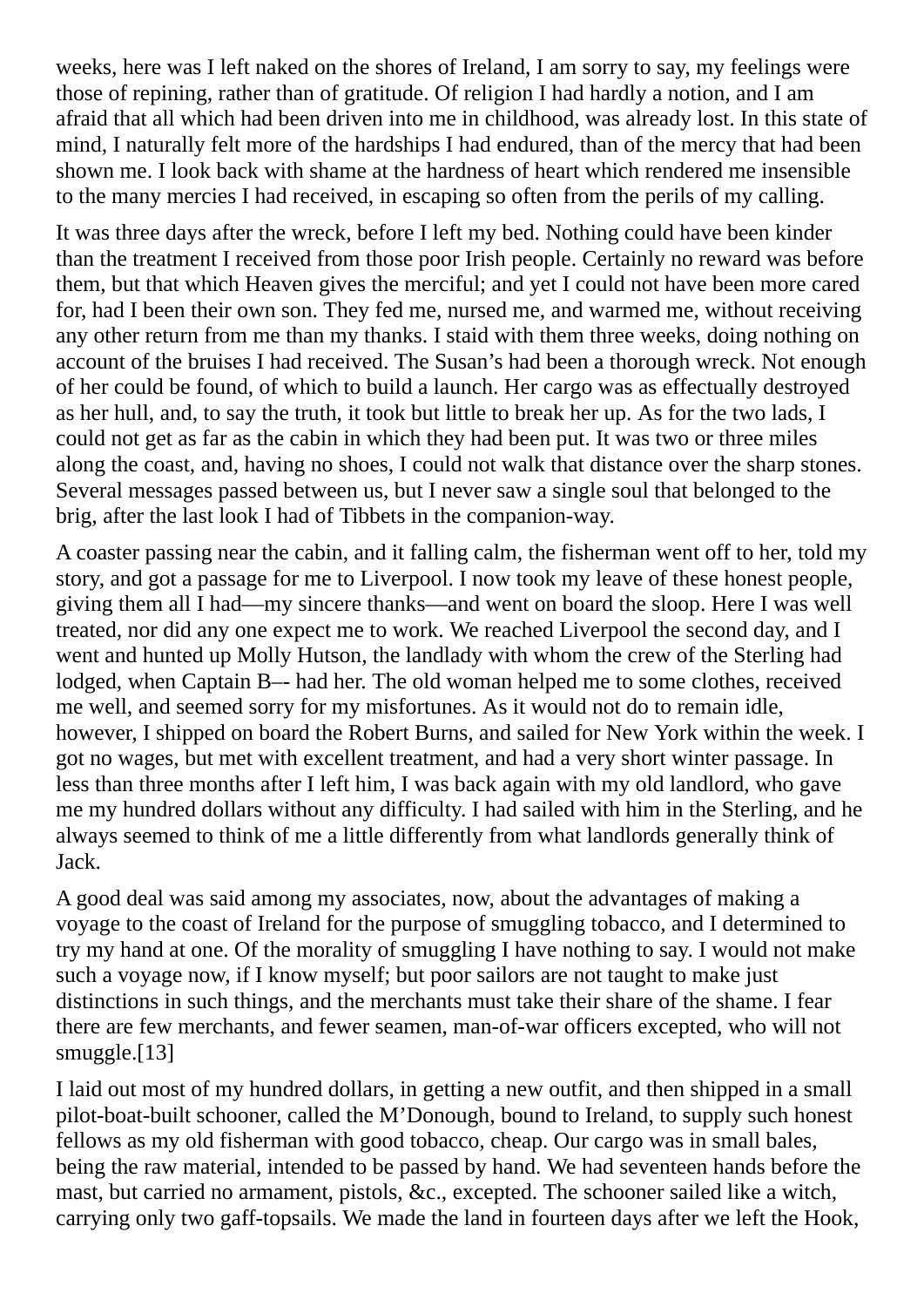weeks, here was I left naked on the shores of Ireland, I am sorry to say, my feelings were those of repining, rather than of gratitude. Of religion I had hardly a notion, and I am afraid that all which had been driven into me in childhood, was already lost. In this state of mind, I naturally felt more of the hardships I had endured, than of the mercy that had been shown me. I look back with shame at the hardness of heart which rendered me insensible to the many mercies I had received, in escaping so often from the perils of my calling.

It was three days after the wreck, before I left my bed. Nothing could have been kinder than the treatment I received from those poor Irish people. Certainly no reward was before them, but that which Heaven gives the merciful; and yet I could not have been more cared for, had I been their own son. They fed me, nursed me, and warmed me, without receiving any other return from me than my thanks. I staid with them three weeks, doing nothing on account of the bruises I had received. The Susan's had been a thorough wreck. Not enough of her could be found, of which to build a launch. Her cargo was as effectually destroyed as her hull, and, to say the truth, it took but little to break her up. As for the two lads, I could not get as far as the cabin in which they had been put. It was two or three miles along the coast, and, having no shoes, I could not walk that distance over the sharp stones. Several messages passed between us, but I never saw a single soul that belonged to the brig, after the last look I had of Tibbets in the companion-way.

A coaster passing near the cabin, and it falling calm, the fisherman went off to her, told my story, and got a passage for me to Liverpool. I now took my leave of these honest people, giving them all I had—my sincere thanks—and went on board the sloop. Here I was well treated, nor did any one expect me to work. We reached Liverpool the second day, and I went and hunted up Molly Hutson, the landlady with whom the crew of the Sterling had lodged, when Captain B–- had her. The old woman helped me to some clothes, received me well, and seemed sorry for my misfortunes. As it would not do to remain idle, however, I shipped on board the Robert Burns, and sailed for New York within the week. I got no wages, but met with excellent treatment, and had a very short winter passage. In less than three months after I left him, I was back again with my old landlord, who gave me my hundred dollars without any difficulty. I had sailed with him in the Sterling, and he always seemed to think of me a little differently from what landlords generally think of Jack.

A good deal was said among my associates, now, about the advantages of making a voyage to the coast of Ireland for the purpose of smuggling tobacco, and I determined to try my hand at one. Of the morality of smuggling I have nothing to say. I would not make such a voyage now, if I know myself; but poor sailors are not taught to make just distinctions in such things, and the merchants must take their share of the shame. I fear there are few merchants, and fewer seamen, man-of-war officers excepted, who will not smuggle.[13]

I laid out most of my hundred dollars, in getting a new outfit, and then shipped in a small pilot-boat-built schooner, called the M'Donough, bound to Ireland, to supply such honest fellows as my old fisherman with good tobacco, cheap. Our cargo was in small bales, being the raw material, intended to be passed by hand. We had seventeen hands before the mast, but carried no armament, pistols, &c., excepted. The schooner sailed like a witch, carrying only two gaff-topsails. We made the land in fourteen days after we left the Hook,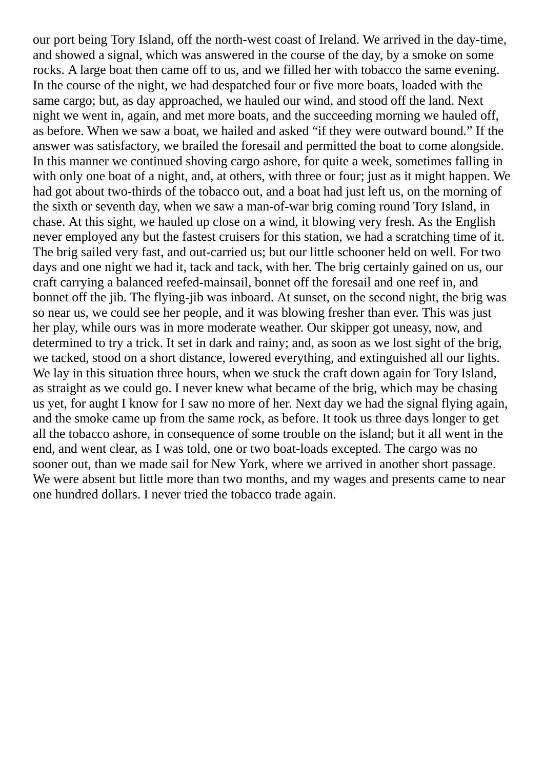our port being Tory Island, off the north-west coast of Ireland. We arrived in the day-time, and showed a signal, which was answered in the course of the day, by a smoke on some rocks. A large boat then came off to us, and we filled her with tobacco the same evening. In the course of the night, we had despatched four or five more boats, loaded with the same cargo; but, as day approached, we hauled our wind, and stood off the land. Next night we went in, again, and met more boats, and the succeeding morning we hauled off, as before. When we saw a boat, we hailed and asked “if they were outward bound.” If the answer was satisfactory, we brailed the foresail and permitted the boat to come alongside. In this manner we continued shoving cargo ashore, for quite a week, sometimes falling in with only one boat of a night, and, at others, with three or four; just as it might happen. We had got about two-thirds of the tobacco out, and a boat had just left us, on the morning of the sixth or seventh day, when we saw a man-of-war brig coming round Tory Island, in chase. At this sight, we hauled up close on a wind, it blowing very fresh. As the English never employed any but the fastest cruisers for this station, we had a scratching time of it. The brig sailed very fast, and out-carried us; but our little schooner held on well. For two days and one night we had it, tack and tack, with her. The brig certainly gained on us, our craft carrying a balanced reefed-mainsail, bonnet off the foresail and one reef in, and bonnet off the jib. The flying-jib was inboard. At sunset, on the second night, the brig was so near us, we could see her people, and it was blowing fresher than ever. This was just her play, while ours was in more moderate weather. Our skipper got uneasy, now, and determined to try a trick. It set in dark and rainy; and, as soon as we lost sight of the brig, we tacked, stood on a short distance, lowered everything, and extinguished all our lights. We lay in this situation three hours, when we stuck the craft down again for Tory Island, as straight as we could go. I never knew what became of the brig, which may be chasing us yet, for aught I know for I saw no more of her. Next day we had the signal flying again, and the smoke came up from the same rock, as before. It took us three days longer to get all the tobacco ashore, in consequence of some trouble on the island; but it all went in the end, and went clear, as I was told, one or two boat-loads excepted. The cargo was no sooner out, than we made sail for New York, where we arrived in another short passage. We were absent but little more than two months, and my wages and presents came to near one hundred dollars. I never tried the tobacco trade again.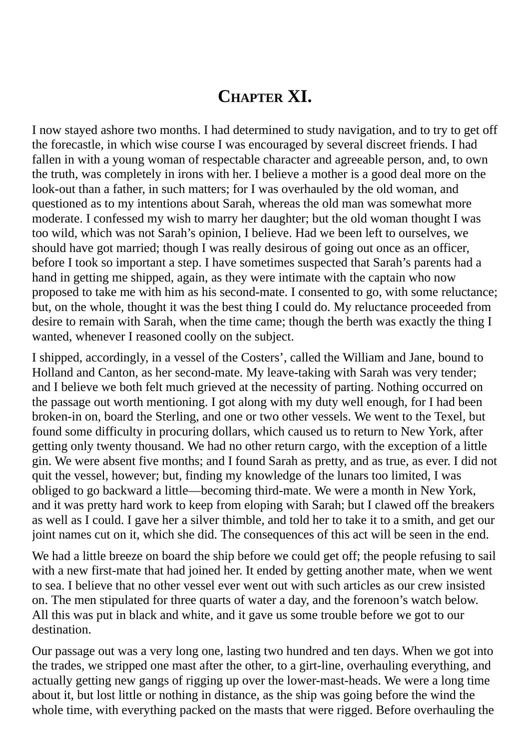# Chapter XI.

I now stayed ashore two months. I had determined to study navigation, and to try to get off the forecastle, in which wise course I was encouraged by several discreet friends. I had fallen in with a young woman of respectable character and agreeable person, and, to own the truth, was completely in irons with her. I believe a mother is a good deal more on the look-out than a father, in such matters; for I was overhauled by the old woman, and questioned as to my intentions about Sarah, whereas the old man was somewhat more moderate. I confessed my wish to marry her daughter; but the old woman thought I was too wild, which was not Sarah's opinion, I believe. Had we been left to ourselves, we should have got married; though I was really desirous of going out once as an officer, before I took so important a step. I have sometimes suspected that Sarah's parents had a hand in getting me shipped, again, as they were intimate with the captain who now proposed to take me with him as his second-mate. I consented to go, with some reluctance; but, on the whole, thought it was the best thing I could do. My reluctance proceeded from desire to remain with Sarah, when the time came; though the berth was exactly the thing I wanted, whenever I reasoned coolly on the subject.

I shipped, accordingly, in a vessel of the Costers', called the William and Jane, bound to Holland and Canton, as her second-mate. My leave-taking with Sarah was very tender; and I believe we both felt much grieved at the necessity of parting. Nothing occurred on the passage out worth mentioning. I got along with my duty well enough, for I had been broken-in on, board the Sterling, and one or two other vessels. We went to the Texel, but found some difficulty in procuring dollars, which caused us to return to New York, after getting only twenty thousand. We had no other return cargo, with the exception of a little gin. We were absent five months; and I found Sarah as pretty, and as true, as ever. I did not quit the vessel, however; but, finding my knowledge of the lunars too limited, I was obliged to go backward a little—becoming third-mate. We were a month in New York, and it was pretty hard work to keep from eloping with Sarah; but I clawed off the breakers as well as I could. I gave her a silver thimble, and told her to take it to a smith, and get our joint names cut on it, which she did. The consequences of this act will be seen in the end.

We had a little breeze on board the ship before we could get off; the people refusing to sail with a new first-mate that had joined her. It ended by getting another mate, when we went to sea. I believe that no other vessel ever went out with such articles as our crew insisted on. The men stipulated for three quarts of water a day, and the forenoon's watch below. All this was put in black and white, and it gave us some trouble before we got to our destination.

Our passage out was a very long one, lasting two hundred and ten days. When we got into the trades, we stripped one mast after the other, to a girt-line, overhauling everything, and actually getting new gangs of rigging up over the lower-mast-heads. We were a long time about it, but lost little or nothing in distance, as the ship was going before the wind the whole time, with everything packed on the masts that were rigged. Before overhauling the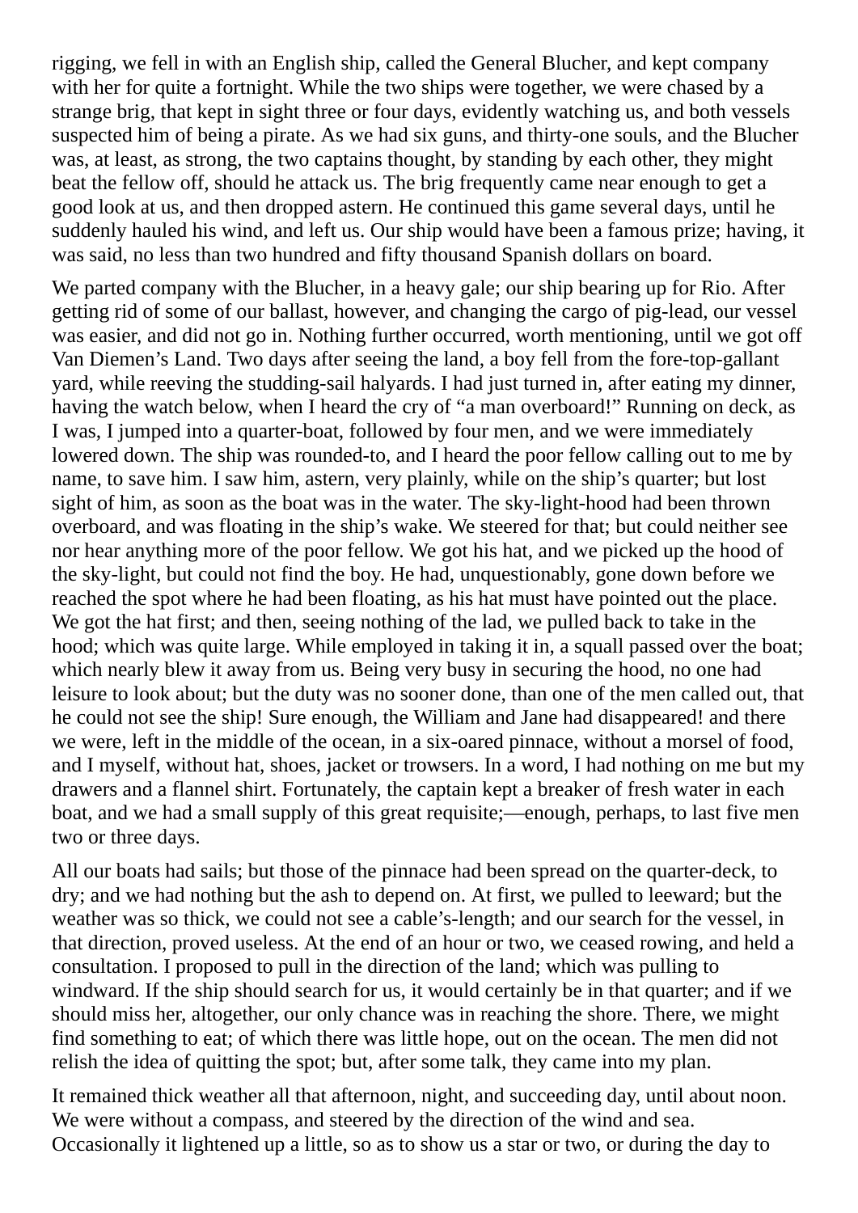rigging, we fell in with an English ship, called the General Blucher, and kept company with her for quite a fortnight. While the two ships were together, we were chased by a strange brig, that kept in sight three or four days, evidently watching us, and both vessels suspected him of being a pirate. As we had six guns, and thirty-one souls, and the Blucher was, at least, as strong, the two captains thought, by standing by each other, they might beat the fellow off, should he attack us. The brig frequently came near enough to get a good look at us, and then dropped astern. He continued this game several days, until he suddenly hauled his wind, and left us. Our ship would have been a famous prize; having, it was said, no less than two hundred and fifty thousand Spanish dollars on board.

We parted company with the Blucher, in a heavy gale; our ship bearing up for Rio. After getting rid of some of our ballast, however, and changing the cargo of pig-lead, our vessel was easier, and did not go in. Nothing further occurred, worth mentioning, until we got off Van Diemen's Land. Two days after seeing the land, a boy fell from the fore-top-gallant yard, while reeving the studding-sail halyards. I had just turned in, after eating my dinner, having the watch below, when I heard the cry of "a man overboard!" Running on deck, as I was, I jumped into a quarter-boat, followed by four men, and we were immediately lowered down. The ship was rounded-to, and I heard the poor fellow calling out to me by name, to save him. I saw him, astern, very plainly, while on the ship's quarter; but lost sight of him, as soon as the boat was in the water. The sky-light-hood had been thrown overboard, and was floating in the ship's wake. We steered for that; but could neither see nor hear anything more of the poor fellow. We got his hat, and we picked up the hood of the sky-light, but could not find the boy. He had, unquestionably, gone down before we reached the spot where he had been floating, as his hat must have pointed out the place. We got the hat first; and then, seeing nothing of the lad, we pulled back to take in the hood; which was quite large. While employed in taking it in, a squall passed over the boat; which nearly blew it away from us. Being very busy in securing the hood, no one had leisure to look about; but the duty was no sooner done, than one of the men called out, that he could not see the ship! Sure enough, the William and Jane had disappeared! and there we were, left in the middle of the ocean, in a six-oared pinnace, without a morsel of food, and I myself, without hat, shoes, jacket or trowsers. In a word, I had nothing on me but my drawers and a flannel shirt. Fortunately, the captain kept a breaker of fresh water in each boat, and we had a small supply of this great requisite;—enough, perhaps, to last five men two or three days.

All our boats had sails; but those of the pinnace had been spread on the quarter-deck, to dry; and we had nothing but the ash to depend on. At first, we pulled to leeward; but the weather was so thick, we could not see a cable's-length; and our search for the vessel, in that direction, proved useless. At the end of an hour or two, we ceased rowing, and held a consultation. I proposed to pull in the direction of the land; which was pulling to windward. If the ship should search for us, it would certainly be in that quarter; and if we should miss her, altogether, our only chance was in reaching the shore. There, we might find something to eat; of which there was little hope, out on the ocean. The men did not relish the idea of quitting the spot; but, after some talk, they came into my plan.

It remained thick weather all that afternoon, night, and succeeding day, until about noon. We were without a compass, and steered by the direction of the wind and sea. Occasionally it lightened up a little, so as to show us a star or two, or during the day to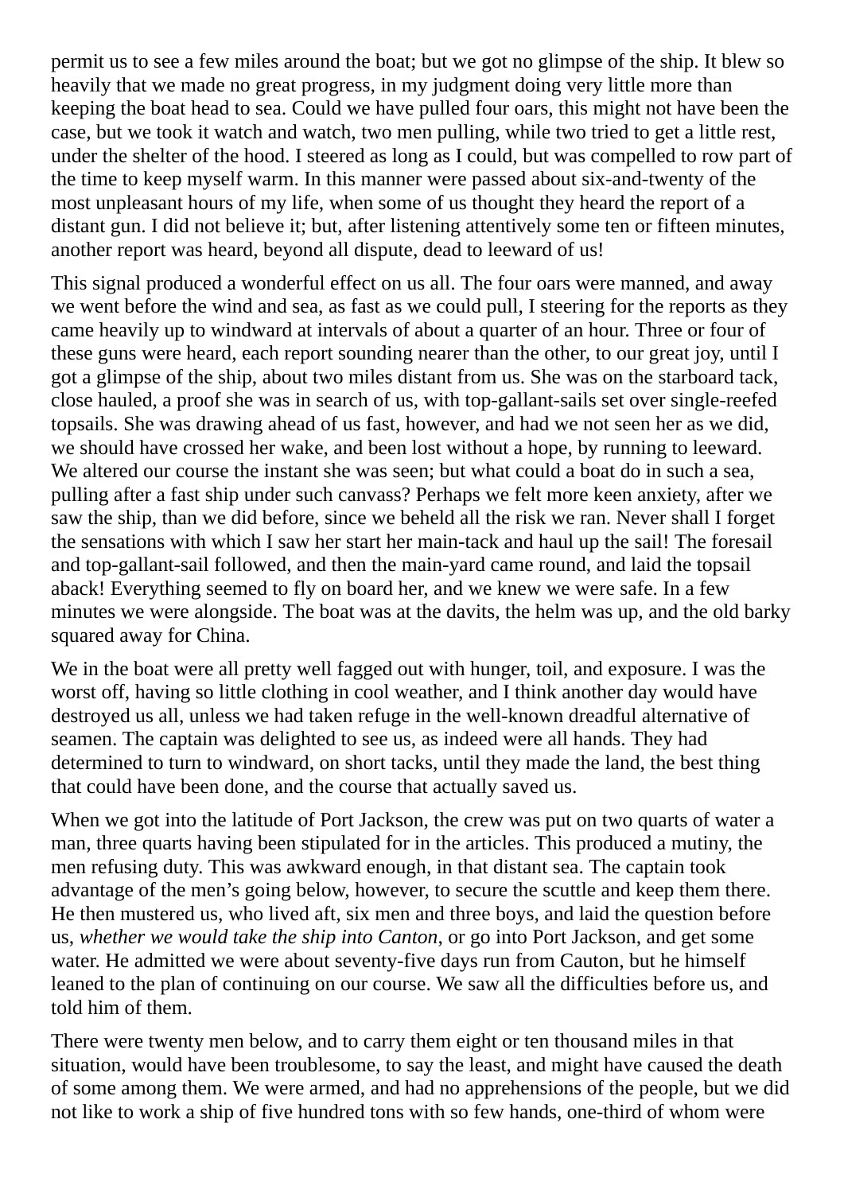permit us to see a few miles around the boat; but we got no glimpse of the ship. It blew so heavily that we made no great progress, in my judgment doing very little more than keeping the boat head to sea. Could we have pulled four oars, this might not have been the case, but we took it watch and watch, two men pulling, while two tried to get a little rest, under the shelter of the hood. I steered as long as I could, but was compelled to row part of the time to keep myself warm. In this manner were passed about six-and-twenty of the most unpleasant hours of my life, when some of us thought they heard the report of a distant gun. I did not believe it; but, after listening attentively some ten or fifteen minutes, another report was heard, beyond all dispute, dead to leeward of us!

This signal produced a wonderful effect on us all. The four oars were manned, and away we went before the wind and sea, as fast as we could pull, I steering for the reports as they came heavily up to windward at intervals of about a quarter of an hour. Three or four of these guns were heard, each report sounding nearer than the other, to our great joy, until I got a glimpse of the ship, about two miles distant from us. She was on the starboard tack, close hauled, a proof she was in search of us, with top-gallant-sails set over single-reefed topsails. She was drawing ahead of us fast, however, and had we not seen her as we did, we should have crossed her wake, and been lost without a hope, by running to leeward. We altered our course the instant she was seen; but what could a boat do in such a sea, pulling after a fast ship under such canvass? Perhaps we felt more keen anxiety, after we saw the ship, than we did before, since we beheld all the risk we ran. Never shall I forget the sensations with which I saw her start her main-tack and haul up the sail! The foresail and top-gallant-sail followed, and then the main-yard came round, and laid the topsail aback! Everything seemed to fly on board her, and we knew we were safe. In a few minutes we were alongside. The boat was at the davits, the helm was up, and the old barky squared away for China.

We in the boat were all pretty well fagged out with hunger, toil, and exposure. I was the worst off, having so little clothing in cool weather, and I think another day would have destroyed us all, unless we had taken refuge in the well-known dreadful alternative of seamen. The captain was delighted to see us, as indeed were all hands. They had determined to turn to windward, on short tacks, until they made the land, the best thing that could have been done, and the course that actually saved us.

When we got into the latitude of Port Jackson, the crew was put on two quarts of water a man, three quarts having been stipulated for in the articles. This produced a mutiny, the men refusing duty. This was awkward enough, in that distant sea. The captain took advantage of the men's going below, however, to secure the scuttle and keep them there. He then mustered us, who lived aft, six men and three boys, and laid the question before us, *whether we would take the ship into Canton*, or go into Port Jackson, and get some water. He admitted we were about seventy-five days run from Cauton, but he himself leaned to the plan of continuing on our course. We saw all the difficulties before us, and told him of them.

There were twenty men below, and to carry them eight or ten thousand miles in that situation, would have been troublesome, to say the least, and might have caused the death of some among them. We were armed, and had no apprehensions of the people, but we did not like to work a ship of five hundred tons with so few hands, one-third of whom were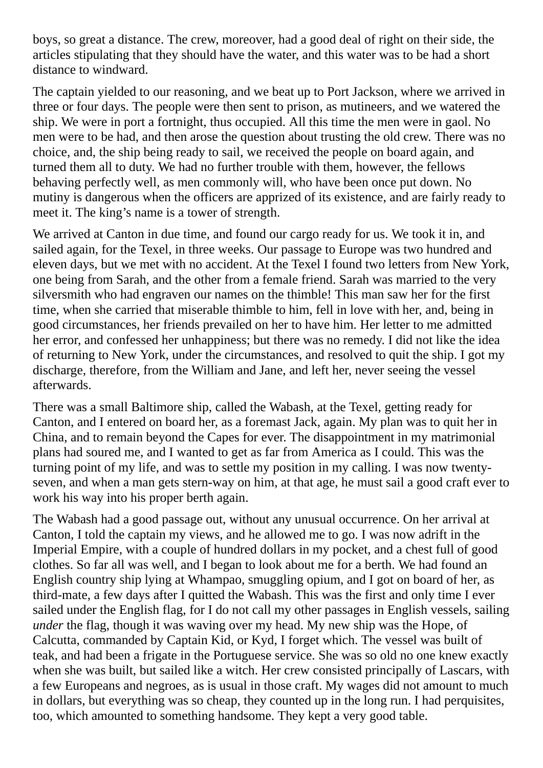boys, so great a distance. The crew, moreover, had a good deal of right on their side, the articles stipulating that they should have the water, and this water was to be had a short distance to windward.

The captain yielded to our reasoning, and we beat up to Port Jackson, where we arrived in three or four days. The people were then sent to prison, as mutineers, and we watered the ship. We were in port a fortnight, thus occupied. All this time the men were in gaol. No men were to be had, and then arose the question about trusting the old crew. There was no choice, and, the ship being ready to sail, we received the people on board again, and turned them all to duty. We had no further trouble with them, however, the fellows behaving perfectly well, as men commonly will, who have been once put down. No mutiny is dangerous when the officers are apprized of its existence, and are fairly ready to meet it. The king's name is a tower of strength.

We arrived at Canton in due time, and found our cargo ready for us. We took it in, and sailed again, for the Texel, in three weeks. Our passage to Europe was two hundred and eleven days, but we met with no accident. At the Texel I found two letters from New York, one being from Sarah, and the other from a female friend. Sarah was married to the very silversmith who had engraven our names on the thimble! This man saw her for the first time, when she carried that miserable thimble to him, fell in love with her, and, being in good circumstances, her friends prevailed on her to have him. Her letter to me admitted her error, and confessed her unhappiness; but there was no remedy. I did not like the idea of returning to New York, under the circumstances, and resolved to quit the ship. I got my discharge, therefore, from the William and Jane, and left her, never seeing the vessel afterwards.

There was a small Baltimore ship, called the Wabash, at the Texel, getting ready for Canton, and I entered on board her, as a foremast Jack, again. My plan was to quit her in China, and to remain beyond the Capes for ever. The disappointment in my matrimonial plans had soured me, and I wanted to get as far from America as I could. This was the turning point of my life, and was to settle my position in my calling. I was now twenty-seven, and when a man gets stern-way on him, at that age, he must sail a good craft ever to work his way into his proper berth again.

The Wabash had a good passage out, without any unusual occurrence. On her arrival at Canton, I told the captain my views, and he allowed me to go. I was now adrift in the Imperial Empire, with a couple of hundred dollars in my pocket, and a chest full of good clothes. So far all was well, and I began to look about me for a berth. We had found an English country ship lying at Whampao, smuggling opium, and I got on board of her, as third-mate, a few days after I quitted the Wabash. This was the first and only time I ever sailed under the English flag, for I do not call my other passages in English vessels, sailing *under* the flag, though it was waving over my head. My new ship was the Hope, of Calcutta, commanded by Captain Kid, or Kyd, I forget which. The vessel was built of teak, and had been a frigate in the Portuguese service. She was so old no one knew exactly when she was built, but sailed like a witch. Her crew consisted principally of Lascars, with a few Europeans and negroes, as is usual in those craft. My wages did not amount to much in dollars, but everything was so cheap, they counted up in the long run. I had perquisites, too, which amounted to something handsome. They kept a very good table.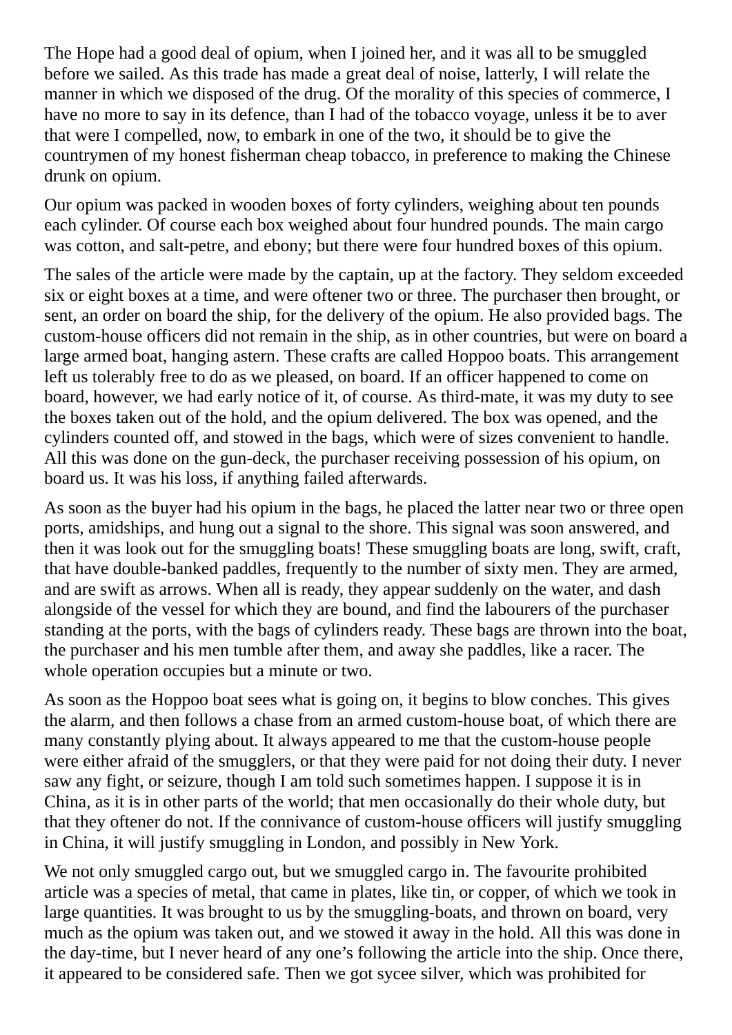The Hope had a good deal of opium, when I joined her, and it was all to be smuggled before we sailed. As this trade has made a great deal of noise, latterly, I will relate the manner in which we disposed of the drug. Of the morality of this species of commerce, I have no more to say in its defence, than I had of the tobacco voyage, unless it be to aver that were I compelled, now, to embark in one of the two, it should be to give the countrymen of my honest fisherman cheap tobacco, in preference to making the Chinese drunk on opium.

Our opium was packed in wooden boxes of forty cylinders, weighing about ten pounds each cylinder. Of course each box weighed about four hundred pounds. The main cargo was cotton, and salt-petre, and ebony; but there were four hundred boxes of this opium.

The sales of the article were made by the captain, up at the factory. They seldom exceeded six or eight boxes at a time, and were oftener two or three. The purchaser then brought, or sent, an order on board the ship, for the delivery of the opium. He also provided bags. The custom-house officers did not remain in the ship, as in other countries, but were on board a large armed boat, hanging astern. These crafts are called Hoppoo boats. This arrangement left us tolerably free to do as we pleased, on board. If an officer happened to come on board, however, we had early notice of it, of course. As third-mate, it was my duty to see the boxes taken out of the hold, and the opium delivered. The box was opened, and the cylinders counted off, and stowed in the bags, which were of sizes convenient to handle. All this was done on the gun-deck, the purchaser receiving possession of his opium, on board us. It was his loss, if anything failed afterwards.

As soon as the buyer had his opium in the bags, he placed the latter near two or three open ports, amidships, and hung out a signal to the shore. This signal was soon answered, and then it was look out for the smuggling boats! These smuggling boats are long, swift, craft, that have double-banked paddles, frequently to the number of sixty men. They are armed, and are swift as arrows. When all is ready, they appear suddenly on the water, and dash alongside of the vessel for which they are bound, and find the labourers of the purchaser standing at the ports, with the bags of cylinders ready. These bags are thrown into the boat, the purchaser and his men tumble after them, and away she paddles, like a racer. The whole operation occupies but a minute or two.

As soon as the Hoppoo boat sees what is going on, it begins to blow conches. This gives the alarm, and then follows a chase from an armed custom-house boat, of which there are many constantly plying about. It always appeared to me that the custom-house people were either afraid of the smugglers, or that they were paid for not doing their duty. I never saw any fight, or seizure, though I am told such sometimes happen. I suppose it is in China, as it is in other parts of the world; that men occasionally do their whole duty, but that they oftener do not. If the connivance of custom-house officers will justify smuggling in China, it will justify smuggling in London, and possibly in New York.

We not only smuggled cargo out, but we smuggled cargo in. The favourite prohibited article was a species of metal, that came in plates, like tin, or copper, of which we took in large quantities. It was brought to us by the smuggling-boats, and thrown on board, very much as the opium was taken out, and we stowed it away in the hold. All this was done in the day-time, but I never heard of any one's following the article into the ship. Once there, it appeared to be considered safe. Then we got sycee silver, which was prohibited for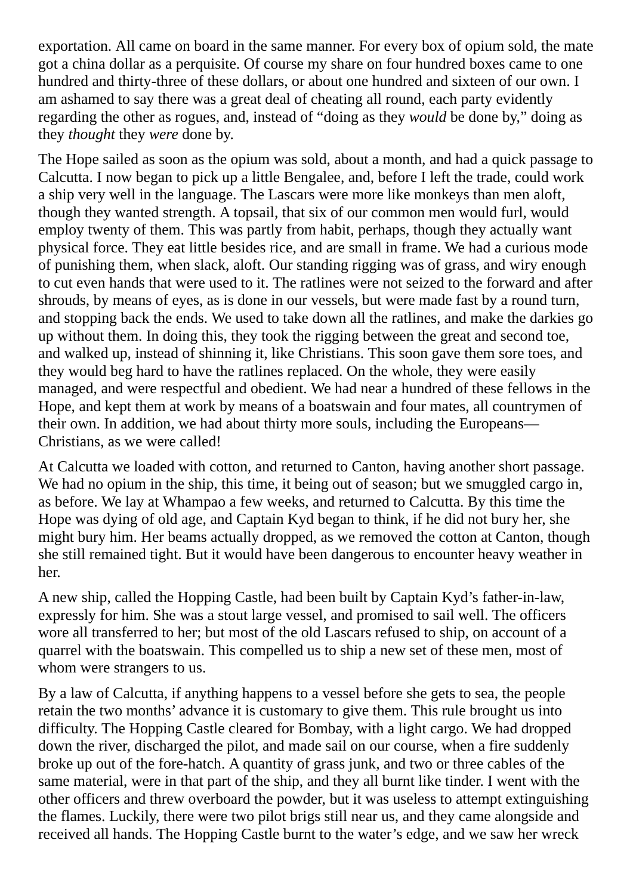exportation. All came on board in the same manner. For every box of opium sold, the mate got a china dollar as a perquisite. Of course my share on four hundred boxes came to one hundred and thirty-three of these dollars, or about one hundred and sixteen of our own. I am ashamed to say there was a great deal of cheating all round, each party evidently regarding the other as rogues, and, instead of "doing as they *would* be done by," doing as they *thought* they *were* done by.

The Hope sailed as soon as the opium was sold, about a month, and had a quick passage to Calcutta. I now began to pick up a little Bengalee, and, before I left the trade, could work a ship very well in the language. The Lascars were more like monkeys than men aloft, though they wanted strength. A topsail, that six of our common men would furl, would employ twenty of them. This was partly from habit, perhaps, though they actually want physical force. They eat little besides rice, and are small in frame. We had a curious mode of punishing them, when slack, aloft. Our standing rigging was of grass, and wiry enough to cut even hands that were used to it. The ratlines were not seized to the forward and after shrouds, by means of eyes, as is done in our vessels, but were made fast by a round turn, and stopping back the ends. We used to take down all the ratlines, and make the darkies go up without them. In doing this, they took the rigging between the great and second toe, and walked up, instead of shinning it, like Christians. This soon gave them sore toes, and they would beg hard to have the ratlines replaced. On the whole, they were easily managed, and were respectful and obedient. We had near a hundred of these fellows in the Hope, and kept them at work by means of a boatswain and four mates, all countrymen of their own. In addition, we had about thirty more souls, including the Europeans—Christians, as we were called!

At Calcutta we loaded with cotton, and returned to Canton, having another short passage. We had no opium in the ship, this time, it being out of season; but we smuggled cargo in, as before. We lay at Whampao a few weeks, and returned to Calcutta. By this time the Hope was dying of old age, and Captain Kyd began to think, if he did not bury her, she might bury him. Her beams actually dropped, as we removed the cotton at Canton, though she still remained tight. But it would have been dangerous to encounter heavy weather in her.

A new ship, called the Hopping Castle, had been built by Captain Kyd's father-in-law, expressly for him. She was a stout large vessel, and promised to sail well. The officers wore all transferred to her; but most of the old Lascars refused to ship, on account of a quarrel with the boatswain. This compelled us to ship a new set of these men, most of whom were strangers to us.

By a law of Calcutta, if anything happens to a vessel before she gets to sea, the people retain the two months' advance it is customary to give them. This rule brought us into difficulty. The Hopping Castle cleared for Bombay, with a light cargo. We had dropped down the river, discharged the pilot, and made sail on our course, when a fire suddenly broke up out of the fore-hatch. A quantity of grass junk, and two or three cables of the same material, were in that part of the ship, and they all burnt like tinder. I went with the other officers and threw overboard the powder, but it was useless to attempt extinguishing the flames. Luckily, there were two pilot brigs still near us, and they came alongside and received all hands. The Hopping Castle burnt to the water's edge, and we saw her wreck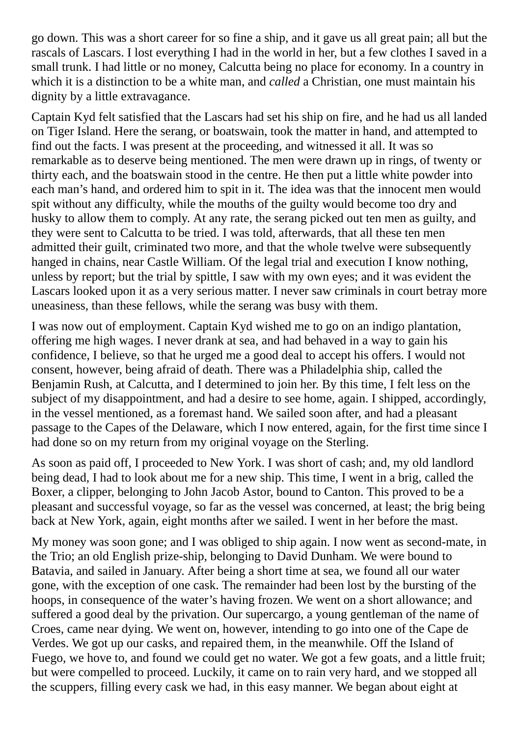go down. This was a short career for so fine a ship, and it gave us all great pain; all but the rascals of Lascars. I lost everything I had in the world in her, but a few clothes I saved in a small trunk. I had little or no money, Calcutta being no place for economy. In a country in which it is a distinction to be a white man, and *called* a Christian, one must maintain his dignity by a little extravagance.

Captain Kyd felt satisfied that the Lascars had set his ship on fire, and he had us all landed on Tiger Island. Here the serang, or boatswain, took the matter in hand, and attempted to find out the facts. I was present at the proceeding, and witnessed it all. It was so remarkable as to deserve being mentioned. The men were drawn up in rings, of twenty or thirty each, and the boatswain stood in the centre. He then put a little white powder into each man's hand, and ordered him to spit in it. The idea was that the innocent men would spit without any difficulty, while the mouths of the guilty would become too dry and husky to allow them to comply. At any rate, the serang picked out ten men as guilty, and they were sent to Calcutta to be tried. I was told, afterwards, that all these ten men admitted their guilt, criminated two more, and that the whole twelve were subsequently hanged in chains, near Castle William. Of the legal trial and execution I know nothing, unless by report; but the trial by spittle, I saw with my own eyes; and it was evident the Lascars looked upon it as a very serious matter. I never saw criminals in court betray more uneasiness, than these fellows, while the serang was busy with them.

I was now out of employment. Captain Kyd wished me to go on an indigo plantation, offering me high wages. I never drank at sea, and had behaved in a way to gain his confidence, I believe, so that he urged me a good deal to accept his offers. I would not consent, however, being afraid of death. There was a Philadelphia ship, called the Benjamin Rush, at Calcutta, and I determined to join her. By this time, I felt less on the subject of my disappointment, and had a desire to see home, again. I shipped, accordingly, in the vessel mentioned, as a foremast hand. We sailed soon after, and had a pleasant passage to the Capes of the Delaware, which I now entered, again, for the first time since I had done so on my return from my original voyage on the Sterling.

As soon as paid off, I proceeded to New York. I was short of cash; and, my old landlord being dead, I had to look about me for a new ship. This time, I went in a brig, called the Boxer, a clipper, belonging to John Jacob Astor, bound to Canton. This proved to be a pleasant and successful voyage, so far as the vessel was concerned, at least; the brig being back at New York, again, eight months after we sailed. I went in her before the mast.

My money was soon gone; and I was obliged to ship again. I now went as second-mate, in the Trio; an old English prize-ship, belonging to David Dunham. We were bound to Batavia, and sailed in January. After being a short time at sea, we found all our water gone, with the exception of one cask. The remainder had been lost by the bursting of the hoops, in consequence of the water's having frozen. We went on a short allowance; and suffered a good deal by the privation. Our supercargo, a young gentleman of the name of Croes, came near dying. We went on, however, intending to go into one of the Cape de Verdes. We got up our casks, and repaired them, in the meanwhile. Off the Island of Fuego, we hove to, and found we could get no water. We got a few goats, and a little fruit; but were compelled to proceed. Luckily, it came on to rain very hard, and we stopped all the scuppers, filling every cask we had, in this easy manner. We began about eight at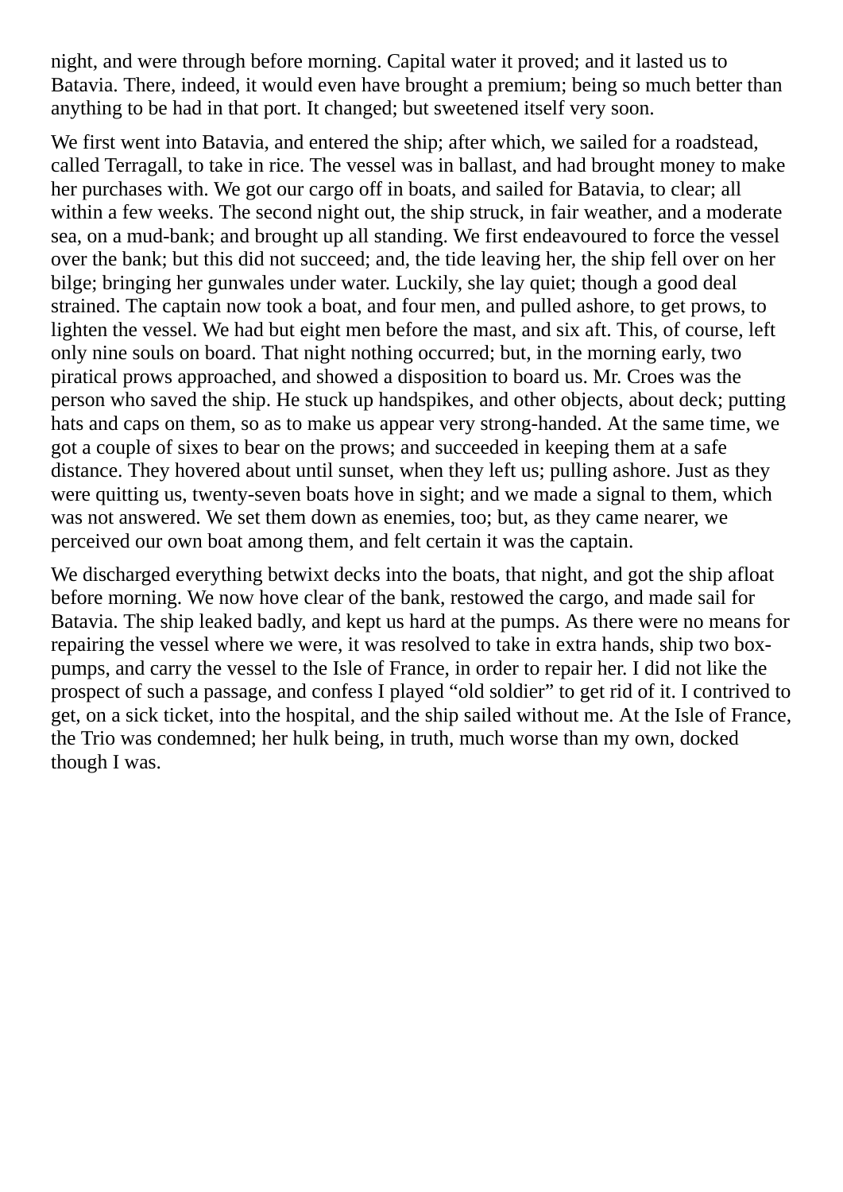night, and were through before morning. Capital water it proved; and it lasted us to Batavia. There, indeed, it would even have brought a premium; being so much better than anything to be had in that port. It changed; but sweetened itself very soon.

We first went into Batavia, and entered the ship; after which, we sailed for a roadstead, called Terragall, to take in rice. The vessel was in ballast, and had brought money to make her purchases with. We got our cargo off in boats, and sailed for Batavia, to clear; all within a few weeks. The second night out, the ship struck, in fair weather, and a moderate sea, on a mud-bank; and brought up all standing. We first endeavoured to force the vessel over the bank; but this did not succeed; and, the tide leaving her, the ship fell over on her bilge; bringing her gunwales under water. Luckily, she lay quiet; though a good deal strained. The captain now took a boat, and four men, and pulled ashore, to get prows, to lighten the vessel. We had but eight men before the mast, and six aft. This, of course, left only nine souls on board. That night nothing occurred; but, in the morning early, two piratical prows approached, and showed a disposition to board us. Mr. Croes was the person who saved the ship. He stuck up handspikes, and other objects, about deck; putting hats and caps on them, so as to make us appear very strong-handed. At the same time, we got a couple of sixes to bear on the prows; and succeeded in keeping them at a safe distance. They hovered about until sunset, when they left us; pulling ashore. Just as they were quitting us, twenty-seven boats hove in sight; and we made a signal to them, which was not answered. We set them down as enemies, too; but, as they came nearer, we perceived our own boat among them, and felt certain it was the captain.

We discharged everything betwixt decks into the boats, that night, and got the ship afloat before morning. We now hove clear of the bank, restowed the cargo, and made sail for Batavia. The ship leaked badly, and kept us hard at the pumps. As there were no means for repairing the vessel where we were, it was resolved to take in extra hands, ship two box-pumps, and carry the vessel to the Isle of France, in order to repair her. I did not like the prospect of such a passage, and confess I played "old soldier" to get rid of it. I contrived to get, on a sick ticket, into the hospital, and the ship sailed without me. At the Isle of France, the Trio was condemned; her hulk being, in truth, much worse than my own, docked though I was.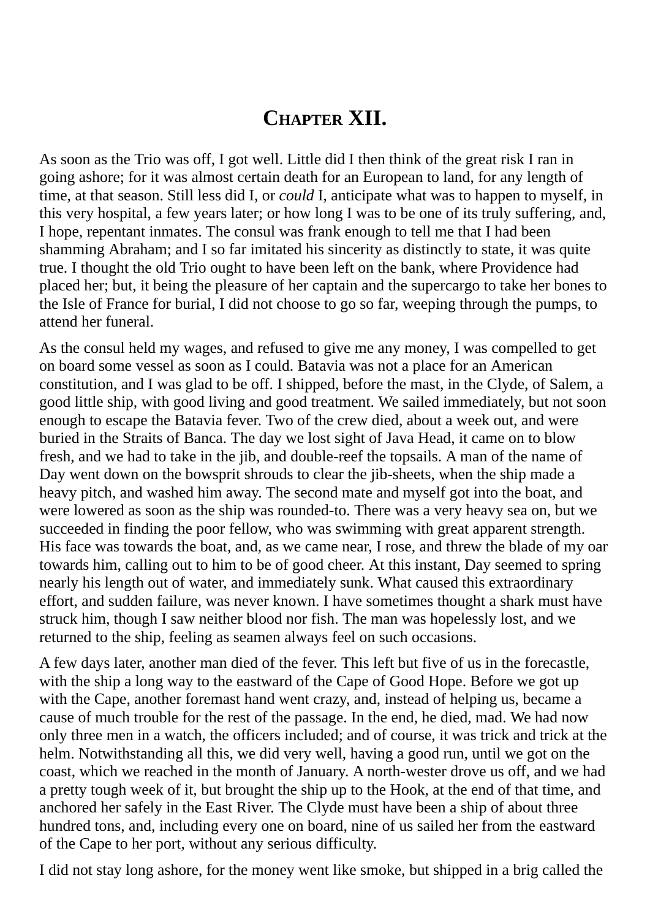# Chapter XII.

As soon as the Trio was off, I got well. Little did I then think of the great risk I ran in going ashore; for it was almost certain death for an European to land, for any length of time, at that season. Still less did I, or *could* I, anticipate what was to happen to myself, in this very hospital, a few years later; or how long I was to be one of its truly suffering, and, I hope, repentant inmates. The consul was frank enough to tell me that I had been shamming Abraham; and I so far imitated his sincerity as distinctly to state, it was quite true. I thought the old Trio ought to have been left on the bank, where Providence had placed her; but, it being the pleasure of her captain and the supercargo to take her bones to the Isle of France for burial, I did not choose to go so far, weeping through the pumps, to attend her funeral.

As the consul held my wages, and refused to give me any money, I was compelled to get on board some vessel as soon as I could. Batavia was not a place for an American constitution, and I was glad to be off. I shipped, before the mast, in the Clyde, of Salem, a good little ship, with good living and good treatment. We sailed immediately, but not soon enough to escape the Batavia fever. Two of the crew died, about a week out, and were buried in the Straits of Banca. The day we lost sight of Java Head, it came on to blow fresh, and we had to take in the jib, and double-reef the topsails. A man of the name of Day went down on the bowsprit shrouds to clear the jib-sheets, when the ship made a heavy pitch, and washed him away. The second mate and myself got into the boat, and were lowered as soon as the ship was rounded-to. There was a very heavy sea on, but we succeeded in finding the poor fellow, who was swimming with great apparent strength. His face was towards the boat, and, as we came near, I rose, and threw the blade of my oar towards him, calling out to him to be of good cheer. At this instant, Day seemed to spring nearly his length out of water, and immediately sunk. What caused this extraordinary effort, and sudden failure, was never known. I have sometimes thought a shark must have struck him, though I saw neither blood nor fish. The man was hopelessly lost, and we returned to the ship, feeling as seamen always feel on such occasions.

A few days later, another man died of the fever. This left but five of us in the forecastle, with the ship a long way to the eastward of the Cape of Good Hope. Before we got up with the Cape, another foremast hand went crazy, and, instead of helping us, became a cause of much trouble for the rest of the passage. In the end, he died, mad. We had now only three men in a watch, the officers included; and of course, it was trick and trick at the helm. Notwithstanding all this, we did very well, having a good run, until we got on the coast, which we reached in the month of January. A north-wester drove us off, and we had a pretty tough week of it, but brought the ship up to the Hook, at the end of that time, and anchored her safely in the East River. The Clyde must have been a ship of about three hundred tons, and, including every one on board, nine of us sailed her from the eastward of the Cape to her port, without any serious difficulty.

I did not stay long ashore, for the money went like smoke, but shipped in a brig called the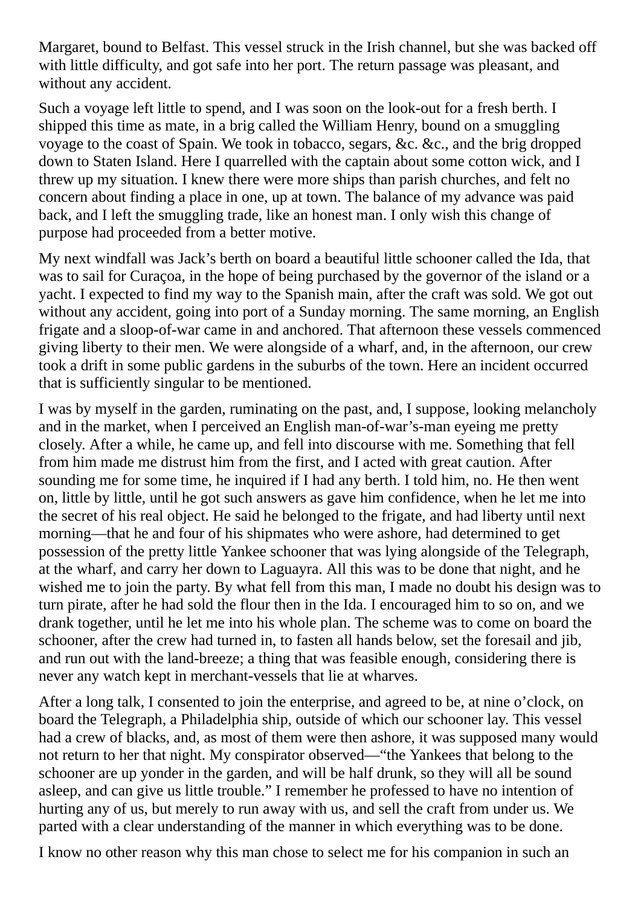Margaret, bound to Belfast. This vessel struck in the Irish channel, but she was backed off with little difficulty, and got safe into her port. The return passage was pleasant, and without any accident.

Such a voyage left little to spend, and I was soon on the look-out for a fresh berth. I shipped this time as mate, in a brig called the William Henry, bound on a smuggling voyage to the coast of Spain. We took in tobacco, segars, &c. &c., and the brig dropped down to Staten Island. Here I quarrelled with the captain about some cotton wick, and I threw up my situation. I knew there were more ships than parish churches, and felt no concern about finding a place in one, up at town. The balance of my advance was paid back, and I left the smuggling trade, like an honest man. I only wish this change of purpose had proceeded from a better motive.

My next windfall was Jack's berth on board a beautiful little schooner called the Ida, that was to sail for Curaçoa, in the hope of being purchased by the governor of the island or a yacht. I expected to find my way to the Spanish main, after the craft was sold. We got out without any accident, going into port of a Sunday morning. The same morning, an English frigate and a sloop-of-war came in and anchored. That afternoon these vessels commenced giving liberty to their men. We were alongside of a wharf, and, in the afternoon, our crew took a drift in some public gardens in the suburbs of the town. Here an incident occurred that is sufficiently singular to be mentioned.

I was by myself in the garden, ruminating on the past, and, I suppose, looking melancholy and in the market, when I perceived an English man-of-war's-man eyeing me pretty closely. After a while, he came up, and fell into discourse with me. Something that fell from him made me distrust him from the first, and I acted with great caution. After sounding me for some time, he inquired if I had any berth. I told him, no. He then went on, little by little, until he got such answers as gave him confidence, when he let me into the secret of his real object. He said he belonged to the frigate, and had liberty until next morning—that he and four of his shipmates who were ashore, had determined to get possession of the pretty little Yankee schooner that was lying alongside of the Telegraph, at the wharf, and carry her down to Laguayra. All this was to be done that night, and he wished me to join the party. By what fell from this man, I made no doubt his design was to turn pirate, after he had sold the flour then in the Ida. I encouraged him to so on, and we drank together, until he let me into his whole plan. The scheme was to come on board the schooner, after the crew had turned in, to fasten all hands below, set the foresail and jib, and run out with the land-breeze; a thing that was feasible enough, considering there is never any watch kept in merchant-vessels that lie at wharves.

After a long talk, I consented to join the enterprise, and agreed to be, at nine o'clock, on board the Telegraph, a Philadelphia ship, outside of which our schooner lay. This vessel had a crew of blacks, and, as most of them were then ashore, it was supposed many would not return to her that night. My conspirator observed—"the Yankees that belong to the schooner are up yonder in the garden, and will be half drunk, so they will all be sound asleep, and can give us little trouble." I remember he professed to have no intention of hurting any of us, but merely to run away with us, and sell the craft from under us. We parted with a clear understanding of the manner in which everything was to be done.

I know no other reason why this man chose to select me for his companion in such an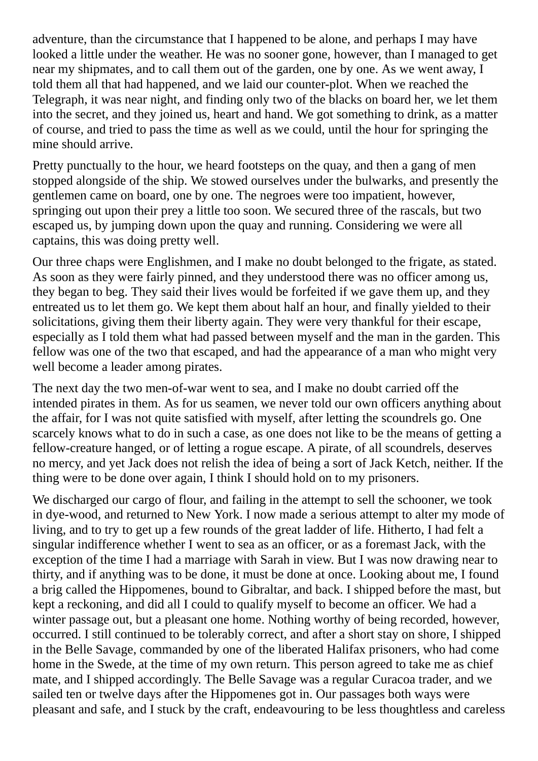adventure, than the circumstance that I happened to be alone, and perhaps I may have looked a little under the weather. He was no sooner gone, however, than I managed to get near my shipmates, and to call them out of the garden, one by one. As we went away, I told them all that had happened, and we laid our counter-plot. When we reached the Telegraph, it was near night, and finding only two of the blacks on board her, we let them into the secret, and they joined us, heart and hand. We got something to drink, as a matter of course, and tried to pass the time as well as we could, until the hour for springing the mine should arrive.

Pretty punctually to the hour, we heard footsteps on the quay, and then a gang of men stopped alongside of the ship. We stowed ourselves under the bulwarks, and presently the gentlemen came on board, one by one. The negroes were too impatient, however, springing out upon their prey a little too soon. We secured three of the rascals, but two escaped us, by jumping down upon the quay and running. Considering we were all captains, this was doing pretty well.

Our three chaps were Englishmen, and I make no doubt belonged to the frigate, as stated. As soon as they were fairly pinned, and they understood there was no officer among us, they began to beg. They said their lives would be forfeited if we gave them up, and they entreated us to let them go. We kept them about half an hour, and finally yielded to their solicitations, giving them their liberty again. They were very thankful for their escape, especially as I told them what had passed between myself and the man in the garden. This fellow was one of the two that escaped, and had the appearance of a man who might very well become a leader among pirates.

The next day the two men-of-war went to sea, and I make no doubt carried off the intended pirates in them. As for us seamen, we never told our own officers anything about the affair, for I was not quite satisfied with myself, after letting the scoundrels go. One scarcely knows what to do in such a case, as one does not like to be the means of getting a fellow-creature hanged, or of letting a rogue escape. A pirate, of all scoundrels, deserves no mercy, and yet Jack does not relish the idea of being a sort of Jack Ketch, neither. If the thing were to be done over again, I think I should hold on to my prisoners.

We discharged our cargo of flour, and failing in the attempt to sell the schooner, we took in dye-wood, and returned to New York. I now made a serious attempt to alter my mode of living, and to try to get up a few rounds of the great ladder of life. Hitherto, I had felt a singular indifference whether I went to sea as an officer, or as a foremast Jack, with the exception of the time I had a marriage with Sarah in view. But I was now drawing near to thirty, and if anything was to be done, it must be done at once. Looking about me, I found a brig called the Hippomenes, bound to Gibraltar, and back. I shipped before the mast, but kept a reckoning, and did all I could to qualify myself to become an officer. We had a winter passage out, but a pleasant one home. Nothing worthy of being recorded, however, occurred. I still continued to be tolerably correct, and after a short stay on shore, I shipped in the Belle Savage, commanded by one of the liberated Halifax prisoners, who had come home in the Swede, at the time of my own return. This person agreed to take me as chief mate, and I shipped accordingly. The Belle Savage was a regular Curacoa trader, and we sailed ten or twelve days after the Hippomenes got in. Our passages both ways were pleasant and safe, and I stuck by the craft, endeavouring to be less thoughtless and careless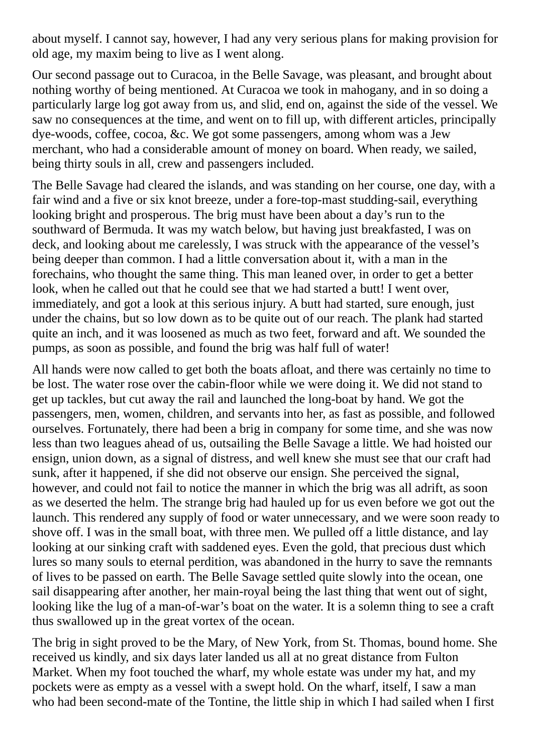about myself. I cannot say, however, I had any very serious plans for making provision for old age, my maxim being to live as I went along.

Our second passage out to Curacoa, in the Belle Savage, was pleasant, and brought about nothing worthy of being mentioned. At Curacoa we took in mahogany, and in so doing a particularly large log got away from us, and slid, end on, against the side of the vessel. We saw no consequences at the time, and went on to fill up, with different articles, principally dye-woods, coffee, cocoa, &c. We got some passengers, among whom was a Jew merchant, who had a considerable amount of money on board. When ready, we sailed, being thirty souls in all, crew and passengers included.

The Belle Savage had cleared the islands, and was standing on her course, one day, with a fair wind and a five or six knot breeze, under a fore-top-mast studding-sail, everything looking bright and prosperous. The brig must have been about a day's run to the southward of Bermuda. It was my watch below, but having just breakfasted, I was on deck, and looking about me carelessly, I was struck with the appearance of the vessel's being deeper than common. I had a little conversation about it, with a man in the forechains, who thought the same thing. This man leaned over, in order to get a better look, when he called out that he could see that we had started a butt! I went over, immediately, and got a look at this serious injury. A butt had started, sure enough, just under the chains, but so low down as to be quite out of our reach. The plank had started quite an inch, and it was loosened as much as two feet, forward and aft. We sounded the pumps, as soon as possible, and found the brig was half full of water!

All hands were now called to get both the boats afloat, and there was certainly no time to be lost. The water rose over the cabin-floor while we were doing it. We did not stand to get up tackles, but cut away the rail and launched the long-boat by hand. We got the passengers, men, women, children, and servants into her, as fast as possible, and followed ourselves. Fortunately, there had been a brig in company for some time, and she was now less than two leagues ahead of us, outsailing the Belle Savage a little. We had hoisted our ensign, union down, as a signal of distress, and well knew she must see that our craft had sunk, after it happened, if she did not observe our ensign. She perceived the signal, however, and could not fail to notice the manner in which the brig was all adrift, as soon as we deserted the helm. The strange brig had hauled up for us even before we got out the launch. This rendered any supply of food or water unnecessary, and we were soon ready to shove off. I was in the small boat, with three men. We pulled off a little distance, and lay looking at our sinking craft with saddened eyes. Even the gold, that precious dust which lures so many souls to eternal perdition, was abandoned in the hurry to save the remnants of lives to be passed on earth. The Belle Savage settled quite slowly into the ocean, one sail disappearing after another, her main-royal being the last thing that went out of sight, looking like the lug of a man-of-war's boat on the water. It is a solemn thing to see a craft thus swallowed up in the great vortex of the ocean.

The brig in sight proved to be the Mary, of New York, from St. Thomas, bound home. She received us kindly, and six days later landed us all at no great distance from Fulton Market. When my foot touched the wharf, my whole estate was under my hat, and my pockets were as empty as a vessel with a swept hold. On the wharf, itself, I saw a man who had been second-mate of the Tontine, the little ship in which I had sailed when I first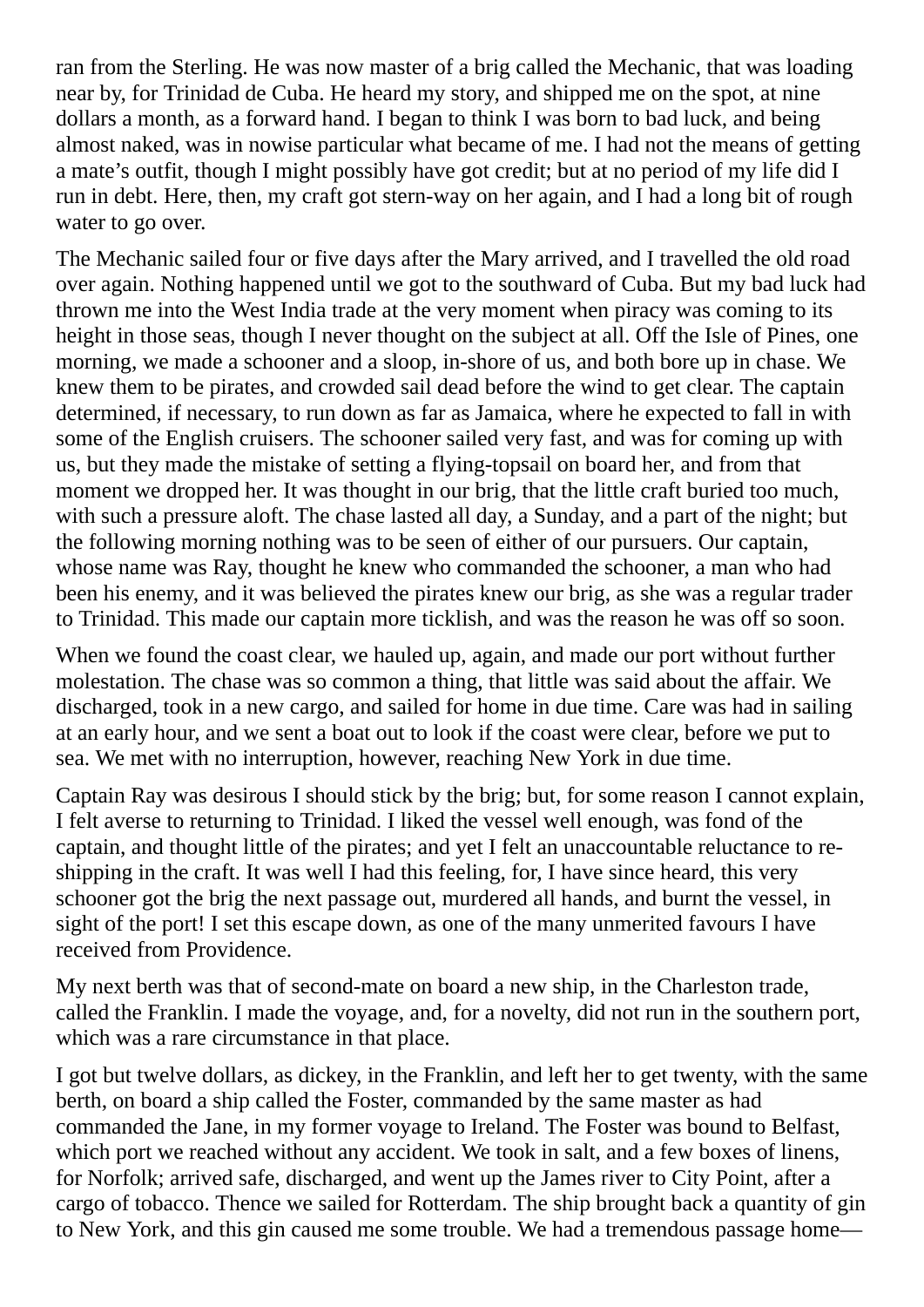ran from the Sterling. He was now master of a brig called the Mechanic, that was loading near by, for Trinidad de Cuba. He heard my story, and shipped me on the spot, at nine dollars a month, as a forward hand. I began to think I was born to bad luck, and being almost naked, was in nowise particular what became of me. I had not the means of getting a mate's outfit, though I might possibly have got credit; but at no period of my life did I run in debt. Here, then, my craft got stern-way on her again, and I had a long bit of rough water to go over.

The Mechanic sailed four or five days after the Mary arrived, and I travelled the old road over again. Nothing happened until we got to the southward of Cuba. But my bad luck had thrown me into the West India trade at the very moment when piracy was coming to its height in those seas, though I never thought on the subject at all. Off the Isle of Pines, one morning, we made a schooner and a sloop, in-shore of us, and both bore up in chase. We knew them to be pirates, and crowded sail dead before the wind to get clear. The captain determined, if necessary, to run down as far as Jamaica, where he expected to fall in with some of the English cruisers. The schooner sailed very fast, and was for coming up with us, but they made the mistake of setting a flying-topsail on board her, and from that moment we dropped her. It was thought in our brig, that the little craft buried too much, with such a pressure aloft. The chase lasted all day, a Sunday, and a part of the night; but the following morning nothing was to be seen of either of our pursuers. Our captain, whose name was Ray, thought he knew who commanded the schooner, a man who had been his enemy, and it was believed the pirates knew our brig, as she was a regular trader to Trinidad. This made our captain more ticklish, and was the reason he was off so soon.

When we found the coast clear, we hauled up, again, and made our port without further molestation. The chase was so common a thing, that little was said about the affair. We discharged, took in a new cargo, and sailed for home in due time. Care was had in sailing at an early hour, and we sent a boat out to look if the coast were clear, before we put to sea. We met with no interruption, however, reaching New York in due time.

Captain Ray was desirous I should stick by the brig; but, for some reason I cannot explain, I felt averse to returning to Trinidad. I liked the vessel well enough, was fond of the captain, and thought little of the pirates; and yet I felt an unaccountable reluctance to re-shipping in the craft. It was well I had this feeling, for, I have since heard, this very schooner got the brig the next passage out, murdered all hands, and burnt the vessel, in sight of the port! I set this escape down, as one of the many unmerited favours I have received from Providence.

My next berth was that of second-mate on board a new ship, in the Charleston trade, called the Franklin. I made the voyage, and, for a novelty, did not run in the southern port, which was a rare circumstance in that place.

I got but twelve dollars, as dickey, in the Franklin, and left her to get twenty, with the same berth, on board a ship called the Foster, commanded by the same master as had commanded the Jane, in my former voyage to Ireland. The Foster was bound to Belfast, which port we reached without any accident. We took in salt, and a few boxes of linens, for Norfolk; arrived safe, discharged, and went up the James river to City Point, after a cargo of tobacco. Thence we sailed for Rotterdam. The ship brought back a quantity of gin to New York, and this gin caused me some trouble. We had a tremendous passage home—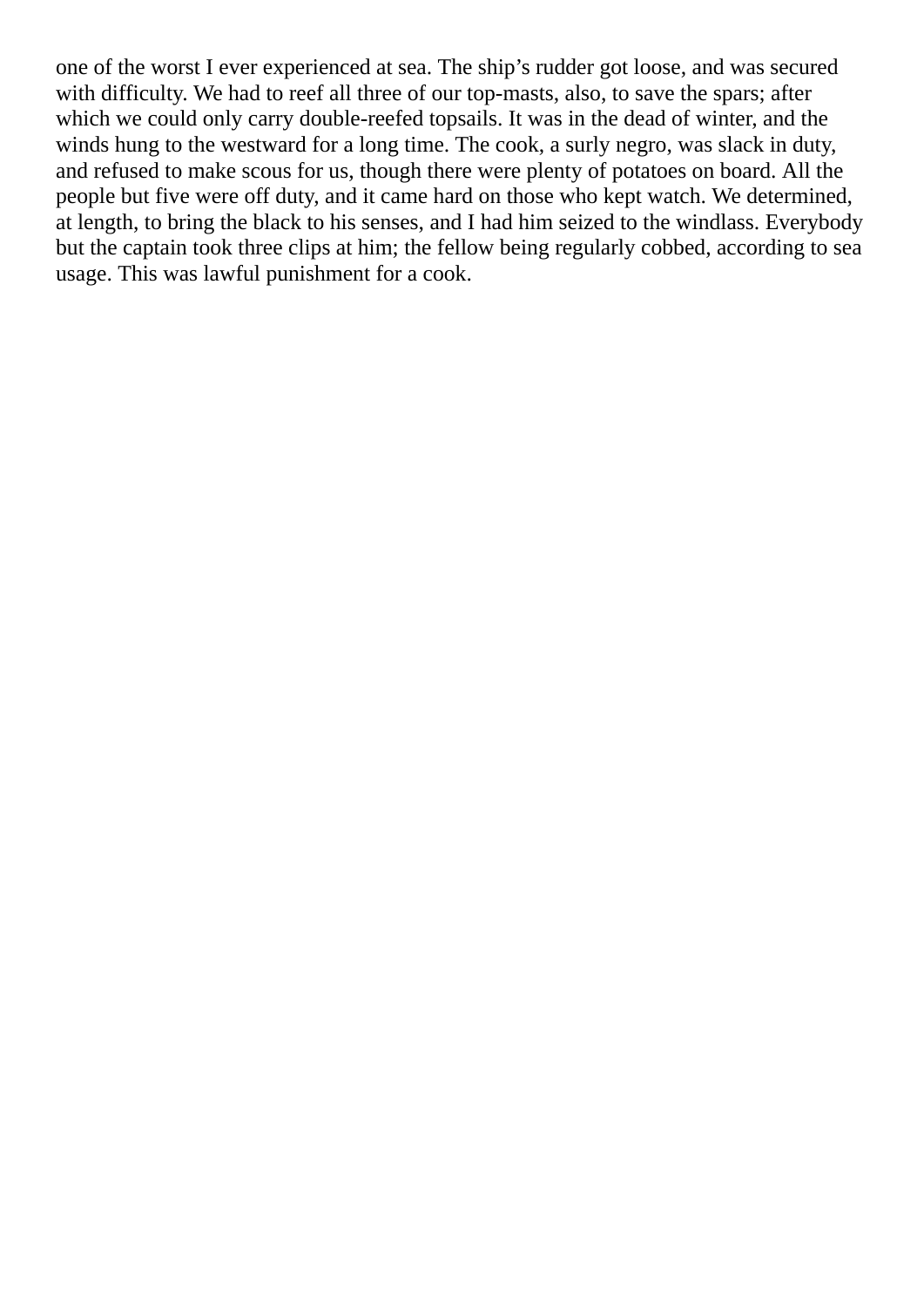one of the worst I ever experienced at sea. The ship's rudder got loose, and was secured with difficulty. We had to reef all three of our top-masts, also, to save the spars; after which we could only carry double-reefed topsails. It was in the dead of winter, and the winds hung to the westward for a long time. The cook, a surly negro, was slack in duty, and refused to make scous for us, though there were plenty of potatoes on board. All the people but five were off duty, and it came hard on those who kept watch. We determined, at length, to bring the black to his senses, and I had him seized to the windlass. Everybody but the captain took three clips at him; the fellow being regularly cobbed, according to sea usage. This was lawful punishment for a cook.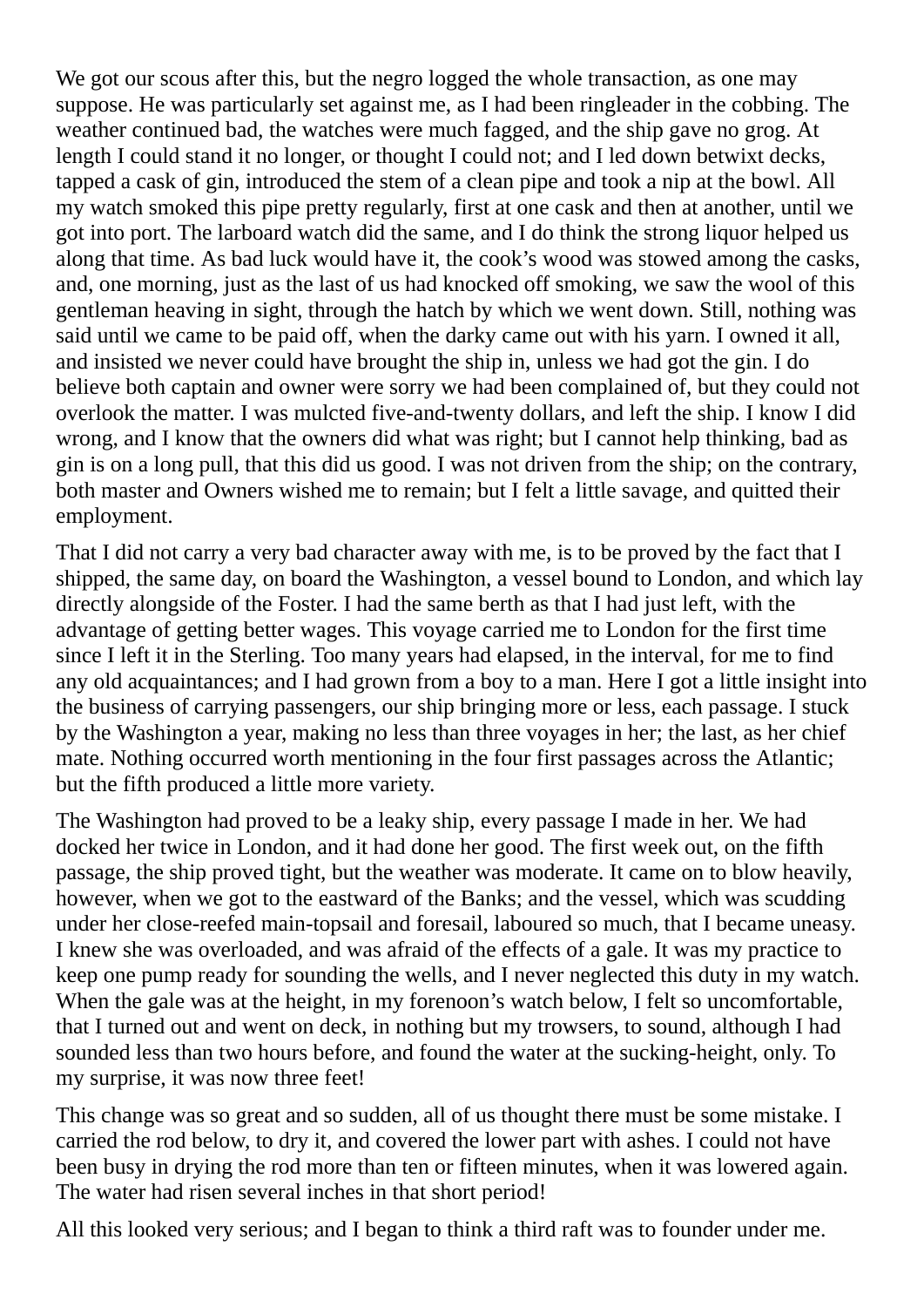We got our scous after this, but the negro logged the whole transaction, as one may suppose. He was particularly set against me, as I had been ringleader in the cobbing. The weather continued bad, the watches were much fagged, and the ship gave no grog. At length I could stand it no longer, or thought I could not; and I led down betwixt decks, tapped a cask of gin, introduced the stem of a clean pipe and took a nip at the bowl. All my watch smoked this pipe pretty regularly, first at one cask and then at another, until we got into port. The larboard watch did the same, and I do think the strong liquor helped us along that time. As bad luck would have it, the cook's wood was stowed among the casks, and, one morning, just as the last of us had knocked off smoking, we saw the wool of this gentleman heaving in sight, through the hatch by which we went down. Still, nothing was said until we came to be paid off, when the darky came out with his yarn. I owned it all, and insisted we never could have brought the ship in, unless we had got the gin. I do believe both captain and owner were sorry we had been complained of, but they could not overlook the matter. I was mulcted five-and-twenty dollars, and left the ship. I know I did wrong, and I know that the owners did what was right; but I cannot help thinking, bad as gin is on a long pull, that this did us good. I was not driven from the ship; on the contrary, both master and Owners wished me to remain; but I felt a little savage, and quitted their employment.

That I did not carry a very bad character away with me, is to be proved by the fact that I shipped, the same day, on board the Washington, a vessel bound to London, and which lay directly alongside of the Foster. I had the same berth as that I had just left, with the advantage of getting better wages. This voyage carried me to London for the first time since I left it in the Sterling. Too many years had elapsed, in the interval, for me to find any old acquaintances; and I had grown from a boy to a man. Here I got a little insight into the business of carrying passengers, our ship bringing more or less, each passage. I stuck by the Washington a year, making no less than three voyages in her; the last, as her chief mate. Nothing occurred worth mentioning in the four first passages across the Atlantic; but the fifth produced a little more variety.

The Washington had proved to be a leaky ship, every passage I made in her. We had docked her twice in London, and it had done her good. The first week out, on the fifth passage, the ship proved tight, but the weather was moderate. It came on to blow heavily, however, when we got to the eastward of the Banks; and the vessel, which was scudding under her close-reefed main-topsail and foresail, laboured so much, that I became uneasy. I knew she was overloaded, and was afraid of the effects of a gale. It was my practice to keep one pump ready for sounding the wells, and I never neglected this duty in my watch. When the gale was at the height, in my forenoon's watch below, I felt so uncomfortable, that I turned out and went on deck, in nothing but my trowsers, to sound, although I had sounded less than two hours before, and found the water at the sucking-height, only. To my surprise, it was now three feet!

This change was so great and so sudden, all of us thought there must be some mistake. I carried the rod below, to dry it, and covered the lower part with ashes. I could not have been busy in drying the rod more than ten or fifteen minutes, when it was lowered again. The water had risen several inches in that short period!

All this looked very serious; and I began to think a third raft was to founder under me.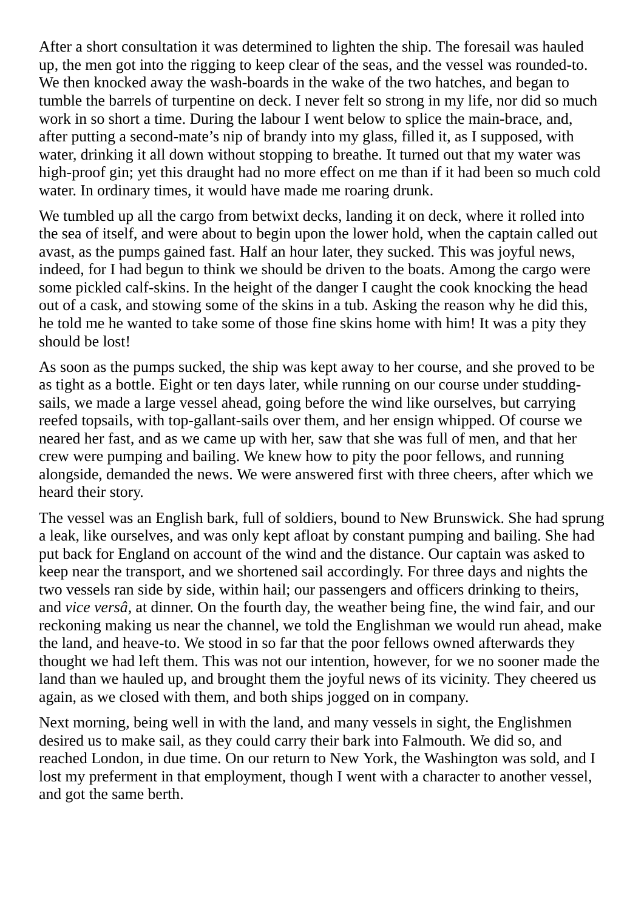After a short consultation it was determined to lighten the ship. The foresail was hauled up, the men got into the rigging to keep clear of the seas, and the vessel was rounded-to. We then knocked away the wash-boards in the wake of the two hatches, and began to tumble the barrels of turpentine on deck. I never felt so strong in my life, nor did so much work in so short a time. During the labour I went below to splice the main-brace, and, after putting a second-mate's nip of brandy into my glass, filled it, as I supposed, with water, drinking it all down without stopping to breathe. It turned out that my water was high-proof gin; yet this draught had no more effect on me than if it had been so much cold water. In ordinary times, it would have made me roaring drunk.

We tumbled up all the cargo from betwixt decks, landing it on deck, where it rolled into the sea of itself, and were about to begin upon the lower hold, when the captain called out avast, as the pumps gained fast. Half an hour later, they sucked. This was joyful news, indeed, for I had begun to think we should be driven to the boats. Among the cargo were some pickled calf-skins. In the height of the danger I caught the cook knocking the head out of a cask, and stowing some of the skins in a tub. Asking the reason why he did this, he told me he wanted to take some of those fine skins home with him! It was a pity they should be lost!

As soon as the pumps sucked, the ship was kept away to her course, and she proved to be as tight as a bottle. Eight or ten days later, while running on our course under studding-sails, we made a large vessel ahead, going before the wind like ourselves, but carrying reefed topsails, with top-gallant-sails over them, and her ensign whipped. Of course we neared her fast, and as we came up with her, saw that she was full of men, and that her crew were pumping and bailing. We knew how to pity the poor fellows, and running alongside, demanded the news. We were answered first with three cheers, after which we heard their story.

The vessel was an English bark, full of soldiers, bound to New Brunswick. She had sprung a leak, like ourselves, and was only kept afloat by constant pumping and bailing. She had put back for England on account of the wind and the distance. Our captain was asked to keep near the transport, and we shortened sail accordingly. For three days and nights the two vessels ran side by side, within hail; our passengers and officers drinking to theirs, and *vice versâ*, at dinner. On the fourth day, the weather being fine, the wind fair, and our reckoning making us near the channel, we told the Englishman we would run ahead, make the land, and heave-to. We stood in so far that the poor fellows owned afterwards they thought we had left them. This was not our intention, however, for we no sooner made the land than we hauled up, and brought them the joyful news of its vicinity. They cheered us again, as we closed with them, and both ships jogged on in company.

Next morning, being well in with the land, and many vessels in sight, the Englishmen desired us to make sail, as they could carry their bark into Falmouth. We did so, and reached London, in due time. On our return to New York, the Washington was sold, and I lost my preferment in that employment, though I went with a character to another vessel, and got the same berth.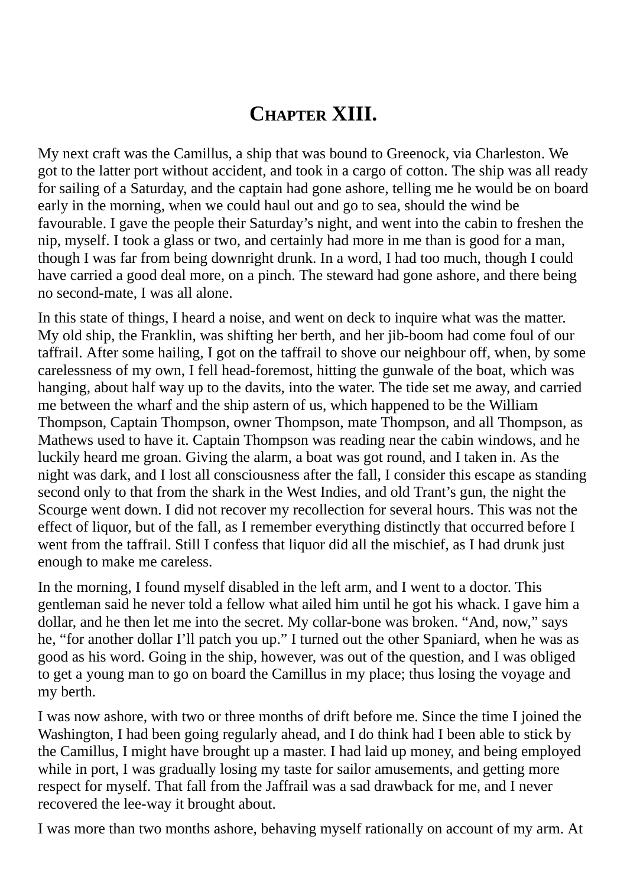# Chapter XIII.

My next craft was the Camillus, a ship that was bound to Greenock, via Charleston. We got to the latter port without accident, and took in a cargo of cotton. The ship was all ready for sailing of a Saturday, and the captain had gone ashore, telling me he would be on board early in the morning, when we could haul out and go to sea, should the wind be favourable. I gave the people their Saturday's night, and went into the cabin to freshen the nip, myself. I took a glass or two, and certainly had more in me than is good for a man, though I was far from being downright drunk. In a word, I had too much, though I could have carried a good deal more, on a pinch. The steward had gone ashore, and there being no second-mate, I was all alone.

In this state of things, I heard a noise, and went on deck to inquire what was the matter. My old ship, the Franklin, was shifting her berth, and her jib-boom had come foul of our taffrail. After some hailing, I got on the taffrail to shove our neighbour off, when, by some carelessness of my own, I fell head-foremost, hitting the gunwale of the boat, which was hanging, about half way up to the davits, into the water. The tide set me away, and carried me between the wharf and the ship astern of us, which happened to be the William Thompson, Captain Thompson, owner Thompson, mate Thompson, and all Thompson, as Mathews used to have it. Captain Thompson was reading near the cabin windows, and he luckily heard me groan. Giving the alarm, a boat was got round, and I taken in. As the night was dark, and I lost all consciousness after the fall, I consider this escape as standing second only to that from the shark in the West Indies, and old Trant's gun, the night the Scourge went down. I did not recover my recollection for several hours. This was not the effect of liquor, but of the fall, as I remember everything distinctly that occurred before I went from the taffrail. Still I confess that liquor did all the mischief, as I had drunk just enough to make me careless.

In the morning, I found myself disabled in the left arm, and I went to a doctor. This gentleman said he never told a fellow what ailed him until he got his whack. I gave him a dollar, and he then let me into the secret. My collar-bone was broken. "And, now," says he, "for another dollar I'll patch you up." I turned out the other Spaniard, when he was as good as his word. Going in the ship, however, was out of the question, and I was obliged to get a young man to go on board the Camillus in my place; thus losing the voyage and my berth.

I was now ashore, with two or three months of drift before me. Since the time I joined the Washington, I had been going regularly ahead, and I do think had I been able to stick by the Camillus, I might have brought up a master. I had laid up money, and being employed while in port, I was gradually losing my taste for sailor amusements, and getting more respect for myself. That fall from the Jaffrail was a sad drawback for me, and I never recovered the lee-way it brought about.

I was more than two months ashore, behaving myself rationally on account of my arm. At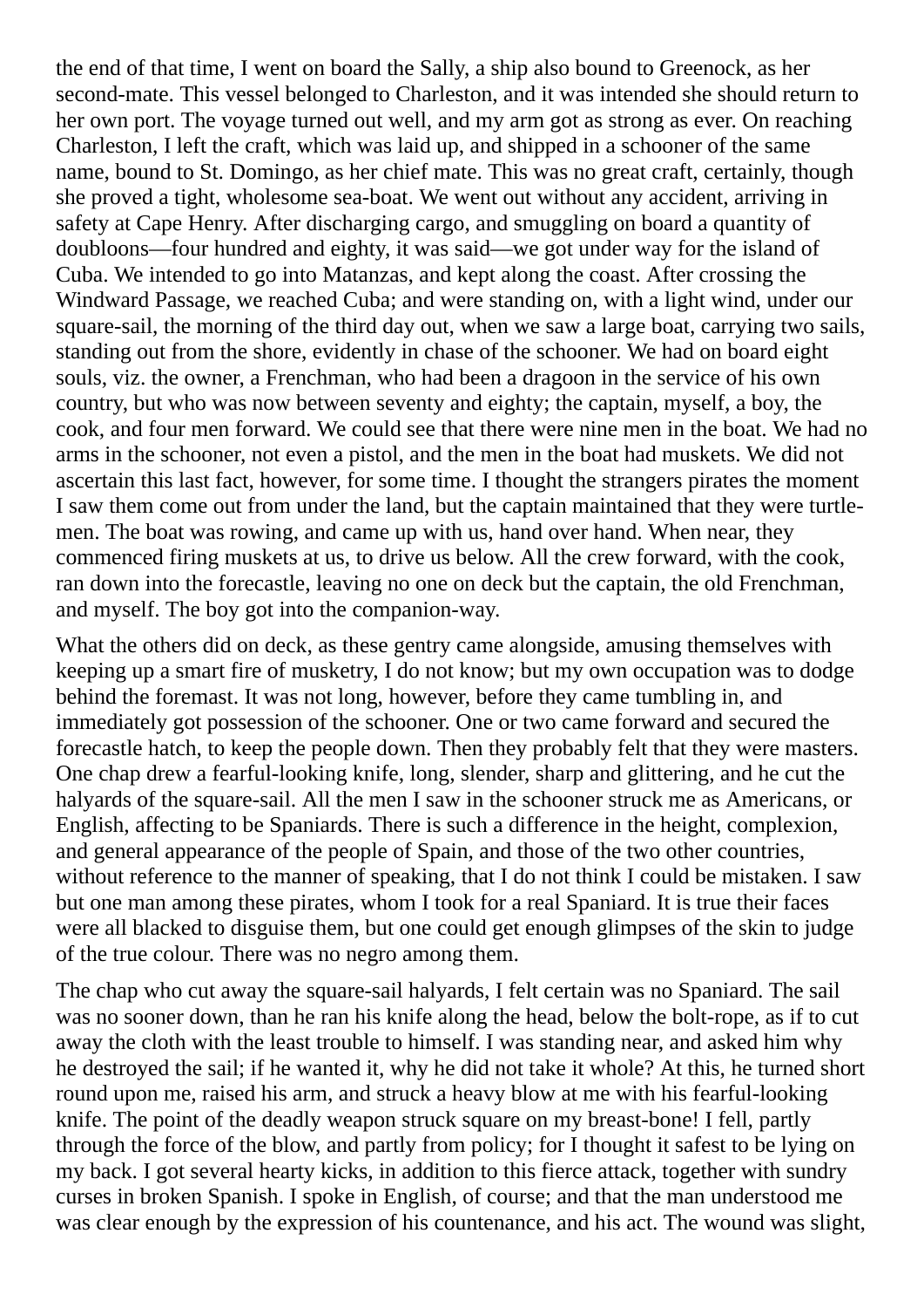the end of that time, I went on board the Sally, a ship also bound to Greenock, as her second-mate. This vessel belonged to Charleston, and it was intended she should return to her own port. The voyage turned out well, and my arm got as strong as ever. On reaching Charleston, I left the craft, which was laid up, and shipped in a schooner of the same name, bound to St. Domingo, as her chief mate. This was no great craft, certainly, though she proved a tight, wholesome sea-boat. We went out without any accident, arriving in safety at Cape Henry. After discharging cargo, and smuggling on board a quantity of doubloons—four hundred and eighty, it was said—we got under way for the island of Cuba. We intended to go into Matanzas, and kept along the coast. After crossing the Windward Passage, we reached Cuba; and were standing on, with a light wind, under our square-sail, the morning of the third day out, when we saw a large boat, carrying two sails, standing out from the shore, evidently in chase of the schooner. We had on board eight souls, viz. the owner, a Frenchman, who had been a dragoon in the service of his own country, but who was now between seventy and eighty; the captain, myself, a boy, the cook, and four men forward. We could see that there were nine men in the boat. We had no arms in the schooner, not even a pistol, and the men in the boat had muskets. We did not ascertain this last fact, however, for some time. I thought the strangers pirates the moment I saw them come out from under the land, but the captain maintained that they were turtle-men. The boat was rowing, and came up with us, hand over hand. When near, they commenced firing muskets at us, to drive us below. All the crew forward, with the cook, ran down into the forecastle, leaving no one on deck but the captain, the old Frenchman, and myself. The boy got into the companion-way.

What the others did on deck, as these gentry came alongside, amusing themselves with keeping up a smart fire of musketry, I do not know; but my own occupation was to dodge behind the foremast. It was not long, however, before they came tumbling in, and immediately got possession of the schooner. One or two came forward and secured the forecastle hatch, to keep the people down. Then they probably felt that they were masters. One chap drew a fearful-looking knife, long, slender, sharp and glittering, and he cut the halyards of the square-sail. All the men I saw in the schooner struck me as Americans, or English, affecting to be Spaniards. There is such a difference in the height, complexion, and general appearance of the people of Spain, and those of the two other countries, without reference to the manner of speaking, that I do not think I could be mistaken. I saw but one man among these pirates, whom I took for a real Spaniard. It is true their faces were all blacked to disguise them, but one could get enough glimpses of the skin to judge of the true colour. There was no negro among them.

The chap who cut away the square-sail halyards, I felt certain was no Spaniard. The sail was no sooner down, than he ran his knife along the head, below the bolt-rope, as if to cut away the cloth with the least trouble to himself. I was standing near, and asked him why he destroyed the sail; if he wanted it, why he did not take it whole? At this, he turned short round upon me, raised his arm, and struck a heavy blow at me with his fearful-looking knife. The point of the deadly weapon struck square on my breast-bone! I fell, partly through the force of the blow, and partly from policy; for I thought it safest to be lying on my back. I got several hearty kicks, in addition to this fierce attack, together with sundry curses in broken Spanish. I spoke in English, of course; and that the man understood me was clear enough by the expression of his countenance, and his act. The wound was slight,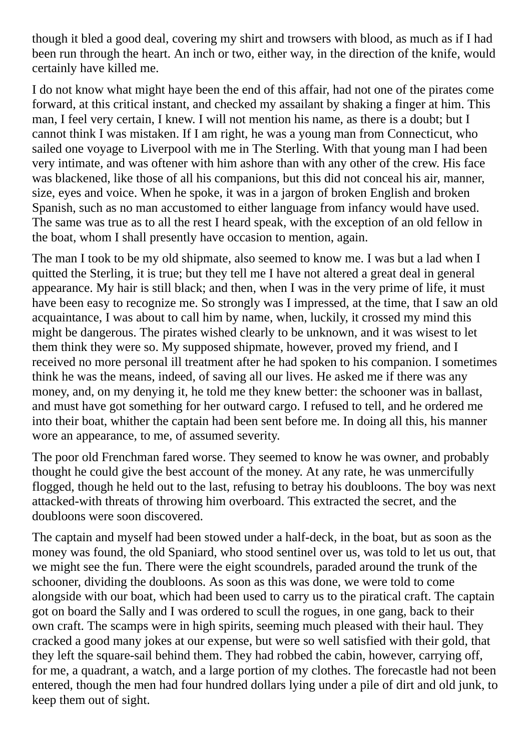though it bled a good deal, covering my shirt and trowsers with blood, as much as if I had been run through the heart. An inch or two, either way, in the direction of the knife, would certainly have killed me.

I do not know what might haye been the end of this affair, had not one of the pirates come forward, at this critical instant, and checked my assailant by shaking a finger at him. This man, I feel very certain, I knew. I will not mention his name, as there is a doubt; but I cannot think I was mistaken. If I am right, he was a young man from Connecticut, who sailed one voyage to Liverpool with me in The Sterling. With that young man I had been very intimate, and was oftener with him ashore than with any other of the crew. His face was blackened, like those of all his companions, but this did not conceal his air, manner, size, eyes and voice. When he spoke, it was in a jargon of broken English and broken Spanish, such as no man accustomed to either language from infancy would have used. The same was true as to all the rest I heard speak, with the exception of an old fellow in the boat, whom I shall presently have occasion to mention, again.

The man I took to be my old shipmate, also seemed to know me. I was but a lad when I quitted the Sterling, it is true; but they tell me I have not altered a great deal in general appearance. My hair is still black; and then, when I was in the very prime of life, it must have been easy to recognize me. So strongly was I impressed, at the time, that I saw an old acquaintance, I was about to call him by name, when, luckily, it crossed my mind this might be dangerous. The pirates wished clearly to be unknown, and it was wisest to let them think they were so. My supposed shipmate, however, proved my friend, and I received no more personal ill treatment after he had spoken to his companion. I sometimes think he was the means, indeed, of saving all our lives. He asked me if there was any money, and, on my denying it, he told me they knew better: the schooner was in ballast, and must have got something for her outward cargo. I refused to tell, and he ordered me into their boat, whither the captain had been sent before me. In doing all this, his manner wore an appearance, to me, of assumed severity.

The poor old Frenchman fared worse. They seemed to know he was owner, and probably thought he could give the best account of the money. At any rate, he was unmercifully flogged, though he held out to the last, refusing to betray his doubloons. The boy was next attacked-with threats of throwing him overboard. This extracted the secret, and the doubloons were soon discovered.

The captain and myself had been stowed under a half-deck, in the boat, but as soon as the money was found, the old Spaniard, who stood sentinel over us, was told to let us out, that we might see the fun. There were the eight scoundrels, paraded around the trunk of the schooner, dividing the doubloons. As soon as this was done, we were told to come alongside with our boat, which had been used to carry us to the piratical craft. The captain got on board the Sally and I was ordered to scull the rogues, in one gang, back to their own craft. The scamps were in high spirits, seeming much pleased with their haul. They cracked a good many jokes at our expense, but were so well satisfied with their gold, that they left the square-sail behind them. They had robbed the cabin, however, carrying off, for me, a quadrant, a watch, and a large portion of my clothes. The forecastle had not been entered, though the men had four hundred dollars lying under a pile of dirt and old junk, to keep them out of sight.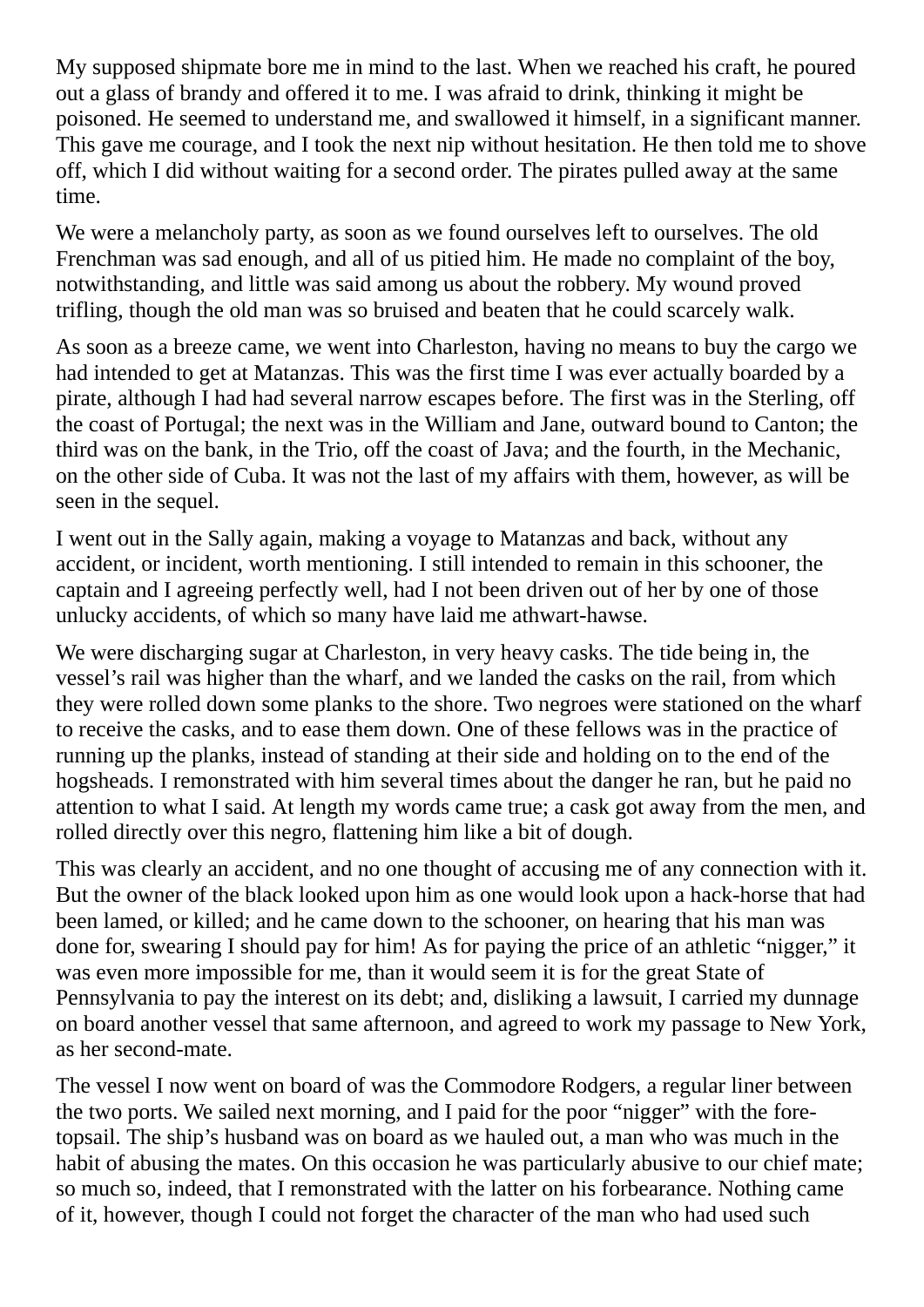My supposed shipmate bore me in mind to the last. When we reached his craft, he poured out a glass of brandy and offered it to me. I was afraid to drink, thinking it might be poisoned. He seemed to understand me, and swallowed it himself, in a significant manner. This gave me courage, and I took the next nip without hesitation. He then told me to shove off, which I did without waiting for a second order. The pirates pulled away at the same time.

We were a melancholy party, as soon as we found ourselves left to ourselves. The old Frenchman was sad enough, and all of us pitied him. He made no complaint of the boy, notwithstanding, and little was said among us about the robbery. My wound proved trifling, though the old man was so bruised and beaten that he could scarcely walk.

As soon as a breeze came, we went into Charleston, having no means to buy the cargo we had intended to get at Matanzas. This was the first time I was ever actually boarded by a pirate, although I had had several narrow escapes before. The first was in the Sterling, off the coast of Portugal; the next was in the William and Jane, outward bound to Canton; the third was on the bank, in the Trio, off the coast of Java; and the fourth, in the Mechanic, on the other side of Cuba. It was not the last of my affairs with them, however, as will be seen in the sequel.

I went out in the Sally again, making a voyage to Matanzas and back, without any accident, or incident, worth mentioning. I still intended to remain in this schooner, the captain and I agreeing perfectly well, had I not been driven out of her by one of those unlucky accidents, of which so many have laid me athwart-hawse.

We were discharging sugar at Charleston, in very heavy casks. The tide being in, the vessel’s rail was higher than the wharf, and we landed the casks on the rail, from which they were rolled down some planks to the shore. Two negroes were stationed on the wharf to receive the casks, and to ease them down. One of these fellows was in the practice of running up the planks, instead of standing at their side and holding on to the end of the hogsheads. I remonstrated with him several times about the danger he ran, but he paid no attention to what I said. At length my words came true; a cask got away from the men, and rolled directly over this negro, flattening him like a bit of dough.

This was clearly an accident, and no one thought of accusing me of any connection with it. But the owner of the black looked upon him as one would look upon a hack-horse that had been lamed, or killed; and he came down to the schooner, on hearing that his man was done for, swearing I should pay for him! As for paying the price of an athletic “nigger,” it was even more impossible for me, than it would seem it is for the great State of Pennsylvania to pay the interest on its debt; and, disliking a lawsuit, I carried my dunnage on board another vessel that same afternoon, and agreed to work my passage to New York, as her second-mate.

The vessel I now went on board of was the Commodore Rodgers, a regular liner between the two ports. We sailed next morning, and I paid for the poor “nigger” with the fore-topsail. The ship’s husband was on board as we hauled out, a man who was much in the habit of abusing the mates. On this occasion he was particularly abusive to our chief mate; so much so, indeed, that I remonstrated with the latter on his forbearance. Nothing came of it, however, though I could not forget the character of the man who had used such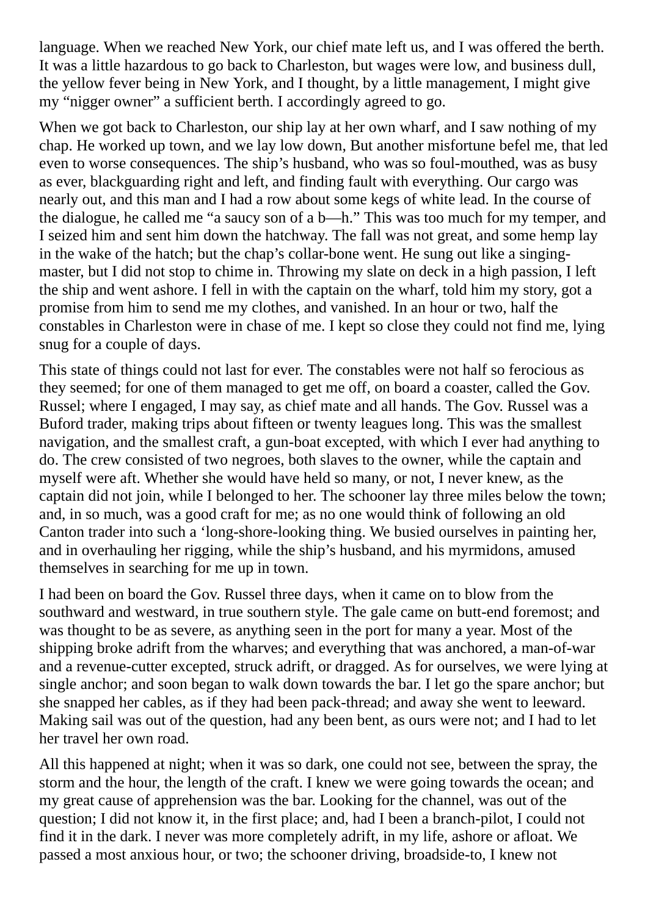language. When we reached New York, our chief mate left us, and I was offered the berth. It was a little hazardous to go back to Charleston, but wages were low, and business dull, the yellow fever being in New York, and I thought, by a little management, I might give my "nigger owner" a sufficient berth. I accordingly agreed to go.

When we got back to Charleston, our ship lay at her own wharf, and I saw nothing of my chap. He worked up town, and we lay low down, But another misfortune befel me, that led even to worse consequences. The ship's husband, who was so foul-mouthed, was as busy as ever, blackguarding right and left, and finding fault with everything. Our cargo was nearly out, and this man and I had a row about some kegs of white lead. In the course of the dialogue, he called me "a saucy son of a b—h." This was too much for my temper, and I seized him and sent him down the hatchway. The fall was not great, and some hemp lay in the wake of the hatch; but the chap's collar-bone went. He sung out like a singing-master, but I did not stop to chime in. Throwing my slate on deck in a high passion, I left the ship and went ashore. I fell in with the captain on the wharf, told him my story, got a promise from him to send me my clothes, and vanished. In an hour or two, half the constables in Charleston were in chase of me. I kept so close they could not find me, lying snug for a couple of days.

This state of things could not last for ever. The constables were not half so ferocious as they seemed; for one of them managed to get me off, on board a coaster, called the Gov. Russel; where I engaged, I may say, as chief mate and all hands. The Gov. Russel was a Buford trader, making trips about fifteen or twenty leagues long. This was the smallest navigation, and the smallest craft, a gun-boat excepted, with which I ever had anything to do. The crew consisted of two negroes, both slaves to the owner, while the captain and myself were aft. Whether she would have held so many, or not, I never knew, as the captain did not join, while I belonged to her. The schooner lay three miles below the town; and, in so much, was a good craft for me; as no one would think of following an old Canton trader into such a 'long-shore-looking thing. We busied ourselves in painting her, and in overhauling her rigging, while the ship's husband, and his myrmidons, amused themselves in searching for me up in town.

I had been on board the Gov. Russel three days, when it came on to blow from the southward and westward, in true southern style. The gale came on butt-end foremost; and was thought to be as severe, as anything seen in the port for many a year. Most of the shipping broke adrift from the wharves; and everything that was anchored, a man-of-war and a revenue-cutter excepted, struck adrift, or dragged. As for ourselves, we were lying at single anchor; and soon began to walk down towards the bar. I let go the spare anchor; but she snapped her cables, as if they had been pack-thread; and away she went to leeward. Making sail was out of the question, had any been bent, as ours were not; and I had to let her travel her own road.

All this happened at night; when it was so dark, one could not see, between the spray, the storm and the hour, the length of the craft. I knew we were going towards the ocean; and my great cause of apprehension was the bar. Looking for the channel, was out of the question; I did not know it, in the first place; and, had I been a branch-pilot, I could not find it in the dark. I never was more completely adrift, in my life, ashore or afloat. We passed a most anxious hour, or two; the schooner driving, broadside-to, I knew not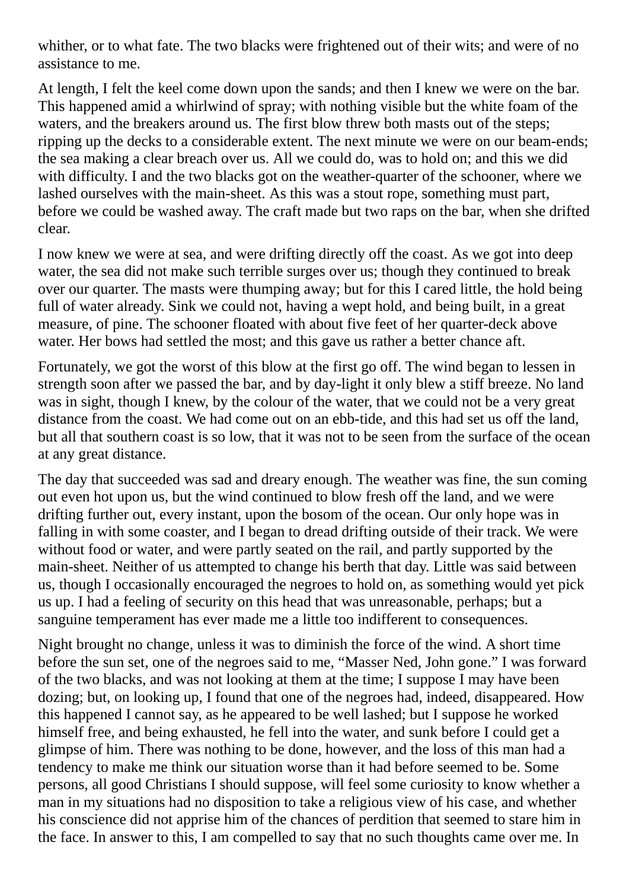whither, or to what fate. The two blacks were frightened out of their wits; and were of no assistance to me.

At length, I felt the keel come down upon the sands; and then I knew we were on the bar. This happened amid a whirlwind of spray; with nothing visible but the white foam of the waters, and the breakers around us. The first blow threw both masts out of the steps; ripping up the decks to a considerable extent. The next minute we were on our beam-ends; the sea making a clear breach over us. All we could do, was to hold on; and this we did with difficulty. I and the two blacks got on the weather-quarter of the schooner, where we lashed ourselves with the main-sheet. As this was a stout rope, something must part, before we could be washed away. The craft made but two raps on the bar, when she drifted clear.

I now knew we were at sea, and were drifting directly off the coast. As we got into deep water, the sea did not make such terrible surges over us; though they continued to break over our quarter. The masts were thumping away; but for this I cared little, the hold being full of water already. Sink we could not, having a wept hold, and being built, in a great measure, of pine. The schooner floated with about five feet of her quarter-deck above water. Her bows had settled the most; and this gave us rather a better chance aft.

Fortunately, we got the worst of this blow at the first go off. The wind began to lessen in strength soon after we passed the bar, and by day-light it only blew a stiff breeze. No land was in sight, though I knew, by the colour of the water, that we could not be a very great distance from the coast. We had come out on an ebb-tide, and this had set us off the land, but all that southern coast is so low, that it was not to be seen from the surface of the ocean at any great distance.

The day that succeeded was sad and dreary enough. The weather was fine, the sun coming out even hot upon us, but the wind continued to blow fresh off the land, and we were drifting further out, every instant, upon the bosom of the ocean. Our only hope was in falling in with some coaster, and I began to dread drifting outside of their track. We were without food or water, and were partly seated on the rail, and partly supported by the main-sheet. Neither of us attempted to change his berth that day. Little was said between us, though I occasionally encouraged the negroes to hold on, as something would yet pick us up. I had a feeling of security on this head that was unreasonable, perhaps; but a sanguine temperament has ever made me a little too indifferent to consequences.

Night brought no change, unless it was to diminish the force of the wind. A short time before the sun set, one of the negroes said to me, "Masser Ned, John gone." I was forward of the two blacks, and was not looking at them at the time; I suppose I may have been dozing; but, on looking up, I found that one of the negroes had, indeed, disappeared. How this happened I cannot say, as he appeared to be well lashed; but I suppose he worked himself free, and being exhausted, he fell into the water, and sunk before I could get a glimpse of him. There was nothing to be done, however, and the loss of this man had a tendency to make me think our situation worse than it had before seemed to be. Some persons, all good Christians I should suppose, will feel some curiosity to know whether a man in my situations had no disposition to take a religious view of his case, and whether his conscience did not apprise him of the chances of perdition that seemed to stare him in the face. In answer to this, I am compelled to say that no such thoughts came over me. In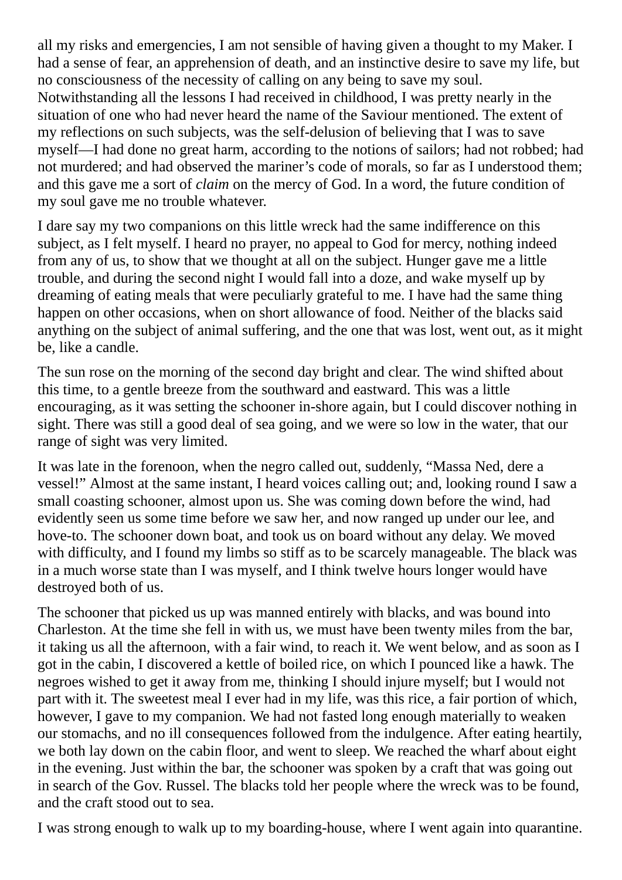all my risks and emergencies, I am not sensible of having given a thought to my Maker. I had a sense of fear, an apprehension of death, and an instinctive desire to save my life, but no consciousness of the necessity of calling on any being to save my soul. Notwithstanding all the lessons I had received in childhood, I was pretty nearly in the situation of one who had never heard the name of the Saviour mentioned. The extent of my reflections on such subjects, was the self-delusion of believing that I was to save myself—I had done no great harm, according to the notions of sailors; had not robbed; had not murdered; and had observed the mariner's code of morals, so far as I understood them; and this gave me a sort of *claim* on the mercy of God. In a word, the future condition of my soul gave me no trouble whatever.

I dare say my two companions on this little wreck had the same indifference on this subject, as I felt myself. I heard no prayer, no appeal to God for mercy, nothing indeed from any of us, to show that we thought at all on the subject. Hunger gave me a little trouble, and during the second night I would fall into a doze, and wake myself up by dreaming of eating meals that were peculiarly grateful to me. I have had the same thing happen on other occasions, when on short allowance of food. Neither of the blacks said anything on the subject of animal suffering, and the one that was lost, went out, as it might be, like a candle.

The sun rose on the morning of the second day bright and clear. The wind shifted about this time, to a gentle breeze from the southward and eastward. This was a little encouraging, as it was setting the schooner in-shore again, but I could discover nothing in sight. There was still a good deal of sea going, and we were so low in the water, that our range of sight was very limited.

It was late in the forenoon, when the negro called out, suddenly, "Massa Ned, dere a vessel!" Almost at the same instant, I heard voices calling out; and, looking round I saw a small coasting schooner, almost upon us. She was coming down before the wind, had evidently seen us some time before we saw her, and now ranged up under our lee, and hove-to. The schooner down boat, and took us on board without any delay. We moved with difficulty, and I found my limbs so stiff as to be scarcely manageable. The black was in a much worse state than I was myself, and I think twelve hours longer would have destroyed both of us.

The schooner that picked us up was manned entirely with blacks, and was bound into Charleston. At the time she fell in with us, we must have been twenty miles from the bar, it taking us all the afternoon, with a fair wind, to reach it. We went below, and as soon as I got in the cabin, I discovered a kettle of boiled rice, on which I pounced like a hawk. The negroes wished to get it away from me, thinking I should injure myself; but I would not part with it. The sweetest meal I ever had in my life, was this rice, a fair portion of which, however, I gave to my companion. We had not fasted long enough materially to weaken our stomachs, and no ill consequences followed from the indulgence. After eating heartily, we both lay down on the cabin floor, and went to sleep. We reached the wharf about eight in the evening. Just within the bar, the schooner was spoken by a craft that was going out in search of the Gov. Russel. The blacks told her people where the wreck was to be found, and the craft stood out to sea.

I was strong enough to walk up to my boarding-house, where I went again into quarantine.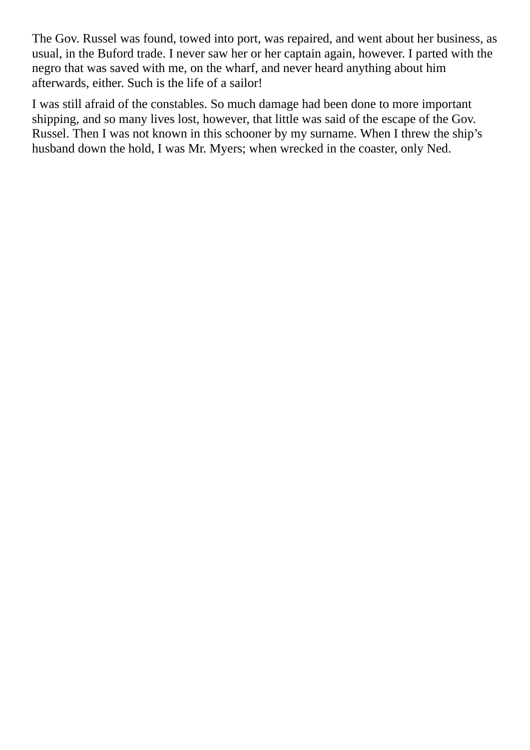The Gov. Russel was found, towed into port, was repaired, and went about her business, as usual, in the Buford trade. I never saw her or her captain again, however. I parted with the negro that was saved with me, on the wharf, and never heard anything about him afterwards, either. Such is the life of a sailor!

I was still afraid of the constables. So much damage had been done to more important shipping, and so many lives lost, however, that little was said of the escape of the Gov. Russel. Then I was not known in this schooner by my surname. When I threw the ship's husband down the hold, I was Mr. Myers; when wrecked in the coaster, only Ned.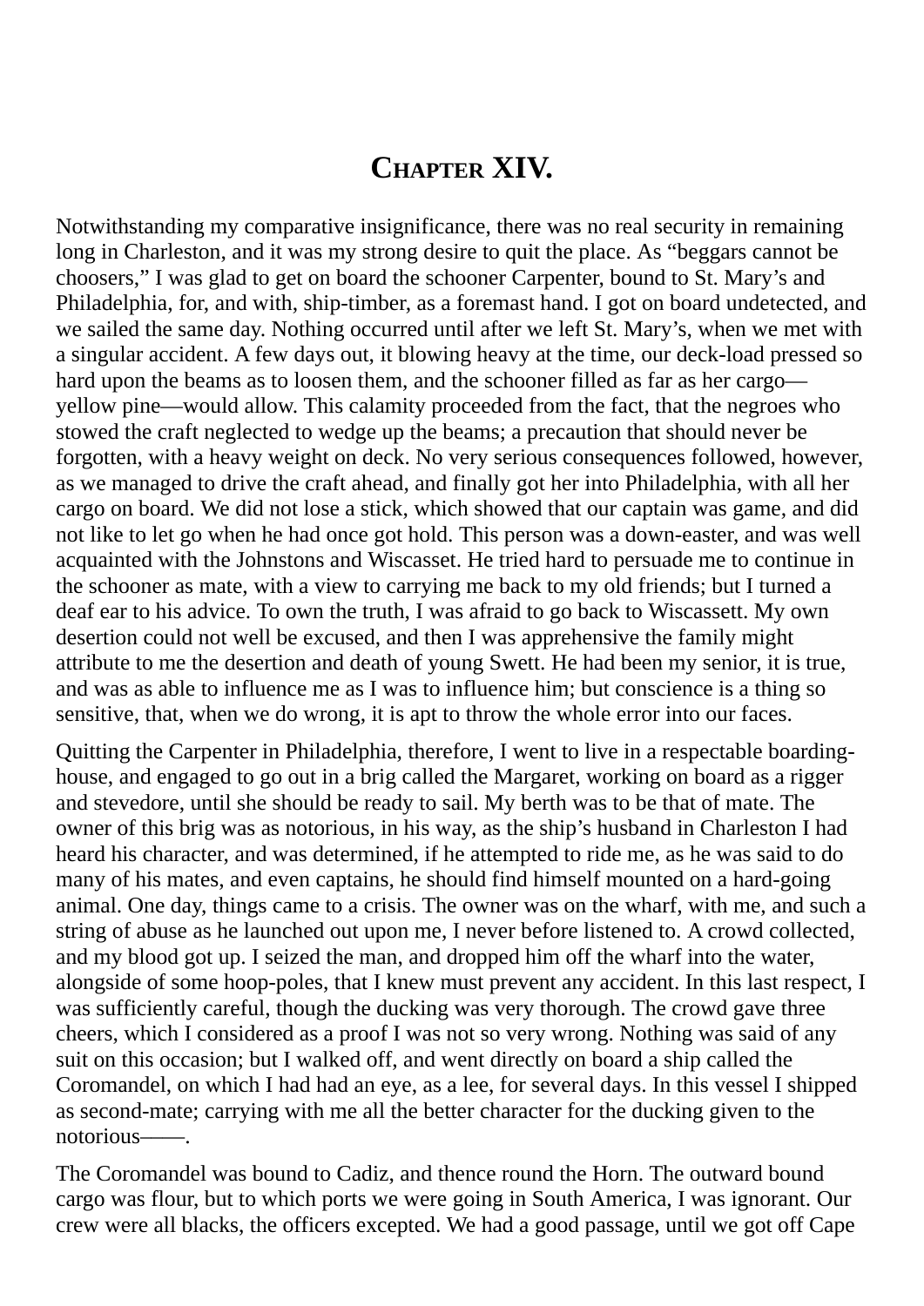## CHAPTER XIV.

Notwithstanding my comparative insignificance, there was no real security in remaining long in Charleston, and it was my strong desire to quit the place. As "beggars cannot be choosers," I was glad to get on board the schooner Carpenter, bound to St. Mary's and Philadelphia, for, and with, ship-timber, as a foremast hand. I got on board undetected, and we sailed the same day. Nothing occurred until after we left St. Mary's, when we met with a singular accident. A few days out, it blowing heavy at the time, our deck-load pressed so hard upon the beams as to loosen them, and the schooner filled as far as her cargo—yellow pine—would allow. This calamity proceeded from the fact, that the negroes who stowed the craft neglected to wedge up the beams; a precaution that should never be forgotten, with a heavy weight on deck. No very serious consequences followed, however, as we managed to drive the craft ahead, and finally got her into Philadelphia, with all her cargo on board. We did not lose a stick, which showed that our captain was game, and did not like to let go when he had once got hold. This person was a down-easter, and was well acquainted with the Johnstons and Wiscasset. He tried hard to persuade me to continue in the schooner as mate, with a view to carrying me back to my old friends; but I turned a deaf ear to his advice. To own the truth, I was afraid to go back to Wiscassett. My own desertion could not well be excused, and then I was apprehensive the family might attribute to me the desertion and death of young Swett. He had been my senior, it is true, and was as able to influence me as I was to influence him; but conscience is a thing so sensitive, that, when we do wrong, it is apt to throw the whole error into our faces.

Quitting the Carpenter in Philadelphia, therefore, I went to live in a respectable boarding-house, and engaged to go out in a brig called the Margaret, working on board as a rigger and stevedore, until she should be ready to sail. My berth was to be that of mate. The owner of this brig was as notorious, in his way, as the ship's husband in Charleston I had heard his character, and was determined, if he attempted to ride me, as he was said to do many of his mates, and even captains, he should find himself mounted on a hard-going animal. One day, things came to a crisis. The owner was on the wharf, with me, and such a string of abuse as he launched out upon me, I never before listened to. A crowd collected, and my blood got up. I seized the man, and dropped him off the wharf into the water, alongside of some hoop-poles, that I knew must prevent any accident. In this last respect, I was sufficiently careful, though the ducking was very thorough. The crowd gave three cheers, which I considered as a proof I was not so very wrong. Nothing was said of any suit on this occasion; but I walked off, and went directly on board a ship called the Coromandel, on which I had had an eye, as a lee, for several days. In this vessel I shipped as second-mate; carrying with me all the better character for the ducking given to the notorious——.

The Coromandel was bound to Cadiz, and thence round the Horn. The outward bound cargo was flour, but to which ports we were going in South America, I was ignorant. Our crew were all blacks, the officers excepted. We had a good passage, until we got off Cape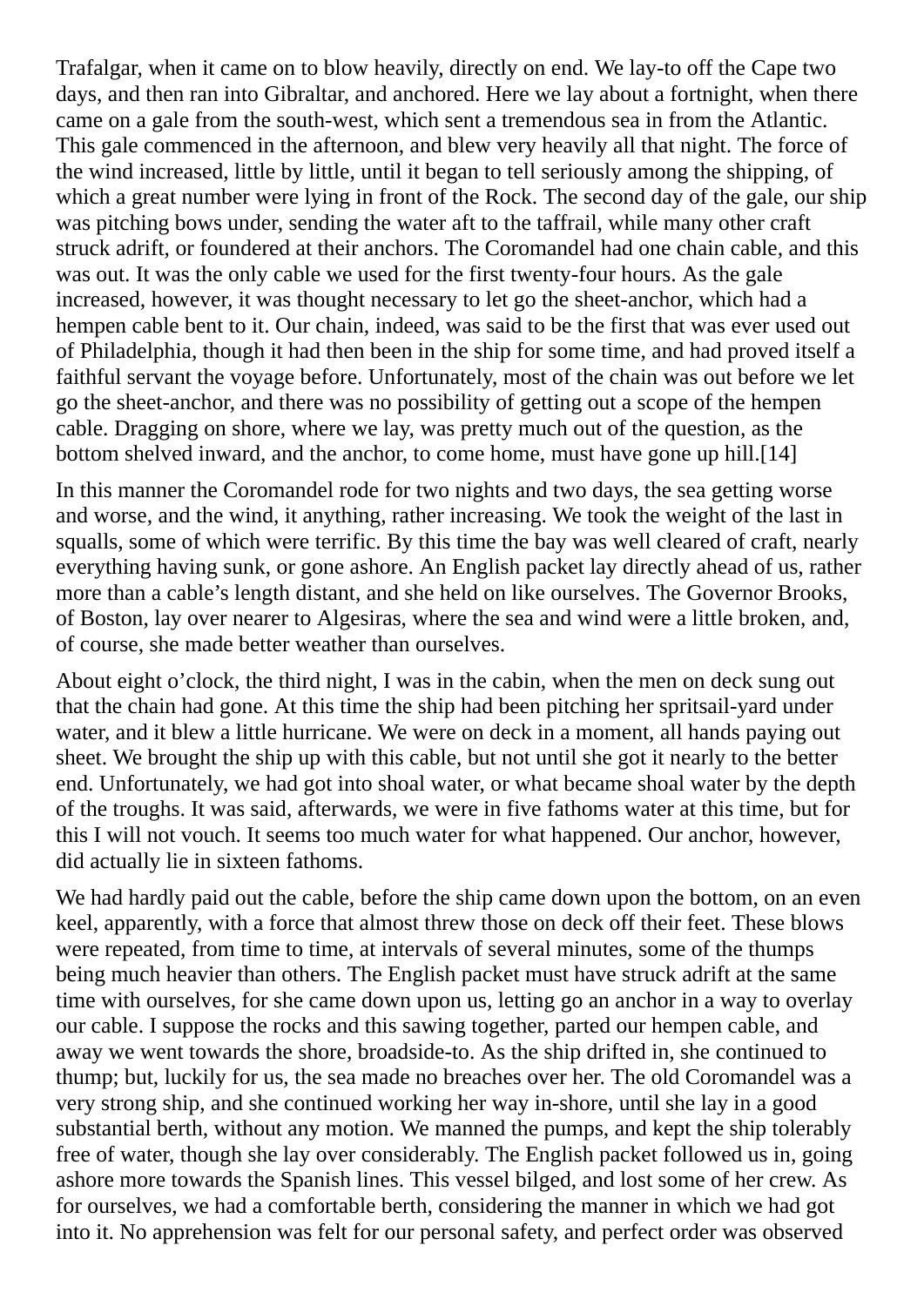Trafalgar, when it came on to blow heavily, directly on end. We lay-to off the Cape two days, and then ran into Gibraltar, and anchored. Here we lay about a fortnight, when there came on a gale from the south-west, which sent a tremendous sea in from the Atlantic. This gale commenced in the afternoon, and blew very heavily all that night. The force of the wind increased, little by little, until it began to tell seriously among the shipping, of which a great number were lying in front of the Rock. The second day of the gale, our ship was pitching bows under, sending the water aft to the taffrail, while many other craft struck adrift, or foundered at their anchors. The Coromandel had one chain cable, and this was out. It was the only cable we used for the first twenty-four hours. As the gale increased, however, it was thought necessary to let go the sheet-anchor, which had a hempen cable bent to it. Our chain, indeed, was said to be the first that was ever used out of Philadelphia, though it had then been in the ship for some time, and had proved itself a faithful servant the voyage before. Unfortunately, most of the chain was out before we let go the sheet-anchor, and there was no possibility of getting out a scope of the hempen cable. Dragging on shore, where we lay, was pretty much out of the question, as the bottom shelved inward, and the anchor, to come home, must have gone up hill.[14]

In this manner the Coromandel rode for two nights and two days, the sea getting worse and worse, and the wind, it anything, rather increasing. We took the weight of the last in squalls, some of which were terrific. By this time the bay was well cleared of craft, nearly everything having sunk, or gone ashore. An English packet lay directly ahead of us, rather more than a cable's length distant, and she held on like ourselves. The Governor Brooks, of Boston, lay over nearer to Algesiras, where the sea and wind were a little broken, and, of course, she made better weather than ourselves.

About eight o'clock, the third night, I was in the cabin, when the men on deck sung out that the chain had gone. At this time the ship had been pitching her spritsail-yard under water, and it blew a little hurricane. We were on deck in a moment, all hands paying out sheet. We brought the ship up with this cable, but not until she got it nearly to the better end. Unfortunately, we had got into shoal water, or what became shoal water by the depth of the troughs. It was said, afterwards, we were in five fathoms water at this time, but for this I will not vouch. It seems too much water for what happened. Our anchor, however, did actually lie in sixteen fathoms.

We had hardly paid out the cable, before the ship came down upon the bottom, on an even keel, apparently, with a force that almost threw those on deck off their feet. These blows were repeated, from time to time, at intervals of several minutes, some of the thumps being much heavier than others. The English packet must have struck adrift at the same time with ourselves, for she came down upon us, letting go an anchor in a way to overlay our cable. I suppose the rocks and this sawing together, parted our hempen cable, and away we went towards the shore, broadside-to. As the ship drifted in, she continued to thump; but, luckily for us, the sea made no breaches over her. The old Coromandel was a very strong ship, and she continued working her way in-shore, until she lay in a good substantial berth, without any motion. We manned the pumps, and kept the ship tolerably free of water, though she lay over considerably. The English packet followed us in, going ashore more towards the Spanish lines. This vessel bilged, and lost some of her crew. As for ourselves, we had a comfortable berth, considering the manner in which we had got into it. No apprehension was felt for our personal safety, and perfect order was observed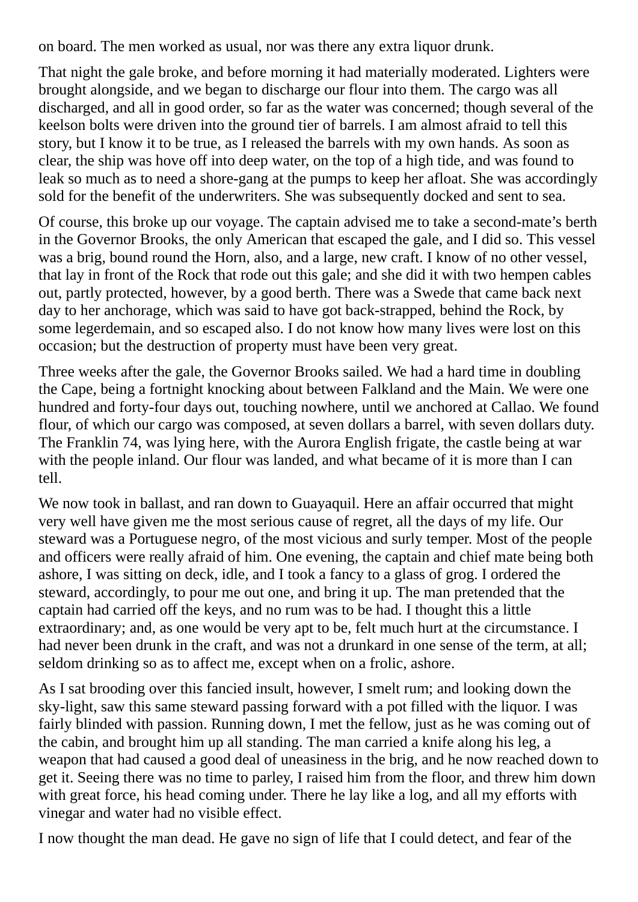on board. The men worked as usual, nor was there any extra liquor drunk.

That night the gale broke, and before morning it had materially moderated. Lighters were brought alongside, and we began to discharge our flour into them. The cargo was all discharged, and all in good order, so far as the water was concerned; though several of the keelson bolts were driven into the ground tier of barrels. I am almost afraid to tell this story, but I know it to be true, as I released the barrels with my own hands. As soon as clear, the ship was hove off into deep water, on the top of a high tide, and was found to leak so much as to need a shore-gang at the pumps to keep her afloat. She was accordingly sold for the benefit of the underwriters. She was subsequently docked and sent to sea.

Of course, this broke up our voyage. The captain advised me to take a second-mate's berth in the Governor Brooks, the only American that escaped the gale, and I did so. This vessel was a brig, bound round the Horn, also, and a large, new craft. I know of no other vessel, that lay in front of the Rock that rode out this gale; and she did it with two hempen cables out, partly protected, however, by a good berth. There was a Swede that came back next day to her anchorage, which was said to have got back-strapped, behind the Rock, by some legerdemain, and so escaped also. I do not know how many lives were lost on this occasion; but the destruction of property must have been very great.

Three weeks after the gale, the Governor Brooks sailed. We had a hard time in doubling the Cape, being a fortnight knocking about between Falkland and the Main. We were one hundred and forty-four days out, touching nowhere, until we anchored at Callao. We found flour, of which our cargo was composed, at seven dollars a barrel, with seven dollars duty. The Franklin 74, was lying here, with the Aurora English frigate, the castle being at war with the people inland. Our flour was landed, and what became of it is more than I can tell.

We now took in ballast, and ran down to Guayaquil. Here an affair occurred that might very well have given me the most serious cause of regret, all the days of my life. Our steward was a Portuguese negro, of the most vicious and surly temper. Most of the people and officers were really afraid of him. One evening, the captain and chief mate being both ashore, I was sitting on deck, idle, and I took a fancy to a glass of grog. I ordered the steward, accordingly, to pour me out one, and bring it up. The man pretended that the captain had carried off the keys, and no rum was to be had. I thought this a little extraordinary; and, as one would be very apt to be, felt much hurt at the circumstance. I had never been drunk in the craft, and was not a drunkard in one sense of the term, at all; seldom drinking so as to affect me, except when on a frolic, ashore.

As I sat brooding over this fancied insult, however, I smelt rum; and looking down the sky-light, saw this same steward passing forward with a pot filled with the liquor. I was fairly blinded with passion. Running down, I met the fellow, just as he was coming out of the cabin, and brought him up all standing. The man carried a knife along his leg, a weapon that had caused a good deal of uneasiness in the brig, and he now reached down to get it. Seeing there was no time to parley, I raised him from the floor, and threw him down with great force, his head coming under. There he lay like a log, and all my efforts with vinegar and water had no visible effect.

I now thought the man dead. He gave no sign of life that I could detect, and fear of the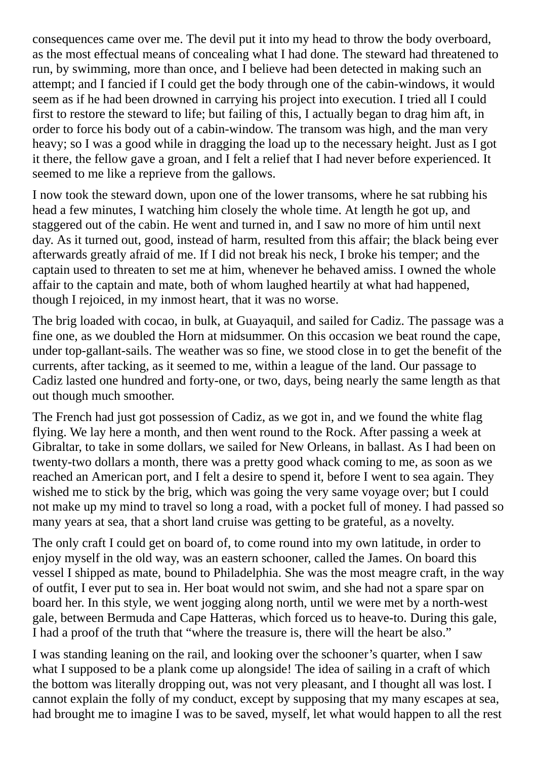consequences came over me. The devil put it into my head to throw the body overboard, as the most effectual means of concealing what I had done. The steward had threatened to run, by swimming, more than once, and I believe had been detected in making such an attempt; and I fancied if I could get the body through one of the cabin-windows, it would seem as if he had been drowned in carrying his project into execution. I tried all I could first to restore the steward to life; but failing of this, I actually began to drag him aft, in order to force his body out of a cabin-window. The transom was high, and the man very heavy; so I was a good while in dragging the load up to the necessary height. Just as I got it there, the fellow gave a groan, and I felt a relief that I had never before experienced. It seemed to me like a reprieve from the gallows.

I now took the steward down, upon one of the lower transoms, where he sat rubbing his head a few minutes, I watching him closely the whole time. At length he got up, and staggered out of the cabin. He went and turned in, and I saw no more of him until next day. As it turned out, good, instead of harm, resulted from this affair; the black being ever afterwards greatly afraid of me. If I did not break his neck, I broke his temper; and the captain used to threaten to set me at him, whenever he behaved amiss. I owned the whole affair to the captain and mate, both of whom laughed heartily at what had happened, though I rejoiced, in my inmost heart, that it was no worse.

The brig loaded with cocao, in bulk, at Guayaquil, and sailed for Cadiz. The passage was a fine one, as we doubled the Horn at midsummer. On this occasion we beat round the cape, under top-gallant-sails. The weather was so fine, we stood close in to get the benefit of the currents, after tacking, as it seemed to me, within a league of the land. Our passage to Cadiz lasted one hundred and forty-one, or two, days, being nearly the same length as that out though much smoother.

The French had just got possession of Cadiz, as we got in, and we found the white flag flying. We lay here a month, and then went round to the Rock. After passing a week at Gibraltar, to take in some dollars, we sailed for New Orleans, in ballast. As I had been on twenty-two dollars a month, there was a pretty good whack coming to me, as soon as we reached an American port, and I felt a desire to spend it, before I went to sea again. They wished me to stick by the brig, which was going the very same voyage over; but I could not make up my mind to travel so long a road, with a pocket full of money. I had passed so many years at sea, that a short land cruise was getting to be grateful, as a novelty.

The only craft I could get on board of, to come round into my own latitude, in order to enjoy myself in the old way, was an eastern schooner, called the James. On board this vessel I shipped as mate, bound to Philadelphia. She was the most meagre craft, in the way of outfit, I ever put to sea in. Her boat would not swim, and she had not a spare spar on board her. In this style, we went jogging along north, until we were met by a north-west gale, between Bermuda and Cape Hatteras, which forced us to heave-to. During this gale, I had a proof of the truth that "where the treasure is, there will the heart be also."

I was standing leaning on the rail, and looking over the schooner's quarter, when I saw what I supposed to be a plank come up alongside! The idea of sailing in a craft of which the bottom was literally dropping out, was not very pleasant, and I thought all was lost. I cannot explain the folly of my conduct, except by supposing that my many escapes at sea, had brought me to imagine I was to be saved, myself, let what would happen to all the rest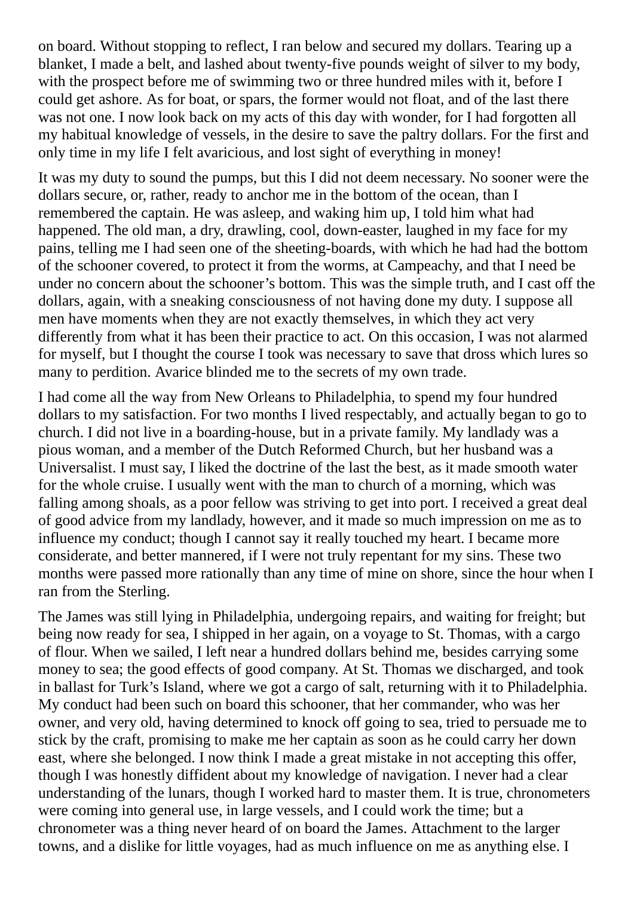on board. Without stopping to reflect, I ran below and secured my dollars. Tearing up a blanket, I made a belt, and lashed about twenty-five pounds weight of silver to my body, with the prospect before me of swimming two or three hundred miles with it, before I could get ashore. As for boat, or spars, the former would not float, and of the last there was not one. I now look back on my acts of this day with wonder, for I had forgotten all my habitual knowledge of vessels, in the desire to save the paltry dollars. For the first and only time in my life I felt avaricious, and lost sight of everything in money!

It was my duty to sound the pumps, but this I did not deem necessary. No sooner were the dollars secure, or, rather, ready to anchor me in the bottom of the ocean, than I remembered the captain. He was asleep, and waking him up, I told him what had happened. The old man, a dry, drawling, cool, down-easter, laughed in my face for my pains, telling me I had seen one of the sheeting-boards, with which he had had the bottom of the schooner covered, to protect it from the worms, at Campeachy, and that I need be under no concern about the schooner's bottom. This was the simple truth, and I cast off the dollars, again, with a sneaking consciousness of not having done my duty. I suppose all men have moments when they are not exactly themselves, in which they act very differently from what it has been their practice to act. On this occasion, I was not alarmed for myself, but I thought the course I took was necessary to save that dross which lures so many to perdition. Avarice blinded me to the secrets of my own trade.

I had come all the way from New Orleans to Philadelphia, to spend my four hundred dollars to my satisfaction. For two months I lived respectably, and actually began to go to church. I did not live in a boarding-house, but in a private family. My landlady was a pious woman, and a member of the Dutch Reformed Church, but her husband was a Universalist. I must say, I liked the doctrine of the last the best, as it made smooth water for the whole cruise. I usually went with the man to church of a morning, which was falling among shoals, as a poor fellow was striving to get into port. I received a great deal of good advice from my landlady, however, and it made so much impression on me as to influence my conduct; though I cannot say it really touched my heart. I became more considerate, and better mannered, if I were not truly repentant for my sins. These two months were passed more rationally than any time of mine on shore, since the hour when I ran from the Sterling.

The James was still lying in Philadelphia, undergoing repairs, and waiting for freight; but being now ready for sea, I shipped in her again, on a voyage to St. Thomas, with a cargo of flour. When we sailed, I left near a hundred dollars behind me, besides carrying some money to sea; the good effects of good company. At St. Thomas we discharged, and took in ballast for Turk's Island, where we got a cargo of salt, returning with it to Philadelphia. My conduct had been such on board this schooner, that her commander, who was her owner, and very old, having determined to knock off going to sea, tried to persuade me to stick by the craft, promising to make me her captain as soon as he could carry her down east, where she belonged. I now think I made a great mistake in not accepting this offer, though I was honestly diffident about my knowledge of navigation. I never had a clear understanding of the lunars, though I worked hard to master them. It is true, chronometers were coming into general use, in large vessels, and I could work the time; but a chronometer was a thing never heard of on board the James. Attachment to the larger towns, and a dislike for little voyages, had as much influence on me as anything else. I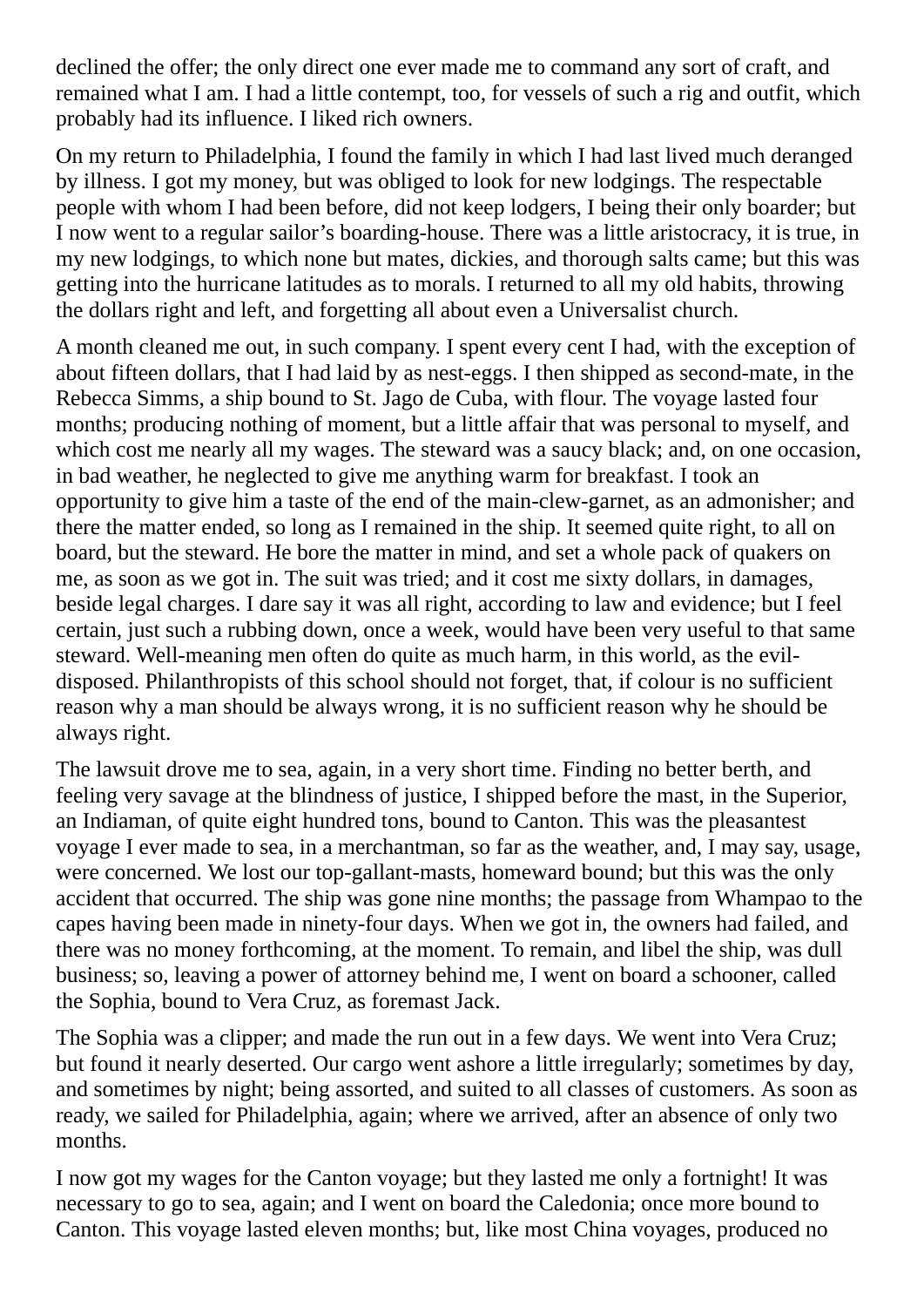declined the offer; the only direct one ever made me to command any sort of craft, and remained what I am. I had a little contempt, too, for vessels of such a rig and outfit, which probably had its influence. I liked rich owners.

On my return to Philadelphia, I found the family in which I had last lived much deranged by illness. I got my money, but was obliged to look for new lodgings. The respectable people with whom I had been before, did not keep lodgers, I being their only boarder; but I now went to a regular sailor's boarding-house. There was a little aristocracy, it is true, in my new lodgings, to which none but mates, dickies, and thorough salts came; but this was getting into the hurricane latitudes as to morals. I returned to all my old habits, throwing the dollars right and left, and forgetting all about even a Universalist church.

A month cleaned me out, in such company. I spent every cent I had, with the exception of about fifteen dollars, that I had laid by as nest-eggs. I then shipped as second-mate, in the Rebecca Simms, a ship bound to St. Jago de Cuba, with flour. The voyage lasted four months; producing nothing of moment, but a little affair that was personal to myself, and which cost me nearly all my wages. The steward was a saucy black; and, on one occasion, in bad weather, he neglected to give me anything warm for breakfast. I took an opportunity to give him a taste of the end of the main-clew-garnet, as an admonisher; and there the matter ended, so long as I remained in the ship. It seemed quite right, to all on board, but the steward. He bore the matter in mind, and set a whole pack of quakers on me, as soon as we got in. The suit was tried; and it cost me sixty dollars, in damages, beside legal charges. I dare say it was all right, according to law and evidence; but I feel certain, just such a rubbing down, once a week, would have been very useful to that same steward. Well-meaning men often do quite as much harm, in this world, as the evil-disposed. Philanthropists of this school should not forget, that, if colour is no sufficient reason why a man should be always wrong, it is no sufficient reason why he should be always right.

The lawsuit drove me to sea, again, in a very short time. Finding no better berth, and feeling very savage at the blindness of justice, I shipped before the mast, in the Superior, an Indiaman, of quite eight hundred tons, bound to Canton. This was the pleasantest voyage I ever made to sea, in a merchantman, so far as the weather, and, I may say, usage, were concerned. We lost our top-gallant-masts, homeward bound; but this was the only accident that occurred. The ship was gone nine months; the passage from Whampao to the capes having been made in ninety-four days. When we got in, the owners had failed, and there was no money forthcoming, at the moment. To remain, and libel the ship, was dull business; so, leaving a power of attorney behind me, I went on board a schooner, called the Sophia, bound to Vera Cruz, as foremast Jack.

The Sophia was a clipper; and made the run out in a few days. We went into Vera Cruz; but found it nearly deserted. Our cargo went ashore a little irregularly; sometimes by day, and sometimes by night; being assorted, and suited to all classes of customers. As soon as ready, we sailed for Philadelphia, again; where we arrived, after an absence of only two months.

I now got my wages for the Canton voyage; but they lasted me only a fortnight! It was necessary to go to sea, again; and I went on board the Caledonia; once more bound to Canton. This voyage lasted eleven months; but, like most China voyages, produced no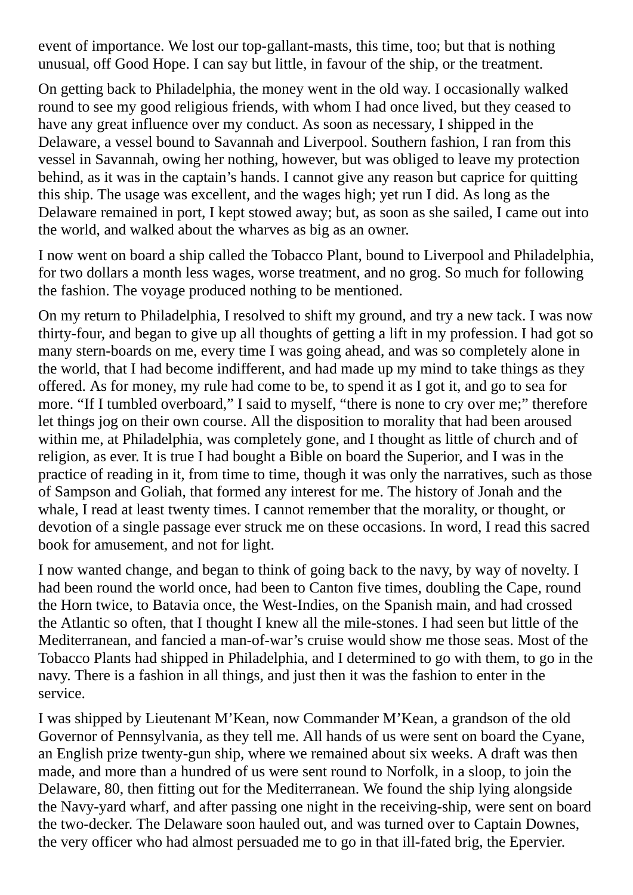event of importance. We lost our top-gallant-masts, this time, too; but that is nothing unusual, off Good Hope. I can say but little, in favour of the ship, or the treatment.

On getting back to Philadelphia, the money went in the old way. I occasionally walked round to see my good religious friends, with whom I had once lived, but they ceased to have any great influence over my conduct. As soon as necessary, I shipped in the Delaware, a vessel bound to Savannah and Liverpool. Southern fashion, I ran from this vessel in Savannah, owing her nothing, however, but was obliged to leave my protection behind, as it was in the captain's hands. I cannot give any reason but caprice for quitting this ship. The usage was excellent, and the wages high; yet run I did. As long as the Delaware remained in port, I kept stowed away; but, as soon as she sailed, I came out into the world, and walked about the wharves as big as an owner.

I now went on board a ship called the Tobacco Plant, bound to Liverpool and Philadelphia, for two dollars a month less wages, worse treatment, and no grog. So much for following the fashion. The voyage produced nothing to be mentioned.

On my return to Philadelphia, I resolved to shift my ground, and try a new tack. I was now thirty-four, and began to give up all thoughts of getting a lift in my profession. I had got so many stern-boards on me, every time I was going ahead, and was so completely alone in the world, that I had become indifferent, and had made up my mind to take things as they offered. As for money, my rule had come to be, to spend it as I got it, and go to sea for more. "If I tumbled overboard," I said to myself, "there is none to cry over me;" therefore let things jog on their own course. All the disposition to morality that had been aroused within me, at Philadelphia, was completely gone, and I thought as little of church and of religion, as ever. It is true I had bought a Bible on board the Superior, and I was in the practice of reading in it, from time to time, though it was only the narratives, such as those of Sampson and Goliah, that formed any interest for me. The history of Jonah and the whale, I read at least twenty times. I cannot remember that the morality, or thought, or devotion of a single passage ever struck me on these occasions. In word, I read this sacred book for amusement, and not for light.

I now wanted change, and began to think of going back to the navy, by way of novelty. I had been round the world once, had been to Canton five times, doubling the Cape, round the Horn twice, to Batavia once, the West-Indies, on the Spanish main, and had crossed the Atlantic so often, that I thought I knew all the mile-stones. I had seen but little of the Mediterranean, and fancied a man-of-war's cruise would show me those seas. Most of the Tobacco Plants had shipped in Philadelphia, and I determined to go with them, to go in the navy. There is a fashion in all things, and just then it was the fashion to enter in the service.

I was shipped by Lieutenant M'Kean, now Commander M'Kean, a grandson of the old Governor of Pennsylvania, as they tell me. All hands of us were sent on board the Cyane, an English prize twenty-gun ship, where we remained about six weeks. A draft was then made, and more than a hundred of us were sent round to Norfolk, in a sloop, to join the Delaware, 80, then fitting out for the Mediterranean. We found the ship lying alongside the Navy-yard wharf, and after passing one night in the receiving-ship, were sent on board the two-decker. The Delaware soon hauled out, and was turned over to Captain Downes, the very officer who had almost persuaded me to go in that ill-fated brig, the Epervier.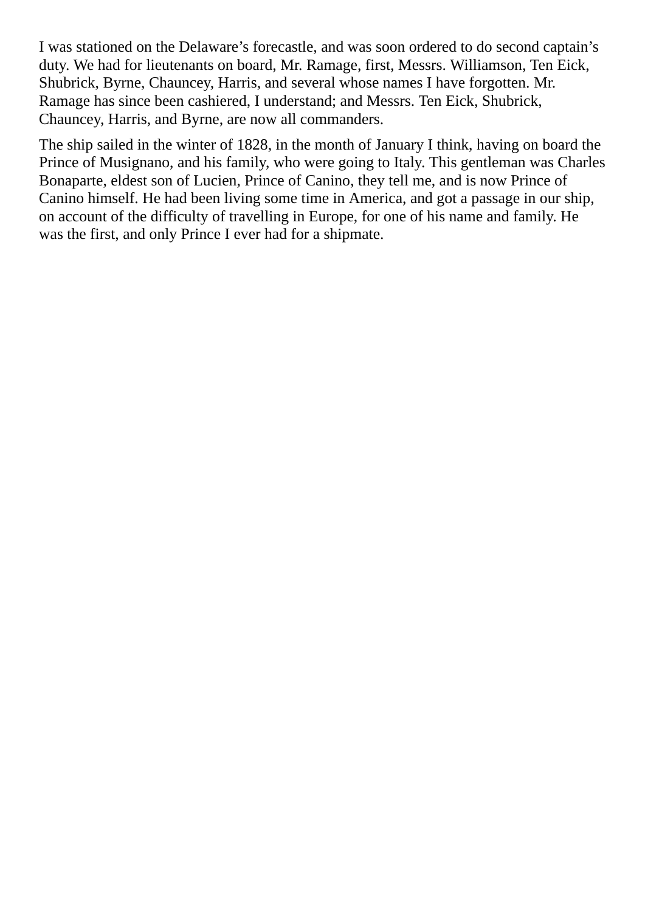I was stationed on the Delaware’s forecastle, and was soon ordered to do second captain’s duty. We had for lieutenants on board, Mr. Ramage, first, Messrs. Williamson, Ten Eick, Shubrick, Byrne, Chauncey, Harris, and several whose names I have forgotten. Mr. Ramage has since been cashiered, I understand; and Messrs. Ten Eick, Shubrick, Chauncey, Harris, and Byrne, are now all commanders.

The ship sailed in the winter of 1828, in the month of January I think, having on board the Prince of Musignano, and his family, who were going to Italy. This gentleman was Charles Bonaparte, eldest son of Lucien, Prince of Canino, they tell me, and is now Prince of Canino himself. He had been living some time in America, and got a passage in our ship, on account of the difficulty of travelling in Europe, for one of his name and family. He was the first, and only Prince I ever had for a shipmate.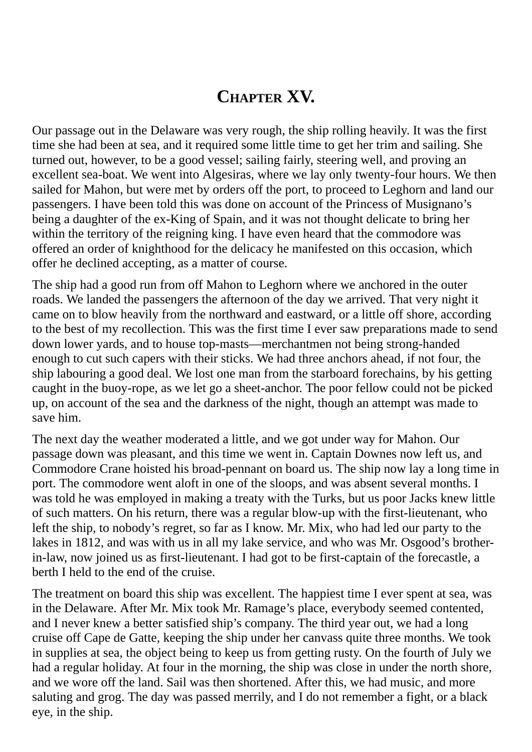# CHAPTER XV.

Our passage out in the Delaware was very rough, the ship rolling heavily. It was the first time she had been at sea, and it required some little time to get her trim and sailing. She turned out, however, to be a good vessel; sailing fairly, steering well, and proving an excellent sea-boat. We went into Algesiras, where we lay only twenty-four hours. We then sailed for Mahon, but were met by orders off the port, to proceed to Leghorn and land our passengers. I have been told this was done on account of the Princess of Musignano's being a daughter of the ex-King of Spain, and it was not thought delicate to bring her within the territory of the reigning king. I have even heard that the commodore was offered an order of knighthood for the delicacy he manifested on this occasion, which offer he declined accepting, as a matter of course.

The ship had a good run from off Mahon to Leghorn where we anchored in the outer roads. We landed the passengers the afternoon of the day we arrived. That very night it came on to blow heavily from the northward and eastward, or a little off shore, according to the best of my recollection. This was the first time I ever saw preparations made to send down lower yards, and to house top-masts—merchantmen not being strong-handed enough to cut such capers with their sticks. We had three anchors ahead, if not four, the ship labouring a good deal. We lost one man from the starboard forechains, by his getting caught in the buoy-rope, as we let go a sheet-anchor. The poor fellow could not be picked up, on account of the sea and the darkness of the night, though an attempt was made to save him.

The next day the weather moderated a little, and we got under way for Mahon. Our passage down was pleasant, and this time we went in. Captain Downes now left us, and Commodore Crane hoisted his broad-pennant on board us. The ship now lay a long time in port. The commodore went aloft in one of the sloops, and was absent several months. I was told he was employed in making a treaty with the Turks, but us poor Jacks knew little of such matters. On his return, there was a regular blow-up with the first-lieutenant, who left the ship, to nobody's regret, so far as I know. Mr. Mix, who had led our party to the lakes in 1812, and was with us in all my lake service, and who was Mr. Osgood's brother-in-law, now joined us as first-lieutenant. I had got to be first-captain of the forecastle, a berth I held to the end of the cruise.

The treatment on board this ship was excellent. The happiest time I ever spent at sea, was in the Delaware. After Mr. Mix took Mr. Ramage's place, everybody seemed contented, and I never knew a better satisfied ship's company. The third year out, we had a long cruise off Cape de Gatte, keeping the ship under her canvass quite three months. We took in supplies at sea, the object being to keep us from getting rusty. On the fourth of July we had a regular holiday. At four in the morning, the ship was close in under the north shore, and we wore off the land. Sail was then shortened. After this, we had music, and more saluting and grog. The day was passed merrily, and I do not remember a fight, or a black eye, in the ship.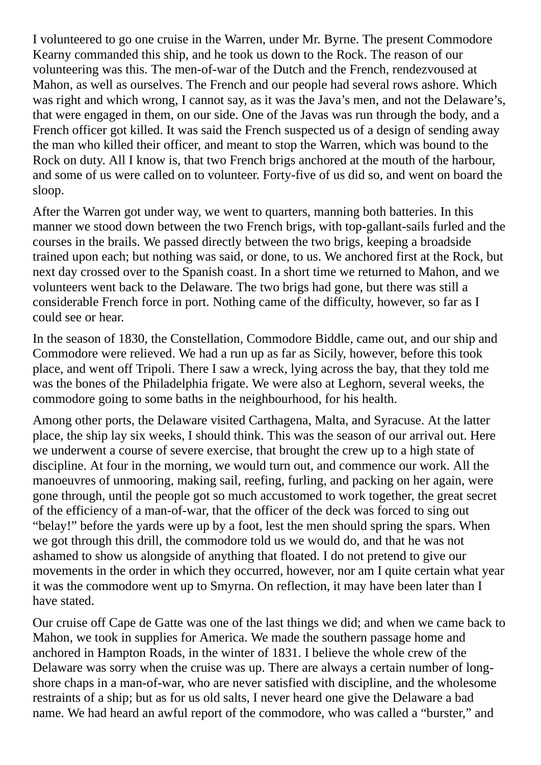I volunteered to go one cruise in the Warren, under Mr. Byrne. The present Commodore Kearny commanded this ship, and he took us down to the Rock. The reason of our volunteering was this. The men-of-war of the Dutch and the French, rendezvoused at Mahon, as well as ourselves. The French and our people had several rows ashore. Which was right and which wrong, I cannot say, as it was the Java's men, and not the Delaware's, that were engaged in them, on our side. One of the Javas was run through the body, and a French officer got killed. It was said the French suspected us of a design of sending away the man who killed their officer, and meant to stop the Warren, which was bound to the Rock on duty. All I know is, that two French brigs anchored at the mouth of the harbour, and some of us were called on to volunteer. Forty-five of us did so, and went on board the sloop.

After the Warren got under way, we went to quarters, manning both batteries. In this manner we stood down between the two French brigs, with top-gallant-sails furled and the courses in the brails. We passed directly between the two brigs, keeping a broadside trained upon each; but nothing was said, or done, to us. We anchored first at the Rock, but next day crossed over to the Spanish coast. In a short time we returned to Mahon, and we volunteers went back to the Delaware. The two brigs had gone, but there was still a considerable French force in port. Nothing came of the difficulty, however, so far as I could see or hear.

In the season of 1830, the Constellation, Commodore Biddle, came out, and our ship and Commodore were relieved. We had a run up as far as Sicily, however, before this took place, and went off Tripoli. There I saw a wreck, lying across the bay, that they told me was the bones of the Philadelphia frigate. We were also at Leghorn, several weeks, the commodore going to some baths in the neighbourhood, for his health.

Among other ports, the Delaware visited Carthagena, Malta, and Syracuse. At the latter place, the ship lay six weeks, I should think. This was the season of our arrival out. Here we underwent a course of severe exercise, that brought the crew up to a high state of discipline. At four in the morning, we would turn out, and commence our work. All the manoeuvres of unmooring, making sail, reefing, furling, and packing on her again, were gone through, until the people got so much accustomed to work together, the great secret of the efficiency of a man-of-war, that the officer of the deck was forced to sing out "belay!" before the yards were up by a foot, lest the men should spring the spars. When we got through this drill, the commodore told us we would do, and that he was not ashamed to show us alongside of anything that floated. I do not pretend to give our movements in the order in which they occurred, however, nor am I quite certain what year it was the commodore went up to Smyrna. On reflection, it may have been later than I have stated.

Our cruise off Cape de Gatte was one of the last things we did; and when we came back to Mahon, we took in supplies for America. We made the southern passage home and anchored in Hampton Roads, in the winter of 1831. I believe the whole crew of the Delaware was sorry when the cruise was up. There are always a certain number of long-shore chaps in a man-of-war, who are never satisfied with discipline, and the wholesome restraints of a ship; but as for us old salts, I never heard one give the Delaware a bad name. We had heard an awful report of the commodore, who was called a "burster," and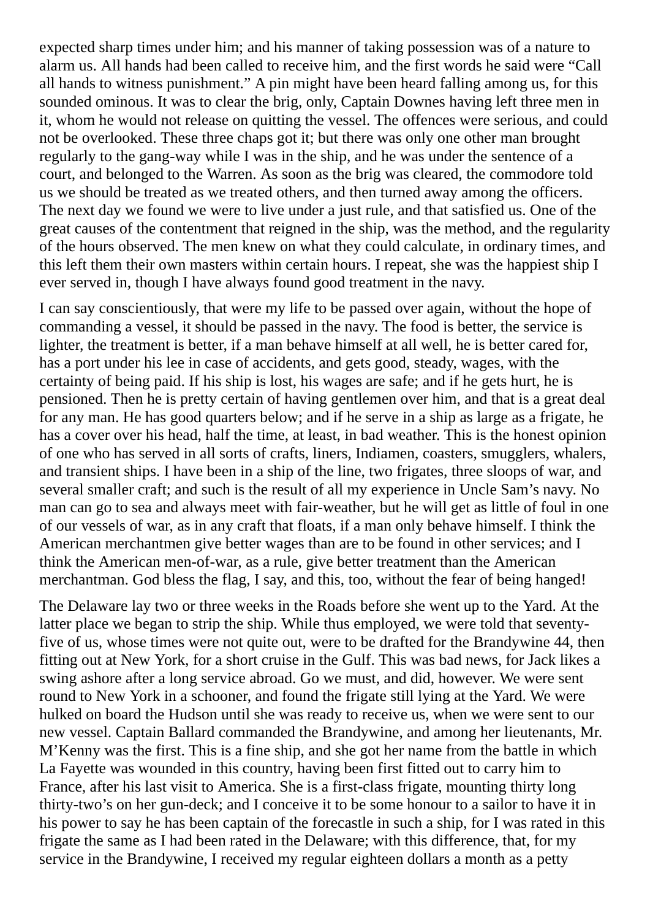expected sharp times under him; and his manner of taking possession was of a nature to alarm us. All hands had been called to receive him, and the first words he said were "Call all hands to witness punishment." A pin might have been heard falling among us, for this sounded ominous. It was to clear the brig, only, Captain Downes having left three men in it, whom he would not release on quitting the vessel. The offences were serious, and could not be overlooked. These three chaps got it; but there was only one other man brought regularly to the gang-way while I was in the ship, and he was under the sentence of a court, and belonged to the Warren. As soon as the brig was cleared, the commodore told us we should be treated as we treated others, and then turned away among the officers. The next day we found we were to live under a just rule, and that satisfied us. One of the great causes of the contentment that reigned in the ship, was the method, and the regularity of the hours observed. The men knew on what they could calculate, in ordinary times, and this left them their own masters within certain hours. I repeat, she was the happiest ship I ever served in, though I have always found good treatment in the navy.

I can say conscientiously, that were my life to be passed over again, without the hope of commanding a vessel, it should be passed in the navy. The food is better, the service is lighter, the treatment is better, if a man behave himself at all well, he is better cared for, has a port under his lee in case of accidents, and gets good, steady, wages, with the certainty of being paid. If his ship is lost, his wages are safe; and if he gets hurt, he is pensioned. Then he is pretty certain of having gentlemen over him, and that is a great deal for any man. He has good quarters below; and if he serve in a ship as large as a frigate, he has a cover over his head, half the time, at least, in bad weather. This is the honest opinion of one who has served in all sorts of crafts, liners, Indiamen, coasters, smugglers, whalers, and transient ships. I have been in a ship of the line, two frigates, three sloops of war, and several smaller craft; and such is the result of all my experience in Uncle Sam's navy. No man can go to sea and always meet with fair-weather, but he will get as little of foul in one of our vessels of war, as in any craft that floats, if a man only behave himself. I think the American merchantmen give better wages than are to be found in other services; and I think the American men-of-war, as a rule, give better treatment than the American merchantman. God bless the flag, I say, and this, too, without the fear of being hanged!

The Delaware lay two or three weeks in the Roads before she went up to the Yard. At the latter place we began to strip the ship. While thus employed, we were told that seventy-five of us, whose times were not quite out, were to be drafted for the Brandywine 44, then fitting out at New York, for a short cruise in the Gulf. This was bad news, for Jack likes a swing ashore after a long service abroad. Go we must, and did, however. We were sent round to New York in a schooner, and found the frigate still lying at the Yard. We were hulked on board the Hudson until she was ready to receive us, when we were sent to our new vessel. Captain Ballard commanded the Brandywine, and among her lieutenants, Mr. M'Kenny was the first. This is a fine ship, and she got her name from the battle in which La Fayette was wounded in this country, having been first fitted out to carry him to France, after his last visit to America. She is a first-class frigate, mounting thirty long thirty-two's on her gun-deck; and I conceive it to be some honour to a sailor to have it in his power to say he has been captain of the forecastle in such a ship, for I was rated in this frigate the same as I had been rated in the Delaware; with this difference, that, for my service in the Brandywine, I received my regular eighteen dollars a month as a petty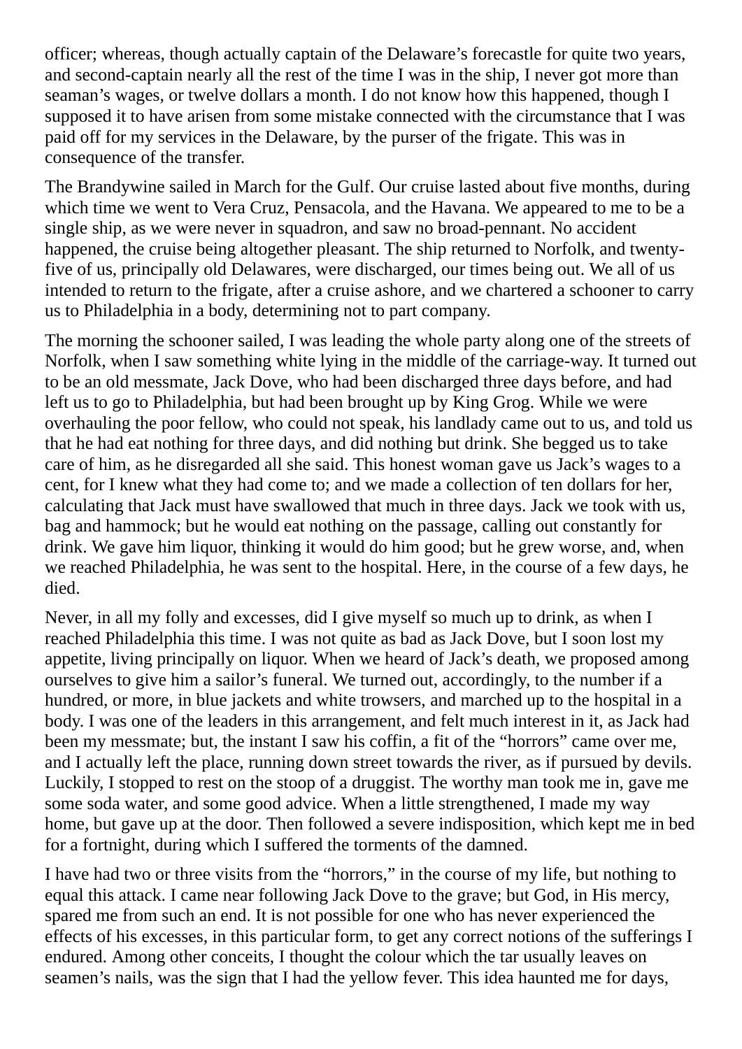officer; whereas, though actually captain of the Delaware's forecastle for quite two years, and second-captain nearly all the rest of the time I was in the ship, I never got more than seaman's wages, or twelve dollars a month. I do not know how this happened, though I supposed it to have arisen from some mistake connected with the circumstance that I was paid off for my services in the Delaware, by the purser of the frigate. This was in consequence of the transfer.

The Brandywine sailed in March for the Gulf. Our cruise lasted about five months, during which time we went to Vera Cruz, Pensacola, and the Havana. We appeared to me to be a single ship, as we were never in squadron, and saw no broad-pennant. No accident happened, the cruise being altogether pleasant. The ship returned to Norfolk, and twenty-five of us, principally old Delawares, were discharged, our times being out. We all of us intended to return to the frigate, after a cruise ashore, and we chartered a schooner to carry us to Philadelphia in a body, determining not to part company.

The morning the schooner sailed, I was leading the whole party along one of the streets of Norfolk, when I saw something white lying in the middle of the carriage-way. It turned out to be an old messmate, Jack Dove, who had been discharged three days before, and had left us to go to Philadelphia, but had been brought up by King Grog. While we were overhauling the poor fellow, who could not speak, his landlady came out to us, and told us that he had eat nothing for three days, and did nothing but drink. She begged us to take care of him, as he disregarded all she said. This honest woman gave us Jack's wages to a cent, for I knew what they had come to; and we made a collection of ten dollars for her, calculating that Jack must have swallowed that much in three days. Jack we took with us, bag and hammock; but he would eat nothing on the passage, calling out constantly for drink. We gave him liquor, thinking it would do him good; but he grew worse, and, when we reached Philadelphia, he was sent to the hospital. Here, in the course of a few days, he died.

Never, in all my folly and excesses, did I give myself so much up to drink, as when I reached Philadelphia this time. I was not quite as bad as Jack Dove, but I soon lost my appetite, living principally on liquor. When we heard of Jack's death, we proposed among ourselves to give him a sailor's funeral. We turned out, accordingly, to the number if a hundred, or more, in blue jackets and white trowsers, and marched up to the hospital in a body. I was one of the leaders in this arrangement, and felt much interest in it, as Jack had been my messmate; but, the instant I saw his coffin, a fit of the "horrors" came over me, and I actually left the place, running down street towards the river, as if pursued by devils. Luckily, I stopped to rest on the stoop of a druggist. The worthy man took me in, gave me some soda water, and some good advice. When a little strengthened, I made my way home, but gave up at the door. Then followed a severe indisposition, which kept me in bed for a fortnight, during which I suffered the torments of the damned.

I have had two or three visits from the "horrors," in the course of my life, but nothing to equal this attack. I came near following Jack Dove to the grave; but God, in His mercy, spared me from such an end. It is not possible for one who has never experienced the effects of his excesses, in this particular form, to get any correct notions of the sufferings I endured. Among other conceits, I thought the colour which the tar usually leaves on seamen's nails, was the sign that I had the yellow fever. This idea haunted me for days,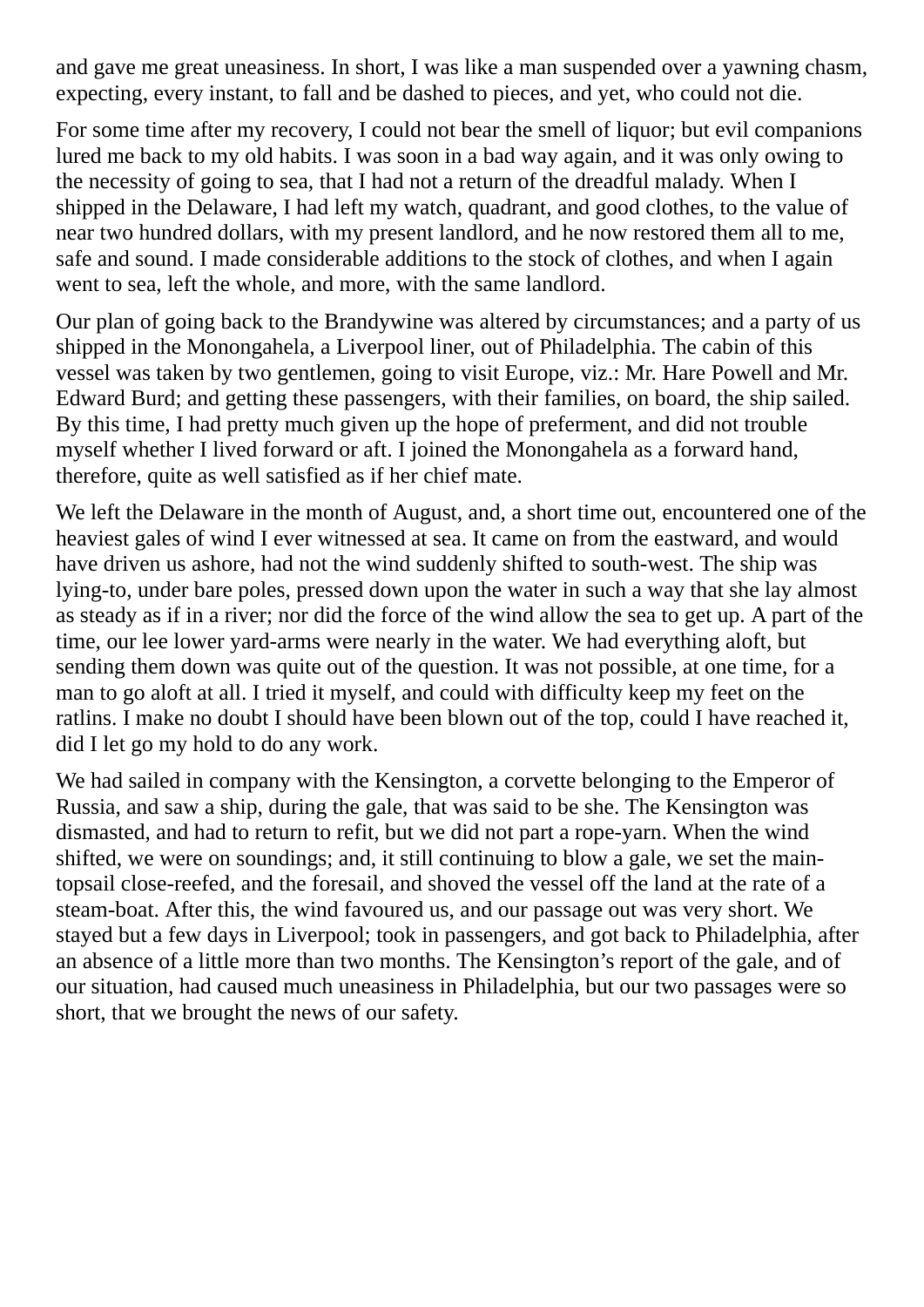and gave me great uneasiness. In short, I was like a man suspended over a yawning chasm, expecting, every instant, to fall and be dashed to pieces, and yet, who could not die.

For some time after my recovery, I could not bear the smell of liquor; but evil companions lured me back to my old habits. I was soon in a bad way again, and it was only owing to the necessity of going to sea, that I had not a return of the dreadful malady. When I shipped in the Delaware, I had left my watch, quadrant, and good clothes, to the value of near two hundred dollars, with my present landlord, and he now restored them all to me, safe and sound. I made considerable additions to the stock of clothes, and when I again went to sea, left the whole, and more, with the same landlord.

Our plan of going back to the Brandywine was altered by circumstances; and a party of us shipped in the Monongahela, a Liverpool liner, out of Philadelphia. The cabin of this vessel was taken by two gentlemen, going to visit Europe, viz.: Mr. Hare Powell and Mr. Edward Burd; and getting these passengers, with their families, on board, the ship sailed. By this time, I had pretty much given up the hope of preferment, and did not trouble myself whether I lived forward or aft. I joined the Monongahela as a forward hand, therefore, quite as well satisfied as if her chief mate.

We left the Delaware in the month of August, and, a short time out, encountered one of the heaviest gales of wind I ever witnessed at sea. It came on from the eastward, and would have driven us ashore, had not the wind suddenly shifted to south-west. The ship was lying-to, under bare poles, pressed down upon the water in such a way that she lay almost as steady as if in a river; nor did the force of the wind allow the sea to get up. A part of the time, our lee lower yard-arms were nearly in the water. We had everything aloft, but sending them down was quite out of the question. It was not possible, at one time, for a man to go aloft at all. I tried it myself, and could with difficulty keep my feet on the ratlins. I make no doubt I should have been blown out of the top, could I have reached it, did I let go my hold to do any work.

We had sailed in company with the Kensington, a corvette belonging to the Emperor of Russia, and saw a ship, during the gale, that was said to be she. The Kensington was dismasted, and had to return to refit, but we did not part a rope-yarn. When the wind shifted, we were on soundings; and, it still continuing to blow a gale, we set the main-topsail close-reefed, and the foresail, and shoved the vessel off the land at the rate of a steam-boat. After this, the wind favoured us, and our passage out was very short. We stayed but a few days in Liverpool; took in passengers, and got back to Philadelphia, after an absence of a little more than two months. The Kensington's report of the gale, and of our situation, had caused much uneasiness in Philadelphia, but our two passages were so short, that we brought the news of our safety.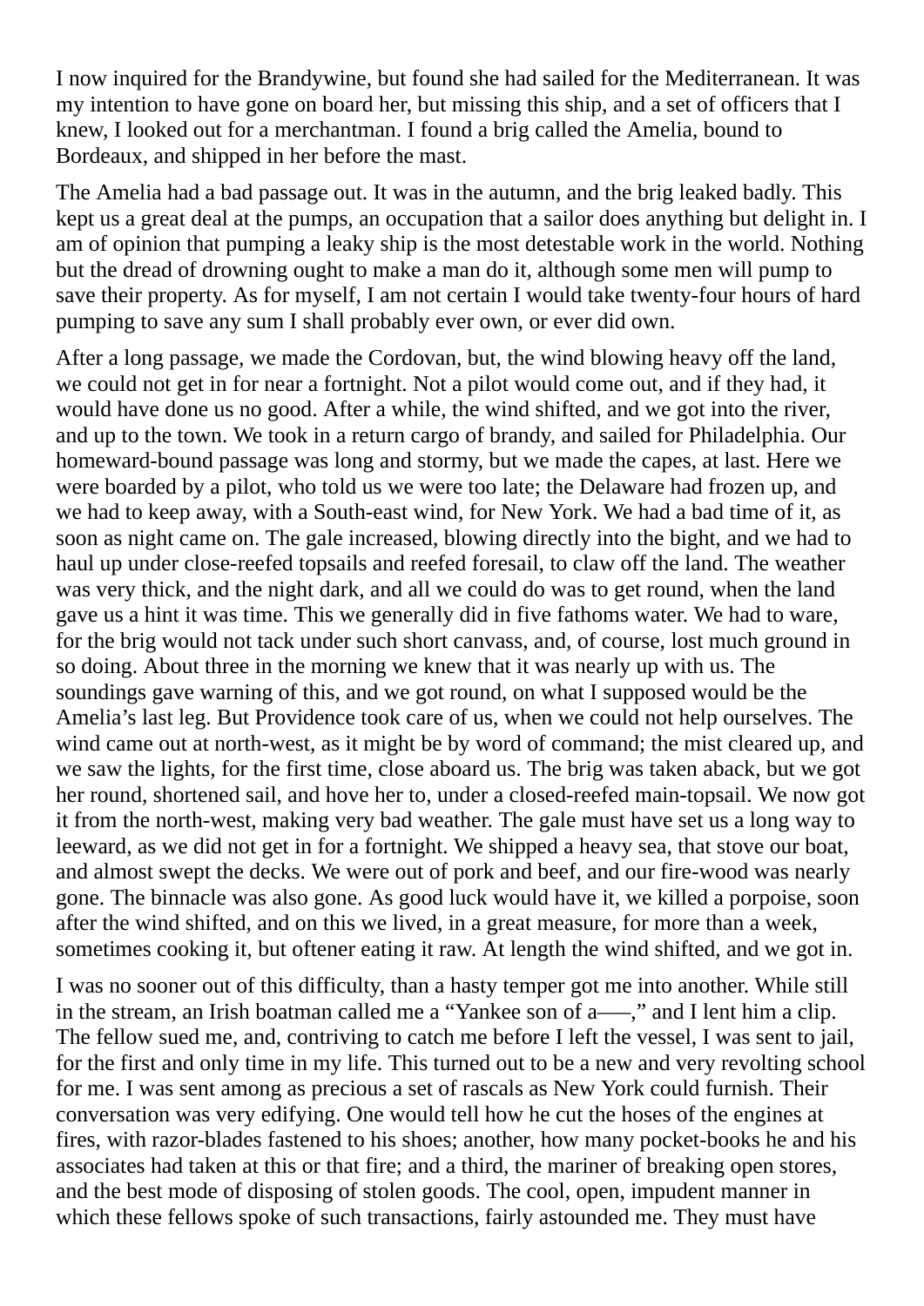I now inquired for the Brandywine, but found she had sailed for the Mediterranean. It was my intention to have gone on board her, but missing this ship, and a set of officers that I knew, I looked out for a merchantman. I found a brig called the Amelia, bound to Bordeaux, and shipped in her before the mast.

The Amelia had a bad passage out. It was in the autumn, and the brig leaked badly. This kept us a great deal at the pumps, an occupation that a sailor does anything but delight in. I am of opinion that pumping a leaky ship is the most detestable work in the world. Nothing but the dread of drowning ought to make a man do it, although some men will pump to save their property. As for myself, I am not certain I would take twenty-four hours of hard pumping to save any sum I shall probably ever own, or ever did own.

After a long passage, we made the Cordovan, but, the wind blowing heavy off the land, we could not get in for near a fortnight. Not a pilot would come out, and if they had, it would have done us no good. After a while, the wind shifted, and we got into the river, and up to the town. We took in a return cargo of brandy, and sailed for Philadelphia. Our homeward-bound passage was long and stormy, but we made the capes, at last. Here we were boarded by a pilot, who told us we were too late; the Delaware had frozen up, and we had to keep away, with a South-east wind, for New York. We had a bad time of it, as soon as night came on. The gale increased, blowing directly into the bight, and we had to haul up under close-reefed topsails and reefed foresail, to claw off the land. The weather was very thick, and the night dark, and all we could do was to get round, when the land gave us a hint it was time. This we generally did in five fathoms water. We had to ware, for the brig would not tack under such short canvass, and, of course, lost much ground in so doing. About three in the morning we knew that it was nearly up with us. The soundings gave warning of this, and we got round, on what I supposed would be the Amelia's last leg. But Providence took care of us, when we could not help ourselves. The wind came out at north-west, as it might be by word of command; the mist cleared up, and we saw the lights, for the first time, close aboard us. The brig was taken aback, but we got her round, shortened sail, and hove her to, under a closed-reefed main-topsail. We now got it from the north-west, making very bad weather. The gale must have set us a long way to leeward, as we did not get in for a fortnight. We shipped a heavy sea, that stove our boat, and almost swept the decks. We were out of pork and beef, and our fire-wood was nearly gone. The binnacle was also gone. As good luck would have it, we killed a porpoise, soon after the wind shifted, and on this we lived, in a great measure, for more than a week, sometimes cooking it, but oftener eating it raw. At length the wind shifted, and we got in.

I was no sooner out of this difficulty, than a hasty temper got me into another. While still in the stream, an Irish boatman called me a "Yankee son of a——," and I lent him a clip. The fellow sued me, and, contriving to catch me before I left the vessel, I was sent to jail, for the first and only time in my life. This turned out to be a new and very revolting school for me. I was sent among as precious a set of rascals as New York could furnish. Their conversation was very edifying. One would tell how he cut the hoses of the engines at fires, with razor-blades fastened to his shoes; another, how many pocket-books he and his associates had taken at this or that fire; and a third, the mariner of breaking open stores, and the best mode of disposing of stolen goods. The cool, open, impudent manner in which these fellows spoke of such transactions, fairly astounded me. They must have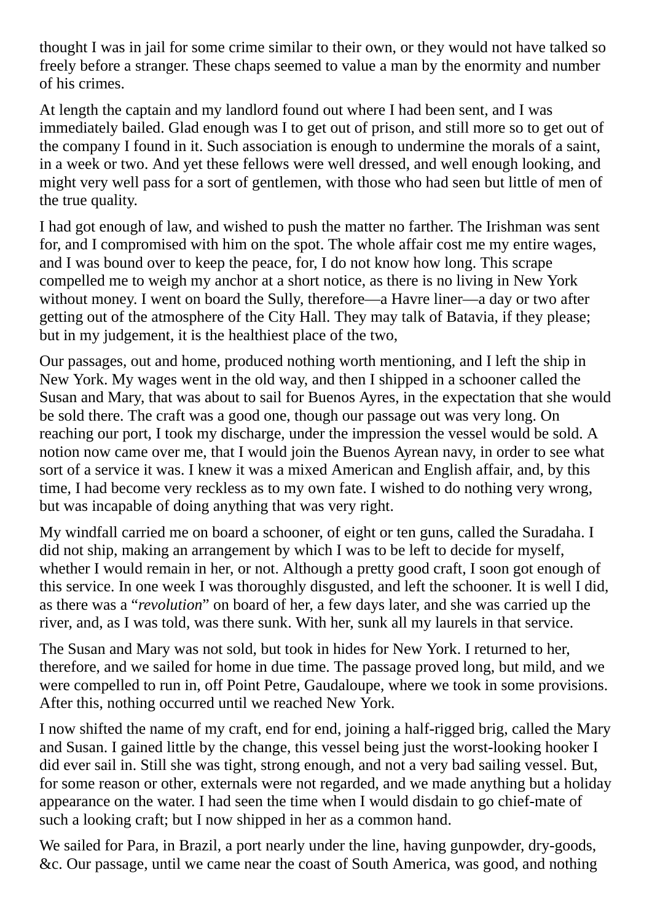thought I was in jail for some crime similar to their own, or they would not have talked so freely before a stranger. These chaps seemed to value a man by the enormity and number of his crimes.

At length the captain and my landlord found out where I had been sent, and I was immediately bailed. Glad enough was I to get out of prison, and still more so to get out of the company I found in it. Such association is enough to undermine the morals of a saint, in a week or two. And yet these fellows were well dressed, and well enough looking, and might very well pass for a sort of gentlemen, with those who had seen but little of men of the true quality.

I had got enough of law, and wished to push the matter no farther. The Irishman was sent for, and I compromised with him on the spot. The whole affair cost me my entire wages, and I was bound over to keep the peace, for, I do not know how long. This scrape compelled me to weigh my anchor at a short notice, as there is no living in New York without money. I went on board the Sully, therefore—a Havre liner—a day or two after getting out of the atmosphere of the City Hall. They may talk of Batavia, if they please; but in my judgement, it is the healthiest place of the two,

Our passages, out and home, produced nothing worth mentioning, and I left the ship in New York. My wages went in the old way, and then I shipped in a schooner called the Susan and Mary, that was about to sail for Buenos Ayres, in the expectation that she would be sold there. The craft was a good one, though our passage out was very long. On reaching our port, I took my discharge, under the impression the vessel would be sold. A notion now came over me, that I would join the Buenos Ayrean navy, in order to see what sort of a service it was. I knew it was a mixed American and English affair, and, by this time, I had become very reckless as to my own fate. I wished to do nothing very wrong, but was incapable of doing anything that was very right.

My windfall carried me on board a schooner, of eight or ten guns, called the Suradaha. I did not ship, making an arrangement by which I was to be left to decide for myself, whether I would remain in her, or not. Although a pretty good craft, I soon got enough of this service. In one week I was thoroughly disgusted, and left the schooner. It is well I did, as there was a "*revolution*" on board of her, a few days later, and she was carried up the river, and, as I was told, was there sunk. With her, sunk all my laurels in that service.

The Susan and Mary was not sold, but took in hides for New York. I returned to her, therefore, and we sailed for home in due time. The passage proved long, but mild, and we were compelled to run in, off Point Petre, Gaudaloupe, where we took in some provisions. After this, nothing occurred until we reached New York.

I now shifted the name of my craft, end for end, joining a half-rigged brig, called the Mary and Susan. I gained little by the change, this vessel being just the worst-looking hooker I did ever sail in. Still she was tight, strong enough, and not a very bad sailing vessel. But, for some reason or other, externals were not regarded, and we made anything but a holiday appearance on the water. I had seen the time when I would disdain to go chief-mate of such a looking craft; but I now shipped in her as a common hand.

We sailed for Para, in Brazil, a port nearly under the line, having gunpowder, dry-goods, &c. Our passage, until we came near the coast of South America, was good, and nothing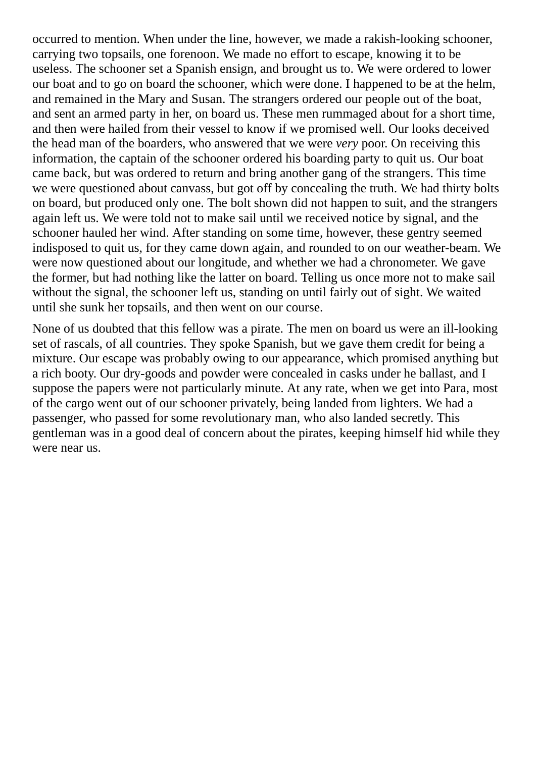occurred to mention. When under the line, however, we made a rakish-looking schooner, carrying two topsails, one forenoon. We made no effort to escape, knowing it to be useless. The schooner set a Spanish ensign, and brought us to. We were ordered to lower our boat and to go on board the schooner, which were done. I happened to be at the helm, and remained in the Mary and Susan. The strangers ordered our people out of the boat, and sent an armed party in her, on board us. These men rummaged about for a short time, and then were hailed from their vessel to know if we promised well. Our looks deceived the head man of the boarders, who answered that we were *very* poor. On receiving this information, the captain of the schooner ordered his boarding party to quit us. Our boat came back, but was ordered to return and bring another gang of the strangers. This time we were questioned about canvass, but got off by concealing the truth. We had thirty bolts on board, but produced only one. The bolt shown did not happen to suit, and the strangers again left us. We were told not to make sail until we received notice by signal, and the schooner hauled her wind. After standing on some time, however, these gentry seemed indisposed to quit us, for they came down again, and rounded to on our weather-beam. We were now questioned about our longitude, and whether we had a chronometer. We gave the former, but had nothing like the latter on board. Telling us once more not to make sail without the signal, the schooner left us, standing on until fairly out of sight. We waited until she sunk her topsails, and then went on our course.

None of us doubted that this fellow was a pirate. The men on board us were an ill-looking set of rascals, of all countries. They spoke Spanish, but we gave them credit for being a mixture. Our escape was probably owing to our appearance, which promised anything but a rich booty. Our dry-goods and powder were concealed in casks under he ballast, and I suppose the papers were not particularly minute. At any rate, when we get into Para, most of the cargo went out of our schooner privately, being landed from lighters. We had a passenger, who passed for some revolutionary man, who also landed secretly. This gentleman was in a good deal of concern about the pirates, keeping himself hid while they were near us.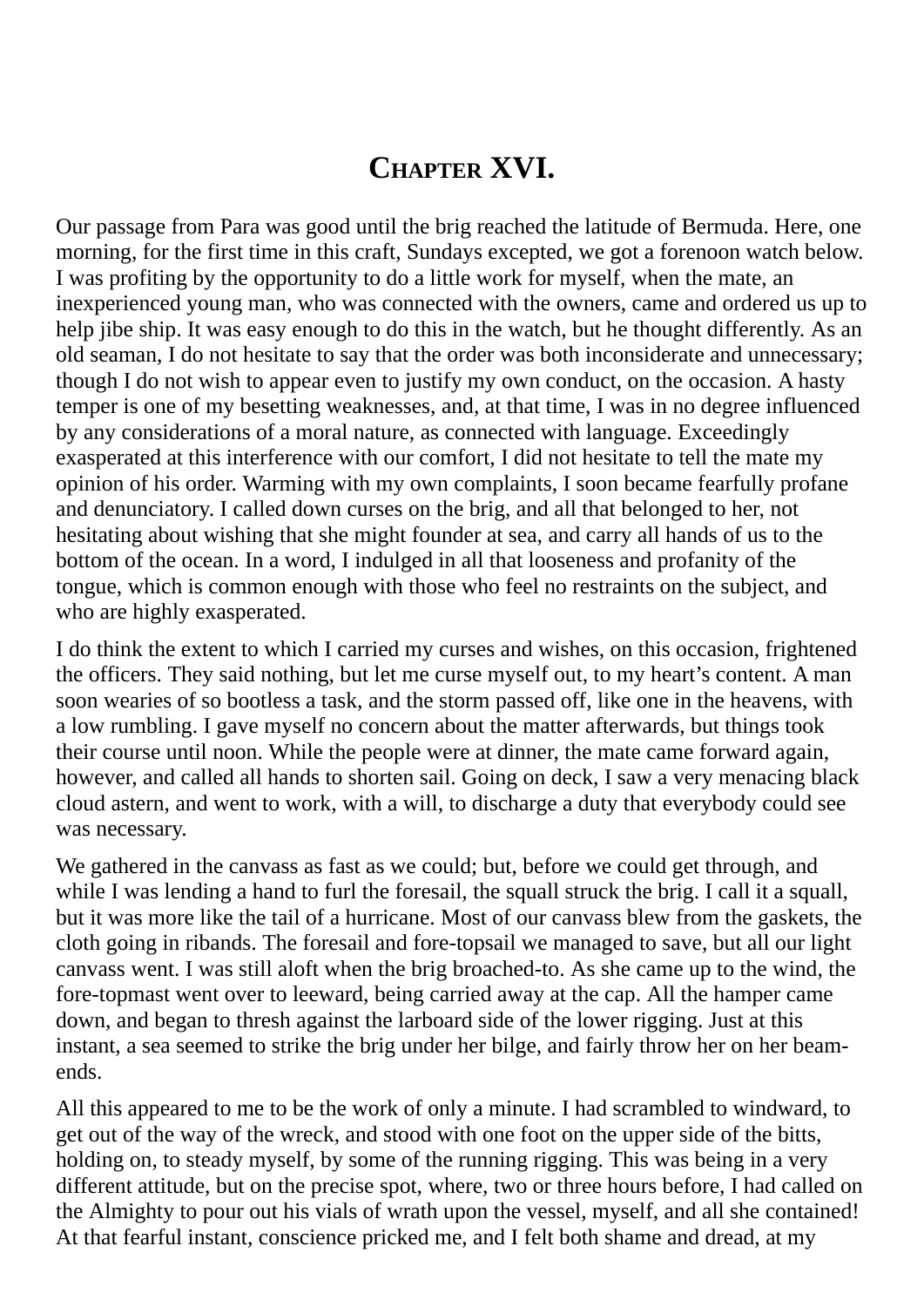# Chapter XVI.

Our passage from Para was good until the brig reached the latitude of Bermuda. Here, one morning, for the first time in this craft, Sundays excepted, we got a forenoon watch below. I was profiting by the opportunity to do a little work for myself, when the mate, an inexperienced young man, who was connected with the owners, came and ordered us up to help jibe ship. It was easy enough to do this in the watch, but he thought differently. As an old seaman, I do not hesitate to say that the order was both inconsiderate and unnecessary; though I do not wish to appear even to justify my own conduct, on the occasion. A hasty temper is one of my besetting weaknesses, and, at that time, I was in no degree influenced by any considerations of a moral nature, as connected with language. Exceedingly exasperated at this interference with our comfort, I did not hesitate to tell the mate my opinion of his order. Warming with my own complaints, I soon became fearfully profane and denunciatory. I called down curses on the brig, and all that belonged to her, not hesitating about wishing that she might founder at sea, and carry all hands of us to the bottom of the ocean. In a word, I indulged in all that looseness and profanity of the tongue, which is common enough with those who feel no restraints on the subject, and who are highly exasperated.

I do think the extent to which I carried my curses and wishes, on this occasion, frightened the officers. They said nothing, but let me curse myself out, to my heart's content. A man soon wearies of so bootless a task, and the storm passed off, like one in the heavens, with a low rumbling. I gave myself no concern about the matter afterwards, but things took their course until noon. While the people were at dinner, the mate came forward again, however, and called all hands to shorten sail. Going on deck, I saw a very menacing black cloud astern, and went to work, with a will, to discharge a duty that everybody could see was necessary.

We gathered in the canvass as fast as we could; but, before we could get through, and while I was lending a hand to furl the foresail, the squall struck the brig. I call it a squall, but it was more like the tail of a hurricane. Most of our canvass blew from the gaskets, the cloth going in ribands. The foresail and fore-topsail we managed to save, but all our light canvass went. I was still aloft when the brig broached-to. As she came up to the wind, the fore-topmast went over to leeward, being carried away at the cap. All the hamper came down, and began to thresh against the larboard side of the lower rigging. Just at this instant, a sea seemed to strike the brig under her bilge, and fairly throw her on her beam-ends.

All this appeared to me to be the work of only a minute. I had scrambled to windward, to get out of the way of the wreck, and stood with one foot on the upper side of the bitts, holding on, to steady myself, by some of the running rigging. This was being in a very different attitude, but on the precise spot, where, two or three hours before, I had called on the Almighty to pour out his vials of wrath upon the vessel, myself, and all she contained! At that fearful instant, conscience pricked me, and I felt both shame and dread, at my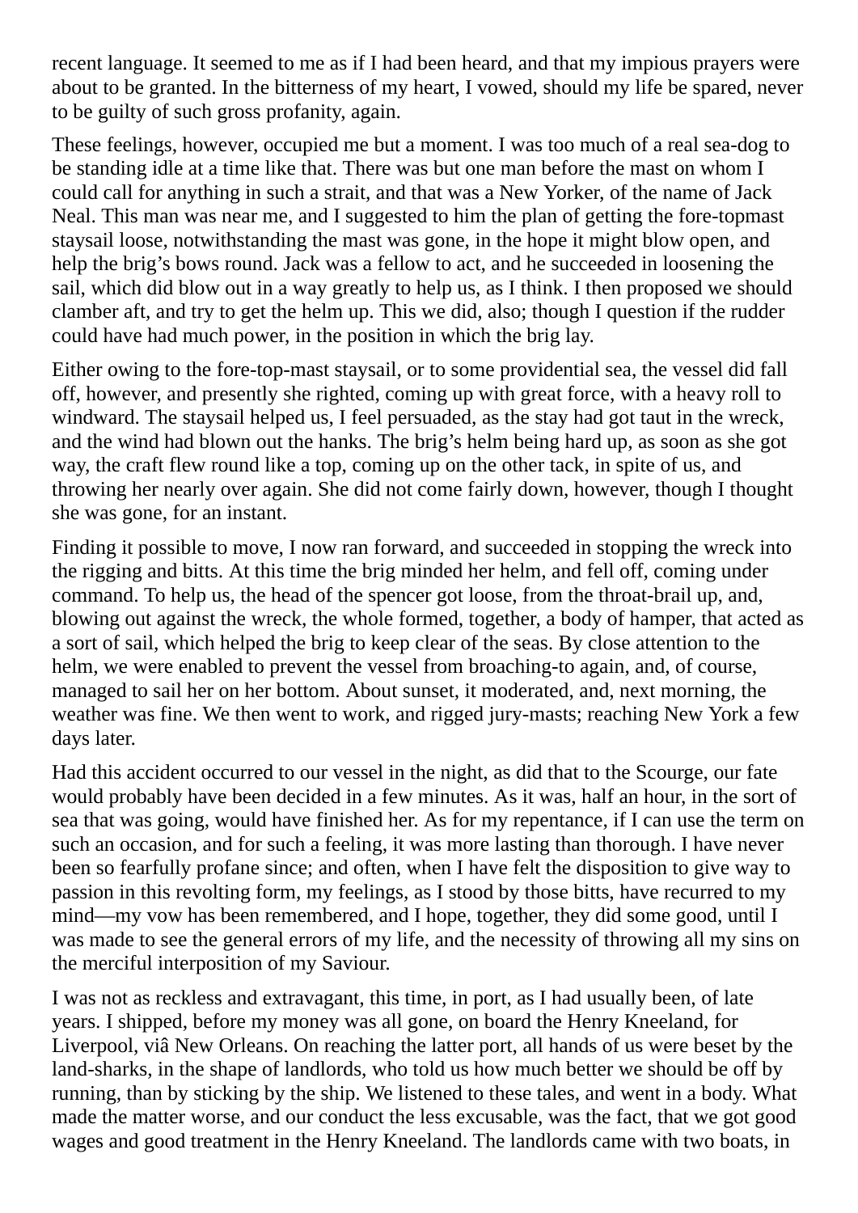recent language. It seemed to me as if I had been heard, and that my impious prayers were about to be granted. In the bitterness of my heart, I vowed, should my life be spared, never to be guilty of such gross profanity, again.

These feelings, however, occupied me but a moment. I was too much of a real sea-dog to be standing idle at a time like that. There was but one man before the mast on whom I could call for anything in such a strait, and that was a New Yorker, of the name of Jack Neal. This man was near me, and I suggested to him the plan of getting the fore-topmast staysail loose, notwithstanding the mast was gone, in the hope it might blow open, and help the brig's bows round. Jack was a fellow to act, and he succeeded in loosening the sail, which did blow out in a way greatly to help us, as I think. I then proposed we should clamber aft, and try to get the helm up. This we did, also; though I question if the rudder could have had much power, in the position in which the brig lay.

Either owing to the fore-top-mast staysail, or to some providential sea, the vessel did fall off, however, and presently she righted, coming up with great force, with a heavy roll to windward. The staysail helped us, I feel persuaded, as the stay had got taut in the wreck, and the wind had blown out the hanks. The brig's helm being hard up, as soon as she got way, the craft flew round like a top, coming up on the other tack, in spite of us, and throwing her nearly over again. She did not come fairly down, however, though I thought she was gone, for an instant.

Finding it possible to move, I now ran forward, and succeeded in stopping the wreck into the rigging and bitts. At this time the brig minded her helm, and fell off, coming under command. To help us, the head of the spencer got loose, from the throat-brail up, and, blowing out against the wreck, the whole formed, together, a body of hamper, that acted as a sort of sail, which helped the brig to keep clear of the seas. By close attention to the helm, we were enabled to prevent the vessel from broaching-to again, and, of course, managed to sail her on her bottom. About sunset, it moderated, and, next morning, the weather was fine. We then went to work, and rigged jury-masts; reaching New York a few days later.

Had this accident occurred to our vessel in the night, as did that to the Scourge, our fate would probably have been decided in a few minutes. As it was, half an hour, in the sort of sea that was going, would have finished her. As for my repentance, if I can use the term on such an occasion, and for such a feeling, it was more lasting than thorough. I have never been so fearfully profane since; and often, when I have felt the disposition to give way to passion in this revolting form, my feelings, as I stood by those bitts, have recurred to my mind—my vow has been remembered, and I hope, together, they did some good, until I was made to see the general errors of my life, and the necessity of throwing all my sins on the merciful interposition of my Saviour.

I was not as reckless and extravagant, this time, in port, as I had usually been, of late years. I shipped, before my money was all gone, on board the Henry Kneeland, for Liverpool, viâ New Orleans. On reaching the latter port, all hands of us were beset by the land-sharks, in the shape of landlords, who told us how much better we should be off by running, than by sticking by the ship. We listened to these tales, and went in a body. What made the matter worse, and our conduct the less excusable, was the fact, that we got good wages and good treatment in the Henry Kneeland. The landlords came with two boats, in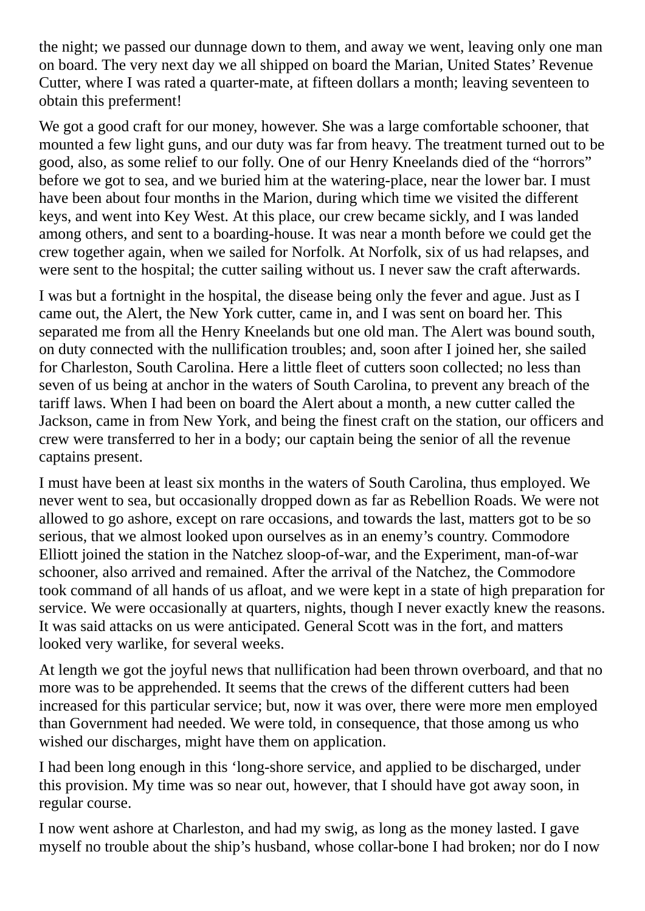the night; we passed our dunnage down to them, and away we went, leaving only one man on board. The very next day we all shipped on board the Marian, United States' Revenue Cutter, where I was rated a quarter-mate, at fifteen dollars a month; leaving seventeen to obtain this preferment!

We got a good craft for our money, however. She was a large comfortable schooner, that mounted a few light guns, and our duty was far from heavy. The treatment turned out to be good, also, as some relief to our folly. One of our Henry Kneelands died of the "horrors" before we got to sea, and we buried him at the watering-place, near the lower bar. I must have been about four months in the Marion, during which time we visited the different keys, and went into Key West. At this place, our crew became sickly, and I was landed among others, and sent to a boarding-house. It was near a month before we could get the crew together again, when we sailed for Norfolk. At Norfolk, six of us had relapses, and were sent to the hospital; the cutter sailing without us. I never saw the craft afterwards.

I was but a fortnight in the hospital, the disease being only the fever and ague. Just as I came out, the Alert, the New York cutter, came in, and I was sent on board her. This separated me from all the Henry Kneelands but one old man. The Alert was bound south, on duty connected with the nullification troubles; and, soon after I joined her, she sailed for Charleston, South Carolina. Here a little fleet of cutters soon collected; no less than seven of us being at anchor in the waters of South Carolina, to prevent any breach of the tariff laws. When I had been on board the Alert about a month, a new cutter called the Jackson, came in from New York, and being the finest craft on the station, our officers and crew were transferred to her in a body; our captain being the senior of all the revenue captains present.

I must have been at least six months in the waters of South Carolina, thus employed. We never went to sea, but occasionally dropped down as far as Rebellion Roads. We were not allowed to go ashore, except on rare occasions, and towards the last, matters got to be so serious, that we almost looked upon ourselves as in an enemy's country. Commodore Elliott joined the station in the Natchez sloop-of-war, and the Experiment, man-of-war schooner, also arrived and remained. After the arrival of the Natchez, the Commodore took command of all hands of us afloat, and we were kept in a state of high preparation for service. We were occasionally at quarters, nights, though I never exactly knew the reasons. It was said attacks on us were anticipated. General Scott was in the fort, and matters looked very warlike, for several weeks.

At length we got the joyful news that nullification had been thrown overboard, and that no more was to be apprehended. It seems that the crews of the different cutters had been increased for this particular service; but, now it was over, there were more men employed than Government had needed. We were told, in consequence, that those among us who wished our discharges, might have them on application.

I had been long enough in this 'long-shore service, and applied to be discharged, under this provision. My time was so near out, however, that I should have got away soon, in regular course.

I now went ashore at Charleston, and had my swig, as long as the money lasted. I gave myself no trouble about the ship's husband, whose collar-bone I had broken; nor do I now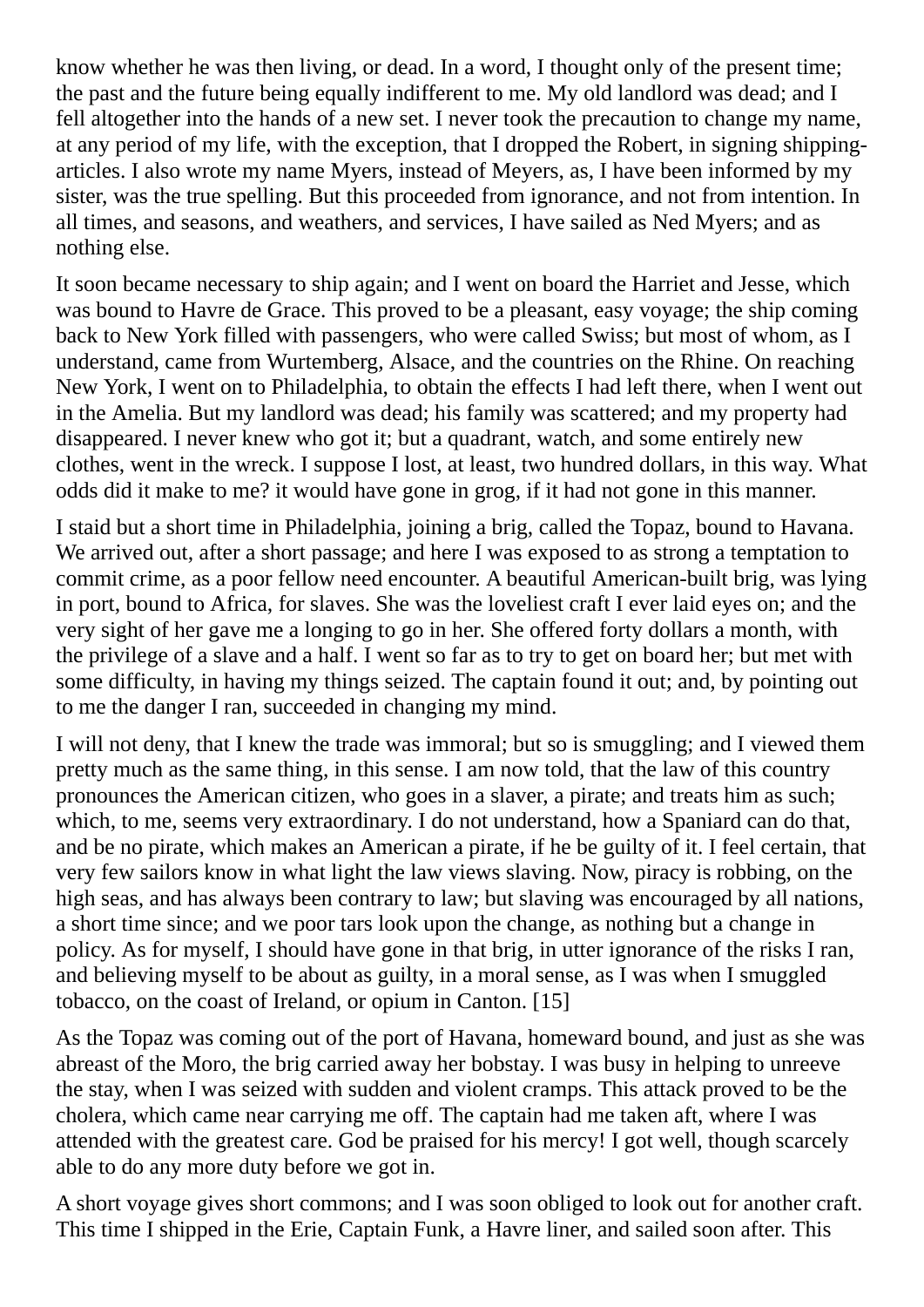know whether he was then living, or dead. In a word, I thought only of the present time; the past and the future being equally indifferent to me. My old landlord was dead; and I fell altogether into the hands of a new set. I never took the precaution to change my name, at any period of my life, with the exception, that I dropped the Robert, in signing shipping-articles. I also wrote my name Myers, instead of Meyers, as, I have been informed by my sister, was the true spelling. But this proceeded from ignorance, and not from intention. In all times, and seasons, and weathers, and services, I have sailed as Ned Myers; and as nothing else.

It soon became necessary to ship again; and I went on board the Harriet and Jesse, which was bound to Havre de Grace. This proved to be a pleasant, easy voyage; the ship coming back to New York filled with passengers, who were called Swiss; but most of whom, as I understand, came from Wurtemberg, Alsace, and the countries on the Rhine. On reaching New York, I went on to Philadelphia, to obtain the effects I had left there, when I went out in the Amelia. But my landlord was dead; his family was scattered; and my property had disappeared. I never knew who got it; but a quadrant, watch, and some entirely new clothes, went in the wreck. I suppose I lost, at least, two hundred dollars, in this way. What odds did it make to me? it would have gone in grog, if it had not gone in this manner.

I staid but a short time in Philadelphia, joining a brig, called the Topaz, bound to Havana. We arrived out, after a short passage; and here I was exposed to as strong a temptation to commit crime, as a poor fellow need encounter. A beautiful American-built brig, was lying in port, bound to Africa, for slaves. She was the loveliest craft I ever laid eyes on; and the very sight of her gave me a longing to go in her. She offered forty dollars a month, with the privilege of a slave and a half. I went so far as to try to get on board her; but met with some difficulty, in having my things seized. The captain found it out; and, by pointing out to me the danger I ran, succeeded in changing my mind.

I will not deny, that I knew the trade was immoral; but so is smuggling; and I viewed them pretty much as the same thing, in this sense. I am now told, that the law of this country pronounces the American citizen, who goes in a slaver, a pirate; and treats him as such; which, to me, seems very extraordinary. I do not understand, how a Spaniard can do that, and be no pirate, which makes an American a pirate, if he be guilty of it. I feel certain, that very few sailors know in what light the law views slaving. Now, piracy is robbing, on the high seas, and has always been contrary to law; but slaving was encouraged by all nations, a short time since; and we poor tars look upon the change, as nothing but a change in policy. As for myself, I should have gone in that brig, in utter ignorance of the risks I ran, and believing myself to be about as guilty, in a moral sense, as I was when I smuggled tobacco, on the coast of Ireland, or opium in Canton. [15]

As the Topaz was coming out of the port of Havana, homeward bound, and just as she was abreast of the Moro, the brig carried away her bobstay. I was busy in helping to unreeve the stay, when I was seized with sudden and violent cramps. This attack proved to be the cholera, which came near carrying me off. The captain had me taken aft, where I was attended with the greatest care. God be praised for his mercy! I got well, though scarcely able to do any more duty before we got in.

A short voyage gives short commons; and I was soon obliged to look out for another craft. This time I shipped in the Erie, Captain Funk, a Havre liner, and sailed soon after. This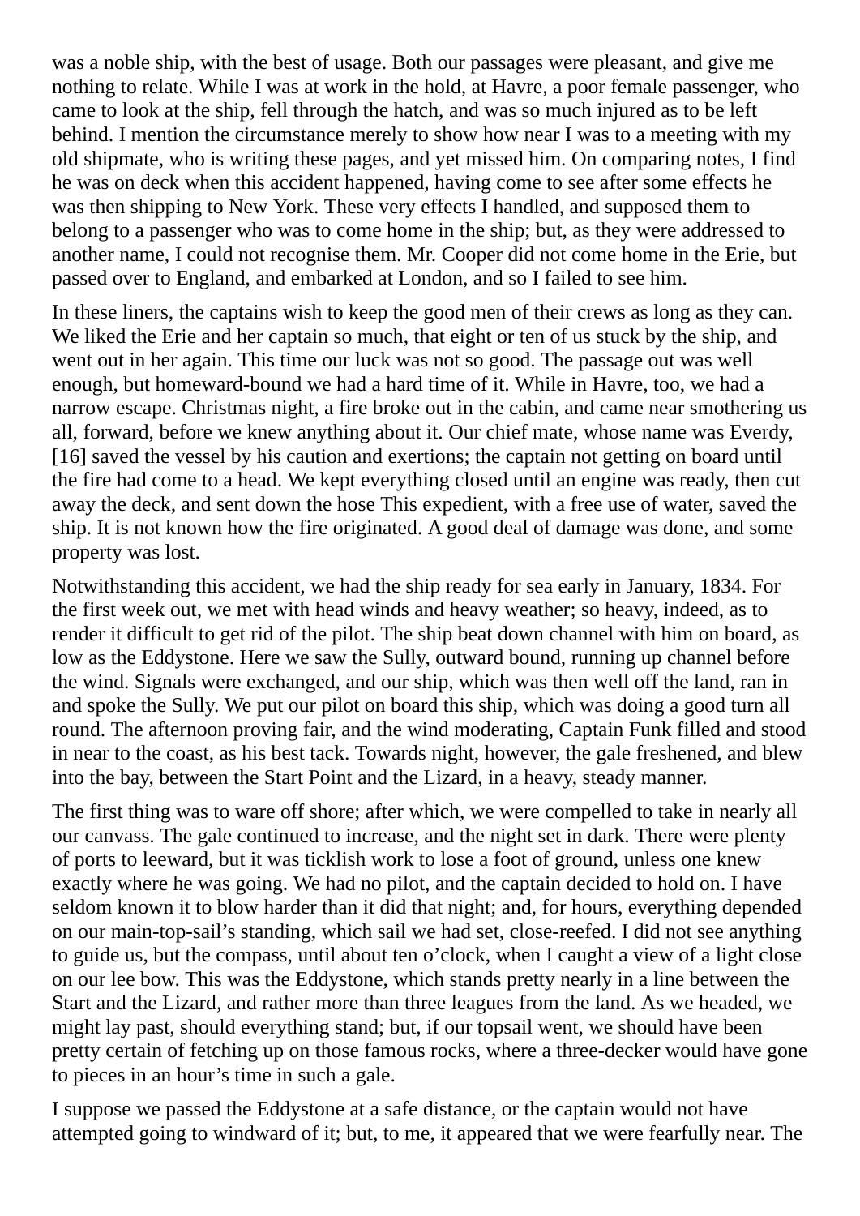was a noble ship, with the best of usage. Both our passages were pleasant, and give me nothing to relate. While I was at work in the hold, at Havre, a poor female passenger, who came to look at the ship, fell through the hatch, and was so much injured as to be left behind. I mention the circumstance merely to show how near I was to a meeting with my old shipmate, who is writing these pages, and yet missed him. On comparing notes, I find he was on deck when this accident happened, having come to see after some effects he was then shipping to New York. These very effects I handled, and supposed them to belong to a passenger who was to come home in the ship; but, as they were addressed to another name, I could not recognise them. Mr. Cooper did not come home in the Erie, but passed over to England, and embarked at London, and so I failed to see him.

In these liners, the captains wish to keep the good men of their crews as long as they can. We liked the Erie and her captain so much, that eight or ten of us stuck by the ship, and went out in her again. This time our luck was not so good. The passage out was well enough, but homeward-bound we had a hard time of it. While in Havre, too, we had a narrow escape. Christmas night, a fire broke out in the cabin, and came near smothering us all, forward, before we knew anything about it. Our chief mate, whose name was Everdy, [16] saved the vessel by his caution and exertions; the captain not getting on board until the fire had come to a head. We kept everything closed until an engine was ready, then cut away the deck, and sent down the hose This expedient, with a free use of water, saved the ship. It is not known how the fire originated. A good deal of damage was done, and some property was lost.

Notwithstanding this accident, we had the ship ready for sea early in January, 1834. For the first week out, we met with head winds and heavy weather; so heavy, indeed, as to render it difficult to get rid of the pilot. The ship beat down channel with him on board, as low as the Eddystone. Here we saw the Sully, outward bound, running up channel before the wind. Signals were exchanged, and our ship, which was then well off the land, ran in and spoke the Sully. We put our pilot on board this ship, which was doing a good turn all round. The afternoon proving fair, and the wind moderating, Captain Funk filled and stood in near to the coast, as his best tack. Towards night, however, the gale freshened, and blew into the bay, between the Start Point and the Lizard, in a heavy, steady manner.

The first thing was to ware off shore; after which, we were compelled to take in nearly all our canvass. The gale continued to increase, and the night set in dark. There were plenty of ports to leeward, but it was ticklish work to lose a foot of ground, unless one knew exactly where he was going. We had no pilot, and the captain decided to hold on. I have seldom known it to blow harder than it did that night; and, for hours, everything depended on our main-top-sail's standing, which sail we had set, close-reefed. I did not see anything to guide us, but the compass, until about ten o'clock, when I caught a view of a light close on our lee bow. This was the Eddystone, which stands pretty nearly in a line between the Start and the Lizard, and rather more than three leagues from the land. As we headed, we might lay past, should everything stand; but, if our topsail went, we should have been pretty certain of fetching up on those famous rocks, where a three-decker would have gone to pieces in an hour's time in such a gale.

I suppose we passed the Eddystone at a safe distance, or the captain would not have attempted going to windward of it; but, to me, it appeared that we were fearfully near. The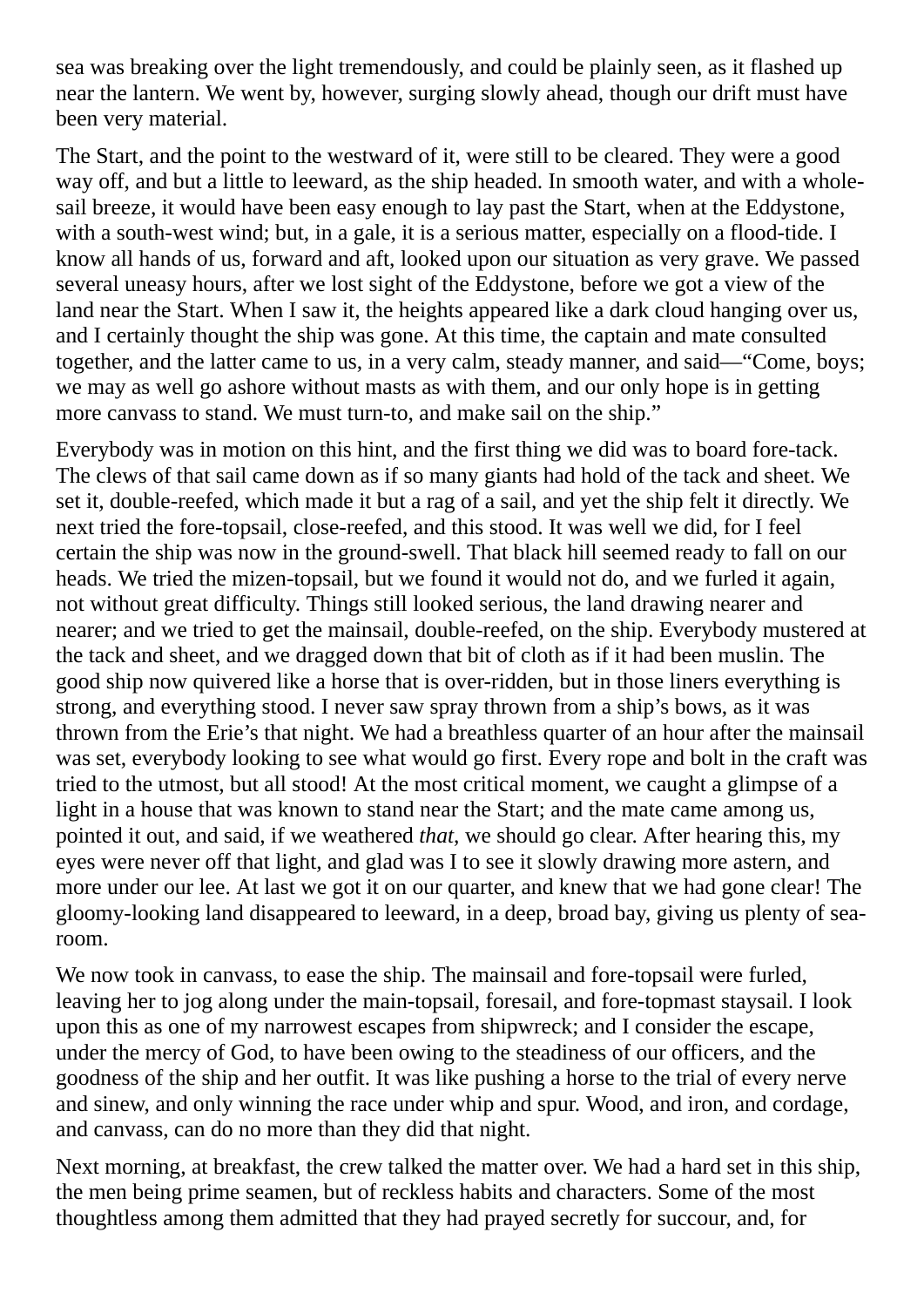sea was breaking over the light tremendously, and could be plainly seen, as it flashed up near the lantern. We went by, however, surging slowly ahead, though our drift must have been very material.

The Start, and the point to the westward of it, were still to be cleared. They were a good way off, and but a little to leeward, as the ship headed. In smooth water, and with a whole-sail breeze, it would have been easy enough to lay past the Start, when at the Eddystone, with a south-west wind; but, in a gale, it is a serious matter, especially on a flood-tide. I know all hands of us, forward and aft, looked upon our situation as very grave. We passed several uneasy hours, after we lost sight of the Eddystone, before we got a view of the land near the Start. When I saw it, the heights appeared like a dark cloud hanging over us, and I certainly thought the ship was gone. At this time, the captain and mate consulted together, and the latter came to us, in a very calm, steady manner, and said—"Come, boys; we may as well go ashore without masts as with them, and our only hope is in getting more canvass to stand. We must turn-to, and make sail on the ship."

Everybody was in motion on this hint, and the first thing we did was to board fore-tack. The clews of that sail came down as if so many giants had hold of the tack and sheet. We set it, double-reefed, which made it but a rag of a sail, and yet the ship felt it directly. We next tried the fore-topsail, close-reefed, and this stood. It was well we did, for I feel certain the ship was now in the ground-swell. That black hill seemed ready to fall on our heads. We tried the mizen-topsail, but we found it would not do, and we furled it again, not without great difficulty. Things still looked serious, the land drawing nearer and nearer; and we tried to get the mainsail, double-reefed, on the ship. Everybody mustered at the tack and sheet, and we dragged down that bit of cloth as if it had been muslin. The good ship now quivered like a horse that is over-ridden, but in those liners everything is strong, and everything stood. I never saw spray thrown from a ship's bows, as it was thrown from the Erie's that night. We had a breathless quarter of an hour after the mainsail was set, everybody looking to see what would go first. Every rope and bolt in the craft was tried to the utmost, but all stood! At the most critical moment, we caught a glimpse of a light in a house that was known to stand near the Start; and the mate came among us, pointed it out, and said, if we weathered *that*, we should go clear. After hearing this, my eyes were never off that light, and glad was I to see it slowly drawing more astern, and more under our lee. At last we got it on our quarter, and knew that we had gone clear! The gloomy-looking land disappeared to leeward, in a deep, broad bay, giving us plenty of sea-room.

We now took in canvass, to ease the ship. The mainsail and fore-topsail were furled, leaving her to jog along under the main-topsail, foresail, and fore-topmast staysail. I look upon this as one of my narrowest escapes from shipwreck; and I consider the escape, under the mercy of God, to have been owing to the steadiness of our officers, and the goodness of the ship and her outfit. It was like pushing a horse to the trial of every nerve and sinew, and only winning the race under whip and spur. Wood, and iron, and cordage, and canvass, can do no more than they did that night.

Next morning, at breakfast, the crew talked the matter over. We had a hard set in this ship, the men being prime seamen, but of reckless habits and characters. Some of the most thoughtless among them admitted that they had prayed secretly for succour, and, for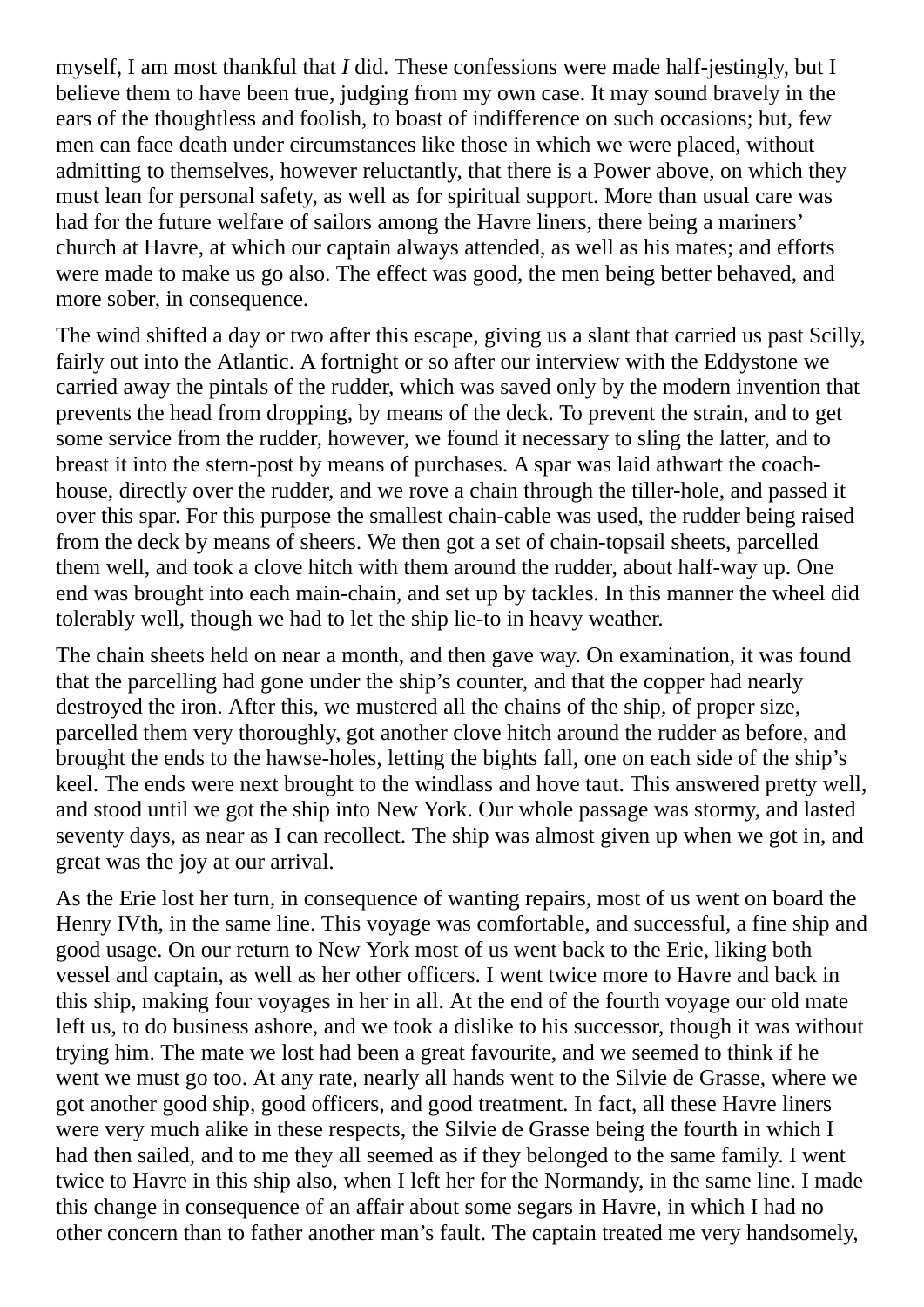myself, I am most thankful that *I* did. These confessions were made half-jestingly, but I believe them to have been true, judging from my own case. It may sound bravely in the ears of the thoughtless and foolish, to boast of indifference on such occasions; but, few men can face death under circumstances like those in which we were placed, without admitting to themselves, however reluctantly, that there is a Power above, on which they must lean for personal safety, as well as for spiritual support. More than usual care was had for the future welfare of sailors among the Havre liners, there being a mariners' church at Havre, at which our captain always attended, as well as his mates; and efforts were made to make us go also. The effect was good, the men being better behaved, and more sober, in consequence.

The wind shifted a day or two after this escape, giving us a slant that carried us past Scilly, fairly out into the Atlantic. A fortnight or so after our interview with the Eddystone we carried away the pintals of the rudder, which was saved only by the modern invention that prevents the head from dropping, by means of the deck. To prevent the strain, and to get some service from the rudder, however, we found it necessary to sling the latter, and to breast it into the stern-post by means of purchases. A spar was laid athwart the coach-house, directly over the rudder, and we rove a chain through the tiller-hole, and passed it over this spar. For this purpose the smallest chain-cable was used, the rudder being raised from the deck by means of sheers. We then got a set of chain-topsail sheets, parcelled them well, and took a clove hitch with them around the rudder, about half-way up. One end was brought into each main-chain, and set up by tackles. In this manner the wheel did tolerably well, though we had to let the ship lie-to in heavy weather.

The chain sheets held on near a month, and then gave way. On examination, it was found that the parcelling had gone under the ship's counter, and that the copper had nearly destroyed the iron. After this, we mustered all the chains of the ship, of proper size, parcelled them very thoroughly, got another clove hitch around the rudder as before, and brought the ends to the hawse-holes, letting the bights fall, one on each side of the ship's keel. The ends were next brought to the windlass and hove taut. This answered pretty well, and stood until we got the ship into New York. Our whole passage was stormy, and lasted seventy days, as near as I can recollect. The ship was almost given up when we got in, and great was the joy at our arrival.

As the Erie lost her turn, in consequence of wanting repairs, most of us went on board the Henry IVth, in the same line. This voyage was comfortable, and successful, a fine ship and good usage. On our return to New York most of us went back to the Erie, liking both vessel and captain, as well as her other officers. I went twice more to Havre and back in this ship, making four voyages in her in all. At the end of the fourth voyage our old mate left us, to do business ashore, and we took a dislike to his successor, though it was without trying him. The mate we lost had been a great favourite, and we seemed to think if he went we must go too. At any rate, nearly all hands went to the Silvie de Grasse, where we got another good ship, good officers, and good treatment. In fact, all these Havre liners were very much alike in these respects, the Silvie de Grasse being the fourth in which I had then sailed, and to me they all seemed as if they belonged to the same family. I went twice to Havre in this ship also, when I left her for the Normandy, in the same line. I made this change in consequence of an affair about some segars in Havre, in which I had no other concern than to father another man's fault. The captain treated me very handsomely,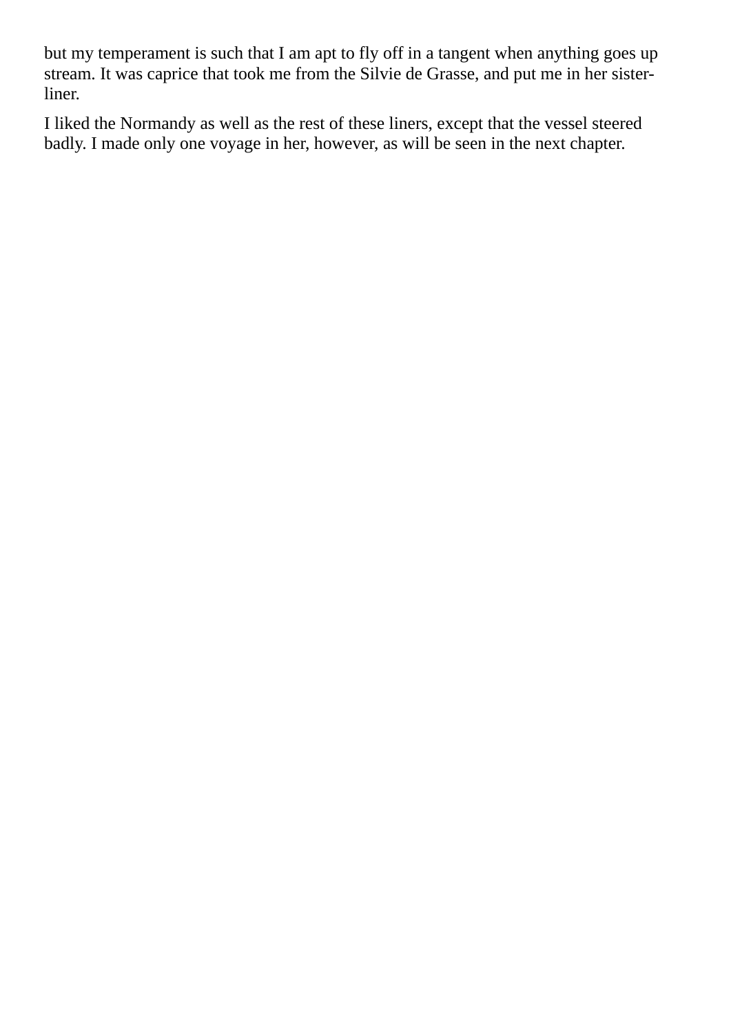but my temperament is such that I am apt to fly off in a tangent when anything goes up stream. It was caprice that took me from the Silvie de Grasse, and put me in her sister-liner.

I liked the Normandy as well as the rest of these liners, except that the vessel steered badly. I made only one voyage in her, however, as will be seen in the next chapter.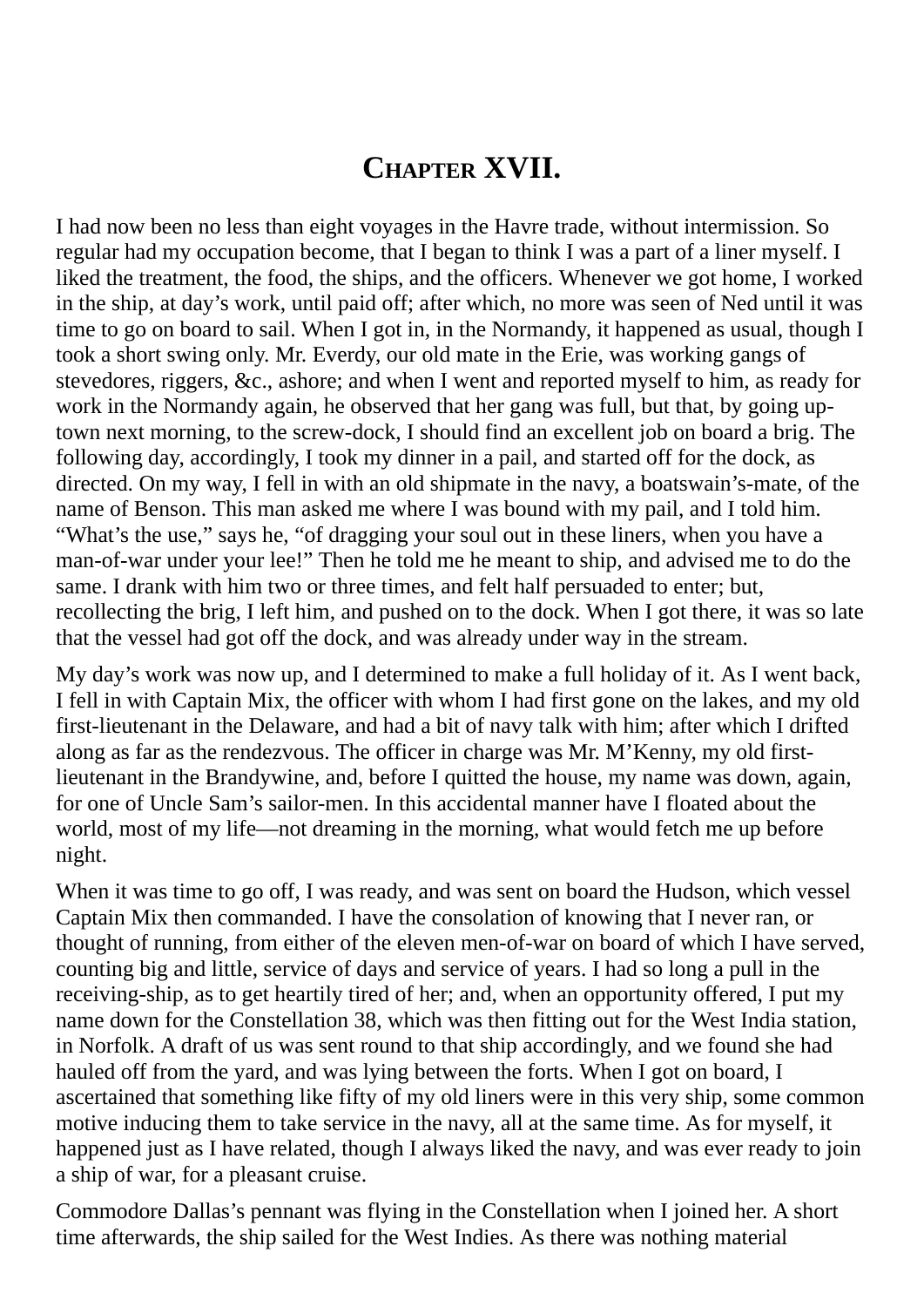# CHAPTER XVII.

I had now been no less than eight voyages in the Havre trade, without intermission. So regular had my occupation become, that I began to think I was a part of a liner myself. I liked the treatment, the food, the ships, and the officers. Whenever we got home, I worked in the ship, at day's work, until paid off; after which, no more was seen of Ned until it was time to go on board to sail. When I got in, in the Normandy, it happened as usual, though I took a short swing only. Mr. Everdy, our old mate in the Erie, was working gangs of stevedores, riggers, &c., ashore; and when I went and reported myself to him, as ready for work in the Normandy again, he observed that her gang was full, but that, by going up-town next morning, to the screw-dock, I should find an excellent job on board a brig. The following day, accordingly, I took my dinner in a pail, and started off for the dock, as directed. On my way, I fell in with an old shipmate in the navy, a boatswain's-mate, of the name of Benson. This man asked me where I was bound with my pail, and I told him. "What's the use," says he, "of dragging your soul out in these liners, when you have a man-of-war under your lee!" Then he told me he meant to ship, and advised me to do the same. I drank with him two or three times, and felt half persuaded to enter; but, recollecting the brig, I left him, and pushed on to the dock. When I got there, it was so late that the vessel had got off the dock, and was already under way in the stream.

My day's work was now up, and I determined to make a full holiday of it. As I went back, I fell in with Captain Mix, the officer with whom I had first gone on the lakes, and my old first-lieutenant in the Delaware, and had a bit of navy talk with him; after which I drifted along as far as the rendezvous. The officer in charge was Mr. M'Kenny, my old first-lieutenant in the Brandywine, and, before I quitted the house, my name was down, again, for one of Uncle Sam's sailor-men. In this accidental manner have I floated about the world, most of my life—not dreaming in the morning, what would fetch me up before night.

When it was time to go off, I was ready, and was sent on board the Hudson, which vessel Captain Mix then commanded. I have the consolation of knowing that I never ran, or thought of running, from either of the eleven men-of-war on board of which I have served, counting big and little, service of days and service of years. I had so long a pull in the receiving-ship, as to get heartily tired of her; and, when an opportunity offered, I put my name down for the Constellation 38, which was then fitting out for the West India station, in Norfolk. A draft of us was sent round to that ship accordingly, and we found she had hauled off from the yard, and was lying between the forts. When I got on board, I ascertained that something like fifty of my old liners were in this very ship, some common motive inducing them to take service in the navy, all at the same time. As for myself, it happened just as I have related, though I always liked the navy, and was ever ready to join a ship of war, for a pleasant cruise.

Commodore Dallas's pennant was flying in the Constellation when I joined her. A short time afterwards, the ship sailed for the West Indies. As there was nothing material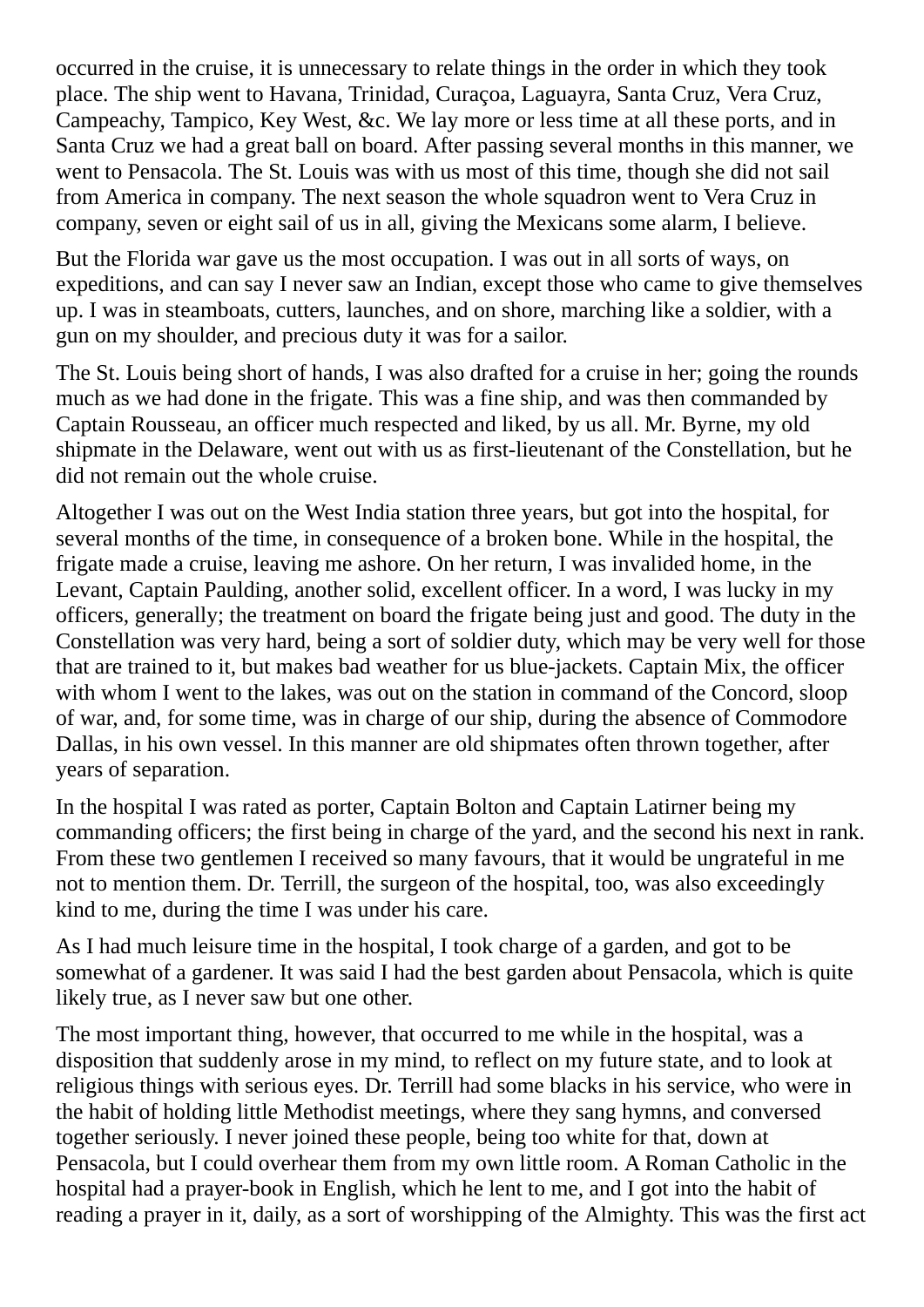occurred in the cruise, it is unnecessary to relate things in the order in which they took place. The ship went to Havana, Trinidad, Curaçoa, Laguayra, Santa Cruz, Vera Cruz, Campeachy, Tampico, Key West, &c. We lay more or less time at all these ports, and in Santa Cruz we had a great ball on board. After passing several months in this manner, we went to Pensacola. The St. Louis was with us most of this time, though she did not sail from America in company. The next season the whole squadron went to Vera Cruz in company, seven or eight sail of us in all, giving the Mexicans some alarm, I believe.

But the Florida war gave us the most occupation. I was out in all sorts of ways, on expeditions, and can say I never saw an Indian, except those who came to give themselves up. I was in steamboats, cutters, launches, and on shore, marching like a soldier, with a gun on my shoulder, and precious duty it was for a sailor.

The St. Louis being short of hands, I was also drafted for a cruise in her; going the rounds much as we had done in the frigate. This was a fine ship, and was then commanded by Captain Rousseau, an officer much respected and liked, by us all. Mr. Byrne, my old shipmate in the Delaware, went out with us as first-lieutenant of the Constellation, but he did not remain out the whole cruise.

Altogether I was out on the West India station three years, but got into the hospital, for several months of the time, in consequence of a broken bone. While in the hospital, the frigate made a cruise, leaving me ashore. On her return, I was invalided home, in the Levant, Captain Paulding, another solid, excellent officer. In a word, I was lucky in my officers, generally; the treatment on board the frigate being just and good. The duty in the Constellation was very hard, being a sort of soldier duty, which may be very well for those that are trained to it, but makes bad weather for us blue-jackets. Captain Mix, the officer with whom I went to the lakes, was out on the station in command of the Concord, sloop of war, and, for some time, was in charge of our ship, during the absence of Commodore Dallas, in his own vessel. In this manner are old shipmates often thrown together, after years of separation.

In the hospital I was rated as porter, Captain Bolton and Captain Latirner being my commanding officers; the first being in charge of the yard, and the second his next in rank. From these two gentlemen I received so many favours, that it would be ungrateful in me not to mention them. Dr. Terrill, the surgeon of the hospital, too, was also exceedingly kind to me, during the time I was under his care.

As I had much leisure time in the hospital, I took charge of a garden, and got to be somewhat of a gardener. It was said I had the best garden about Pensacola, which is quite likely true, as I never saw but one other.

The most important thing, however, that occurred to me while in the hospital, was a disposition that suddenly arose in my mind, to reflect on my future state, and to look at religious things with serious eyes. Dr. Terrill had some blacks in his service, who were in the habit of holding little Methodist meetings, where they sang hymns, and conversed together seriously. I never joined these people, being too white for that, down at Pensacola, but I could overhear them from my own little room. A Roman Catholic in the hospital had a prayer-book in English, which he lent to me, and I got into the habit of reading a prayer in it, daily, as a sort of worshipping of the Almighty. This was the first act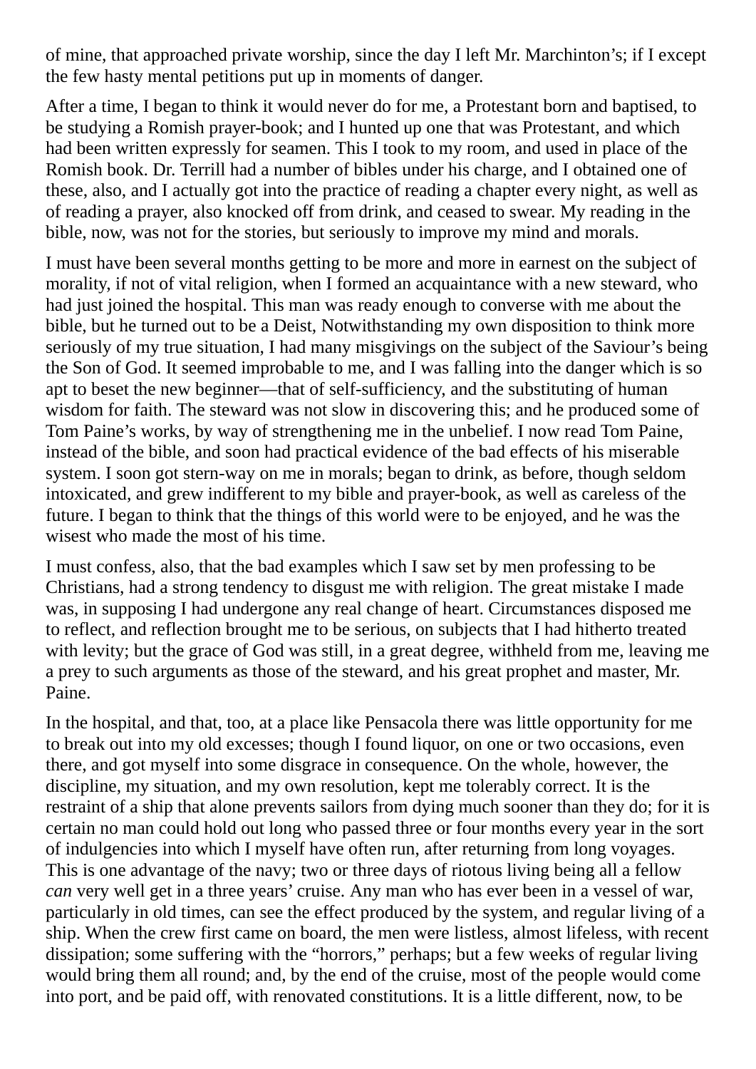of mine, that approached private worship, since the day I left Mr. Marchinton's; if I except the few hasty mental petitions put up in moments of danger.

After a time, I began to think it would never do for me, a Protestant born and baptised, to be studying a Romish prayer-book; and I hunted up one that was Protestant, and which had been written expressly for seamen. This I took to my room, and used in place of the Romish book. Dr. Terrill had a number of bibles under his charge, and I obtained one of these, also, and I actually got into the practice of reading a chapter every night, as well as of reading a prayer, also knocked off from drink, and ceased to swear. My reading in the bible, now, was not for the stories, but seriously to improve my mind and morals.

I must have been several months getting to be more and more in earnest on the subject of morality, if not of vital religion, when I formed an acquaintance with a new steward, who had just joined the hospital. This man was ready enough to converse with me about the bible, but he turned out to be a Deist, Notwithstanding my own disposition to think more seriously of my true situation, I had many misgivings on the subject of the Saviour's being the Son of God. It seemed improbable to me, and I was falling into the danger which is so apt to beset the new beginner—that of self-sufficiency, and the substituting of human wisdom for faith. The steward was not slow in discovering this; and he produced some of Tom Paine's works, by way of strengthening me in the unbelief. I now read Tom Paine, instead of the bible, and soon had practical evidence of the bad effects of his miserable system. I soon got stern-way on me in morals; began to drink, as before, though seldom intoxicated, and grew indifferent to my bible and prayer-book, as well as careless of the future. I began to think that the things of this world were to be enjoyed, and he was the wisest who made the most of his time.

I must confess, also, that the bad examples which I saw set by men professing to be Christians, had a strong tendency to disgust me with religion. The great mistake I made was, in supposing I had undergone any real change of heart. Circumstances disposed me to reflect, and reflection brought me to be serious, on subjects that I had hitherto treated with levity; but the grace of God was still, in a great degree, withheld from me, leaving me a prey to such arguments as those of the steward, and his great prophet and master, Mr. Paine.

In the hospital, and that, too, at a place like Pensacola there was little opportunity for me to break out into my old excesses; though I found liquor, on one or two occasions, even there, and got myself into some disgrace in consequence. On the whole, however, the discipline, my situation, and my own resolution, kept me tolerably correct. It is the restraint of a ship that alone prevents sailors from dying much sooner than they do; for it is certain no man could hold out long who passed three or four months every year in the sort of indulgencies into which I myself have often run, after returning from long voyages. This is one advantage of the navy; two or three days of riotous living being all a fellow *can* very well get in a three years' cruise. Any man who has ever been in a vessel of war, particularly in old times, can see the effect produced by the system, and regular living of a ship. When the crew first came on board, the men were listless, almost lifeless, with recent dissipation; some suffering with the "horrors," perhaps; but a few weeks of regular living would bring them all round; and, by the end of the cruise, most of the people would come into port, and be paid off, with renovated constitutions. It is a little different, now, to be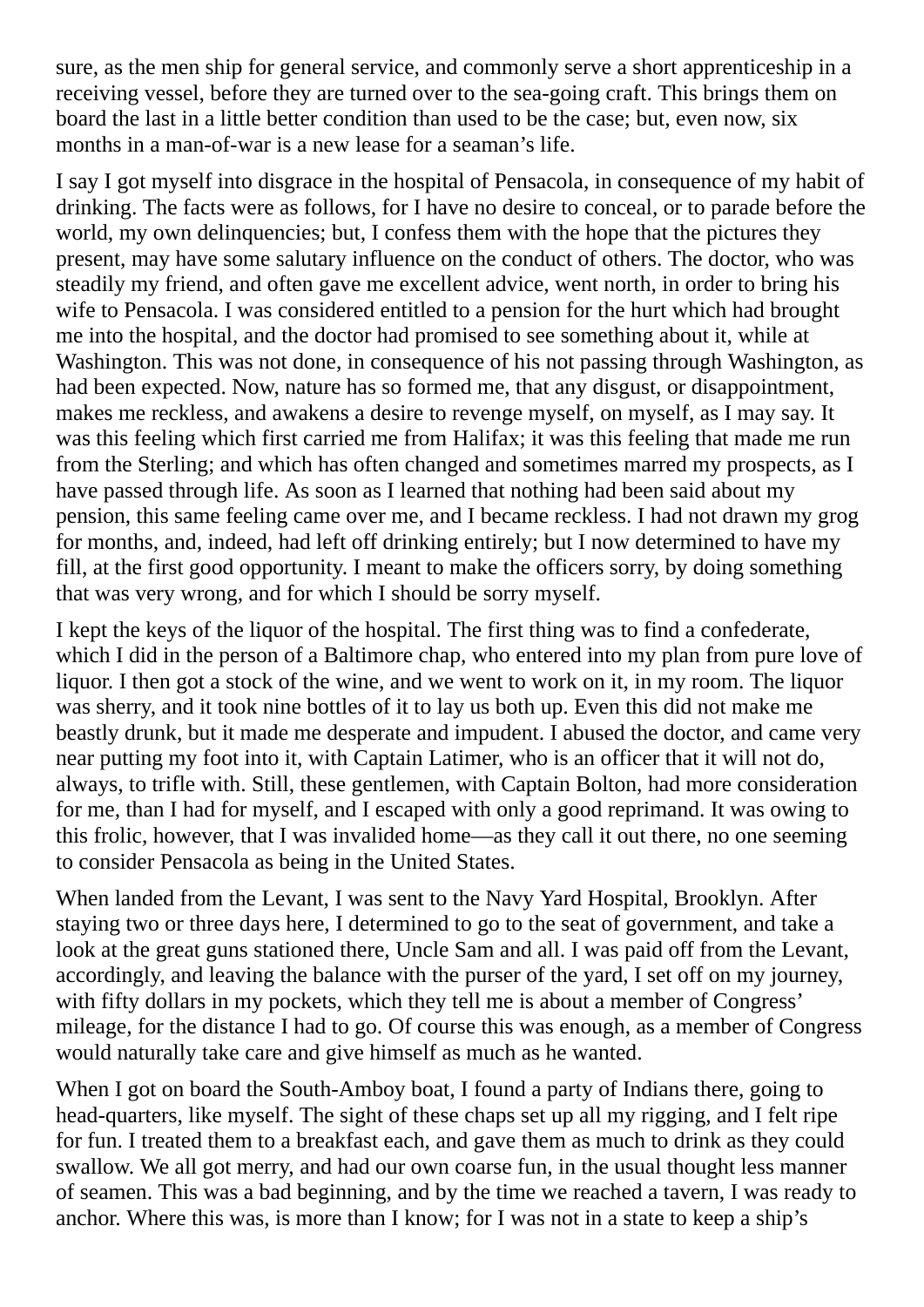sure, as the men ship for general service, and commonly serve a short apprenticeship in a receiving vessel, before they are turned over to the sea-going craft. This brings them on board the last in a little better condition than used to be the case; but, even now, six months in a man-of-war is a new lease for a seaman's life.

I say I got myself into disgrace in the hospital of Pensacola, in consequence of my habit of drinking. The facts were as follows, for I have no desire to conceal, or to parade before the world, my own delinquencies; but, I confess them with the hope that the pictures they present, may have some salutary influence on the conduct of others. The doctor, who was steadily my friend, and often gave me excellent advice, went north, in order to bring his wife to Pensacola. I was considered entitled to a pension for the hurt which had brought me into the hospital, and the doctor had promised to see something about it, while at Washington. This was not done, in consequence of his not passing through Washington, as had been expected. Now, nature has so formed me, that any disgust, or disappointment, makes me reckless, and awakens a desire to revenge myself, on myself, as I may say. It was this feeling which first carried me from Halifax; it was this feeling that made me run from the Sterling; and which has often changed and sometimes marred my prospects, as I have passed through life. As soon as I learned that nothing had been said about my pension, this same feeling came over me, and I became reckless. I had not drawn my grog for months, and, indeed, had left off drinking entirely; but I now determined to have my fill, at the first good opportunity. I meant to make the officers sorry, by doing something that was very wrong, and for which I should be sorry myself.

I kept the keys of the liquor of the hospital. The first thing was to find a confederate, which I did in the person of a Baltimore chap, who entered into my plan from pure love of liquor. I then got a stock of the wine, and we went to work on it, in my room. The liquor was sherry, and it took nine bottles of it to lay us both up. Even this did not make me beastly drunk, but it made me desperate and impudent. I abused the doctor, and came very near putting my foot into it, with Captain Latimer, who is an officer that it will not do, always, to trifle with. Still, these gentlemen, with Captain Bolton, had more consideration for me, than I had for myself, and I escaped with only a good reprimand. It was owing to this frolic, however, that I was invalided home—as they call it out there, no one seeming to consider Pensacola as being in the United States.

When landed from the Levant, I was sent to the Navy Yard Hospital, Brooklyn. After staying two or three days here, I determined to go to the seat of government, and take a look at the great guns stationed there, Uncle Sam and all. I was paid off from the Levant, accordingly, and leaving the balance with the purser of the yard, I set off on my journey, with fifty dollars in my pockets, which they tell me is about a member of Congress' mileage, for the distance I had to go. Of course this was enough, as a member of Congress would naturally take care and give himself as much as he wanted.

When I got on board the South-Amboy boat, I found a party of Indians there, going to head-quarters, like myself. The sight of these chaps set up all my rigging, and I felt ripe for fun. I treated them to a breakfast each, and gave them as much to drink as they could swallow. We all got merry, and had our own coarse fun, in the usual thought less manner of seamen. This was a bad beginning, and by the time we reached a tavern, I was ready to anchor. Where this was, is more than I know; for I was not in a state to keep a ship's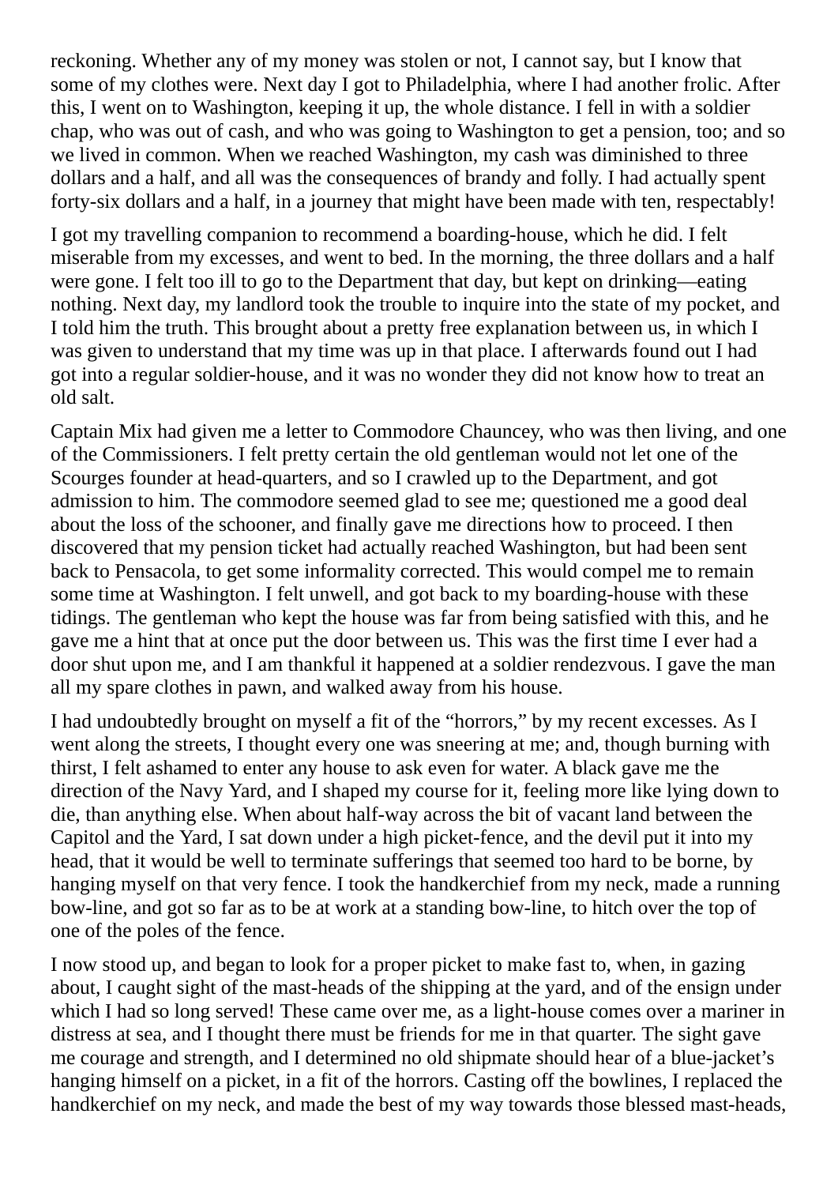reckoning. Whether any of my money was stolen or not, I cannot say, but I know that some of my clothes were. Next day I got to Philadelphia, where I had another frolic. After this, I went on to Washington, keeping it up, the whole distance. I fell in with a soldier chap, who was out of cash, and who was going to Washington to get a pension, too; and so we lived in common. When we reached Washington, my cash was diminished to three dollars and a half, and all was the consequences of brandy and folly. I had actually spent forty-six dollars and a half, in a journey that might have been made with ten, respectably!

I got my travelling companion to recommend a boarding-house, which he did. I felt miserable from my excesses, and went to bed. In the morning, the three dollars and a half were gone. I felt too ill to go to the Department that day, but kept on drinking—eating nothing. Next day, my landlord took the trouble to inquire into the state of my pocket, and I told him the truth. This brought about a pretty free explanation between us, in which I was given to understand that my time was up in that place. I afterwards found out I had got into a regular soldier-house, and it was no wonder they did not know how to treat an old salt.

Captain Mix had given me a letter to Commodore Chauncey, who was then living, and one of the Commissioners. I felt pretty certain the old gentleman would not let one of the Scourges founder at head-quarters, and so I crawled up to the Department, and got admission to him. The commodore seemed glad to see me; questioned me a good deal about the loss of the schooner, and finally gave me directions how to proceed. I then discovered that my pension ticket had actually reached Washington, but had been sent back to Pensacola, to get some informality corrected. This would compel me to remain some time at Washington. I felt unwell, and got back to my boarding-house with these tidings. The gentleman who kept the house was far from being satisfied with this, and he gave me a hint that at once put the door between us. This was the first time I ever had a door shut upon me, and I am thankful it happened at a soldier rendezvous. I gave the man all my spare clothes in pawn, and walked away from his house.

I had undoubtedly brought on myself a fit of the "horrors," by my recent excesses. As I went along the streets, I thought every one was sneering at me; and, though burning with thirst, I felt ashamed to enter any house to ask even for water. A black gave me the direction of the Navy Yard, and I shaped my course for it, feeling more like lying down to die, than anything else. When about half-way across the bit of vacant land between the Capitol and the Yard, I sat down under a high picket-fence, and the devil put it into my head, that it would be well to terminate sufferings that seemed too hard to be borne, by hanging myself on that very fence. I took the handkerchief from my neck, made a running bow-line, and got so far as to be at work at a standing bow-line, to hitch over the top of one of the poles of the fence.

I now stood up, and began to look for a proper picket to make fast to, when, in gazing about, I caught sight of the mast-heads of the shipping at the yard, and of the ensign under which I had so long served! These came over me, as a light-house comes over a mariner in distress at sea, and I thought there must be friends for me in that quarter. The sight gave me courage and strength, and I determined no old shipmate should hear of a blue-jacket's hanging himself on a picket, in a fit of the horrors. Casting off the bowlines, I replaced the handkerchief on my neck, and made the best of my way towards those blessed mast-heads,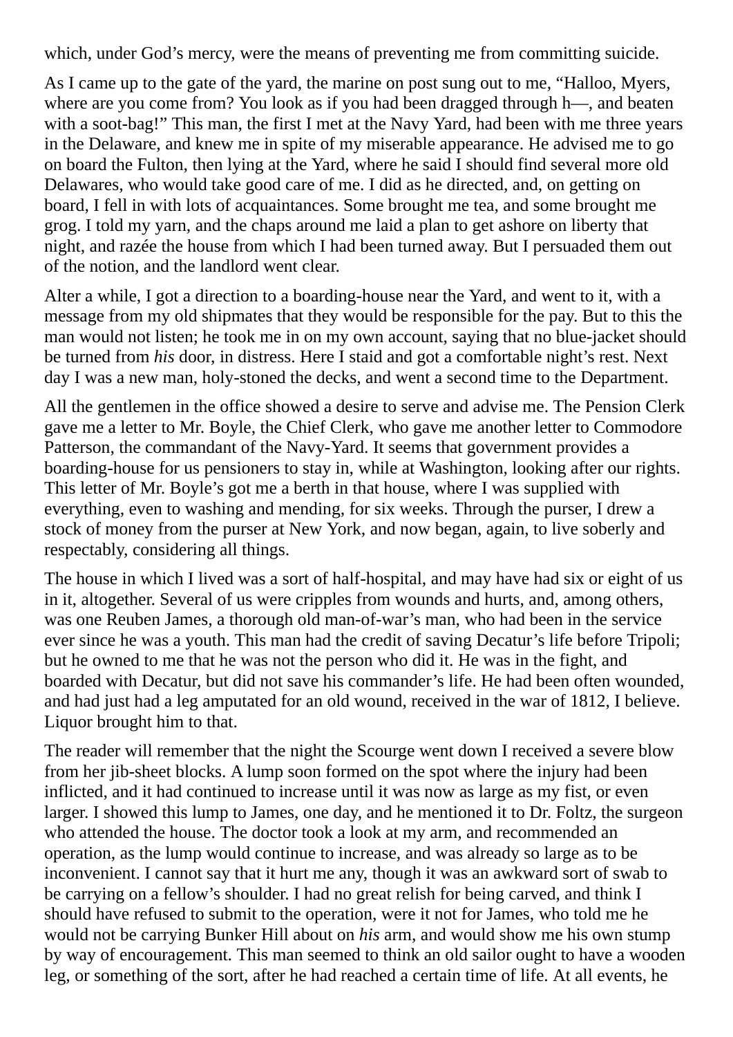which, under God's mercy, were the means of preventing me from committing suicide.

As I came up to the gate of the yard, the marine on post sung out to me, "Halloo, Myers, where are you come from? You look as if you had been dragged through h—, and beaten with a soot-bag!" This man, the first I met at the Navy Yard, had been with me three years in the Delaware, and knew me in spite of my miserable appearance. He advised me to go on board the Fulton, then lying at the Yard, where he said I should find several more old Delawares, who would take good care of me. I did as he directed, and, on getting on board, I fell in with lots of acquaintances. Some brought me tea, and some brought me grog. I told my yarn, and the chaps around me laid a plan to get ashore on liberty that night, and razée the house from which I had been turned away. But I persuaded them out of the notion, and the landlord went clear.

Alter a while, I got a direction to a boarding-house near the Yard, and went to it, with a message from my old shipmates that they would be responsible for the pay. But to this the man would not listen; he took me in on my own account, saying that no blue-jacket should be turned from *his* door, in distress. Here I staid and got a comfortable night's rest. Next day I was a new man, holy-stoned the decks, and went a second time to the Department.

All the gentlemen in the office showed a desire to serve and advise me. The Pension Clerk gave me a letter to Mr. Boyle, the Chief Clerk, who gave me another letter to Commodore Patterson, the commandant of the Navy-Yard. It seems that government provides a boarding-house for us pensioners to stay in, while at Washington, looking after our rights. This letter of Mr. Boyle's got me a berth in that house, where I was supplied with everything, even to washing and mending, for six weeks. Through the purser, I drew a stock of money from the purser at New York, and now began, again, to live soberly and respectably, considering all things.

The house in which I lived was a sort of half-hospital, and may have had six or eight of us in it, altogether. Several of us were cripples from wounds and hurts, and, among others, was one Reuben James, a thorough old man-of-war's man, who had been in the service ever since he was a youth. This man had the credit of saving Decatur's life before Tripoli; but he owned to me that he was not the person who did it. He was in the fight, and boarded with Decatur, but did not save his commander's life. He had been often wounded, and had just had a leg amputated for an old wound, received in the war of 1812, I believe. Liquor brought him to that.

The reader will remember that the night the Scourge went down I received a severe blow from her jib-sheet blocks. A lump soon formed on the spot where the injury had been inflicted, and it had continued to increase until it was now as large as my fist, or even larger. I showed this lump to James, one day, and he mentioned it to Dr. Foltz, the surgeon who attended the house. The doctor took a look at my arm, and recommended an operation, as the lump would continue to increase, and was already so large as to be inconvenient. I cannot say that it hurt me any, though it was an awkward sort of swab to be carrying on a fellow's shoulder. I had no great relish for being carved, and think I should have refused to submit to the operation, were it not for James, who told me he would not be carrying Bunker Hill about on *his* arm, and would show me his own stump by way of encouragement. This man seemed to think an old sailor ought to have a wooden leg, or something of the sort, after he had reached a certain time of life. At all events, he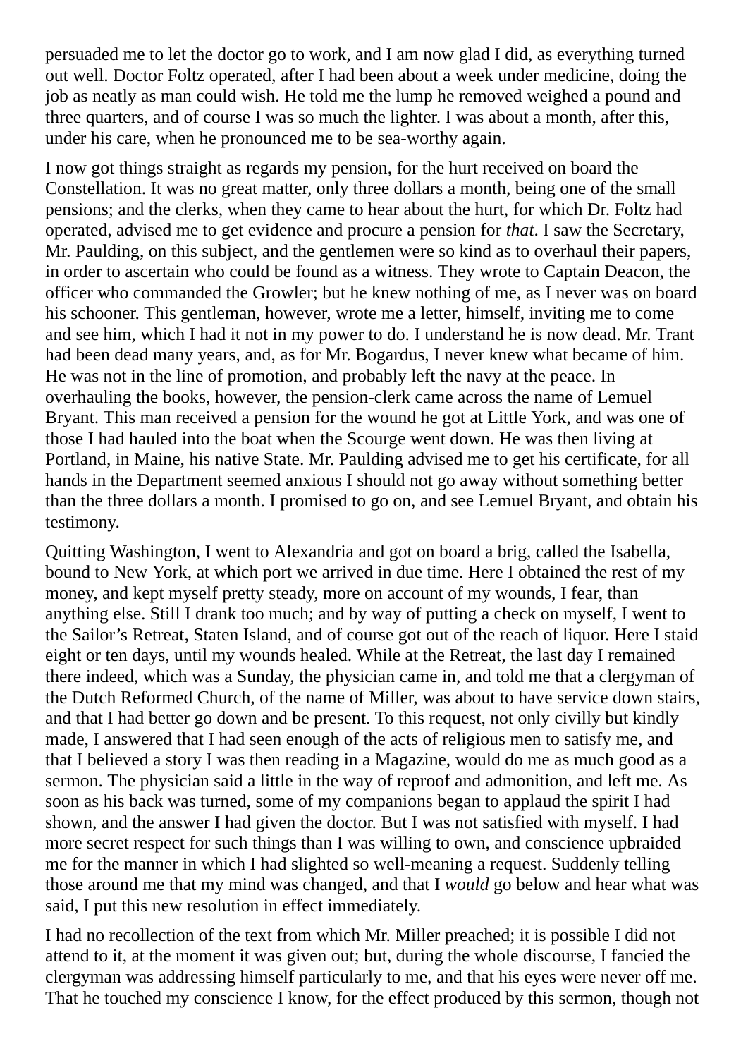persuaded me to let the doctor go to work, and I am now glad I did, as everything turned out well. Doctor Foltz operated, after I had been about a week under medicine, doing the job as neatly as man could wish. He told me the lump he removed weighed a pound and three quarters, and of course I was so much the lighter. I was about a month, after this, under his care, when he pronounced me to be sea-worthy again.

I now got things straight as regards my pension, for the hurt received on board the Constellation. It was no great matter, only three dollars a month, being one of the small pensions; and the clerks, when they came to hear about the hurt, for which Dr. Foltz had operated, advised me to get evidence and procure a pension for *that*. I saw the Secretary, Mr. Paulding, on this subject, and the gentlemen were so kind as to overhaul their papers, in order to ascertain who could be found as a witness. They wrote to Captain Deacon, the officer who commanded the Growler; but he knew nothing of me, as I never was on board his schooner. This gentleman, however, wrote me a letter, himself, inviting me to come and see him, which I had it not in my power to do. I understand he is now dead. Mr. Trant had been dead many years, and, as for Mr. Bogardus, I never knew what became of him. He was not in the line of promotion, and probably left the navy at the peace. In overhauling the books, however, the pension-clerk came across the name of Lemuel Bryant. This man received a pension for the wound he got at Little York, and was one of those I had hauled into the boat when the Scourge went down. He was then living at Portland, in Maine, his native State. Mr. Paulding advised me to get his certificate, for all hands in the Department seemed anxious I should not go away without something better than the three dollars a month. I promised to go on, and see Lemuel Bryant, and obtain his testimony.

Quitting Washington, I went to Alexandria and got on board a brig, called the Isabella, bound to New York, at which port we arrived in due time. Here I obtained the rest of my money, and kept myself pretty steady, more on account of my wounds, I fear, than anything else. Still I drank too much; and by way of putting a check on myself, I went to the Sailor's Retreat, Staten Island, and of course got out of the reach of liquor. Here I staid eight or ten days, until my wounds healed. While at the Retreat, the last day I remained there indeed, which was a Sunday, the physician came in, and told me that a clergyman of the Dutch Reformed Church, of the name of Miller, was about to have service down stairs, and that I had better go down and be present. To this request, not only civilly but kindly made, I answered that I had seen enough of the acts of religious men to satisfy me, and that I believed a story I was then reading in a Magazine, would do me as much good as a sermon. The physician said a little in the way of reproof and admonition, and left me. As soon as his back was turned, some of my companions began to applaud the spirit I had shown, and the answer I had given the doctor. But I was not satisfied with myself. I had more secret respect for such things than I was willing to own, and conscience upbraided me for the manner in which I had slighted so well-meaning a request. Suddenly telling those around me that my mind was changed, and that I *would* go below and hear what was said, I put this new resolution in effect immediately.

I had no recollection of the text from which Mr. Miller preached; it is possible I did not attend to it, at the moment it was given out; but, during the whole discourse, I fancied the clergyman was addressing himself particularly to me, and that his eyes were never off me. That he touched my conscience I know, for the effect produced by this sermon, though not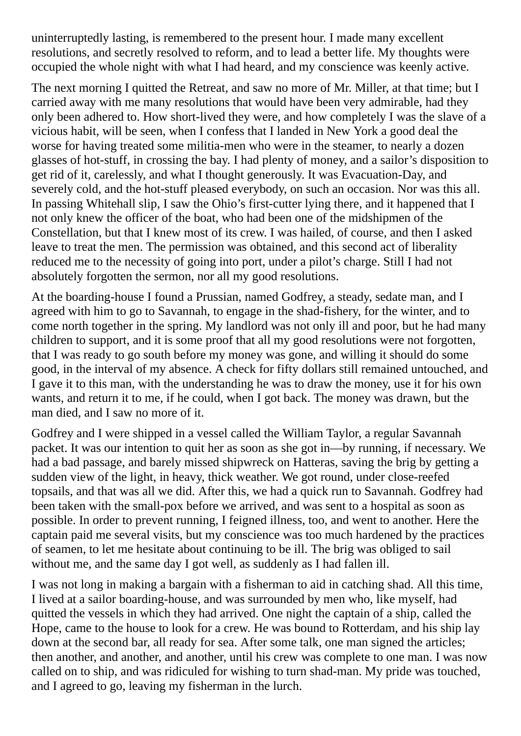uninterruptedly lasting, is remembered to the present hour. I made many excellent resolutions, and secretly resolved to reform, and to lead a better life. My thoughts were occupied the whole night with what I had heard, and my conscience was keenly active.

The next morning I quitted the Retreat, and saw no more of Mr. Miller, at that time; but I carried away with me many resolutions that would have been very admirable, had they only been adhered to. How short-lived they were, and how completely I was the slave of a vicious habit, will be seen, when I confess that I landed in New York a good deal the worse for having treated some militia-men who were in the steamer, to nearly a dozen glasses of hot-stuff, in crossing the bay. I had plenty of money, and a sailor's disposition to get rid of it, carelessly, and what I thought generously. It was Evacuation-Day, and severely cold, and the hot-stuff pleased everybody, on such an occasion. Nor was this all. In passing Whitehall slip, I saw the Ohio's first-cutter lying there, and it happened that I not only knew the officer of the boat, who had been one of the midshipmen of the Constellation, but that I knew most of its crew. I was hailed, of course, and then I asked leave to treat the men. The permission was obtained, and this second act of liberality reduced me to the necessity of going into port, under a pilot's charge. Still I had not absolutely forgotten the sermon, nor all my good resolutions.

At the boarding-house I found a Prussian, named Godfrey, a steady, sedate man, and I agreed with him to go to Savannah, to engage in the shad-fishery, for the winter, and to come north together in the spring. My landlord was not only ill and poor, but he had many children to support, and it is some proof that all my good resolutions were not forgotten, that I was ready to go south before my money was gone, and willing it should do some good, in the interval of my absence. A check for fifty dollars still remained untouched, and I gave it to this man, with the understanding he was to draw the money, use it for his own wants, and return it to me, if he could, when I got back. The money was drawn, but the man died, and I saw no more of it.

Godfrey and I were shipped in a vessel called the William Taylor, a regular Savannah packet. It was our intention to quit her as soon as she got in—by running, if necessary. We had a bad passage, and barely missed shipwreck on Hatteras, saving the brig by getting a sudden view of the light, in heavy, thick weather. We got round, under close-reefed topsails, and that was all we did. After this, we had a quick run to Savannah. Godfrey had been taken with the small-pox before we arrived, and was sent to a hospital as soon as possible. In order to prevent running, I feigned illness, too, and went to another. Here the captain paid me several visits, but my conscience was too much hardened by the practices of seamen, to let me hesitate about continuing to be ill. The brig was obliged to sail without me, and the same day I got well, as suddenly as I had fallen ill.

I was not long in making a bargain with a fisherman to aid in catching shad. All this time, I lived at a sailor boarding-house, and was surrounded by men who, like myself, had quitted the vessels in which they had arrived. One night the captain of a ship, called the Hope, came to the house to look for a crew. He was bound to Rotterdam, and his ship lay down at the second bar, all ready for sea. After some talk, one man signed the articles; then another, and another, and another, until his crew was complete to one man. I was now called on to ship, and was ridiculed for wishing to turn shad-man. My pride was touched, and I agreed to go, leaving my fisherman in the lurch.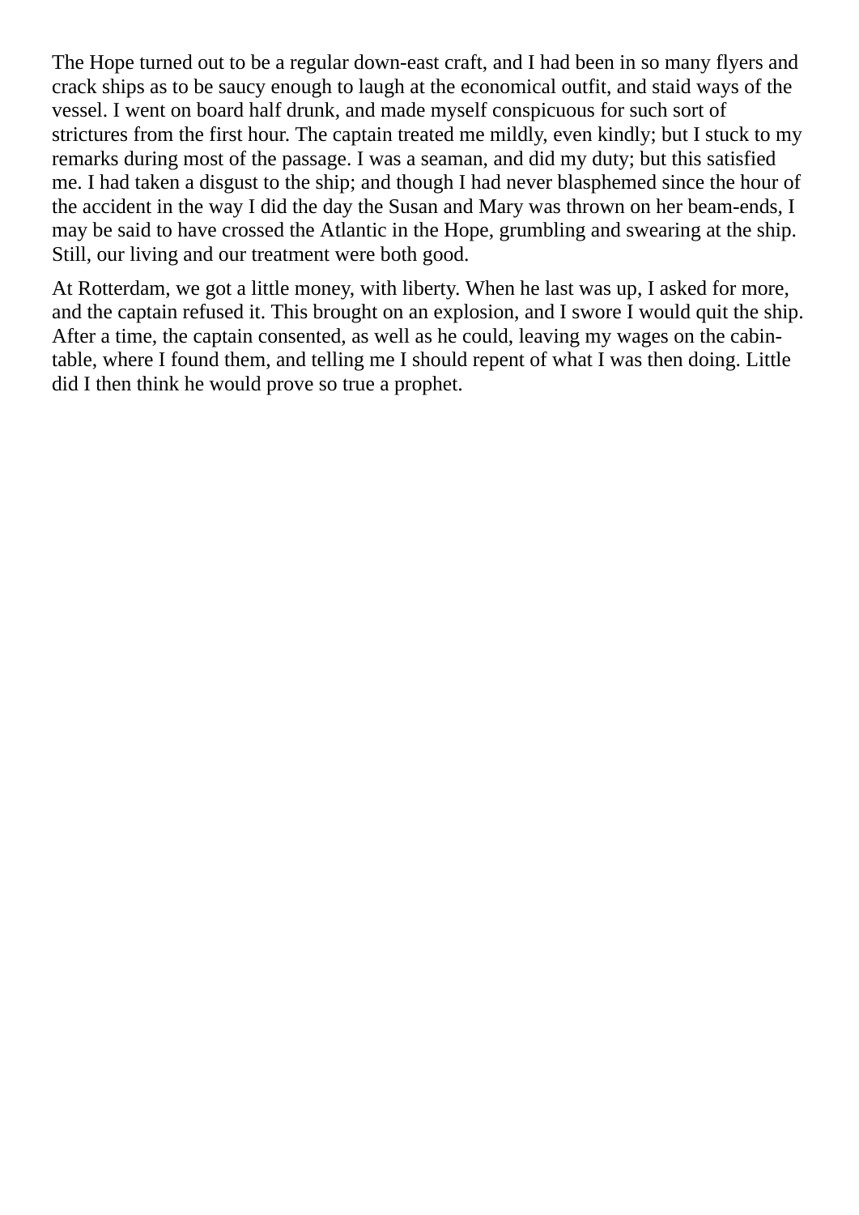The Hope turned out to be a regular down-east craft, and I had been in so many flyers and crack ships as to be saucy enough to laugh at the economical outfit, and staid ways of the vessel. I went on board half drunk, and made myself conspicuous for such sort of strictures from the first hour. The captain treated me mildly, even kindly; but I stuck to my remarks during most of the passage. I was a seaman, and did my duty; but this satisfied me. I had taken a disgust to the ship; and though I had never blasphemed since the hour of the accident in the way I did the day the Susan and Mary was thrown on her beam-ends, I may be said to have crossed the Atlantic in the Hope, grumbling and swearing at the ship. Still, our living and our treatment were both good.

At Rotterdam, we got a little money, with liberty. When he last was up, I asked for more, and the captain refused it. This brought on an explosion, and I swore I would quit the ship. After a time, the captain consented, as well as he could, leaving my wages on the cabin-table, where I found them, and telling me I should repent of what I was then doing. Little did I then think he would prove so true a prophet.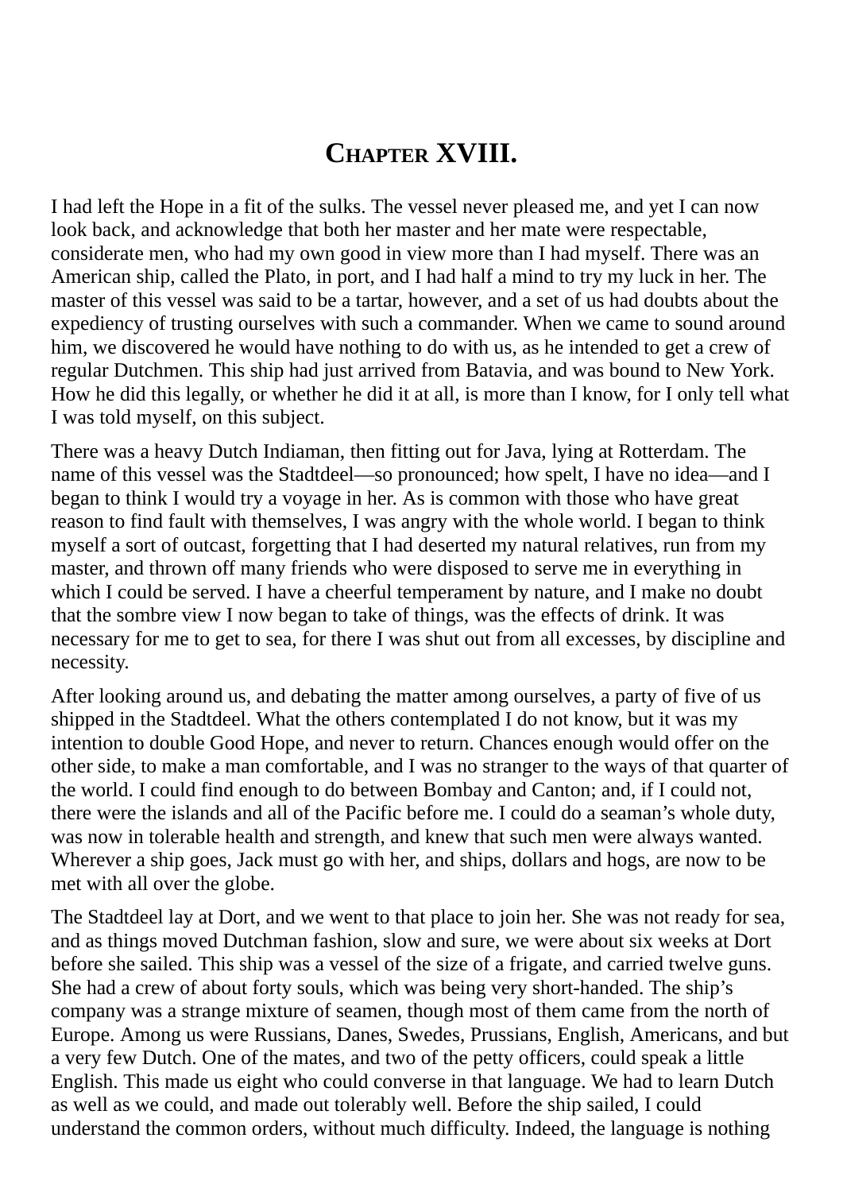# Chapter XVIII.

I had left the Hope in a fit of the sulks. The vessel never pleased me, and yet I can now look back, and acknowledge that both her master and her mate were respectable, considerate men, who had my own good in view more than I had myself. There was an American ship, called the Plato, in port, and I had half a mind to try my luck in her. The master of this vessel was said to be a tartar, however, and a set of us had doubts about the expediency of trusting ourselves with such a commander. When we came to sound around him, we discovered he would have nothing to do with us, as he intended to get a crew of regular Dutchmen. This ship had just arrived from Batavia, and was bound to New York. How he did this legally, or whether he did it at all, is more than I know, for I only tell what I was told myself, on this subject.

There was a heavy Dutch Indiaman, then fitting out for Java, lying at Rotterdam. The name of this vessel was the Stadtdeel—so pronounced; how spelt, I have no idea—and I began to think I would try a voyage in her. As is common with those who have great reason to find fault with themselves, I was angry with the whole world. I began to think myself a sort of outcast, forgetting that I had deserted my natural relatives, run from my master, and thrown off many friends who were disposed to serve me in everything in which I could be served. I have a cheerful temperament by nature, and I make no doubt that the sombre view I now began to take of things, was the effects of drink. It was necessary for me to get to sea, for there I was shut out from all excesses, by discipline and necessity.

After looking around us, and debating the matter among ourselves, a party of five of us shipped in the Stadtdeel. What the others contemplated I do not know, but it was my intention to double Good Hope, and never to return. Chances enough would offer on the other side, to make a man comfortable, and I was no stranger to the ways of that quarter of the world. I could find enough to do between Bombay and Canton; and, if I could not, there were the islands and all of the Pacific before me. I could do a seaman's whole duty, was now in tolerable health and strength, and knew that such men were always wanted. Wherever a ship goes, Jack must go with her, and ships, dollars and hogs, are now to be met with all over the globe.

The Stadtdeel lay at Dort, and we went to that place to join her. She was not ready for sea, and as things moved Dutchman fashion, slow and sure, we were about six weeks at Dort before she sailed. This ship was a vessel of the size of a frigate, and carried twelve guns. She had a crew of about forty souls, which was being very short-handed. The ship's company was a strange mixture of seamen, though most of them came from the north of Europe. Among us were Russians, Danes, Swedes, Prussians, English, Americans, and but a very few Dutch. One of the mates, and two of the petty officers, could speak a little English. This made us eight who could converse in that language. We had to learn Dutch as well as we could, and made out tolerably well. Before the ship sailed, I could understand the common orders, without much difficulty. Indeed, the language is nothing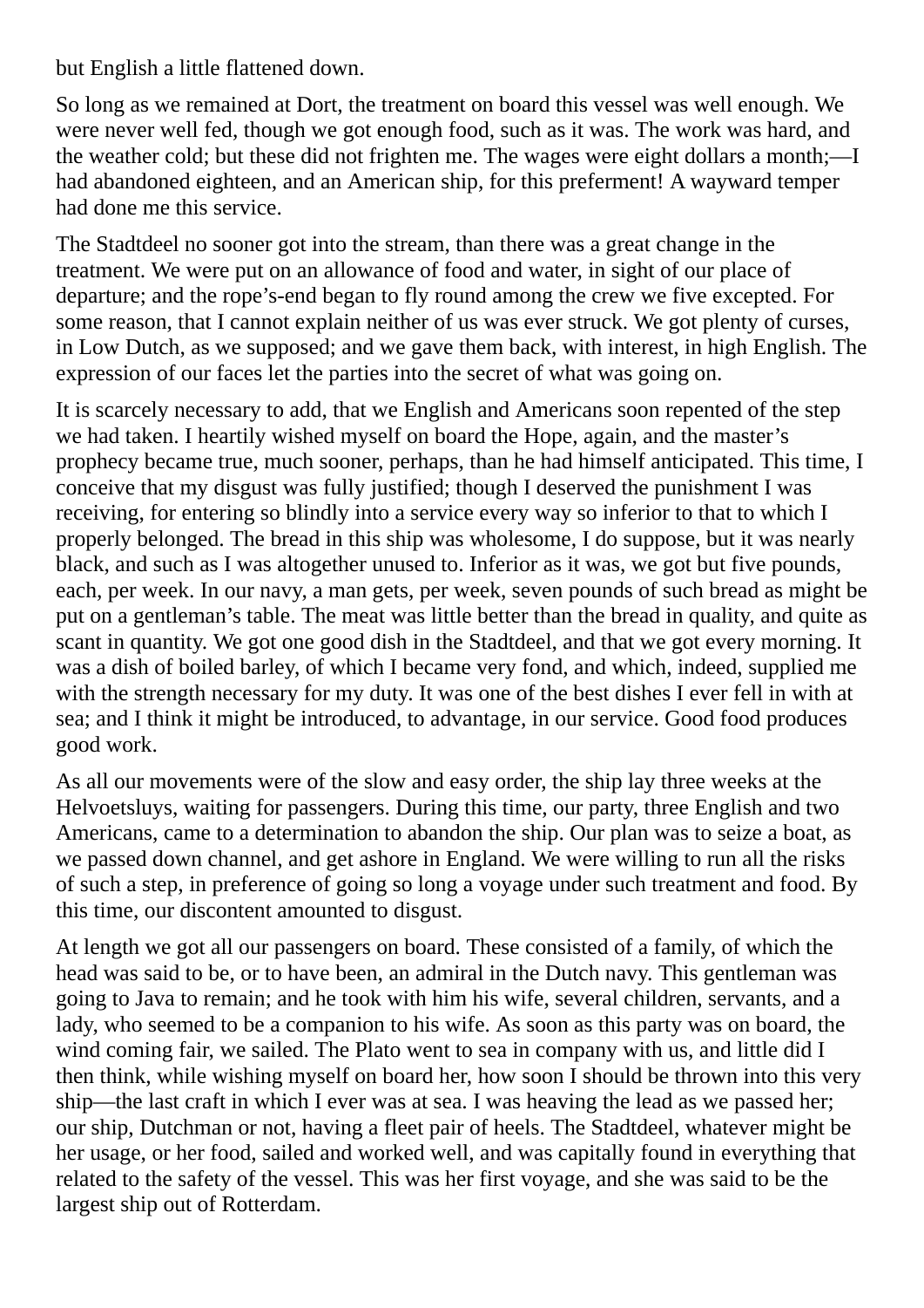but English a little flattened down.

So long as we remained at Dort, the treatment on board this vessel was well enough. We were never well fed, though we got enough food, such as it was. The work was hard, and the weather cold; but these did not frighten me. The wages were eight dollars a month;—I had abandoned eighteen, and an American ship, for this preferment! A wayward temper had done me this service.

The Stadtdeel no sooner got into the stream, than there was a great change in the treatment. We were put on an allowance of food and water, in sight of our place of departure; and the rope's-end began to fly round among the crew we five excepted. For some reason, that I cannot explain neither of us was ever struck. We got plenty of curses, in Low Dutch, as we supposed; and we gave them back, with interest, in high English. The expression of our faces let the parties into the secret of what was going on.

It is scarcely necessary to add, that we English and Americans soon repented of the step we had taken. I heartily wished myself on board the Hope, again, and the master's prophecy became true, much sooner, perhaps, than he had himself anticipated. This time, I conceive that my disgust was fully justified; though I deserved the punishment I was receiving, for entering so blindly into a service every way so inferior to that to which I properly belonged. The bread in this ship was wholesome, I do suppose, but it was nearly black, and such as I was altogether unused to. Inferior as it was, we got but five pounds, each, per week. In our navy, a man gets, per week, seven pounds of such bread as might be put on a gentleman's table. The meat was little better than the bread in quality, and quite as scant in quantity. We got one good dish in the Stadtdeel, and that we got every morning. It was a dish of boiled barley, of which I became very fond, and which, indeed, supplied me with the strength necessary for my duty. It was one of the best dishes I ever fell in with at sea; and I think it might be introduced, to advantage, in our service. Good food produces good work.

As all our movements were of the slow and easy order, the ship lay three weeks at the Helvoetsluys, waiting for passengers. During this time, our party, three English and two Americans, came to a determination to abandon the ship. Our plan was to seize a boat, as we passed down channel, and get ashore in England. We were willing to run all the risks of such a step, in preference of going so long a voyage under such treatment and food. By this time, our discontent amounted to disgust.

At length we got all our passengers on board. These consisted of a family, of which the head was said to be, or to have been, an admiral in the Dutch navy. This gentleman was going to Java to remain; and he took with him his wife, several children, servants, and a lady, who seemed to be a companion to his wife. As soon as this party was on board, the wind coming fair, we sailed. The Plato went to sea in company with us, and little did I then think, while wishing myself on board her, how soon I should be thrown into this very ship—the last craft in which I ever was at sea. I was heaving the lead as we passed her; our ship, Dutchman or not, having a fleet pair of heels. The Stadtdeel, whatever might be her usage, or her food, sailed and worked well, and was capitally found in everything that related to the safety of the vessel. This was her first voyage, and she was said to be the largest ship out of Rotterdam.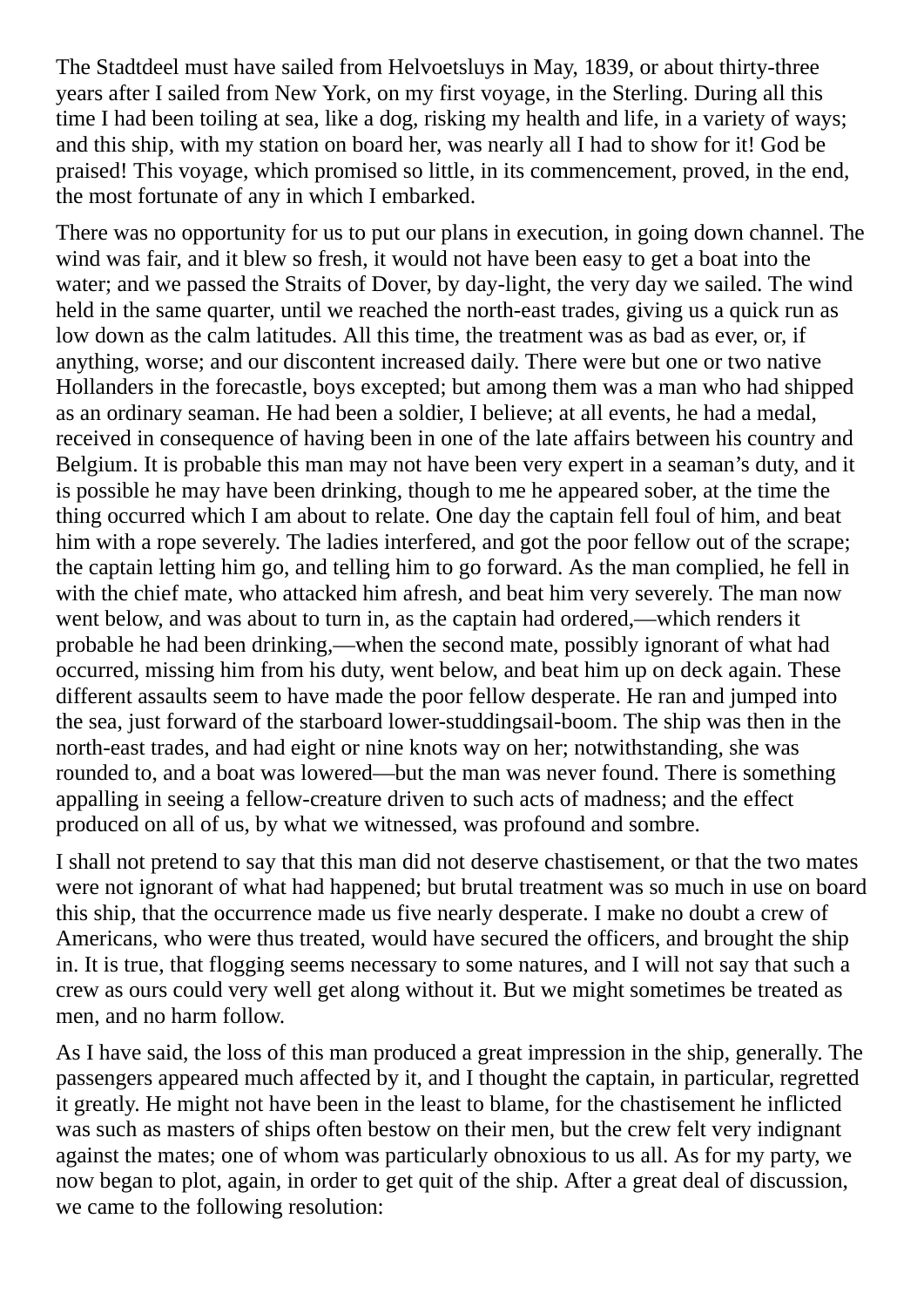The Stadtdeel must have sailed from Helvoetsluys in May, 1839, or about thirty-three years after I sailed from New York, on my first voyage, in the Sterling. During all this time I had been toiling at sea, like a dog, risking my health and life, in a variety of ways; and this ship, with my station on board her, was nearly all I had to show for it! God be praised! This voyage, which promised so little, in its commencement, proved, in the end, the most fortunate of any in which I embarked.

There was no opportunity for us to put our plans in execution, in going down channel. The wind was fair, and it blew so fresh, it would not have been easy to get a boat into the water; and we passed the Straits of Dover, by day-light, the very day we sailed. The wind held in the same quarter, until we reached the north-east trades, giving us a quick run as low down as the calm latitudes. All this time, the treatment was as bad as ever, or, if anything, worse; and our discontent increased daily. There were but one or two native Hollanders in the forecastle, boys excepted; but among them was a man who had shipped as an ordinary seaman. He had been a soldier, I believe; at all events, he had a medal, received in consequence of having been in one of the late affairs between his country and Belgium. It is probable this man may not have been very expert in a seaman's duty, and it is possible he may have been drinking, though to me he appeared sober, at the time the thing occurred which I am about to relate. One day the captain fell foul of him, and beat him with a rope severely. The ladies interfered, and got the poor fellow out of the scrape; the captain letting him go, and telling him to go forward. As the man complied, he fell in with the chief mate, who attacked him afresh, and beat him very severely. The man now went below, and was about to turn in, as the captain had ordered,—which renders it probable he had been drinking,—when the second mate, possibly ignorant of what had occurred, missing him from his duty, went below, and beat him up on deck again. These different assaults seem to have made the poor fellow desperate. He ran and jumped into the sea, just forward of the starboard lower-studdingsail-boom. The ship was then in the north-east trades, and had eight or nine knots way on her; notwithstanding, she was rounded to, and a boat was lowered—but the man was never found. There is something appalling in seeing a fellow-creature driven to such acts of madness; and the effect produced on all of us, by what we witnessed, was profound and sombre.

I shall not pretend to say that this man did not deserve chastisement, or that the two mates were not ignorant of what had happened; but brutal treatment was so much in use on board this ship, that the occurrence made us five nearly desperate. I make no doubt a crew of Americans, who were thus treated, would have secured the officers, and brought the ship in. It is true, that flogging seems necessary to some natures, and I will not say that such a crew as ours could very well get along without it. But we might sometimes be treated as men, and no harm follow.

As I have said, the loss of this man produced a great impression in the ship, generally. The passengers appeared much affected by it, and I thought the captain, in particular, regretted it greatly. He might not have been in the least to blame, for the chastisement he inflicted was such as masters of ships often bestow on their men, but the crew felt very indignant against the mates; one of whom was particularly obnoxious to us all. As for my party, we now began to plot, again, in order to get quit of the ship. After a great deal of discussion, we came to the following resolution: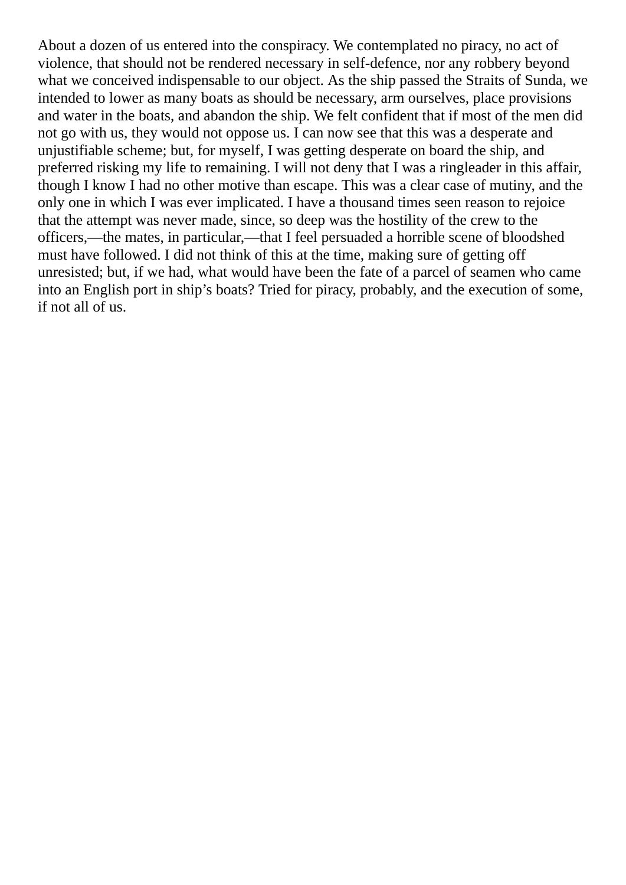About a dozen of us entered into the conspiracy. We contemplated no piracy, no act of violence, that should not be rendered necessary in self-defence, nor any robbery beyond what we conceived indispensable to our object. As the ship passed the Straits of Sunda, we intended to lower as many boats as should be necessary, arm ourselves, place provisions and water in the boats, and abandon the ship. We felt confident that if most of the men did not go with us, they would not oppose us. I can now see that this was a desperate and unjustifiable scheme; but, for myself, I was getting desperate on board the ship, and preferred risking my life to remaining. I will not deny that I was a ringleader in this affair, though I know I had no other motive than escape. This was a clear case of mutiny, and the only one in which I was ever implicated. I have a thousand times seen reason to rejoice that the attempt was never made, since, so deep was the hostility of the crew to the officers,—the mates, in particular,—that I feel persuaded a horrible scene of bloodshed must have followed. I did not think of this at the time, making sure of getting off unresisted; but, if we had, what would have been the fate of a parcel of seamen who came into an English port in ship's boats? Tried for piracy, probably, and the execution of some, if not all of us.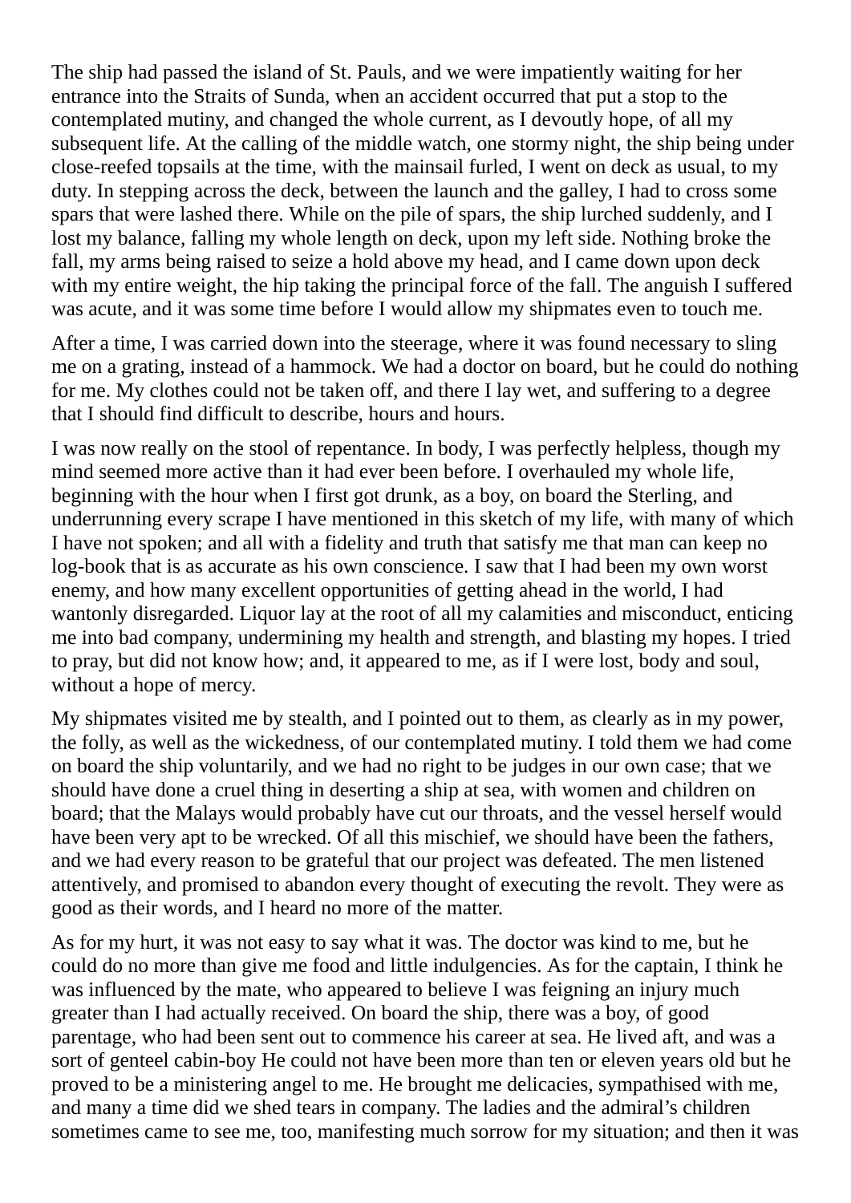The ship had passed the island of St. Pauls, and we were impatiently waiting for her entrance into the Straits of Sunda, when an accident occurred that put a stop to the contemplated mutiny, and changed the whole current, as I devoutly hope, of all my subsequent life. At the calling of the middle watch, one stormy night, the ship being under close-reefed topsails at the time, with the mainsail furled, I went on deck as usual, to my duty. In stepping across the deck, between the launch and the galley, I had to cross some spars that were lashed there. While on the pile of spars, the ship lurched suddenly, and I lost my balance, falling my whole length on deck, upon my left side. Nothing broke the fall, my arms being raised to seize a hold above my head, and I came down upon deck with my entire weight, the hip taking the principal force of the fall. The anguish I suffered was acute, and it was some time before I would allow my shipmates even to touch me.

After a time, I was carried down into the steerage, where it was found necessary to sling me on a grating, instead of a hammock. We had a doctor on board, but he could do nothing for me. My clothes could not be taken off, and there I lay wet, and suffering to a degree that I should find difficult to describe, hours and hours.

I was now really on the stool of repentance. In body, I was perfectly helpless, though my mind seemed more active than it had ever been before. I overhauled my whole life, beginning with the hour when I first got drunk, as a boy, on board the Sterling, and underrunning every scrape I have mentioned in this sketch of my life, with many of which I have not spoken; and all with a fidelity and truth that satisfy me that man can keep no log-book that is as accurate as his own conscience. I saw that I had been my own worst enemy, and how many excellent opportunities of getting ahead in the world, I had wantonly disregarded. Liquor lay at the root of all my calamities and misconduct, enticing me into bad company, undermining my health and strength, and blasting my hopes. I tried to pray, but did not know how; and, it appeared to me, as if I were lost, body and soul, without a hope of mercy.

My shipmates visited me by stealth, and I pointed out to them, as clearly as in my power, the folly, as well as the wickedness, of our contemplated mutiny. I told them we had come on board the ship voluntarily, and we had no right to be judges in our own case; that we should have done a cruel thing in deserting a ship at sea, with women and children on board; that the Malays would probably have cut our throats, and the vessel herself would have been very apt to be wrecked. Of all this mischief, we should have been the fathers, and we had every reason to be grateful that our project was defeated. The men listened attentively, and promised to abandon every thought of executing the revolt. They were as good as their words, and I heard no more of the matter.

As for my hurt, it was not easy to say what it was. The doctor was kind to me, but he could do no more than give me food and little indulgencies. As for the captain, I think he was influenced by the mate, who appeared to believe I was feigning an injury much greater than I had actually received. On board the ship, there was a boy, of good parentage, who had been sent out to commence his career at sea. He lived aft, and was a sort of genteel cabin-boy He could not have been more than ten or eleven years old but he proved to be a ministering angel to me. He brought me delicacies, sympathised with me, and many a time did we shed tears in company. The ladies and the admiral's children sometimes came to see me, too, manifesting much sorrow for my situation; and then it was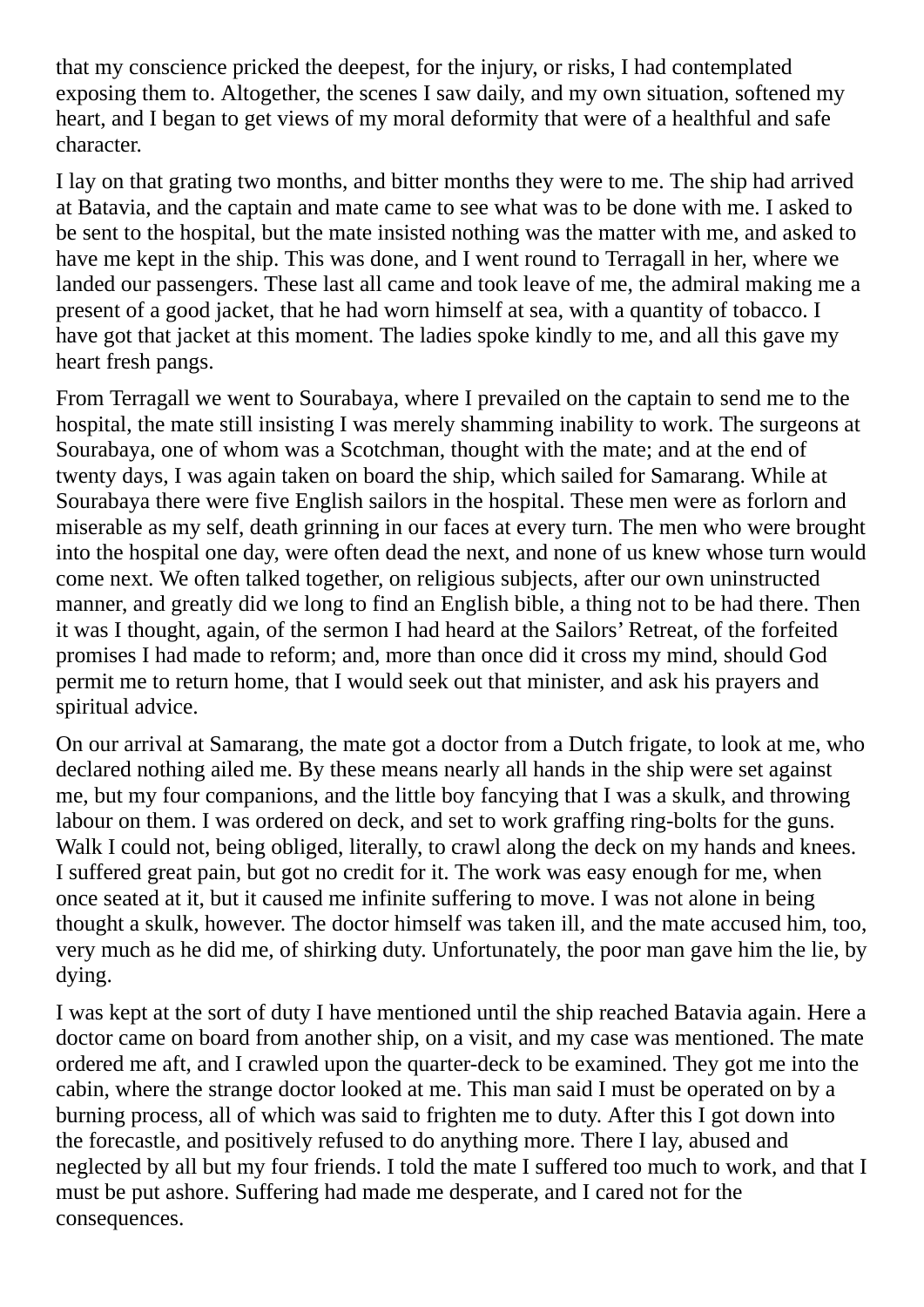that my conscience pricked the deepest, for the injury, or risks, I had contemplated exposing them to. Altogether, the scenes I saw daily, and my own situation, softened my heart, and I began to get views of my moral deformity that were of a healthful and safe character.

I lay on that grating two months, and bitter months they were to me. The ship had arrived at Batavia, and the captain and mate came to see what was to be done with me. I asked to be sent to the hospital, but the mate insisted nothing was the matter with me, and asked to have me kept in the ship. This was done, and I went round to Terragall in her, where we landed our passengers. These last all came and took leave of me, the admiral making me a present of a good jacket, that he had worn himself at sea, with a quantity of tobacco. I have got that jacket at this moment. The ladies spoke kindly to me, and all this gave my heart fresh pangs.

From Terragall we went to Sourabaya, where I prevailed on the captain to send me to the hospital, the mate still insisting I was merely shamming inability to work. The surgeons at Sourabaya, one of whom was a Scotchman, thought with the mate; and at the end of twenty days, I was again taken on board the ship, which sailed for Samarang. While at Sourabaya there were five English sailors in the hospital. These men were as forlorn and miserable as my self, death grinning in our faces at every turn. The men who were brought into the hospital one day, were often dead the next, and none of us knew whose turn would come next. We often talked together, on religious subjects, after our own uninstructed manner, and greatly did we long to find an English bible, a thing not to be had there. Then it was I thought, again, of the sermon I had heard at the Sailors' Retreat, of the forfeited promises I had made to reform; and, more than once did it cross my mind, should God permit me to return home, that I would seek out that minister, and ask his prayers and spiritual advice.

On our arrival at Samarang, the mate got a doctor from a Dutch frigate, to look at me, who declared nothing ailed me. By these means nearly all hands in the ship were set against me, but my four companions, and the little boy fancying that I was a skulk, and throwing labour on them. I was ordered on deck, and set to work graffing ring-bolts for the guns. Walk I could not, being obliged, literally, to crawl along the deck on my hands and knees. I suffered great pain, but got no credit for it. The work was easy enough for me, when once seated at it, but it caused me infinite suffering to move. I was not alone in being thought a skulk, however. The doctor himself was taken ill, and the mate accused him, too, very much as he did me, of shirking duty. Unfortunately, the poor man gave him the lie, by dying.

I was kept at the sort of duty I have mentioned until the ship reached Batavia again. Here a doctor came on board from another ship, on a visit, and my case was mentioned. The mate ordered me aft, and I crawled upon the quarter-deck to be examined. They got me into the cabin, where the strange doctor looked at me. This man said I must be operated on by a burning process, all of which was said to frighten me to duty. After this I got down into the forecastle, and positively refused to do anything more. There I lay, abused and neglected by all but my four friends. I told the mate I suffered too much to work, and that I must be put ashore. Suffering had made me desperate, and I cared not for the consequences.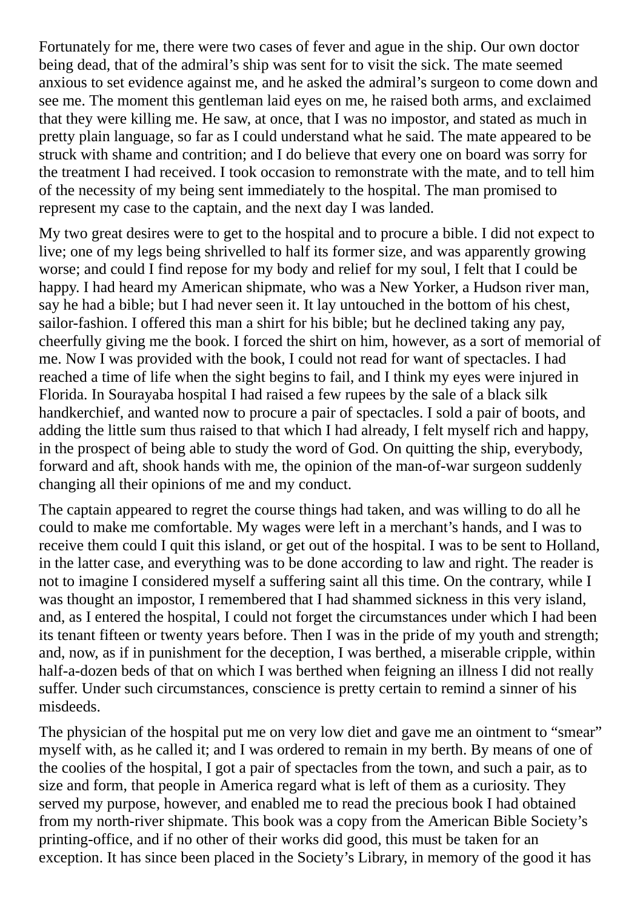Fortunately for me, there were two cases of fever and ague in the ship. Our own doctor being dead, that of the admiral's ship was sent for to visit the sick. The mate seemed anxious to set evidence against me, and he asked the admiral's surgeon to come down and see me. The moment this gentleman laid eyes on me, he raised both arms, and exclaimed that they were killing me. He saw, at once, that I was no impostor, and stated as much in pretty plain language, so far as I could understand what he said. The mate appeared to be struck with shame and contrition; and I do believe that every one on board was sorry for the treatment I had received. I took occasion to remonstrate with the mate, and to tell him of the necessity of my being sent immediately to the hospital. The man promised to represent my case to the captain, and the next day I was landed.

My two great desires were to get to the hospital and to procure a bible. I did not expect to live; one of my legs being shrivelled to half its former size, and was apparently growing worse; and could I find repose for my body and relief for my soul, I felt that I could be happy. I had heard my American shipmate, who was a New Yorker, a Hudson river man, say he had a bible; but I had never seen it. It lay untouched in the bottom of his chest, sailor-fashion. I offered this man a shirt for his bible; but he declined taking any pay, cheerfully giving me the book. I forced the shirt on him, however, as a sort of memorial of me. Now I was provided with the book, I could not read for want of spectacles. I had reached a time of life when the sight begins to fail, and I think my eyes were injured in Florida. In Sourayaba hospital I had raised a few rupees by the sale of a black silk handkerchief, and wanted now to procure a pair of spectacles. I sold a pair of boots, and adding the little sum thus raised to that which I had already, I felt myself rich and happy, in the prospect of being able to study the word of God. On quitting the ship, everybody, forward and aft, shook hands with me, the opinion of the man-of-war surgeon suddenly changing all their opinions of me and my conduct.

The captain appeared to regret the course things had taken, and was willing to do all he could to make me comfortable. My wages were left in a merchant's hands, and I was to receive them could I quit this island, or get out of the hospital. I was to be sent to Holland, in the latter case, and everything was to be done according to law and right. The reader is not to imagine I considered myself a suffering saint all this time. On the contrary, while I was thought an impostor, I remembered that I had shammed sickness in this very island, and, as I entered the hospital, I could not forget the circumstances under which I had been its tenant fifteen or twenty years before. Then I was in the pride of my youth and strength; and, now, as if in punishment for the deception, I was berthed, a miserable cripple, within half-a-dozen beds of that on which I was berthed when feigning an illness I did not really suffer. Under such circumstances, conscience is pretty certain to remind a sinner of his misdeeds.

The physician of the hospital put me on very low diet and gave me an ointment to "smear" myself with, as he called it; and I was ordered to remain in my berth. By means of one of the coolies of the hospital, I got a pair of spectacles from the town, and such a pair, as to size and form, that people in America regard what is left of them as a curiosity. They served my purpose, however, and enabled me to read the precious book I had obtained from my north-river shipmate. This book was a copy from the American Bible Society's printing-office, and if no other of their works did good, this must be taken for an exception. It has since been placed in the Society's Library, in memory of the good it has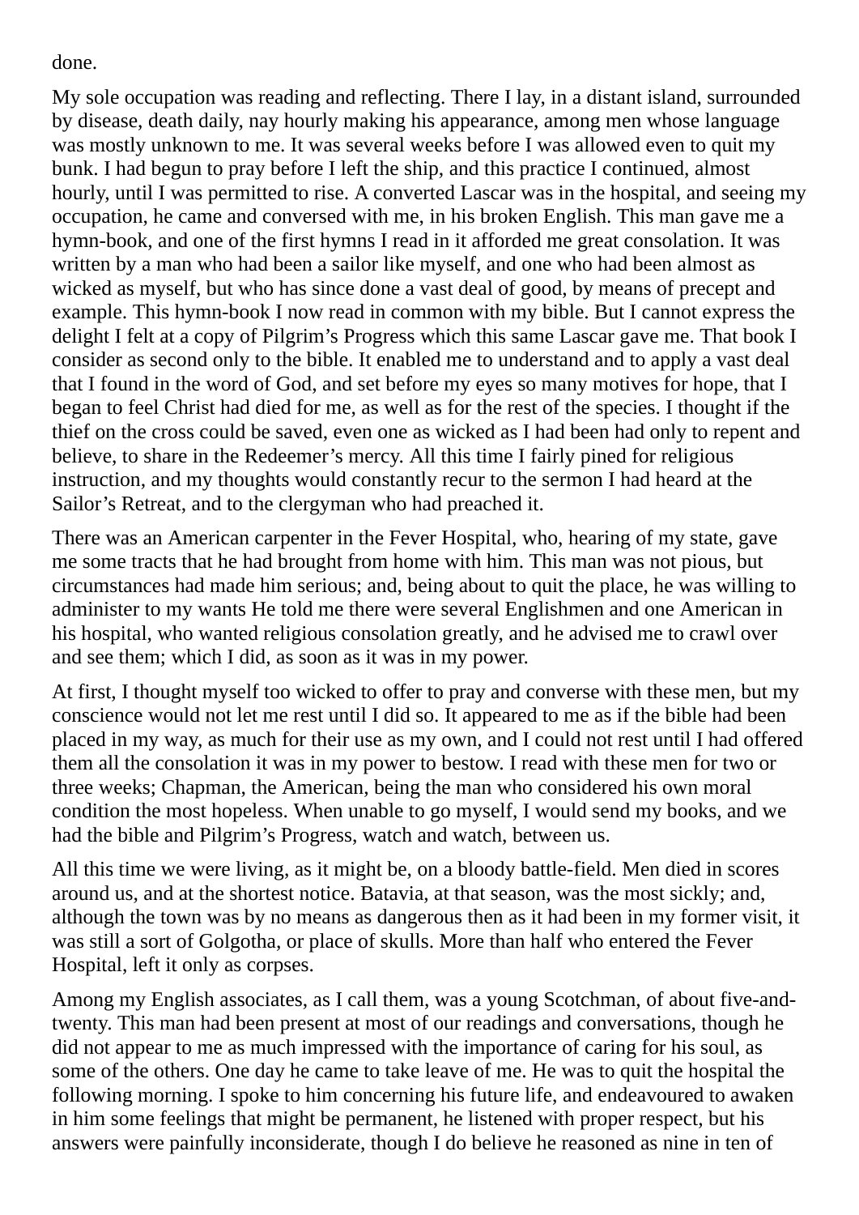done.

My sole occupation was reading and reflecting. There I lay, in a distant island, surrounded by disease, death daily, nay hourly making his appearance, among men whose language was mostly unknown to me. It was several weeks before I was allowed even to quit my bunk. I had begun to pray before I left the ship, and this practice I continued, almost hourly, until I was permitted to rise. A converted Lascar was in the hospital, and seeing my occupation, he came and conversed with me, in his broken English. This man gave me a hymn-book, and one of the first hymns I read in it afforded me great consolation. It was written by a man who had been a sailor like myself, and one who had been almost as wicked as myself, but who has since done a vast deal of good, by means of precept and example. This hymn-book I now read in common with my bible. But I cannot express the delight I felt at a copy of Pilgrim's Progress which this same Lascar gave me. That book I consider as second only to the bible. It enabled me to understand and to apply a vast deal that I found in the word of God, and set before my eyes so many motives for hope, that I began to feel Christ had died for me, as well as for the rest of the species. I thought if the thief on the cross could be saved, even one as wicked as I had been had only to repent and believe, to share in the Redeemer's mercy. All this time I fairly pined for religious instruction, and my thoughts would constantly recur to the sermon I had heard at the Sailor's Retreat, and to the clergyman who had preached it.

There was an American carpenter in the Fever Hospital, who, hearing of my state, gave me some tracts that he had brought from home with him. This man was not pious, but circumstances had made him serious; and, being about to quit the place, he was willing to administer to my wants He told me there were several Englishmen and one American in his hospital, who wanted religious consolation greatly, and he advised me to crawl over and see them; which I did, as soon as it was in my power.

At first, I thought myself too wicked to offer to pray and converse with these men, but my conscience would not let me rest until I did so. It appeared to me as if the bible had been placed in my way, as much for their use as my own, and I could not rest until I had offered them all the consolation it was in my power to bestow. I read with these men for two or three weeks; Chapman, the American, being the man who considered his own moral condition the most hopeless. When unable to go myself, I would send my books, and we had the bible and Pilgrim's Progress, watch and watch, between us.

All this time we were living, as it might be, on a bloody battle-field. Men died in scores around us, and at the shortest notice. Batavia, at that season, was the most sickly; and, although the town was by no means as dangerous then as it had been in my former visit, it was still a sort of Golgotha, or place of skulls. More than half who entered the Fever Hospital, left it only as corpses.

Among my English associates, as I call them, was a young Scotchman, of about five-and-twenty. This man had been present at most of our readings and conversations, though he did not appear to me as much impressed with the importance of caring for his soul, as some of the others. One day he came to take leave of me. He was to quit the hospital the following morning. I spoke to him concerning his future life, and endeavoured to awaken in him some feelings that might be permanent, he listened with proper respect, but his answers were painfully inconsiderate, though I do believe he reasoned as nine in ten of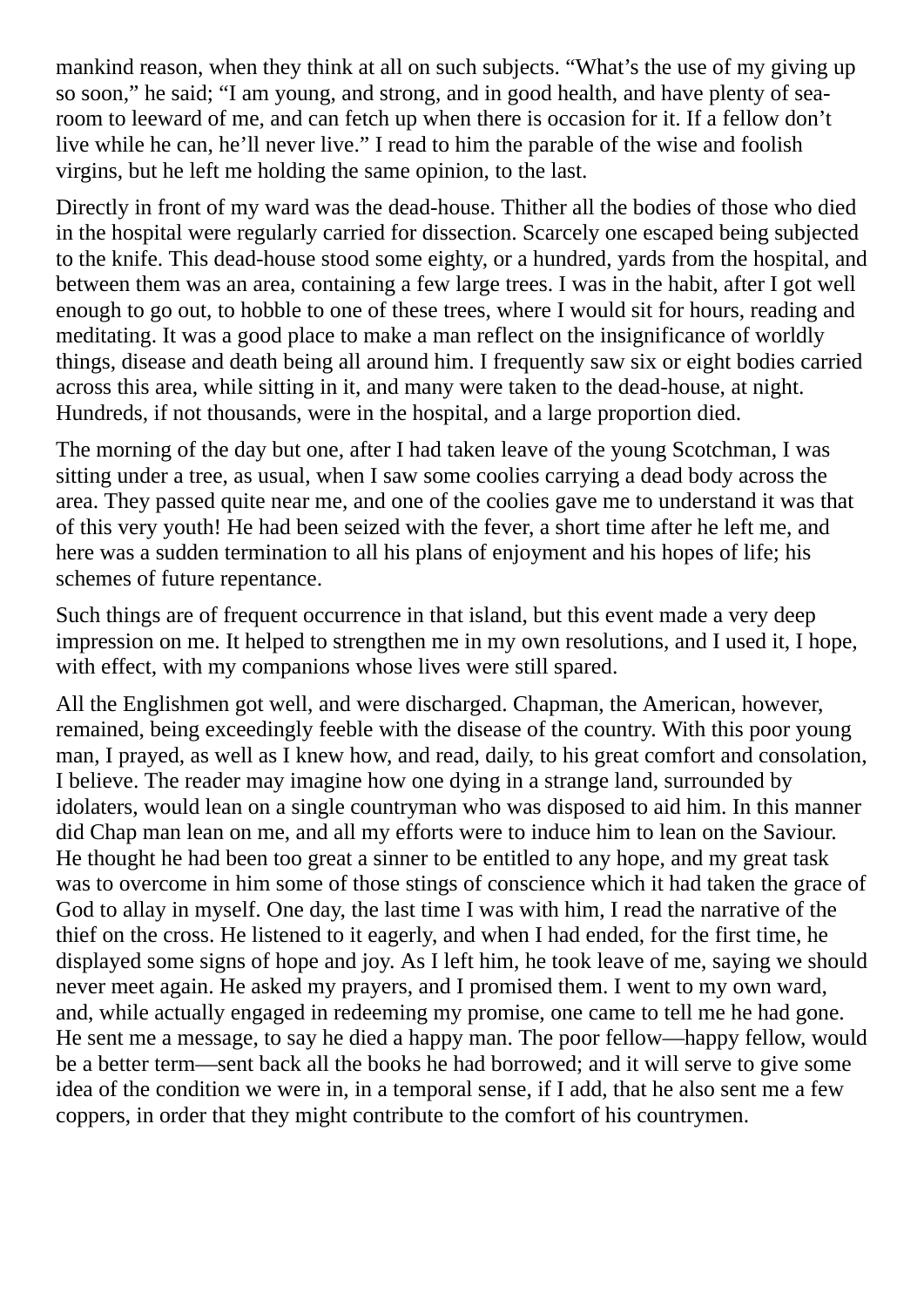mankind reason, when they think at all on such subjects. “What’s the use of my giving up so soon,” he said; “I am young, and strong, and in good health, and have plenty of sea-room to leeward of me, and can fetch up when there is occasion for it. If a fellow don’t live while he can, he’ll never live.” I read to him the parable of the wise and foolish virgins, but he left me holding the same opinion, to the last.

Directly in front of my ward was the dead-house. Thither all the bodies of those who died in the hospital were regularly carried for dissection. Scarcely one escaped being subjected to the knife. This dead-house stood some eighty, or a hundred, yards from the hospital, and between them was an area, containing a few large trees. I was in the habit, after I got well enough to go out, to hobble to one of these trees, where I would sit for hours, reading and meditating. It was a good place to make a man reflect on the insignificance of worldly things, disease and death being all around him. I frequently saw six or eight bodies carried across this area, while sitting in it, and many were taken to the dead-house, at night. Hundreds, if not thousands, were in the hospital, and a large proportion died.

The morning of the day but one, after I had taken leave of the young Scotchman, I was sitting under a tree, as usual, when I saw some coolies carrying a dead body across the area. They passed quite near me, and one of the coolies gave me to understand it was that of this very youth! He had been seized with the fever, a short time after he left me, and here was a sudden termination to all his plans of enjoyment and his hopes of life; his schemes of future repentance.

Such things are of frequent occurrence in that island, but this event made a very deep impression on me. It helped to strengthen me in my own resolutions, and I used it, I hope, with effect, with my companions whose lives were still spared.

All the Englishmen got well, and were discharged. Chapman, the American, however, remained, being exceedingly feeble with the disease of the country. With this poor young man, I prayed, as well as I knew how, and read, daily, to his great comfort and consolation, I believe. The reader may imagine how one dying in a strange land, surrounded by idolaters, would lean on a single countryman who was disposed to aid him. In this manner did Chap man lean on me, and all my efforts were to induce him to lean on the Saviour. He thought he had been too great a sinner to be entitled to any hope, and my great task was to overcome in him some of those stings of conscience which it had taken the grace of God to allay in myself. One day, the last time I was with him, I read the narrative of the thief on the cross. He listened to it eagerly, and when I had ended, for the first time, he displayed some signs of hope and joy. As I left him, he took leave of me, saying we should never meet again. He asked my prayers, and I promised them. I went to my own ward, and, while actually engaged in redeeming my promise, one came to tell me he had gone. He sent me a message, to say he died a happy man. The poor fellow—happy fellow, would be a better term—sent back all the books he had borrowed; and it will serve to give some idea of the condition we were in, in a temporal sense, if I add, that he also sent me a few coppers, in order that they might contribute to the comfort of his countrymen.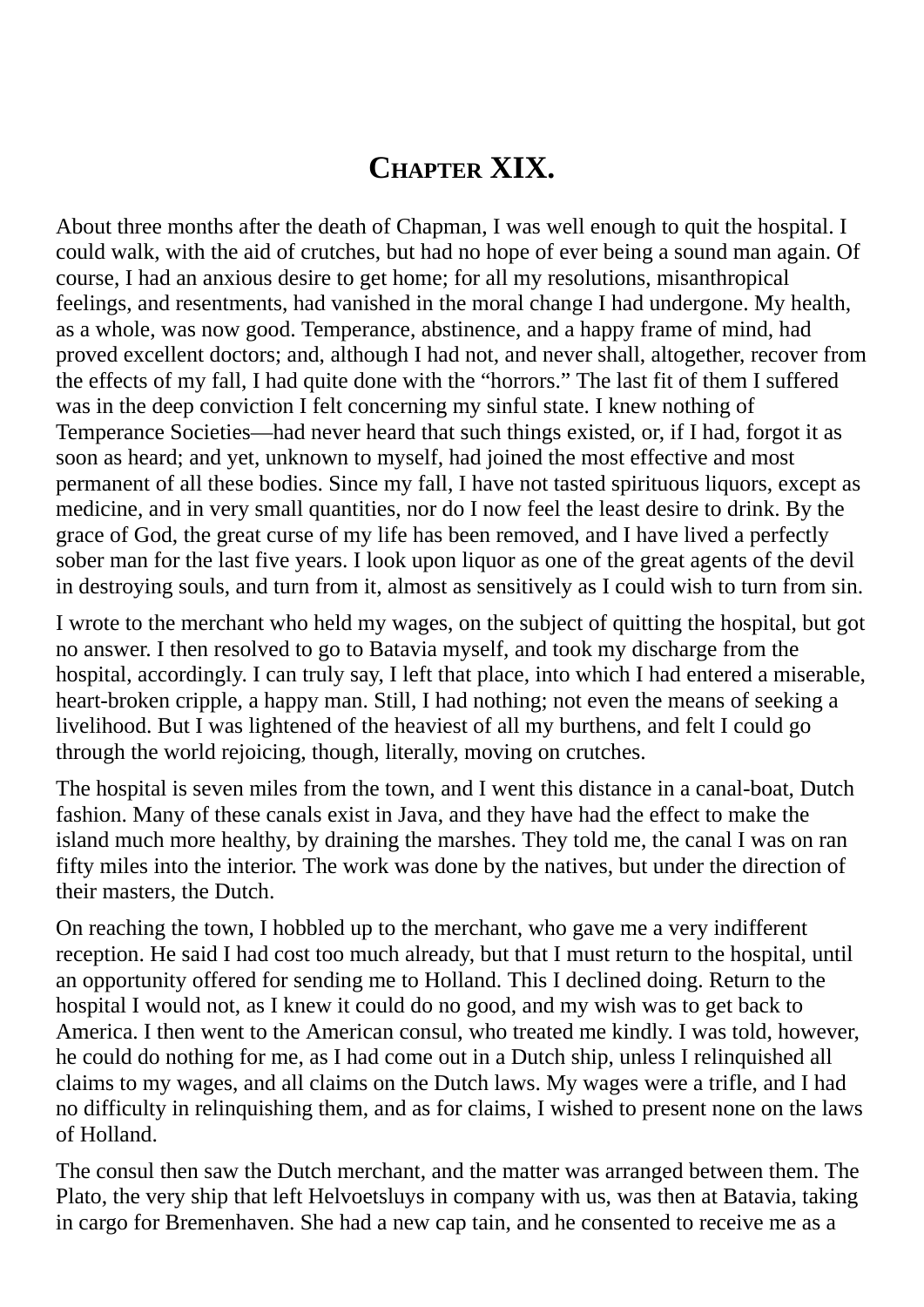# Chapter XIX.

About three months after the death of Chapman, I was well enough to quit the hospital. I could walk, with the aid of crutches, but had no hope of ever being a sound man again. Of course, I had an anxious desire to get home; for all my resolutions, misanthropical feelings, and resentments, had vanished in the moral change I had undergone. My health, as a whole, was now good. Temperance, abstinence, and a happy frame of mind, had proved excellent doctors; and, although I had not, and never shall, altogether, recover from the effects of my fall, I had quite done with the "horrors." The last fit of them I suffered was in the deep conviction I felt concerning my sinful state. I knew nothing of Temperance Societies—had never heard that such things existed, or, if I had, forgot it as soon as heard; and yet, unknown to myself, had joined the most effective and most permanent of all these bodies. Since my fall, I have not tasted spirituous liquors, except as medicine, and in very small quantities, nor do I now feel the least desire to drink. By the grace of God, the great curse of my life has been removed, and I have lived a perfectly sober man for the last five years. I look upon liquor as one of the great agents of the devil in destroying souls, and turn from it, almost as sensitively as I could wish to turn from sin.

I wrote to the merchant who held my wages, on the subject of quitting the hospital, but got no answer. I then resolved to go to Batavia myself, and took my discharge from the hospital, accordingly. I can truly say, I left that place, into which I had entered a miserable, heart-broken cripple, a happy man. Still, I had nothing; not even the means of seeking a livelihood. But I was lightened of the heaviest of all my burthens, and felt I could go through the world rejoicing, though, literally, moving on crutches.

The hospital is seven miles from the town, and I went this distance in a canal-boat, Dutch fashion. Many of these canals exist in Java, and they have had the effect to make the island much more healthy, by draining the marshes. They told me, the canal I was on ran fifty miles into the interior. The work was done by the natives, but under the direction of their masters, the Dutch.

On reaching the town, I hobbled up to the merchant, who gave me a very indifferent reception. He said I had cost too much already, but that I must return to the hospital, until an opportunity offered for sending me to Holland. This I declined doing. Return to the hospital I would not, as I knew it could do no good, and my wish was to get back to America. I then went to the American consul, who treated me kindly. I was told, however, he could do nothing for me, as I had come out in a Dutch ship, unless I relinquished all claims to my wages, and all claims on the Dutch laws. My wages were a trifle, and I had no difficulty in relinquishing them, and as for claims, I wished to present none on the laws of Holland.

The consul then saw the Dutch merchant, and the matter was arranged between them. The Plato, the very ship that left Helvoetsluys in company with us, was then at Batavia, taking in cargo for Bremenhaven. She had a new cap tain, and he consented to receive me as a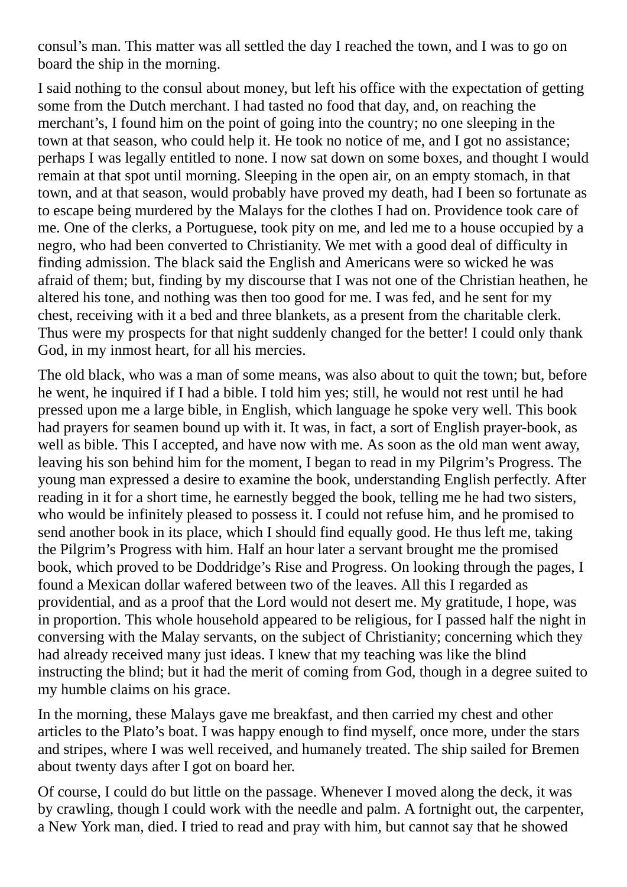consul’s man. This matter was all settled the day I reached the town, and I was to go on board the ship in the morning.

I said nothing to the consul about money, but left his office with the expectation of getting some from the Dutch merchant. I had tasted no food that day, and, on reaching the merchant’s, I found him on the point of going into the country; no one sleeping in the town at that season, who could help it. He took no notice of me, and I got no assistance; perhaps I was legally entitled to none. I now sat down on some boxes, and thought I would remain at that spot until morning. Sleeping in the open air, on an empty stomach, in that town, and at that season, would probably have proved my death, had I been so fortunate as to escape being murdered by the Malays for the clothes I had on. Providence took care of me. One of the clerks, a Portuguese, took pity on me, and led me to a house occupied by a negro, who had been converted to Christianity. We met with a good deal of difficulty in finding admission. The black said the English and Americans were so wicked he was afraid of them; but, finding by my discourse that I was not one of the Christian heathen, he altered his tone, and nothing was then too good for me. I was fed, and he sent for my chest, receiving with it a bed and three blankets, as a present from the charitable clerk. Thus were my prospects for that night suddenly changed for the better! I could only thank God, in my inmost heart, for all his mercies.

The old black, who was a man of some means, was also about to quit the town; but, before he went, he inquired if I had a bible. I told him yes; still, he would not rest until he had pressed upon me a large bible, in English, which language he spoke very well. This book had prayers for seamen bound up with it. It was, in fact, a sort of English prayer-book, as well as bible. This I accepted, and have now with me. As soon as the old man went away, leaving his son behind him for the moment, I began to read in my Pilgrim’s Progress. The young man expressed a desire to examine the book, understanding English perfectly. After reading in it for a short time, he earnestly begged the book, telling me he had two sisters, who would be infinitely pleased to possess it. I could not refuse him, and he promised to send another book in its place, which I should find equally good. He thus left me, taking the Pilgrim’s Progress with him. Half an hour later a servant brought me the promised book, which proved to be Doddridge’s Rise and Progress. On looking through the pages, I found a Mexican dollar wafered between two of the leaves. All this I regarded as providential, and as a proof that the Lord would not desert me. My gratitude, I hope, was in proportion. This whole household appeared to be religious, for I passed half the night in conversing with the Malay servants, on the subject of Christianity; concerning which they had already received many just ideas. I knew that my teaching was like the blind instructing the blind; but it had the merit of coming from God, though in a degree suited to my humble claims on his grace.

In the morning, these Malays gave me breakfast, and then carried my chest and other articles to the Plato’s boat. I was happy enough to find myself, once more, under the stars and stripes, where I was well received, and humanely treated. The ship sailed for Bremen about twenty days after I got on board her.

Of course, I could do but little on the passage. Whenever I moved along the deck, it was by crawling, though I could work with the needle and palm. A fortnight out, the carpenter, a New York man, died. I tried to read and pray with him, but cannot say that he showed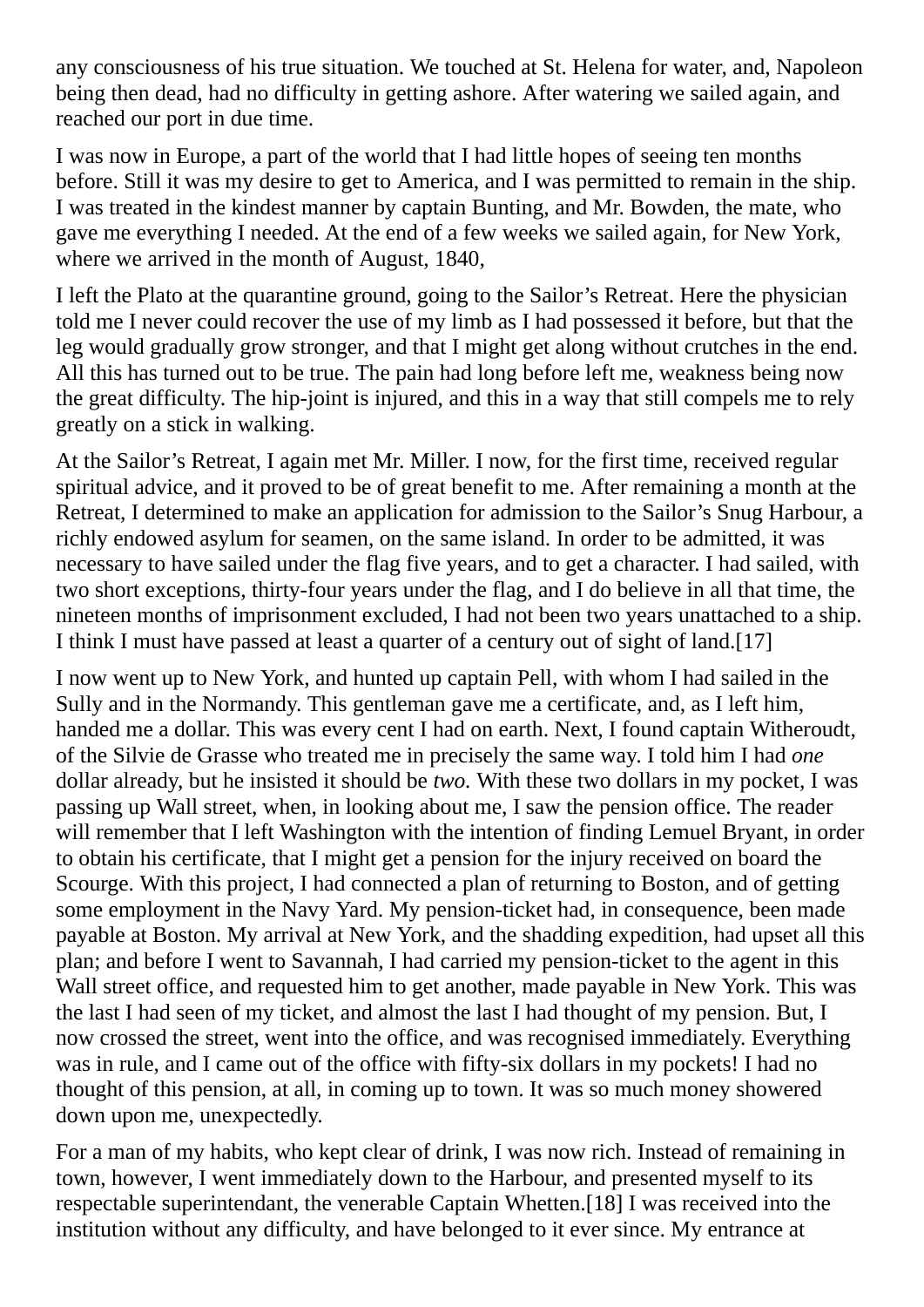any consciousness of his true situation. We touched at St. Helena for water, and, Napoleon being then dead, had no difficulty in getting ashore. After watering we sailed again, and reached our port in due time.

I was now in Europe, a part of the world that I had little hopes of seeing ten months before. Still it was my desire to get to America, and I was permitted to remain in the ship. I was treated in the kindest manner by captain Bunting, and Mr. Bowden, the mate, who gave me everything I needed. At the end of a few weeks we sailed again, for New York, where we arrived in the month of August, 1840,

I left the Plato at the quarantine ground, going to the Sailor's Retreat. Here the physician told me I never could recover the use of my limb as I had possessed it before, but that the leg would gradually grow stronger, and that I might get along without crutches in the end. All this has turned out to be true. The pain had long before left me, weakness being now the great difficulty. The hip-joint is injured, and this in a way that still compels me to rely greatly on a stick in walking.

At the Sailor's Retreat, I again met Mr. Miller. I now, for the first time, received regular spiritual advice, and it proved to be of great benefit to me. After remaining a month at the Retreat, I determined to make an application for admission to the Sailor's Snug Harbour, a richly endowed asylum for seamen, on the same island. In order to be admitted, it was necessary to have sailed under the flag five years, and to get a character. I had sailed, with two short exceptions, thirty-four years under the flag, and I do believe in all that time, the nineteen months of imprisonment excluded, I had not been two years unattached to a ship. I think I must have passed at least a quarter of a century out of sight of land.[17]

I now went up to New York, and hunted up captain Pell, with whom I had sailed in the Sully and in the Normandy. This gentleman gave me a certificate, and, as I left him, handed me a dollar. This was every cent I had on earth. Next, I found captain Witheroudt, of the Silvie de Grasse who treated me in precisely the same way. I told him I had *one* dollar already, but he insisted it should be *two.* With these two dollars in my pocket, I was passing up Wall street, when, in looking about me, I saw the pension office. The reader will remember that I left Washington with the intention of finding Lemuel Bryant, in order to obtain his certificate, that I might get a pension for the injury received on board the Scourge. With this project, I had connected a plan of returning to Boston, and of getting some employment in the Navy Yard. My pension-ticket had, in consequence, been made payable at Boston. My arrival at New York, and the shadding expedition, had upset all this plan; and before I went to Savannah, I had carried my pension-ticket to the agent in this Wall street office, and requested him to get another, made payable in New York. This was the last I had seen of my ticket, and almost the last I had thought of my pension. But, I now crossed the street, went into the office, and was recognised immediately. Everything was in rule, and I came out of the office with fifty-six dollars in my pockets! I had no thought of this pension, at all, in coming up to town. It was so much money showered down upon me, unexpectedly.

For a man of my habits, who kept clear of drink, I was now rich. Instead of remaining in town, however, I went immediately down to the Harbour, and presented myself to its respectable superintendant, the venerable Captain Whetten.[18] I was received into the institution without any difficulty, and have belonged to it ever since. My entrance at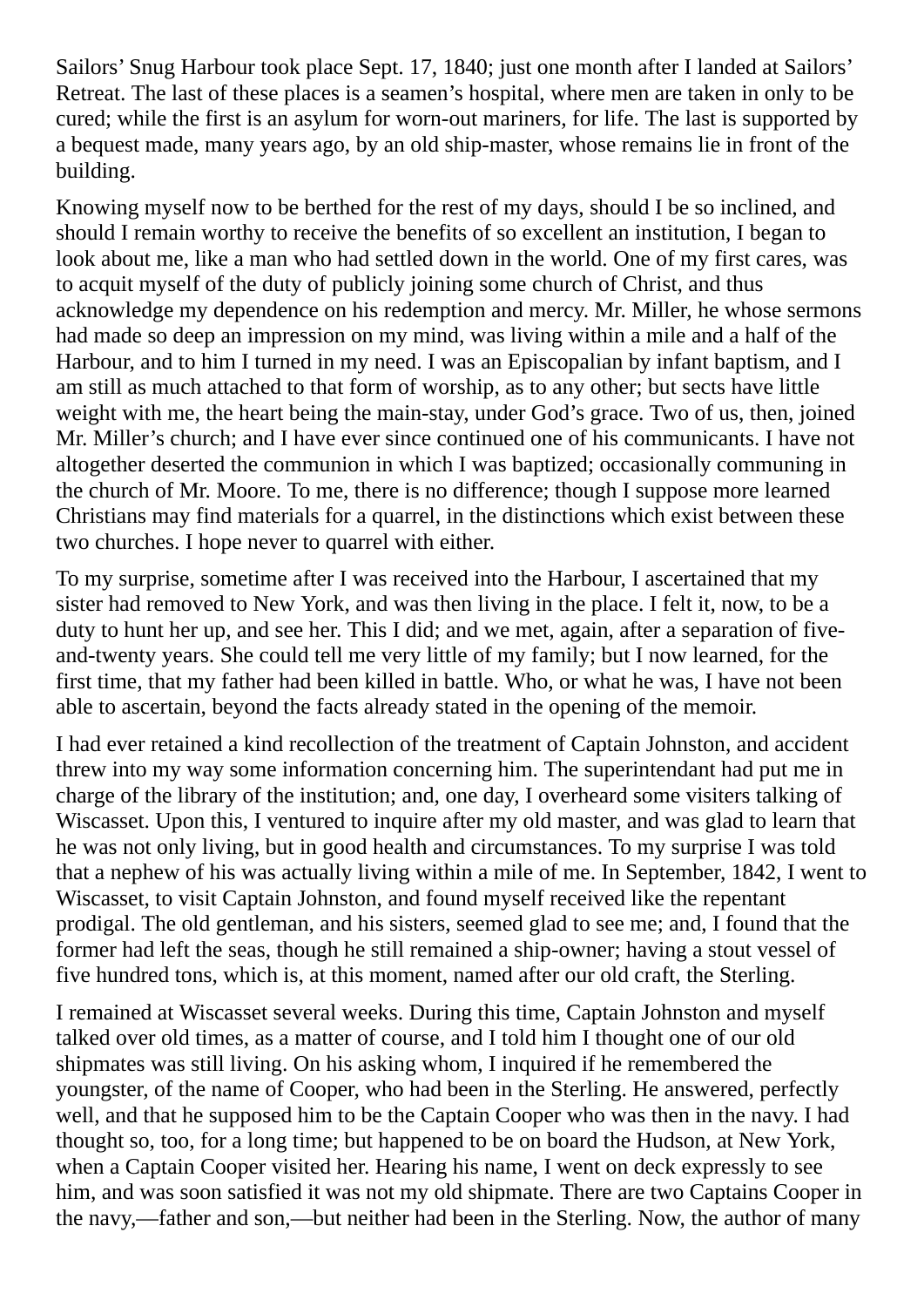Sailors' Snug Harbour took place Sept. 17, 1840; just one month after I landed at Sailors' Retreat. The last of these places is a seamen's hospital, where men are taken in only to be cured; while the first is an asylum for worn-out mariners, for life. The last is supported by a bequest made, many years ago, by an old ship-master, whose remains lie in front of the building.

Knowing myself now to be berthed for the rest of my days, should I be so inclined, and should I remain worthy to receive the benefits of so excellent an institution, I began to look about me, like a man who had settled down in the world. One of my first cares, was to acquit myself of the duty of publicly joining some church of Christ, and thus acknowledge my dependence on his redemption and mercy. Mr. Miller, he whose sermons had made so deep an impression on my mind, was living within a mile and a half of the Harbour, and to him I turned in my need. I was an Episcopalian by infant baptism, and I am still as much attached to that form of worship, as to any other; but sects have little weight with me, the heart being the main-stay, under God's grace. Two of us, then, joined Mr. Miller's church; and I have ever since continued one of his communicants. I have not altogether deserted the communion in which I was baptized; occasionally communing in the church of Mr. Moore. To me, there is no difference; though I suppose more learned Christians may find materials for a quarrel, in the distinctions which exist between these two churches. I hope never to quarrel with either.

To my surprise, sometime after I was received into the Harbour, I ascertained that my sister had removed to New York, and was then living in the place. I felt it, now, to be a duty to hunt her up, and see her. This I did; and we met, again, after a separation of five-and-twenty years. She could tell me very little of my family; but I now learned, for the first time, that my father had been killed in battle. Who, or what he was, I have not been able to ascertain, beyond the facts already stated in the opening of the memoir.

I had ever retained a kind recollection of the treatment of Captain Johnston, and accident threw into my way some information concerning him. The superintendant had put me in charge of the library of the institution; and, one day, I overheard some visiters talking of Wiscasset. Upon this, I ventured to inquire after my old master, and was glad to learn that he was not only living, but in good health and circumstances. To my surprise I was told that a nephew of his was actually living within a mile of me. In September, 1842, I went to Wiscasset, to visit Captain Johnston, and found myself received like the repentant prodigal. The old gentleman, and his sisters, seemed glad to see me; and, I found that the former had left the seas, though he still remained a ship-owner; having a stout vessel of five hundred tons, which is, at this moment, named after our old craft, the Sterling.

I remained at Wiscasset several weeks. During this time, Captain Johnston and myself talked over old times, as a matter of course, and I told him I thought one of our old shipmates was still living. On his asking whom, I inquired if he remembered the youngster, of the name of Cooper, who had been in the Sterling. He answered, perfectly well, and that he supposed him to be the Captain Cooper who was then in the navy. I had thought so, too, for a long time; but happened to be on board the Hudson, at New York, when a Captain Cooper visited her. Hearing his name, I went on deck expressly to see him, and was soon satisfied it was not my old shipmate. There are two Captains Cooper in the navy,—father and son,—but neither had been in the Sterling. Now, the author of many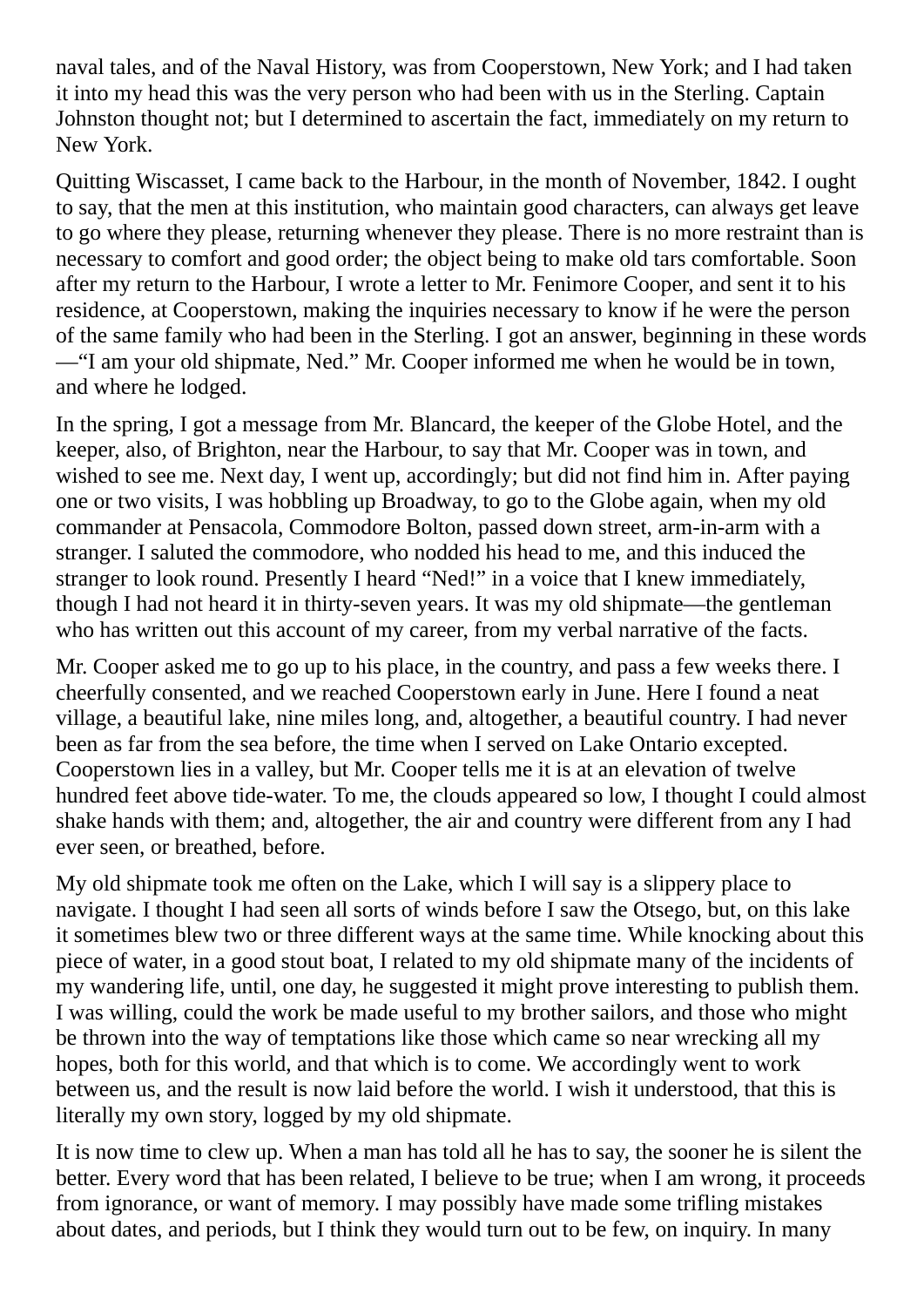naval tales, and of the Naval History, was from Cooperstown, New York; and I had taken it into my head this was the very person who had been with us in the Sterling. Captain Johnston thought not; but I determined to ascertain the fact, immediately on my return to New York.

Quitting Wiscasset, I came back to the Harbour, in the month of November, 1842. I ought to say, that the men at this institution, who maintain good characters, can always get leave to go where they please, returning whenever they please. There is no more restraint than is necessary to comfort and good order; the object being to make old tars comfortable. Soon after my return to the Harbour, I wrote a letter to Mr. Fenimore Cooper, and sent it to his residence, at Cooperstown, making the inquiries necessary to know if he were the person of the same family who had been in the Sterling. I got an answer, beginning in these words—"I am your old shipmate, Ned." Mr. Cooper informed me when he would be in town, and where he lodged.

In the spring, I got a message from Mr. Blancard, the keeper of the Globe Hotel, and the keeper, also, of Brighton, near the Harbour, to say that Mr. Cooper was in town, and wished to see me. Next day, I went up, accordingly; but did not find him in. After paying one or two visits, I was hobbling up Broadway, to go to the Globe again, when my old commander at Pensacola, Commodore Bolton, passed down street, arm-in-arm with a stranger. I saluted the commodore, who nodded his head to me, and this induced the stranger to look round. Presently I heard "Ned!" in a voice that I knew immediately, though I had not heard it in thirty-seven years. It was my old shipmate—the gentleman who has written out this account of my career, from my verbal narrative of the facts.

Mr. Cooper asked me to go up to his place, in the country, and pass a few weeks there. I cheerfully consented, and we reached Cooperstown early in June. Here I found a neat village, a beautiful lake, nine miles long, and, altogether, a beautiful country. I had never been as far from the sea before, the time when I served on Lake Ontario excepted. Cooperstown lies in a valley, but Mr. Cooper tells me it is at an elevation of twelve hundred feet above tide-water. To me, the clouds appeared so low, I thought I could almost shake hands with them; and, altogether, the air and country were different from any I had ever seen, or breathed, before.

My old shipmate took me often on the Lake, which I will say is a slippery place to navigate. I thought I had seen all sorts of winds before I saw the Otsego, but, on this lake it sometimes blew two or three different ways at the same time. While knocking about this piece of water, in a good stout boat, I related to my old shipmate many of the incidents of my wandering life, until, one day, he suggested it might prove interesting to publish them. I was willing, could the work be made useful to my brother sailors, and those who might be thrown into the way of temptations like those which came so near wrecking all my hopes, both for this world, and that which is to come. We accordingly went to work between us, and the result is now laid before the world. I wish it understood, that this is literally my own story, logged by my old shipmate.

It is now time to clew up. When a man has told all he has to say, the sooner he is silent the better. Every word that has been related, I believe to be true; when I am wrong, it proceeds from ignorance, or want of memory. I may possibly have made some trifling mistakes about dates, and periods, but I think they would turn out to be few, on inquiry. In many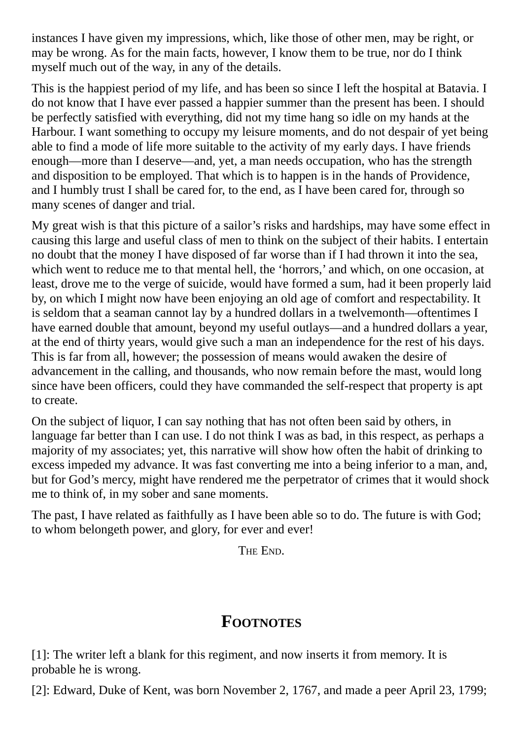instances I have given my impressions, which, like those of other men, may be right, or may be wrong. As for the main facts, however, I know them to be true, nor do I think myself much out of the way, in any of the details.

This is the happiest period of my life, and has been so since I left the hospital at Batavia. I do not know that I have ever passed a happier summer than the present has been. I should be perfectly satisfied with everything, did not my time hang so idle on my hands at the Harbour. I want something to occupy my leisure moments, and do not despair of yet being able to find a mode of life more suitable to the activity of my early days. I have friends enough—more than I deserve—and, yet, a man needs occupation, who has the strength and disposition to be employed. That which is to happen is in the hands of Providence, and I humbly trust I shall be cared for, to the end, as I have been cared for, through so many scenes of danger and trial.

My great wish is that this picture of a sailor's risks and hardships, may have some effect in causing this large and useful class of men to think on the subject of their habits. I entertain no doubt that the money I have disposed of far worse than if I had thrown it into the sea, which went to reduce me to that mental hell, the 'horrors,' and which, on one occasion, at least, drove me to the verge of suicide, would have formed a sum, had it been properly laid by, on which I might now have been enjoying an old age of comfort and respectability. It is seldom that a seaman cannot lay by a hundred dollars in a twelvemonth—oftentimes I have earned double that amount, beyond my useful outlays—and a hundred dollars a year, at the end of thirty years, would give such a man an independence for the rest of his days. This is far from all, however; the possession of means would awaken the desire of advancement in the calling, and thousands, who now remain before the mast, would long since have been officers, could they have commanded the self-respect that property is apt to create.

On the subject of liquor, I can say nothing that has not often been said by others, in language far better than I can use. I do not think I was as bad, in this respect, as perhaps a majority of my associates; yet, this narrative will show how often the habit of drinking to excess impeded my advance. It was fast converting me into a being inferior to a man, and, but for God's mercy, might have rendered me the perpetrator of crimes that it would shock me to think of, in my sober and sane moments.

The past, I have related as faithfully as I have been able so to do. The future is with God; to whom belongeth power, and glory, for ever and ever!

THE END.

## FOOTNOTES

[1]: The writer left a blank for this regiment, and now inserts it from memory. It is probable he is wrong.

[2]: Edward, Duke of Kent, was born November 2, 1767, and made a peer April 23, 1799;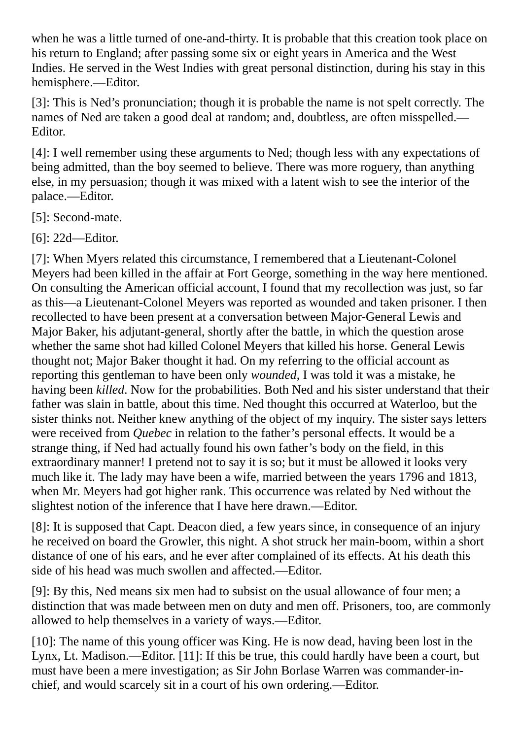when he was a little turned of one-and-thirty. It is probable that this creation took place on his return to England; after passing some six or eight years in America and the West Indies. He served in the West Indies with great personal distinction, during his stay in this hemisphere.—Editor.

[3]: This is Ned's pronunciation; though it is probable the name is not spelt correctly. The names of Ned are taken a good deal at random; and, doubtless, are often misspelled.—Editor.

[4]: I well remember using these arguments to Ned; though less with any expectations of being admitted, than the boy seemed to believe. There was more roguery, than anything else, in my persuasion; though it was mixed with a latent wish to see the interior of the palace.—Editor.

[5]: Second-mate.

[6]: 22d—Editor.

[7]: When Myers related this circumstance, I remembered that a Lieutenant-Colonel Meyers had been killed in the affair at Fort George, something in the way here mentioned. On consulting the American official account, I found that my recollection was just, so far as this—a Lieutenant-Colonel Meyers was reported as wounded and taken prisoner. I then recollected to have been present at a conversation between Major-General Lewis and Major Baker, his adjutant-general, shortly after the battle, in which the question arose whether the same shot had killed Colonel Meyers that killed his horse. General Lewis thought not; Major Baker thought it had. On my referring to the official account as reporting this gentleman to have been only *wounded*, I was told it was a mistake, he having been *killed*. Now for the probabilities. Both Ned and his sister understand that their father was slain in battle, about this time. Ned thought this occurred at Waterloo, but the sister thinks not. Neither knew anything of the object of my inquiry. The sister says letters were received from *Quebec* in relation to the father's personal effects. It would be a strange thing, if Ned had actually found his own father's body on the field, in this extraordinary manner! I pretend not to say it is so; but it must be allowed it looks very much like it. The lady may have been a wife, married between the years 1796 and 1813, when Mr. Meyers had got higher rank. This occurrence was related by Ned without the slightest notion of the inference that I have here drawn.—Editor.

[8]: It is supposed that Capt. Deacon died, a few years since, in consequence of an injury he received on board the Growler, this night. A shot struck her main-boom, within a short distance of one of his ears, and he ever after complained of its effects. At his death this side of his head was much swollen and affected.—Editor.

[9]: By this, Ned means six men had to subsist on the usual allowance of four men; a distinction that was made between men on duty and men off. Prisoners, too, are commonly allowed to help themselves in a variety of ways.—Editor.

[10]: The name of this young officer was King. He is now dead, having been lost in the Lynx, Lt. Madison.—Editor. [11]: If this be true, this could hardly have been a court, but must have been a mere investigation; as Sir John Borlase Warren was commander-in-chief, and would scarcely sit in a court of his own ordering.—Editor.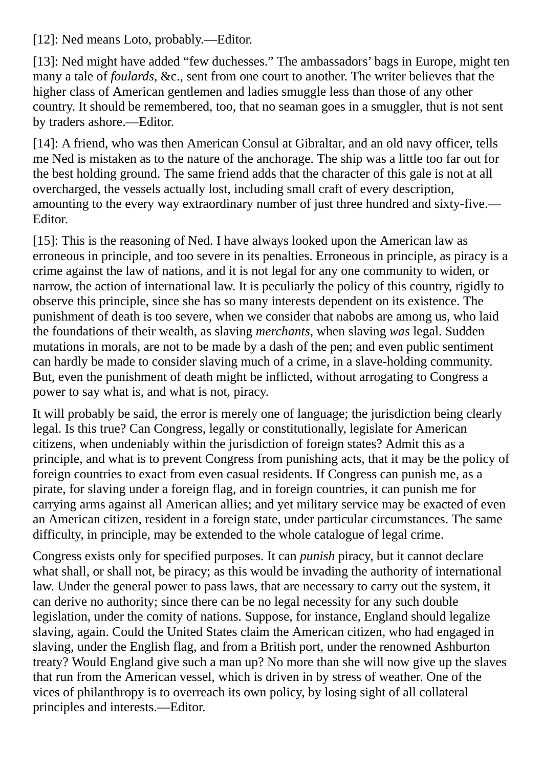[12]: Ned means Loto, probably.—Editor.

[13]: Ned might have added “few duchesses.” The ambassadors’ bags in Europe, might ten many a tale of *foulards*, &c., sent from one court to another. The writer believes that the higher class of American gentlemen and ladies smuggle less than those of any other country. It should be remembered, too, that no seaman goes in a smuggler, thut is not sent by traders ashore.—Editor.

[14]: A friend, who was then American Consul at Gibraltar, and an old navy officer, tells me Ned is mistaken as to the nature of the anchorage. The ship was a little too far out for the best holding ground. The same friend adds that the character of this gale is not at all overcharged, the vessels actually lost, including small craft of every description, amounting to the every way extraordinary number of just three hundred and sixty-five.—Editor.

[15]: This is the reasoning of Ned. I have always looked upon the American law as erroneous in principle, and too severe in its penalties. Erroneous in principle, as piracy is a crime against the law of nations, and it is not legal for any one community to widen, or narrow, the action of international law. It is peculiarly the policy of this country, rigidly to observe this principle, since she has so many interests dependent on its existence. The punishment of death is too severe, when we consider that nabobs are among us, who laid the foundations of their wealth, as slaving *merchants*, when slaving *was* legal. Sudden mutations in morals, are not to be made by a dash of the pen; and even public sentiment can hardly be made to consider slaving much of a crime, in a slave-holding community. But, even the punishment of death might be inflicted, without arrogating to Congress a power to say what is, and what is not, piracy.

It will probably be said, the error is merely one of language; the jurisdiction being clearly legal. Is this true? Can Congress, legally or constitutionally, legislate for American citizens, when undeniably within the jurisdiction of foreign states? Admit this as a principle, and what is to prevent Congress from punishing acts, that it may be the policy of foreign countries to exact from even casual residents. If Congress can punish me, as a pirate, for slaving under a foreign flag, and in foreign countries, it can punish me for carrying arms against all American allies; and yet military service may be exacted of even an American citizen, resident in a foreign state, under particular circumstances. The same difficulty, in principle, may be extended to the whole catalogue of legal crime.

Congress exists only for specified purposes. It can *punish* piracy, but it cannot declare what shall, or shall not, be piracy; as this would be invading the authority of international law. Under the general power to pass laws, that are necessary to carry out the system, it can derive no authority; since there can be no legal necessity for any such double legislation, under the comity of nations. Suppose, for instance, England should legalize slaving, again. Could the United States claim the American citizen, who had engaged in slaving, under the English flag, and from a British port, under the renowned Ashburton treaty? Would England give such a man up? No more than she will now give up the slaves that run from the American vessel, which is driven in by stress of weather. One of the vices of philanthropy is to overreach its own policy, by losing sight of all collateral principles and interests.—Editor.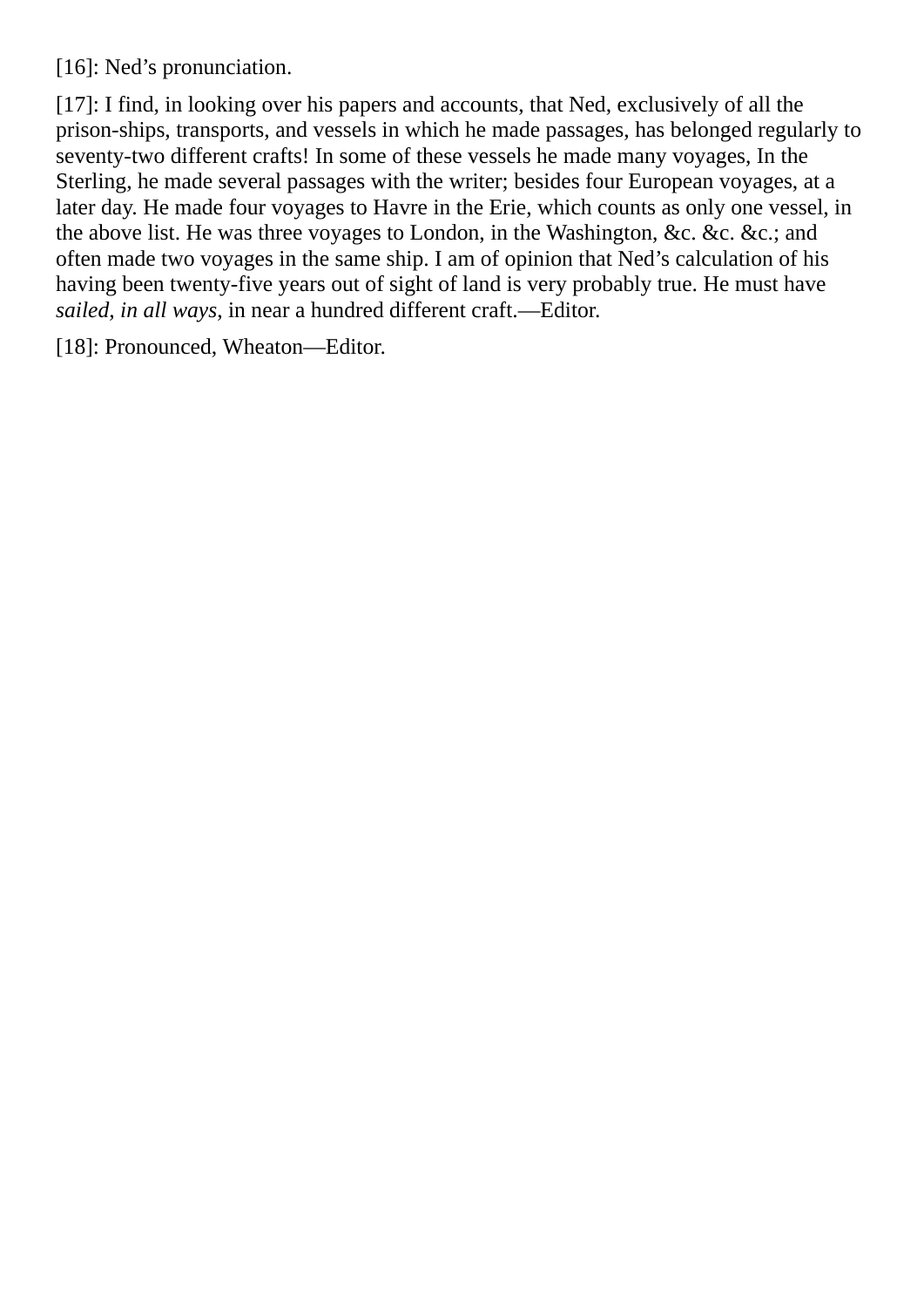[16]: Ned's pronunciation.

[17]: I find, in looking over his papers and accounts, that Ned, exclusively of all the prison-ships, transports, and vessels in which he made passages, has belonged regularly to seventy-two different crafts! In some of these vessels he made many voyages, In the Sterling, he made several passages with the writer; besides four European voyages, at a later day. He made four voyages to Havre in the Erie, which counts as only one vessel, in the above list. He was three voyages to London, in the Washington, &c. &c. &c.; and often made two voyages in the same ship. I am of opinion that Ned's calculation of his having been twenty-five years out of sight of land is very probably true. He must have *sailed, in all ways*, in near a hundred different craft.—Editor.

[18]: Pronounced, Wheaton—Editor.